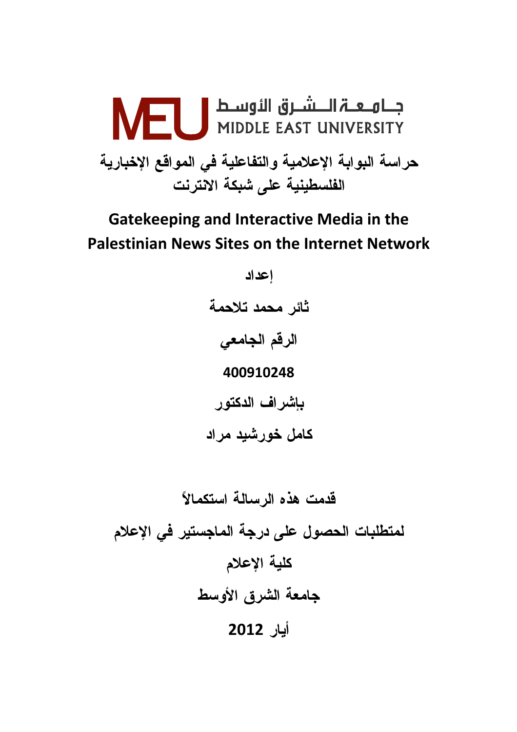جـامـعـة الـشـرق الأوسـط
MIDDLE EAST UNIVERSITY

# حراسة البوابة الإعلامية والتفاعلية في المواقع الإخبارية الفلسطينية على شبكة الانترنت

# Gatekeeping and Interactive Media in the Palestinian News Sites on the Internet Network

**إعداد**

**ثائر محمد تلاحمة**

**الرقم الجامعي**

**400910248**

**بإشراف الدكتور**

**كامل خورشيد مراد**

**قدمت هذه الرسالة استكمالاً**

**لمتطلبات الحصول على درجة الماجستير في الإعلام**

**كلية الإعلام**

**جامعة الشرق الأوسط**

**أيار 2012**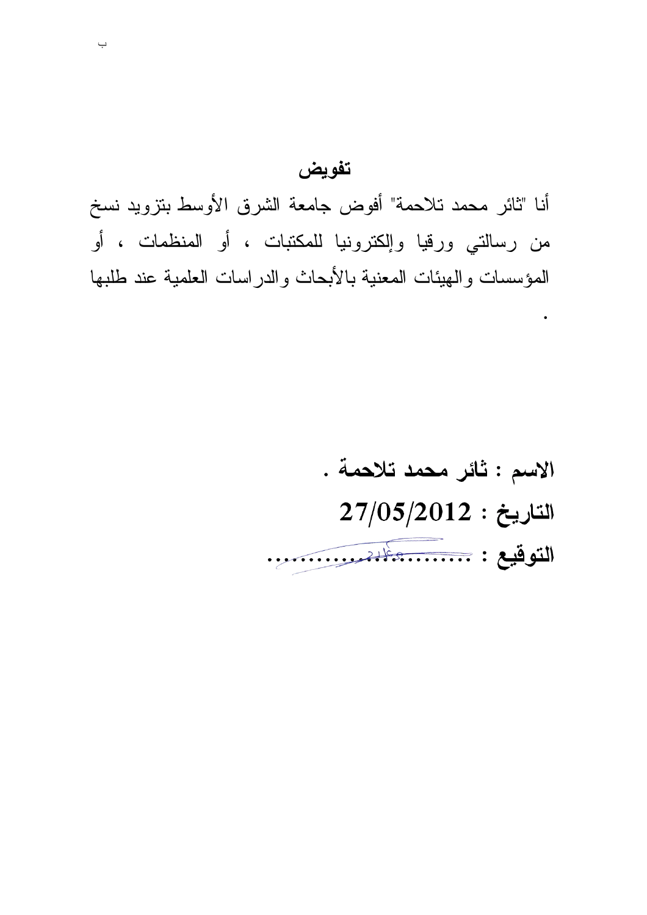## تفويض

أنا "ثائر محمد تلاحمة" أفوض جامعة الشرق الأوسط بتزويد نسخ من رسالتي ورقيا وإلكترونيا للمكتبات ، أو المنظمات ، أو المؤسسات والهيئات المعنية بالأبحاث والدراسات العلمية عند طلبها .

**الاسم : ثائر محمد تلاحمة .**

**التاريخ : 27/05/2012**

**التوقيع : ..........................**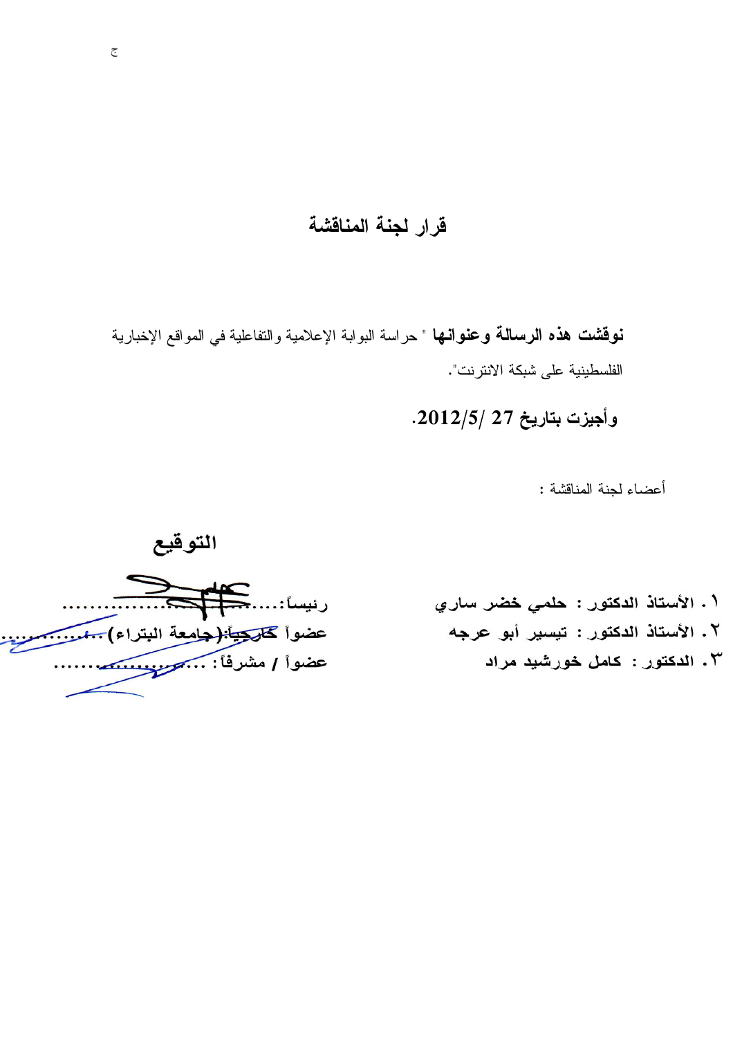# قرار لجنة المناقشة

**نوقشت هذه الرسالة وعنوانها** " حراسة البوابة الإعلامية والتفاعلية في المواقع الإخبارية الفلسطينية على شبكة الانترنت".

**وأجيزت بتاريخ 27 /2012/5.**

أعضاء لجنة المناقشة :

**التوقيع**

| | |
|---|---|
| ١. **الأستاذ الدكتور : حلمي خضر ساري** | رئيساً:........................... |
| ٢. **الأستاذ الدكتور : تيسير أبو عرجه** | عضواً خارجياً:(جامعة البتراء)............ |
| ٣. **الدكتور : كامل خورشيد مراد** | عضواً / مشرفاً:..................... |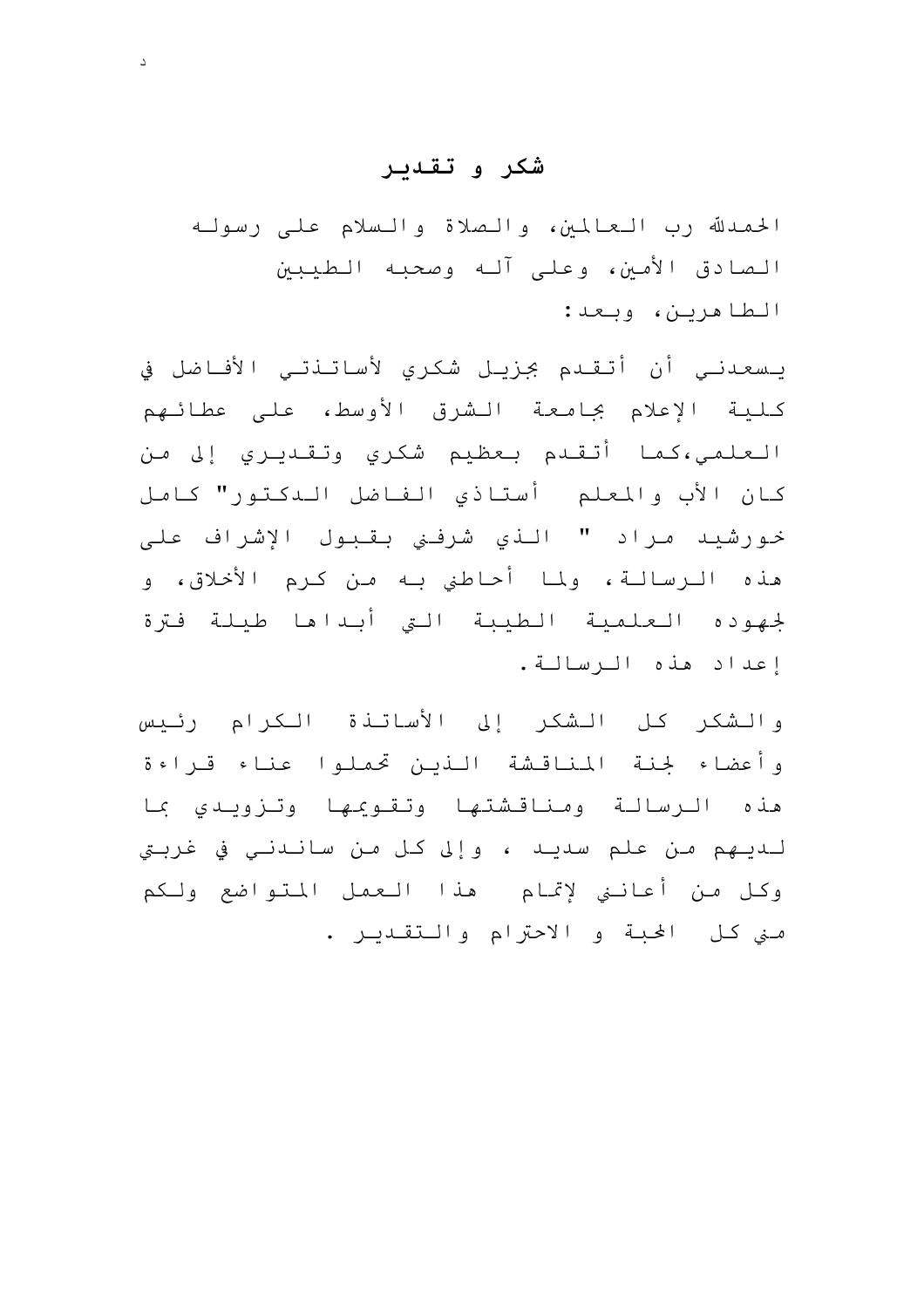## شكر و تقدير

الحمدلله رب العالمين، والصلاة والسلام على رسوله الصادق الأمين، وعلى آله وصحبه الطيبين الطاهرين، وبعد:

يسعدني أن أتقدم بجزيل شكري لأساتذتي الأفاضل في كلية الإعلام بجامعة الشرق الأوسط، على عطائهم العلمي،كما أتقدم بعظيم شكري وتقديري إلى من كان الأب والمعلم أستاذي الفاضل الدكتور" كامل خورشيد مراد " الذي شرفني بقبول الإشراف على هذه الرسالة، ولما أحاطني به من كرم الأخلاق، و لجهوده العلمية الطيبة التي أبداها طيلة فترة إعداد هذه الرسالة.

والشكر كل الشكر إلى الأساتذة الكرام رئيس وأعضاء لجنة المناقشة الذين تحملوا عناء قراءة هذه الرسالة ومناقشتها وتقويمها وتزويدي بما لديهم من علم سديد ، وإلى كل من ساندني في غربتي وكل من أعانني لإتمام هذا العمل المتواضع ولكم مني كل المحبة و الاحترام والتقدير .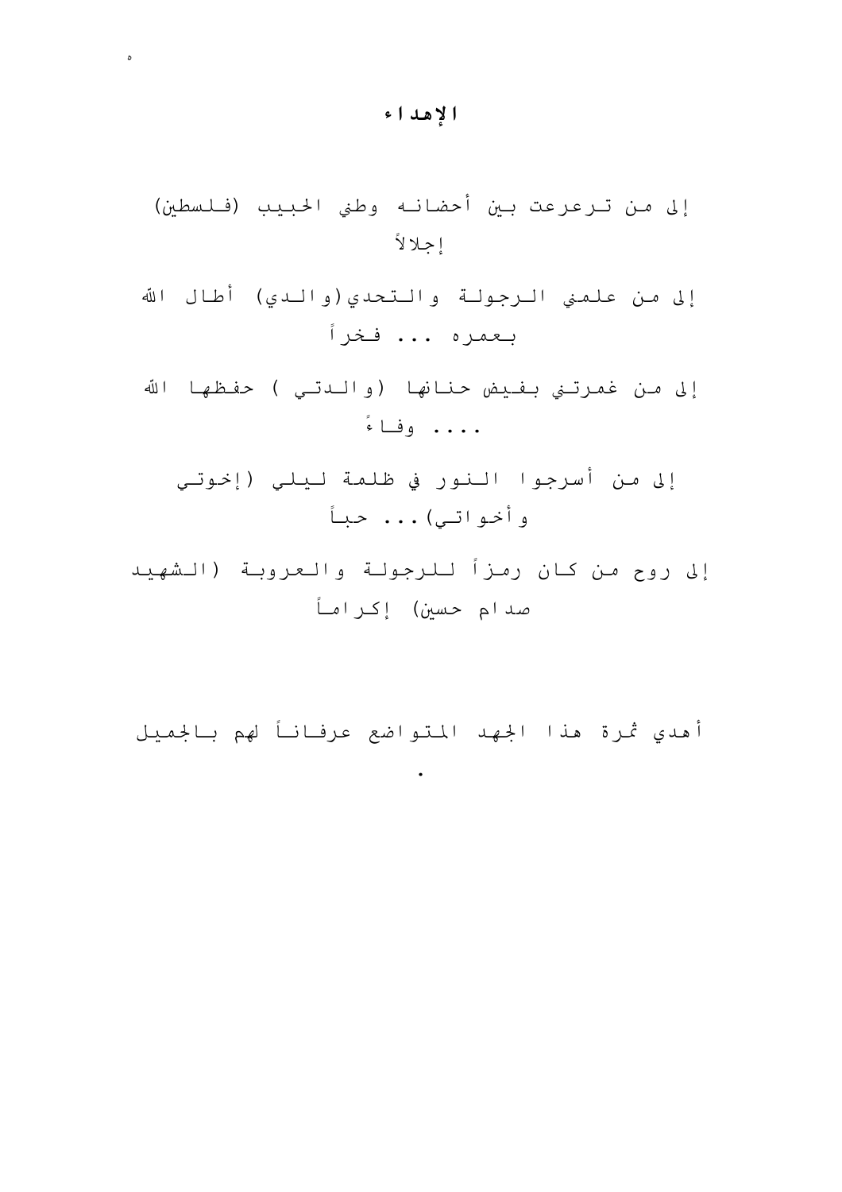# الإهداء

إلى من ترعرعت بين أحضانه وطني الحبيب (فلسطين) إجلالاً

إلى من علمني الرجولة والتحدي (والدي) أطال الله بعمره ... فخراً

إلى من غمرتني بفيض حنانها (والدتي ) حفظها الله .... وفاءً

إلى من أسرجوا النور في ظلمة ليلي (إخوتي وأخواتي)... حباً

إلى روح من كان رمزاً للرجولة والعروبة (الشهيد صدام حسين) إكراماً

أهدي ثمرة هذا الجهد المتواضع عرفاناً لهم بالجميل .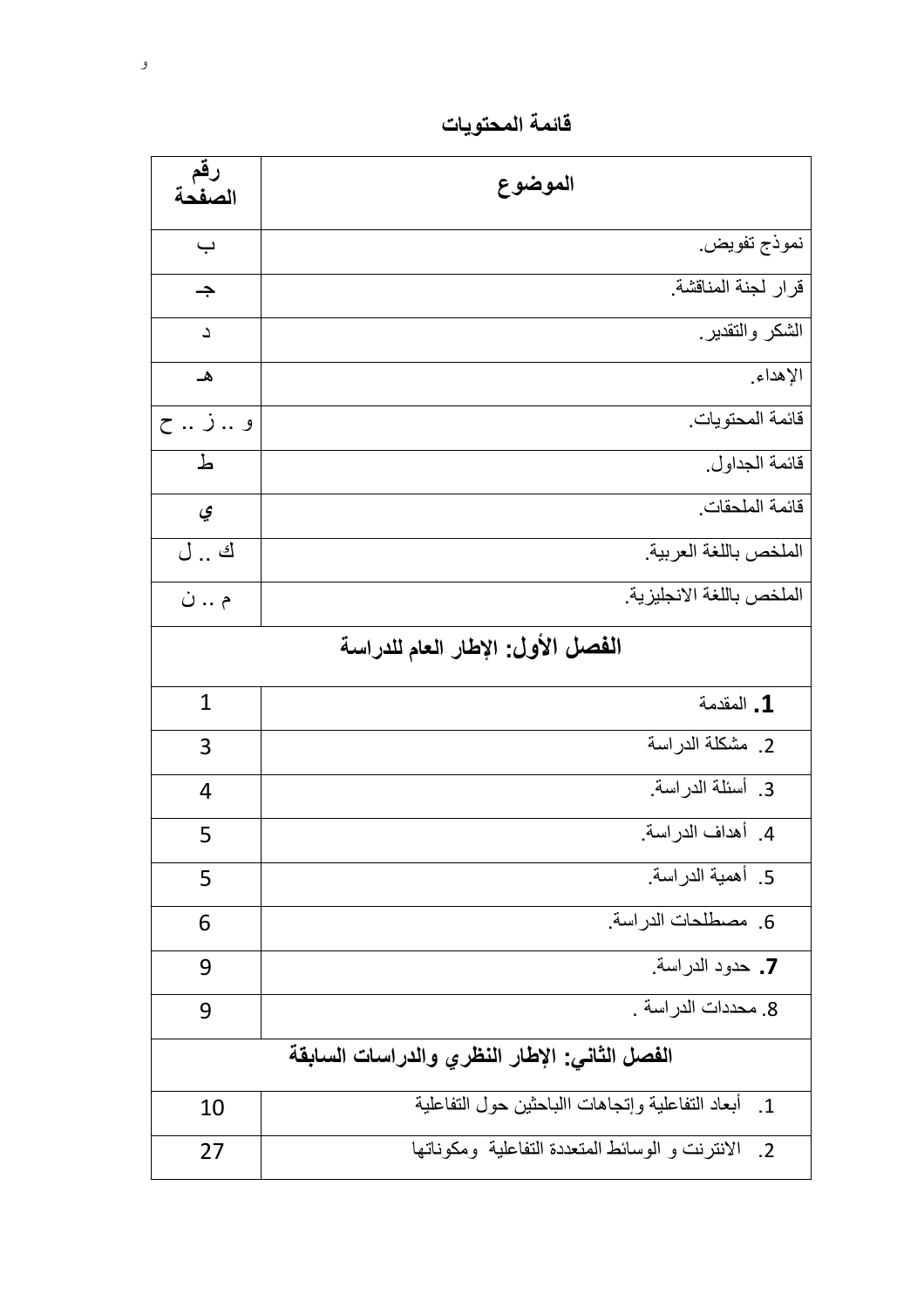## قائمة المحتويات

| الموضوع | رقم الصفحة |
|---|---|
| نموذج تفويض. | ب |
| قرار لجنة المناقشة. | جـ |
| الشكر والتقدير. | د |
| الإهداء. | هـ |
| قائمة المحتويات. | و .. ز .. ح |
| قائمة الجداول. | ط |
| قائمة الملحقات. | ي |
| الملخص باللغة العربية. | ك .. ل |
| الملخص باللغة الانجليزية. | م .. ن |
| **الفصل الأول: الإطار العام للدراسة** | |
| 1. المقدمة | 1 |
| 2. مشكلة الدراسة | 3 |
| 3. أسئلة الدراسة. | 4 |
| 4. أهداف الدراسة. | 5 |
| 5. أهمية الدراسة. | 5 |
| 6. مصطلحات الدراسة. | 6 |
| 7. حدود الدراسة. | 9 |
| 8. محددات الدراسة . | 9 |
| **الفصل الثاني: الإطار النظري والدراسات السابقة** | |
| 1. أبعاد التفاعلية وإتجاهات االباحثين حول التفاعلية | 10 |
| 2. الانترنت و الوسائط المتعددة التفاعلية ومكوناتها | 27 |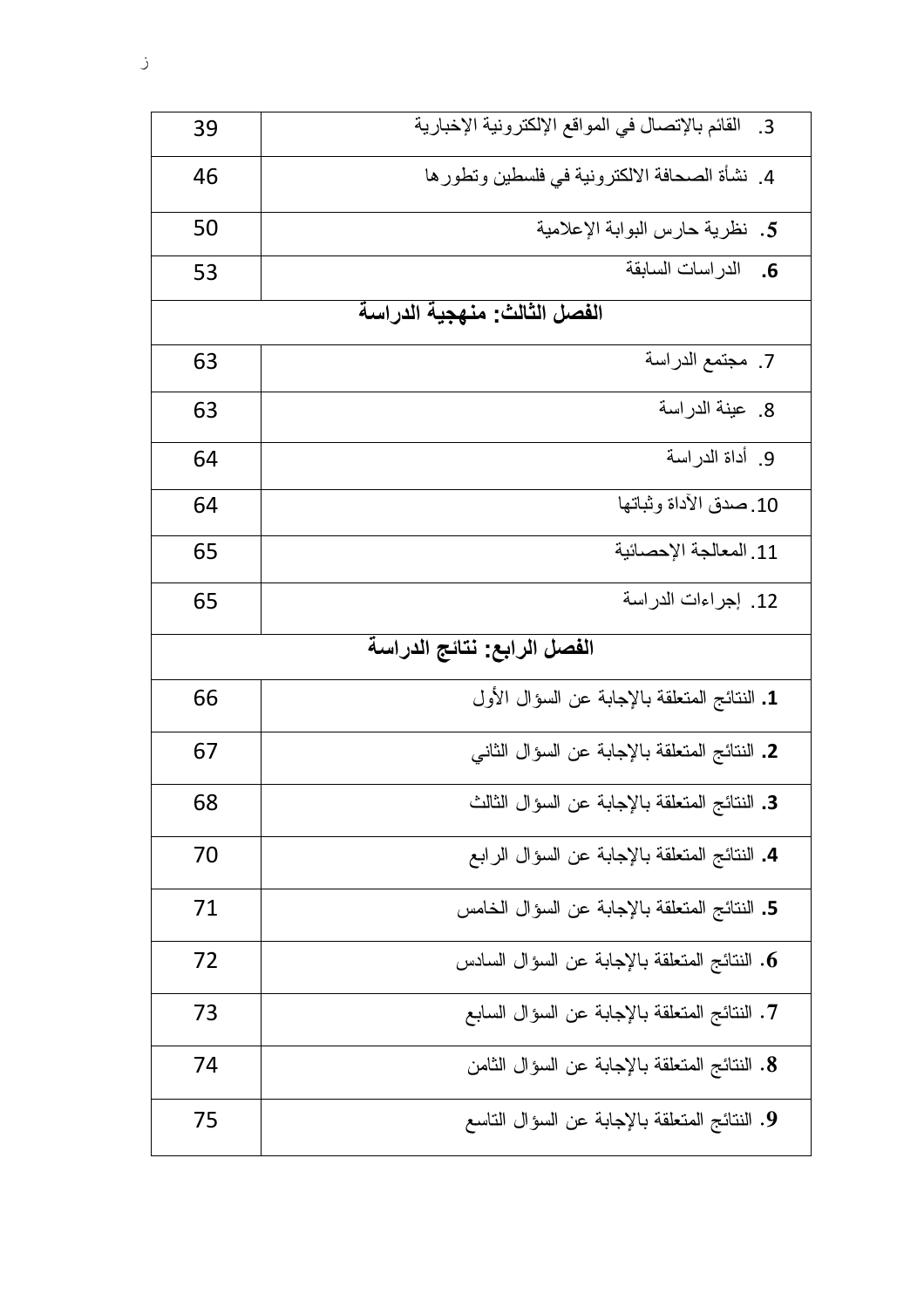| | |
|---|---|
| 3. القائم بالإتصال في المواقع الإلكترونية الإخبارية | 39 |
| 4. نشأة الصحافة الالكترونية في فلسطين وتطورها | 46 |
| **5.** نظرية حارس البوابة الإعلامية | 50 |
| **6.** الدراسات السابقة | 53 |
| **الفصل الثالث: منهجية الدراسة** | |
| 7. مجتمع الدراسة | 63 |
| 8. عينة الدراسة | 63 |
| 9. أداة الدراسة | 64 |
| 10. صدق الأداة وثباتها | 64 |
| 11. المعالجة الإحصائية | 65 |
| 12. إجراءات الدراسة | 65 |
| **الفصل الرابع: نتائج الدراسة** | |
| **1.** النتائج المتعلقة بالإجابة عن السؤال الأول | 66 |
| **2.** النتائج المتعلقة بالإجابة عن السؤال الثاني | 67 |
| **3.** النتائج المتعلقة بالإجابة عن السؤال الثالث | 68 |
| **4.** النتائج المتعلقة بالإجابة عن السؤال الرابع | 70 |
| **5.** النتائج المتعلقة بالإجابة عن السؤال الخامس | 71 |
| **6.** النتائج المتعلقة بالإجابة عن السؤال السادس | 72 |
| **7.** النتائج المتعلقة بالإجابة عن السؤال السابع | 73 |
| **8.** النتائج المتعلقة بالإجابة عن السؤال الثامن | 74 |
| **9.** النتائج المتعلقة بالإجابة عن السؤال التاسع | 75 |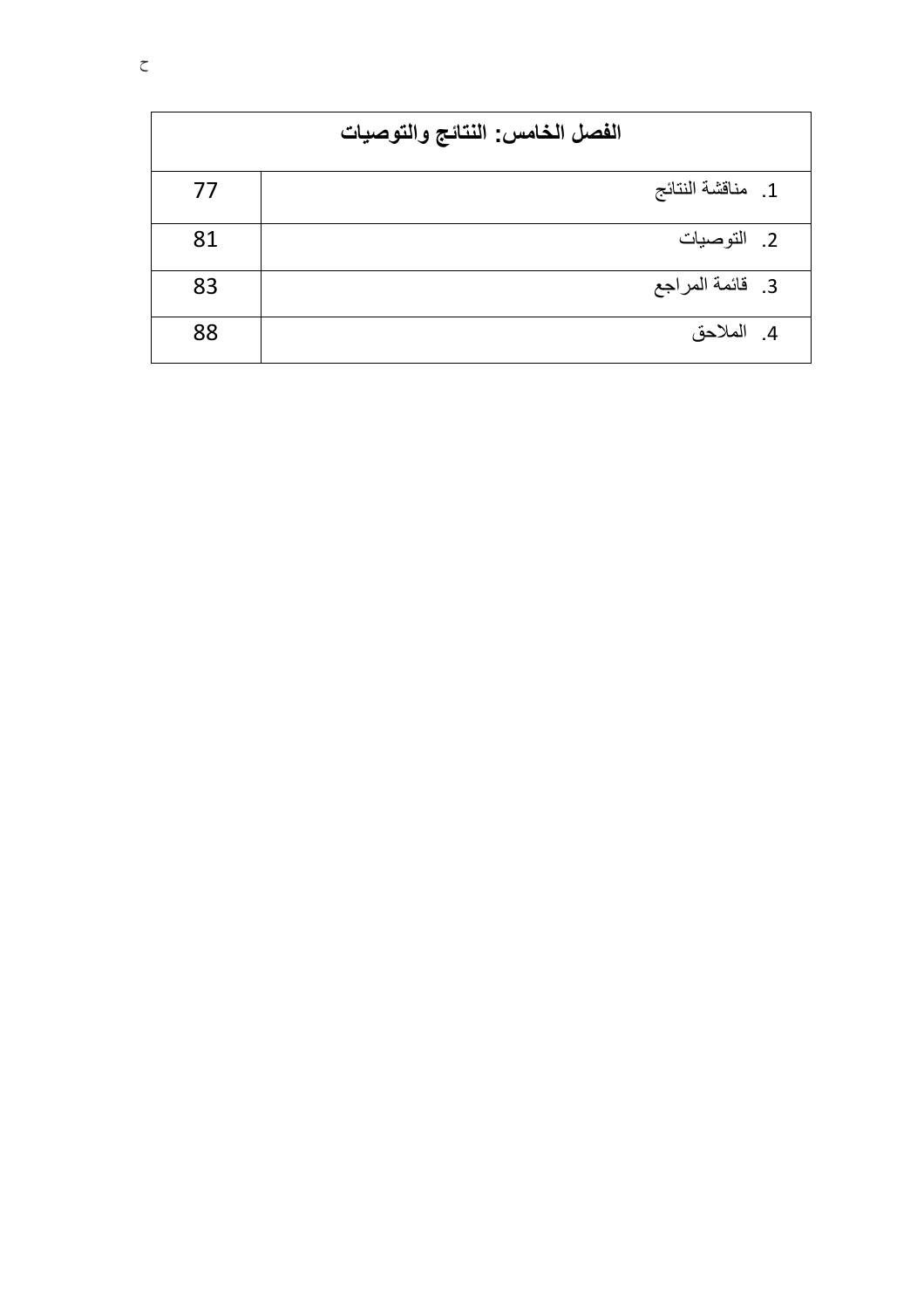| الفصل الخامس: النتائج والتوصيات | |
|---|---|
| 1. مناقشة النتائج | 77 |
| 2. التوصيات | 81 |
| 3. قائمة المراجع | 83 |
| 4. الملاحق | 88 |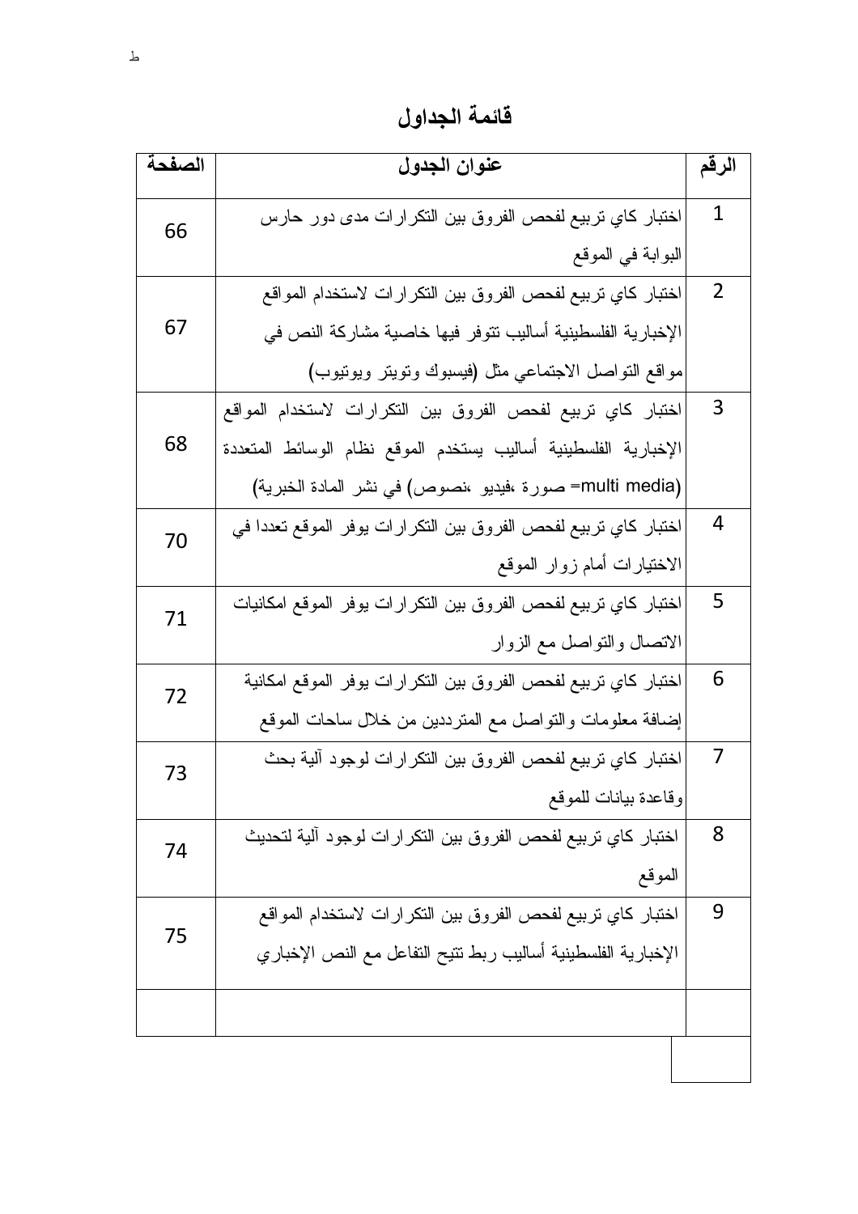# قائمة الجداول

| الرقم | عنوان الجدول | الصفحة |
|---|---|---|
| 1 | اختبار كاي تربيع لفحص الفروق بين التكرارات مدى دور حارس البوابة في الموقع | 66 |
| 2 | اختبار كاي تربيع لفحص الفروق بين التكرارات لاستخدام المواقع الإخبارية الفلسطينية أساليب تتوفر فيها خاصية مشاركة النص في مواقع التواصل الاجتماعي مثل (فيسبوك وتويتر ويوتيوب) | 67 |
| 3 | اختبار كاي تربيع لفحص الفروق بين التكرارات لاستخدام المواقع الإخبارية الفلسطينية أساليب يستخدم الموقع نظام الوسائط المتعددة (multi media= صورة ،فيديو ،نصوص) في نشر المادة الخبرية) | 68 |
| 4 | اختبار كاي تربيع لفحص الفروق بين التكرارات يوفر الموقع تعددا في الاختيارات أمام زوار الموقع | 70 |
| 5 | اختبار كاي تربيع لفحص الفروق بين التكرارات يوفر الموقع امكانيات الاتصال والتواصل مع الزوار | 71 |
| 6 | اختبار كاي تربيع لفحص الفروق بين التكرارات يوفر الموقع امكانية إضافة معلومات والتواصل مع المترددين من خلال ساحات الموقع | 72 |
| 7 | اختبار كاي تربيع لفحص الفروق بين التكرارات لوجود آلية بحث وقاعدة بيانات للموقع | 73 |
| 8 | اختبار كاي تربيع لفحص الفروق بين التكرارات لوجود آلية لتحديث الموقع | 74 |
| 9 | اختبار كاي تربيع لفحص الفروق بين التكرارات لاستخدام المواقع الإخبارية الفلسطينية أساليب ربط تتيح التفاعل مع النص الإخباري | 75 |
| | | |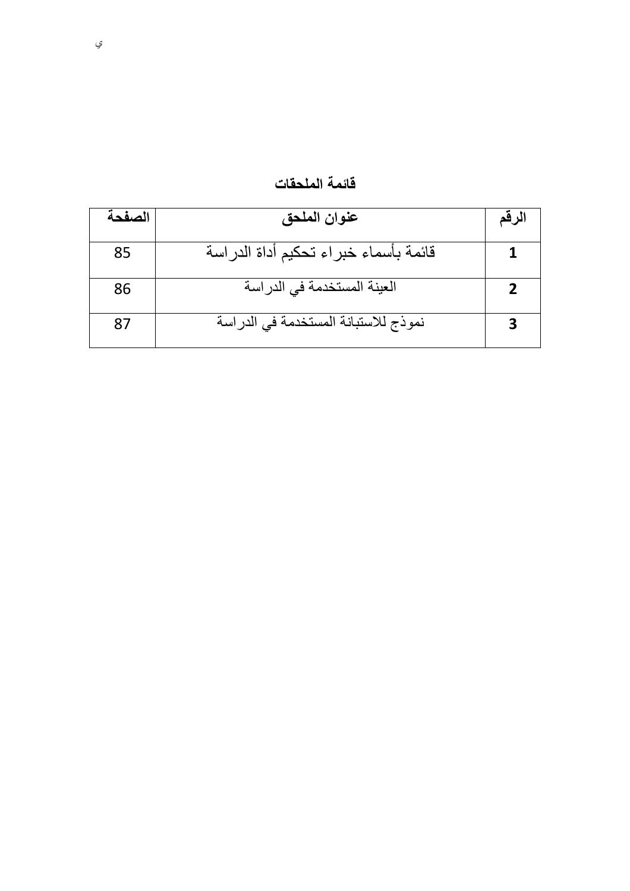## قائمة الملحقات

| الرقم | عنوان الملحق | الصفحة |
|---|---|---|
| 1 | قائمة بأسماء خبراء تحكيم أداة الدراسة | 85 |
| 2 | العينة المستخدمة في الدراسة | 86 |
| 3 | نموذج للاستبانة المستخدمة في الدراسة | 87 |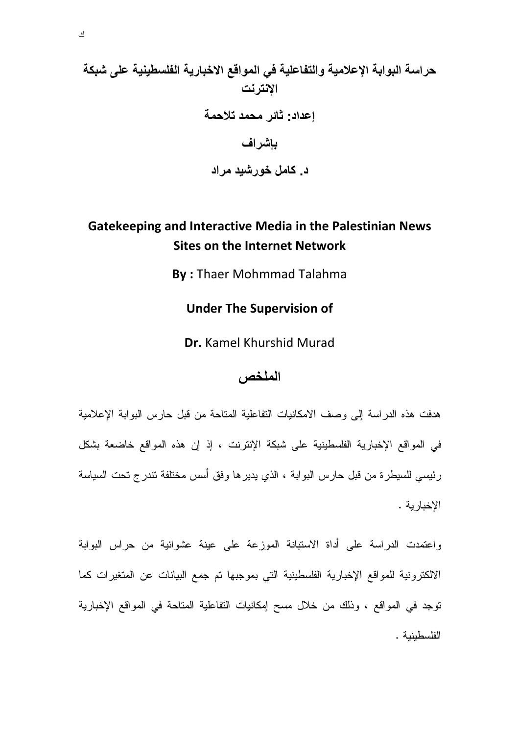# حراسة البوابة الإعلامية والتفاعلية في المواقع الاخبارية الفلسطينية على شبكة الإنترنت

**إعداد: ثائر محمد تلاحمة**

**بإشراف**

**د. كامل خورشيد مراد**

# Gatekeeping and Interactive Media in the Palestinian News Sites on the Internet Network

**By :** Thaer Mohmmad Talahma

**Under The Supervision of**

**Dr.** Kamel Khurshid Murad

## الملخص

هدفت هذه الدراسة إلى وصف الامكانيات التفاعلية المتاحة من قبل حارس البوابة الإعلامية في المواقع الإخبارية الفلسطينية على شبكة الإنترنت ، إذ إن هذه المواقع خاضعة بشكل رئيسي للسيطرة من قبل حارس البوابة ، الذي يديرها وفق أسس مختلفة تندرج تحت السياسة الإخبارية .

واعتمدت الدراسة على أداة الاستبانة الموزعة على عينة عشوائية من حراس البوابة الالكترونية للمواقع الإخبارية الفلسطينية التي بموجبها تم جمع البيانات عن المتغيرات كما توجد في المواقع ، وذلك من خلال مسح إمكانيات التفاعلية المتاحة في المواقع الإخبارية الفلسطينية .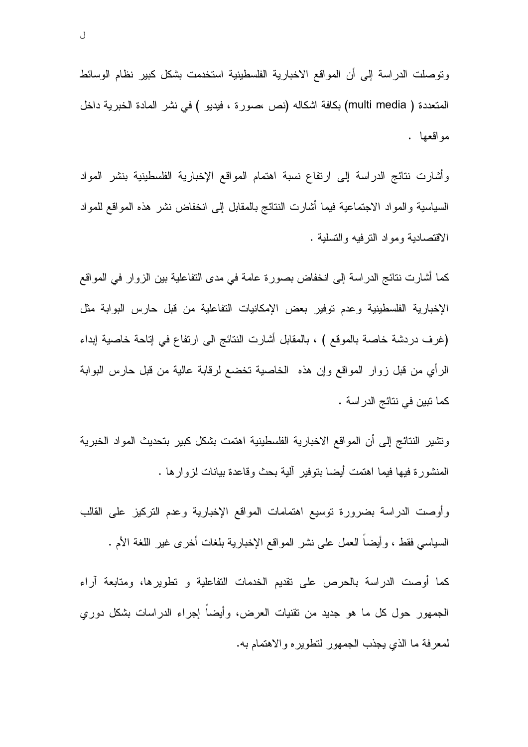وتوصلت الدراسة إلى أن المواقع الاخبارية الفلسطينية استخدمت بشكل كبير نظام الوسائط المتعددة ( multi media) بكافة اشكاله (نص ،صورة ، فيديو ) في نشر المادة الخبرية داخل مواقعها .

وأشارت نتائج الدراسة إلى ارتفاع نسبة اهتمام المواقع الإخبارية الفلسطينية بنشر المواد السياسية والمواد الاجتماعية فيما أشارت النتائج بالمقابل إلى انخفاض نشر هذه المواقع للمواد الاقتصادية ومواد الترفيه والتسلية .

كما أشارت نتائج الدراسة إلى انخفاض بصورة عامة في مدى التفاعلية بين الزوار في المواقع الإخبارية الفلسطينية وعدم توفير بعض الإمكانيات التفاعلية من قبل حارس البوابة مثل (غرف دردشة خاصة بالموقع ) ، بالمقابل أشارت النتائج الى ارتفاع في إتاحة خاصية إبداء الرأي من قبل زوار المواقع وإن هذه الخاصية تخضع لرقابة عالية من قبل حارس البوابة كما تبين في نتائج الدراسة .

وتشير النتائج إلى أن المواقع الاخبارية الفلسطينية اهتمت بشكل كبير بتحديث المواد الخبرية المنشورة فيها فيما اهتمت أيضا بتوفير آلية بحث وقاعدة بيانات لزوارها .

وأوصت الدراسة بضرورة توسيع اهتمامات المواقع الإخبارية وعدم التركيز على القالب السياسي فقط ، وأيضاً العمل على نشر المواقع الإخبارية بلغات أخرى غير اللغة الأم .

كما أوصت الدراسة بالحرص على تقديم الخدمات التفاعلية و تطويرها، ومتابعة آراء الجمهور حول كل ما هو جديد من تقنيات العرض، وأيضاً إجراء الدراسات بشكل دوري لمعرفة ما الذي يجذب الجمهور لتطويره والاهتمام به.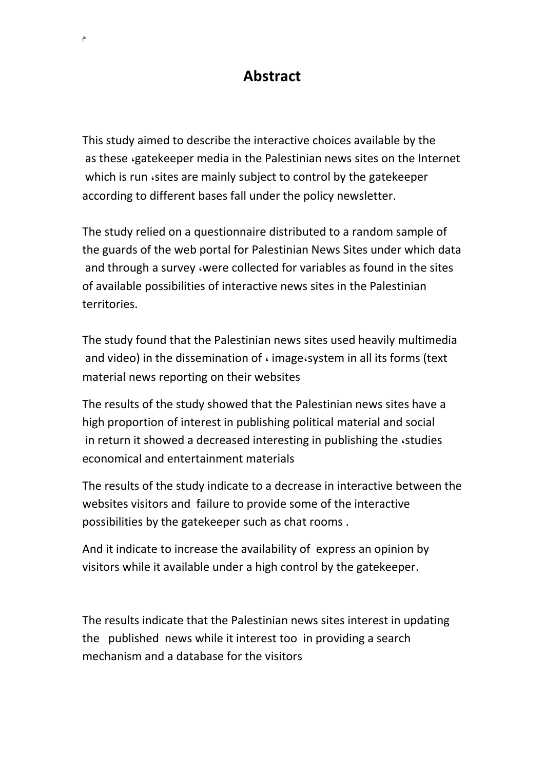# Abstract

This study aimed to describe the interactive choices available by the as these ،gatekeeper media in the Palestinian news sites on the Internet which is run ،sites are mainly subject to control by the gatekeeper according to different bases fall under the policy newsletter.

The study relied on a questionnaire distributed to a random sample of the guards of the web portal for Palestinian News Sites under which data and through a survey ،were collected for variables as found in the sites of available possibilities of interactive news sites in the Palestinian territories.

The study found that the Palestinian news sites used heavily multimedia and video) in the dissemination of ، image،system in all its forms (text material news reporting on their websites

The results of the study showed that the Palestinian news sites have a high proportion of interest in publishing political material and social in return it showed a decreased interesting in publishing the ،studies economical and entertainment materials

The results of the study indicate to a decrease in interactive between the websites visitors and failure to provide some of the interactive possibilities by the gatekeeper such as chat rooms .

And it indicate to increase the availability of express an opinion by visitors while it available under a high control by the gatekeeper.

The results indicate that the Palestinian news sites interest in updating the published news while it interest too in providing a search mechanism and a database for the visitors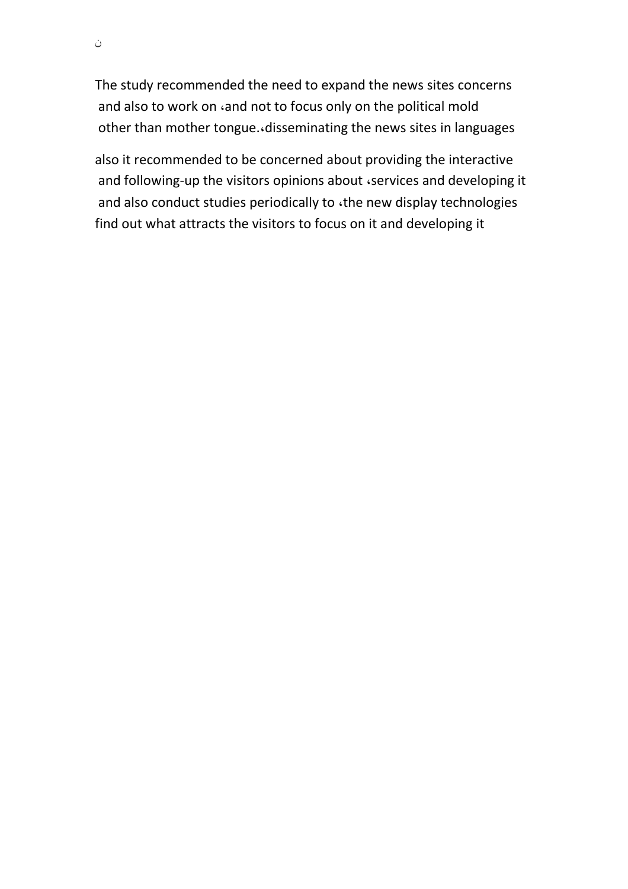The study recommended the need to expand the news sites concerns and also to work on ،and not to focus only on the political mold other than mother tongue.،disseminating the news sites in languages

also it recommended to be concerned about providing the interactive and following-up the visitors opinions about ،services and developing it and also conduct studies periodically to ،the new display technologies find out what attracts the visitors to focus on it and developing it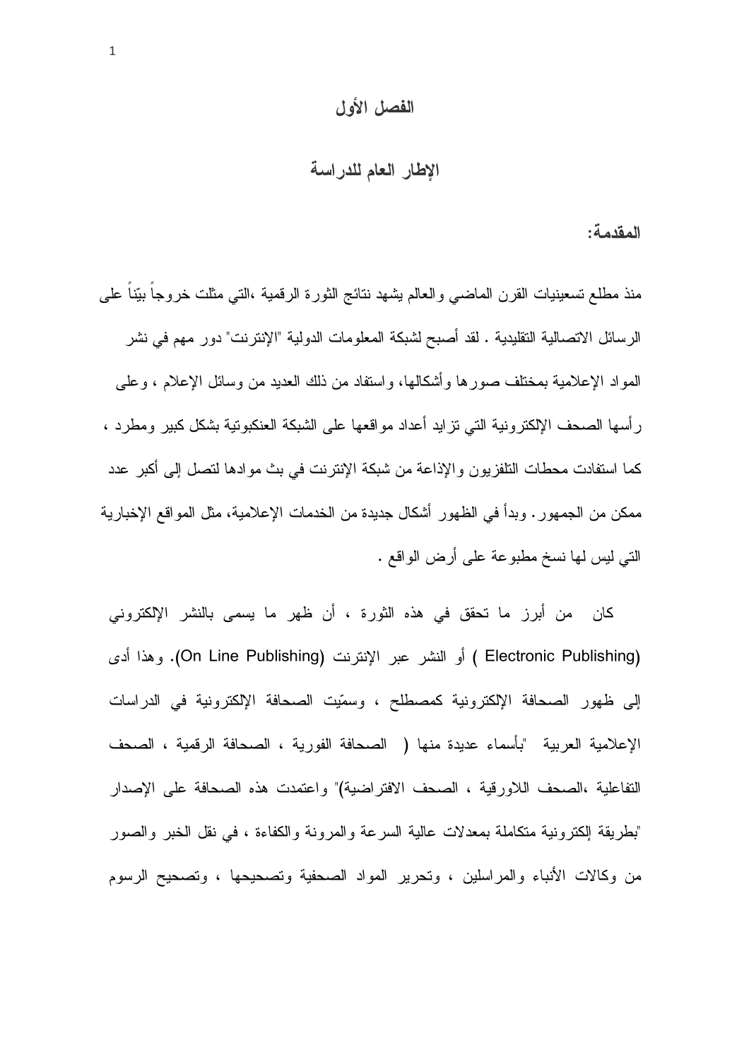# الفصل الأول

## الإطار العام للدراسة

### المقدمة:

منذ مطلع تسعينيات القرن الماضي والعالم يشهد نتائج الثورة الرقمية ،التي مثلت خروجاً بيّناً على الرسائل الاتصالية التقليدية . لقد أصبح لشبكة المعلومات الدولية "الإنترنت" دور مهم في نشر المواد الإعلامية بمختلف صورها وأشكالها، واستفاد من ذلك العديد من وسائل الإعلام ، وعلى رأسها الصحف الإلكترونية التي تزايد أعداد مواقعها على الشبكة العنكبوتية بشكل كبير ومطرد ، كما استفادت محطات التلفزيون والإذاعة من شبكة الإنترنت في بث موادها لتصل إلى أكبر عدد ممكن من الجمهور. وبدأ في الظهور أشكال جديدة من الخدمات الإعلامية، مثل المواقع الإخبارية التي ليس لها نسخ مطبوعة على أرض الواقع .

كان من أبرز ما تحقق في هذه الثورة ، أن ظهر ما يسمى بالنشر الإلكتروني (Electronic Publishing ) أو النشر عبر الإنترنت (On Line Publishing). وهذا أدى إلى ظهور الصحافة الإلكترونية كمصطلح ، وسمّيت الصحافة الإلكترونية في الدراسات الإعلامية العربية "بأسماء عديدة منها ( الصحافة الفورية ، الصحافة الرقمية ، الصحف التفاعلية ،الصحف اللاورقية ، الصحف الافتراضية)" واعتمدت هذه الصحافة على الإصدار "بطريقة إلكترونية متكاملة بمعدلات عالية السرعة والمرونة والكفاءة ، في نقل الخبر والصور من وكالات الأنباء والمراسلين ، وتحرير المواد الصحفية وتصحيحها ، وتصحيح الرسوم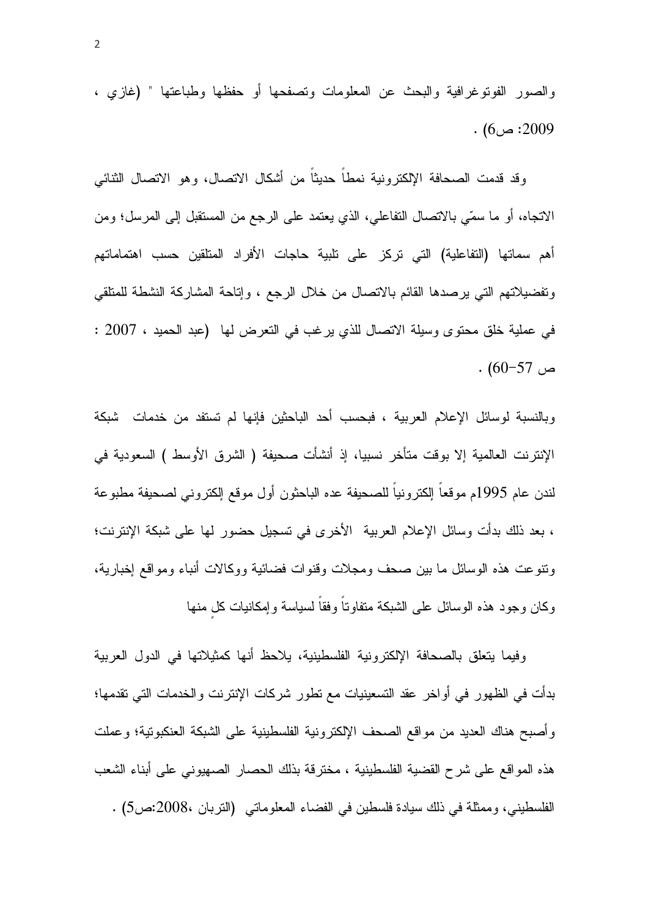والصور الفوتوغرافية والبحث عن المعلومات وتصفحها أو حفظها وطباعتها " (غازي ، 2009: ص6) .

وقد قدمت الصحافة الإلكترونية نمطاً حديثاً من أشكال الاتصال، وهو الاتصال الثنائي الاتجاه، أو ما سمّي بالاتصال التفاعلي، الذي يعتمد على الرجع من المستقبل إلى المرسل؛ ومن أهم سماتها (التفاعلية) التي تركز على تلبية حاجات الأفراد المتلقين حسب اهتماماتهم وتفضيلاتهم التي يرصدها القائم بالاتصال من خلال الرجع ، وإتاحة المشاركة النشطة للمتلقي في عملية خلق محتوى وسيلة الاتصال للذي يرغب في التعرض لها (عبد الحميد ، 2007 : ص 57-60) .

وبالنسبة لوسائل الإعلام العربية ، فبحسب أحد الباحثين فإنها لم تستفد من خدمات شبكة الإنترنت العالمية إلا بوقت متأخر نسبيا، إذ أنشأت صحيفة ( الشرق الأوسط ) السعودية في لندن عام 1995م موقعاً إلكترونياً للصحيفة عده الباحثون أول موقع إلكتروني لصحيفة مطبوعة ، بعد ذلك بدأت وسائل الإعلام العربية الأخرى في تسجيل حضور لها على شبكة الإنترنت؛ وتنوعت هذه الوسائل ما بين صحف ومجلات وقنوات فضائية ووكالات أنباء ومواقع إخبارية، وكان وجود هذه الوسائل على الشبكة متفاوتاً وفقاً لسياسة وإمكانيات كلٍ منها

وفيما يتعلق بالصحافة الإلكترونية الفلسطينية، يلاحظ أنها كمثيلاتها في الدول العربية بدأت في الظهور في أواخر عقد التسعينيات مع تطور شركات الإنترنت والخدمات التي تقدمها؛ وأصبح هناك العديد من مواقع الصحف الإلكترونية الفلسطينية على الشبكة العنكبوتية؛ وعملت هذه المواقع على شرح القضية الفلسطينية ، مخترقة بذلك الحصار الصهيوني على أبناء الشعب الفلسطيني، وممثلة في ذلك سيادة فلسطين في الفضاء المعلوماتي (التربان ،2008:ص5) .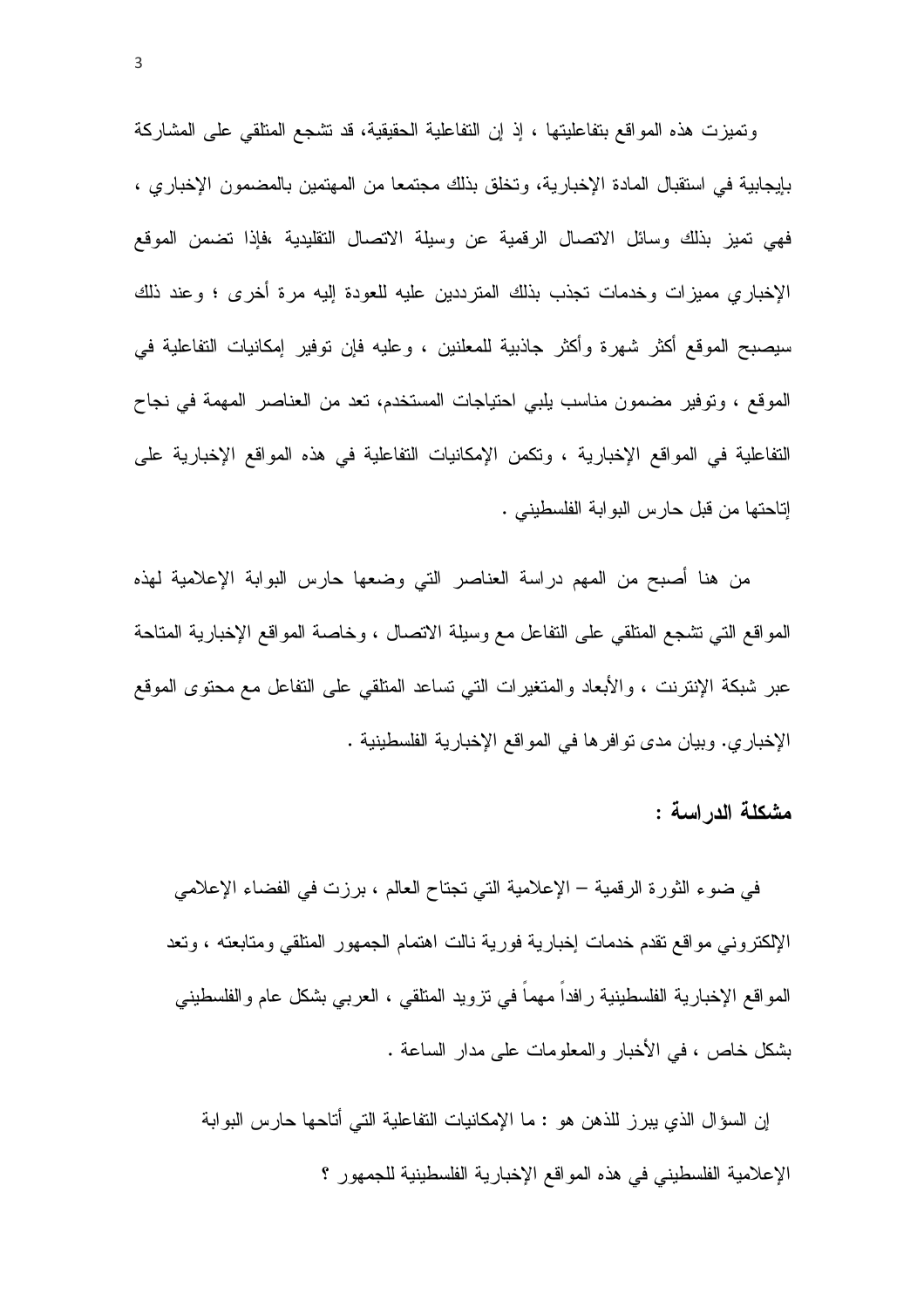وتميزت هذه المواقع بتفاعليتها ، إذ إن التفاعلية الحقيقية، قد تشجع المتلقي على المشاركة بإيجابية في استقبال المادة الإخبارية، وتخلق بذلك مجتمعا من المهتمين بالمضمون الإخباري ، فهي تميز بذلك وسائل الاتصال الرقمية عن وسيلة الاتصال التقليدية ،فإذا تضمن الموقع الإخباري مميزات وخدمات تجذب بذلك المترددين عليه للعودة إليه مرة أخرى ؛ وعند ذلك سيصبح الموقع أكثر شهرة وأكثر جاذبية للمعلنين ، وعليه فإن توفير إمكانيات التفاعلية في الموقع ، وتوفير مضمون مناسب يلبي احتياجات المستخدم، تعد من العناصر المهمة في نجاح التفاعلية في المواقع الإخبارية ، وتكمن الإمكانيات التفاعلية في هذه المواقع الإخبارية على إتاحتها من قبل حارس البوابة الفلسطيني .

من هنا أصبح من المهم دراسة العناصر التي وضعها حارس البوابة الإعلامية لهذه المواقع التي تشجع المتلقي على التفاعل مع وسيلة الاتصال ، وخاصة المواقع الإخبارية المتاحة عبر شبكة الإنترنت ، والأبعاد والمتغيرات التي تساعد المتلقي على التفاعل مع محتوى الموقع الإخباري. وبيان مدى توافرها في المواقع الإخبارية الفلسطينية .

## مشكلة الدراسة :

في ضوء الثورة الرقمية – الإعلامية التي تجتاح العالم ، برزت في الفضاء الإعلامي الإلكتروني مواقع تقدم خدمات إخبارية فورية نالت اهتمام الجمهور المتلقي ومتابعته ، وتعد المواقع الإخبارية الفلسطينية رافداً مهماً في تزويد المتلقي ، العربي بشكل عام والفلسطيني بشكل خاص ، في الأخبار والمعلومات على مدار الساعة .

إن السؤال الذي يبرز للذهن هو : ما الإمكانيات التفاعلية التي أتاحها حارس البوابة الإعلامية الفلسطيني في هذه المواقع الإخبارية الفلسطينية للجمهور ؟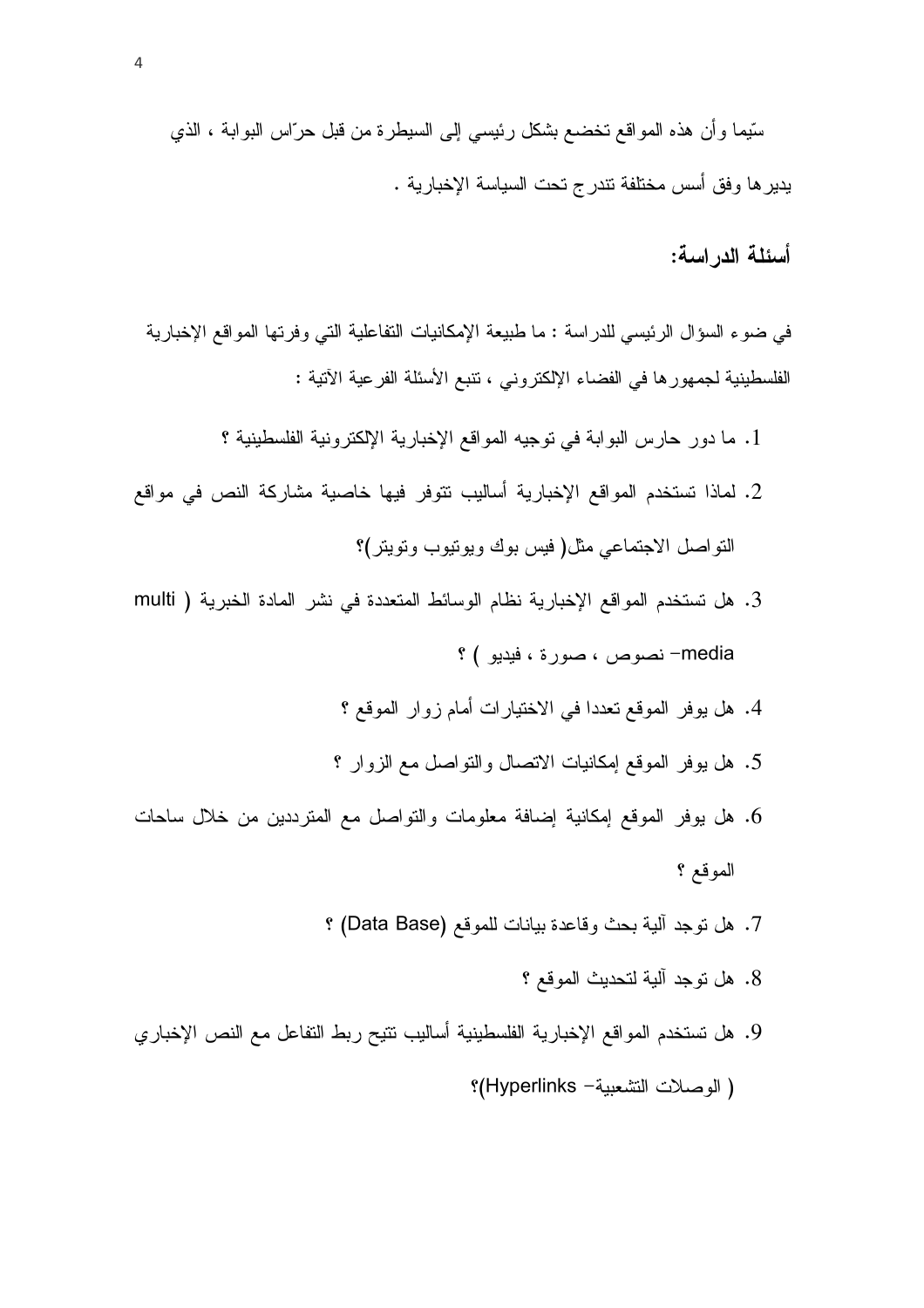سيّما وأن هذه المواقع تخضع بشكل رئيسي إلى السيطرة من قبل حرّاس البوابة ، الذي يديرها وفق أسس مختلفة تندرج تحت السياسة الإخبارية .

## أسئلة الدراسة:

في ضوء السؤال الرئيسي للدراسة : ما طبيعة الإمكانيات التفاعلية التي وفرتها المواقع الإخبارية الفلسطينية لجمهورها في الفضاء الإلكتروني ، تنبع الأسئلة الفرعية الآتية :

1. ما دور حارس البوابة في توجيه المواقع الإخبارية الإلكترونية الفلسطينية ؟
2. لماذا تستخدم المواقع الإخبارية أساليب تتوفر فيها خاصية مشاركة النص في مواقع التواصل الاجتماعي مثل( فيس بوك ويوتيوب وتويتر)؟
3. هل تستخدم المواقع الإخبارية نظام الوسائط المتعددة في نشر المادة الخبرية ( multi media- نصوص ، صورة ، فيديو ) ؟
4. هل يوفر الموقع تعددا في الاختيارات أمام زوار الموقع ؟
5. هل يوفر الموقع إمكانيات الاتصال والتواصل مع الزوار ؟
6. هل يوفر الموقع إمكانية إضافة معلومات والتواصل مع المترددين من خلال ساحات الموقع ؟
7. هل توجد آلية بحث وقاعدة بيانات للموقع (Data Base) ؟
8. هل توجد آلية لتحديث الموقع ؟
9. هل تستخدم المواقع الإخبارية الفلسطينية أساليب تتيح ربط التفاعل مع النص الإخباري ( الوصلات التشعبية- Hyperlinks)؟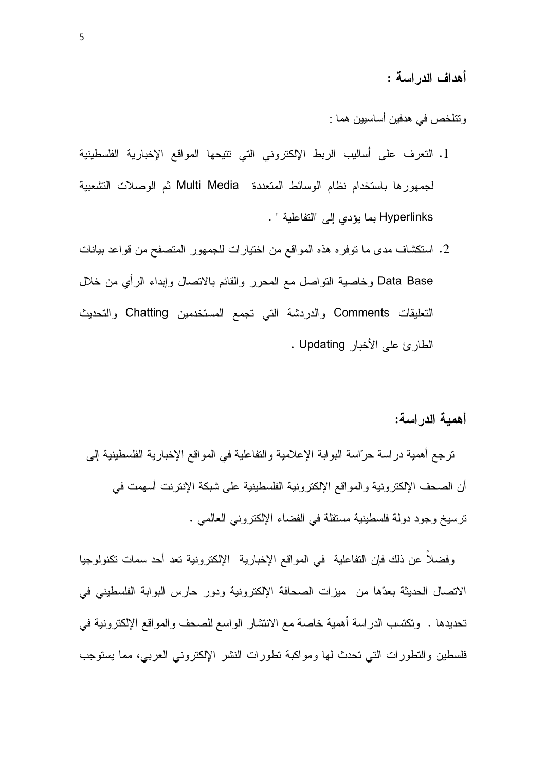### أهداف الدراسة :

وتتلخص في هدفين أساسيين هما :

1. التعرف على أساليب الربط الإلكتروني التي تتيحها المواقع الإخبارية الفلسطينية لجمهورها باستخدام نظام الوسائط المتعددة Multi Media ثم الوصلات التشعبية Hyperlinks بما يؤدي إلى "التفاعلية " .
2. استكشاف مدى ما توفره هذه المواقع من اختيارات للجمهور المتصفح من قواعد بيانات Data Base وخاصية التواصل مع المحرر والقائم بالاتصال وإبداء الرأي من خلال التعليقات Comments والدردشة التي تجمع المستخدمين Chatting والتحديث الطارئ على الأخبار Updating .

### أهمية الدراسة:

ترجع أهمية دراسة حرّاسة البوابة الإعلامية والتفاعلية في المواقع الإخبارية الفلسطينية إلى أن الصحف الإلكترونية والمواقع الإلكترونية الفلسطينية على شبكة الإنترنت أسهمت في ترسيخ وجود دولة فلسطينية مستقلة في الفضاء الإلكتروني العالمي .

وفضلاً عن ذلك فإن التفاعلية في المواقع الإخبارية الإلكترونية تعد أحد سمات تكنولوجيا الاتصال الحديثة بعدّها من ميزات الصحافة الإلكترونية ودور حارس البوابة الفلسطيني في تحديدها . وتكتسب الدراسة أهمية خاصة مع الانتشار الواسع للصحف والمواقع الإلكترونية في فلسطين والتطورات التي تحدث لها ومواكبة تطورات النشر الإلكتروني العربي، مما يستوجب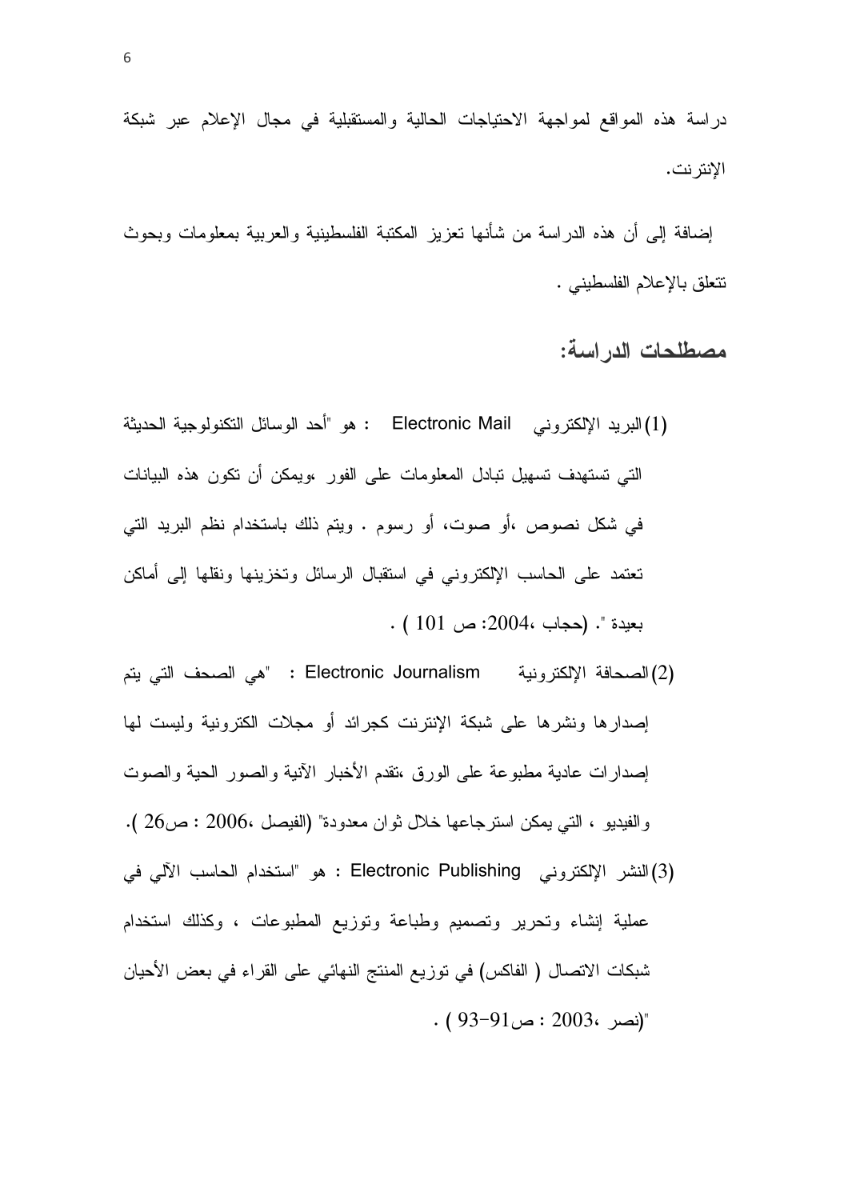دراسة هذه المواقع لمواجهة الاحتياجات الحالية والمستقبلية في مجال الإعلام عبر شبكة الإنترنت.

إضافة إلى أن هذه الدراسة من شأنها تعزيز المكتبة الفلسطينية والعربية بمعلومات وبحوث تتعلق بالإعلام الفلسطيني .

## مصطلحات الدراسة:

(1) البريد الإلكتروني Electronic Mail : هو "أحد الوسائل التكنولوجية الحديثة التي تستهدف تسهيل تبادل المعلومات على الفور ،ويمكن أن تكون هذه البيانات في شكل نصوص ،أو صوت، أو رسوم . ويتم ذلك باستخدام نظم البريد التي تعتمد على الحاسب الإلكتروني في استقبال الرسائل وتخزينها ونقلها إلى أماكن بعيدة ". (حجاب ،2004: ص 101 ) .

(2) الصحافة الإلكترونية Electronic Journalism : "هي الصحف التي يتم إصدارها ونشرها على شبكة الإنترنت كجرائد أو مجلات الكترونية وليست لها إصدارات عادية مطبوعة على الورق ،تقدم الأخبار الآنية والصور الحية والصوت والفيديو ، التي يمكن استرجاعها خلال ثوان معدودة" (الفيصل ،2006 : ص26 ).

(3) النشر الإلكتروني Electronic Publishing : هو "استخدام الحاسب الآلي في عملية إنشاء وتحرير وتصميم وطباعة وتوزيع المطبوعات ، وكذلك استخدام شبكات الاتصال ( الفاكس) في توزيع المنتج النهائي على القراء في بعض الأحيان "(نصر ،2003 : ص91-93 ) .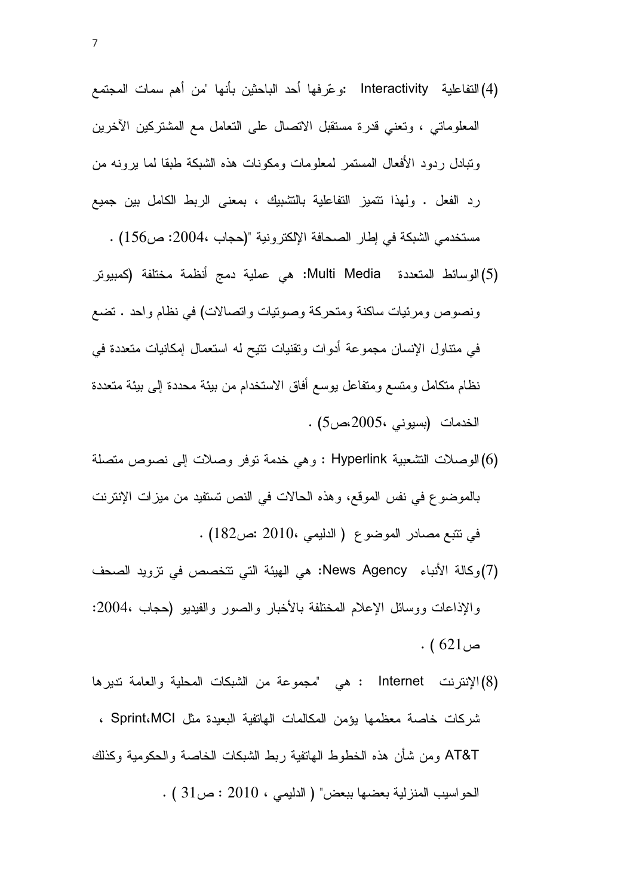(4) التفاعلية Interactivity :وعّرفها أحد الباحثين بأنها "من أهم سمات المجتمع المعلوماتي ، وتعني قدرة مستقبل الاتصال على التعامل مع المشتركين الآخرين وتبادل ردود الأفعال المستمر لمعلومات ومكونات هذه الشبكة طبقا لما يرونه من رد الفعل . ولهذا تتميز التفاعلية بالتشبيك ، بمعنى الربط الكامل بين جميع مستخدمي الشبكة في إطار الصحافة الإلكترونية "(حجاب ،2004: ص156) .

(5) الوسائط المتعددة Multi Media: هي عملية دمج أنظمة مختلفة (كمبيوتر ونصوص ومرئيات ساكنة ومتحركة وصوتيات واتصالات) في نظام واحد . تضع في متناول الإنسان مجموعة أدوات وتقنيات تتيح له استعمال إمكانيات متعددة في نظام متكامل ومتسع ومتفاعل يوسع أفاق الاستخدام من بيئة محددة إلى بيئة متعددة الخدمات (بسيوني ،2005،ص5) .

(6) الوصلات التشعبية Hyperlink : وهي خدمة توفر وصلات إلى نصوص متصلة بالموضوع في نفس الموقع، وهذه الحالات في النص تستفيد من ميزات الإنترنت في تتبع مصادر الموضوع ( الدليمي ،2010 :ص182) .

(7) وكالة الأنباء News Agency: هي الهيئة التي تتخصص في تزويد الصحف والإذاعات ووسائل الإعلام المختلفة بالأخبار والصور والفيديو (حجاب ،2004: ص621 ) .

(8) الإنترنت Internet : هي "مجموعة من الشبكات المحلية والعامة تديرها شركات خاصة معظمها يؤمن المكالمات الهاتفية البعيدة مثل Sprint،MCI ، AT&T ومن شأن هذه الخطوط الهاتفية ربط الشبكات الخاصة والحكومية وكذلك الحواسيب المنزلية بعضها ببعض" ( الدليمي ، 2010 : ص31 ) .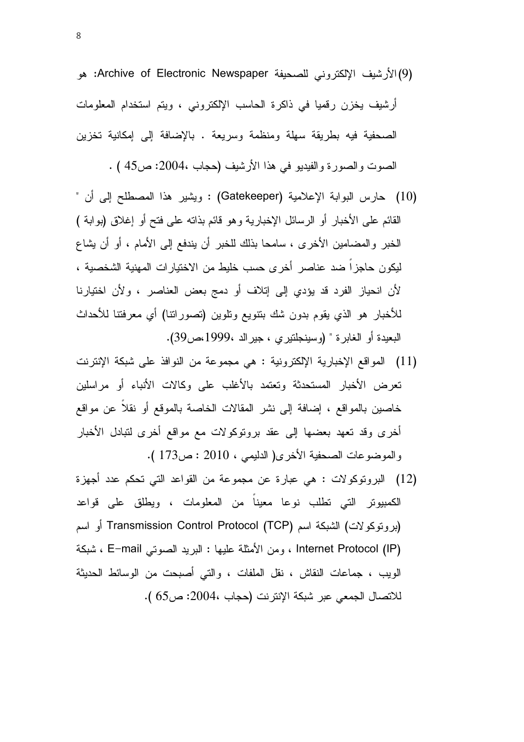(9) الأرشيف الإلكتروني للصحيفة Archive of Electronic Newspaper: هو أرشيف يخزن رقميا في ذاكرة الحاسب الإلكتروني ، ويتم استخدام المعلومات الصحفية فيه بطريقة سهلة ومنظمة وسريعة . بالإضافة إلى إمكانية تخزين الصوت والصورة والفيديو في هذا الأرشيف (حجاب ،2004: ص45 ) .

(10) حارس البوابة الإعلامية (Gatekeeper) : ويشير هذا المصطلح إلى أن " القائم على الأخبار أو الرسائل الإخبارية وهو قائم بذاته على فتح أو إغلاق (بوابة ) الخبر والمضامين الأخرى ، سامحا بذلك للخبر أن يندفع إلى الأمام ، أو أن يشاع ليكون حاجزاً ضد عناصر أخرى حسب خليط من الاختيارات المهنية الشخصية ، لأن انحياز الفرد قد يؤدي إلى إتلاف أو دمج بعض العناصر ، ولأن اختيارنا للأخبار هو الذي يقوم بدون شك بتنويع وتلوين (تصوراتنا) أي معرفتنا للأحداث البعيدة أو الغابرة " (وسينجلتيري ، جيرالد ،1999،ص39).

(11) المواقع الإخبارية الإلكترونية : هي مجموعة من النوافذ على شبكة الإنترنت تعرض الأخبار المستحدثة وتعتمد بالأغلب على وكالات الأنباء أو مراسلين خاصين بالمواقع ، إضافة إلى نشر المقالات الخاصة بالموقع أو نقلاً عن مواقع أخرى وقد تعهد بعضها إلى عقد بروتوكولات مع مواقع أخرى لتبادل الأخبار والموضوعات الصحفية الأخرى( الدليمي ، 2010 : ص173 ).

(12) البروتوكولات : هي عبارة عن مجموعة من القواعد التي تحكم عدد أجهزة الكمبيوتر التي تطلب نوعا معيناً من المعلومات ، ويطلق على قواعد (بروتوكولات) الشبكة اسم Transmission Control Protocol (TCP) أو اسم Internet Protocol (IP) ، ومن الأمثلة عليها : البريد الصوتي E-mail ، شبكة الويب ، جماعات النقاش ، نقل الملفات ، والتي أصبحت من الوسائط الحديثة للاتصال الجمعي عبر شبكة الإنترنت (حجاب ،2004: ص65 ).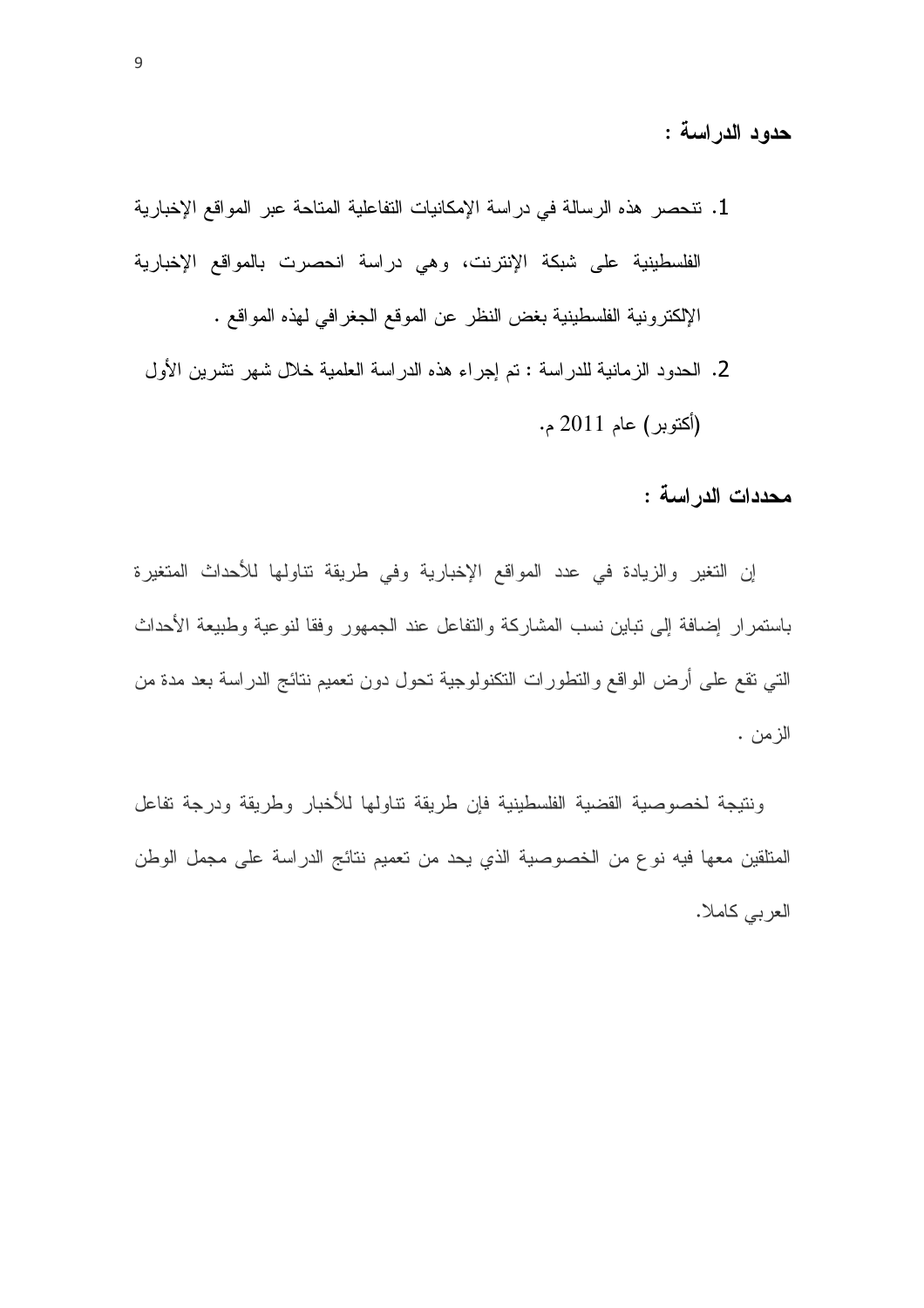## حدود الدراسة :

1. تنحصر هذه الرسالة في دراسة الإمكانيات التفاعلية المتاحة عبر المواقع الإخبارية الفلسطينية على شبكة الإنترنت، وهي دراسة انحصرت بالمواقع الإخبارية الإلكترونية الفلسطينية بغض النظر عن الموقع الجغرافي لهذه المواقع .
2. الحدود الزمانية للدراسة : تم إجراء هذه الدراسة العلمية خلال شهر تشرين الأول (أكتوبر) عام 2011 م.

## محددات الدراسة :

إن التغير والزيادة في عدد المواقع الإخبارية وفي طريقة تناولها للأحداث المتغيرة باستمرار إضافة إلى تباين نسب المشاركة والتفاعل عند الجمهور وفقا لنوعية وطبيعة الأحداث التي تقع على أرض الواقع والتطورات التكنولوجية تحول دون تعميم نتائج الدراسة بعد مدة من الزمن .

ونتيجة لخصوصية القضية الفلسطينية فإن طريقة تناولها للأخبار وطريقة ودرجة تفاعل المتلقين معها فيه نوع من الخصوصية الذي يحد من تعميم نتائج الدراسة على مجمل الوطن العربي كاملا.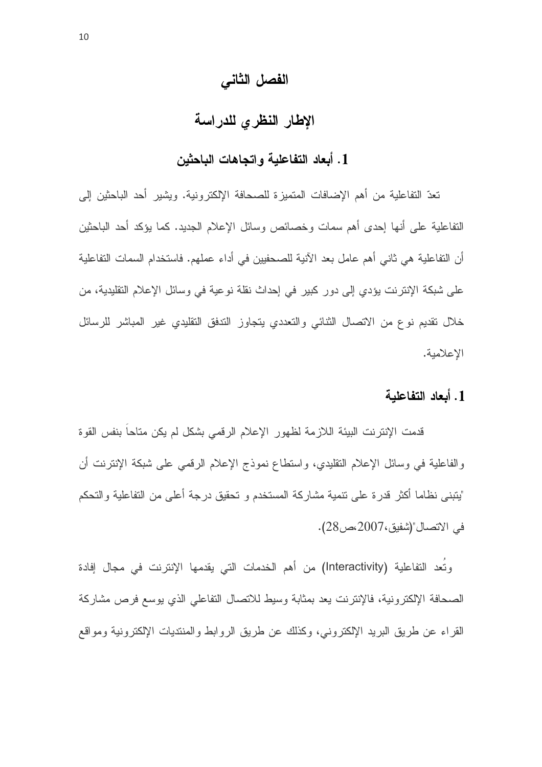# الفصل الثاني

# الإطار النظري للدراسة

## 1. أبعاد التفاعلية واتجاهات الباحثين

تعدّ التفاعلية من أهم الإضافات المتميزة للصحافة الإلكترونية. ويشير أحد الباحثين إلى التفاعلية على أنها إحدى أهم سمات وخصائص وسائل الإعلام الجديد. كما يؤكد أحد الباحثين أن التفاعلية هي ثاني أهم عامل بعد الآنية للصحفيين في أداء عملهم. فاستخدام السمات التفاعلية على شبكة الإنترنت يؤدي إلى دور كبير في إحداث نقلة نوعية في وسائل الإعلام التقليدية، من خلال تقديم نوع من الاتصال الثنائي والتعددي يتجاوز التدفق التقليدي غير المباشر للرسائل الإعلامية.

### 1. أبعاد التفاعلية

قدمت الإنترنت البيئة اللازمة لظهور الإعلام الرقمي بشكل لم يكن متاحاً بنفس القوة والفاعلية في وسائل الإعلام التقليدي، واستطاع نموذج الإعلام الرقمي على شبكة الإنترنت أن "يتبنى نظاما أكثر قدرة على تنمية مشاركة المستخدم و تحقيق درجة أعلى من التفاعلية والتحكم في الاتصال"(شفيق،2007،ص28).

وتُعد التفاعلية (Interactivity) من أهم الخدمات التي يقدمها الإنترنت في مجال إفادة الصحافة الإلكترونية، فالإنترنت يعد بمثابة وسيط للاتصال التفاعلي الذي يوسع فرص مشاركة القراء عن طريق البريد الإلكتروني، وكذلك عن طريق الروابط والمنتديات الإلكترونية ومواقع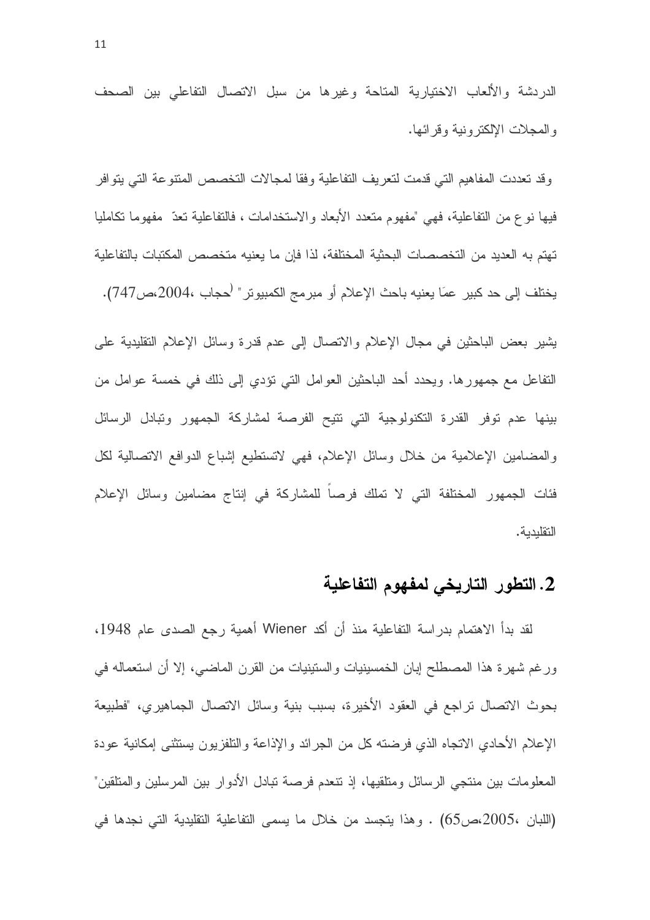الدردشة والألعاب الاختيارية المتاحة وغيرها من سبل الاتصال التفاعلي بين الصحف والمجلات الإلكترونية وقرائها.

وقد تعددت المفاهيم التي قدمت لتعريف التفاعلية وفقا لمجالات التخصص المتنوعة التي يتوافر فيها نوع من التفاعلية، فهي "مفهوم متعدد الأبعاد والاستخدامات ، فالتفاعلية تعدّ مفهوما تكامليا تهتم به العديد من التخصصات البحثية المختلفة، لذا فإن ما يعنيه متخصص المكتبات بالتفاعلية يختلف إلى حد كبير عمّا يعنيه باحث الإعلام أو مبرمج الكمبيوتر" (حجاب ،2004،ص747).

يشير بعض الباحثين في مجال الإعلام والاتصال إلى عدم قدرة وسائل الإعلام التقليدية على التفاعل مع جمهورها. ويحدد أحد الباحثين العوامل التي تؤدي إلى ذلك في خمسة عوامل من بينها عدم توفر القدرة التكنولوجية التي تتيح الفرصة لمشاركة الجمهور وتبادل الرسائل والمضامين الإعلامية من خلال وسائل الإعلام، فهي لاتستطيع إشباع الدوافع الاتصالية لكل فئات الجمهور المختلفة التي لا تملك فرصاً للمشاركة في إنتاج مضامين وسائل الإعلام التقليدية.

## 2. التطور التاريخي لمفهوم التفاعلية

لقد بدأ الاهتمام بدراسة التفاعلية منذ أن أكد Wiener أهمية رجع الصدى عام 1948، ورغم شهرة هذا المصطلح إبان الخمسينيات والستينيات من القرن الماضي، إلا أن استعماله في بحوث الاتصال تراجع في العقود الأخيرة، بسبب بنية وسائل الاتصال الجماهيري، "فطبيعة الإعلام الأحادي الاتجاه الذي فرضته كل من الجرائد والإذاعة والتلفزيون يستثنى إمكانية عودة المعلومات بين منتجي الرسائل ومتلقيها، إذ تنعدم فرصة تبادل الأدوار بين المرسلين والمتلقين" (اللبان ،2005،ص65) . وهذا يتجسد من خلال ما يسمى التفاعلية التقليدية التي نجدها في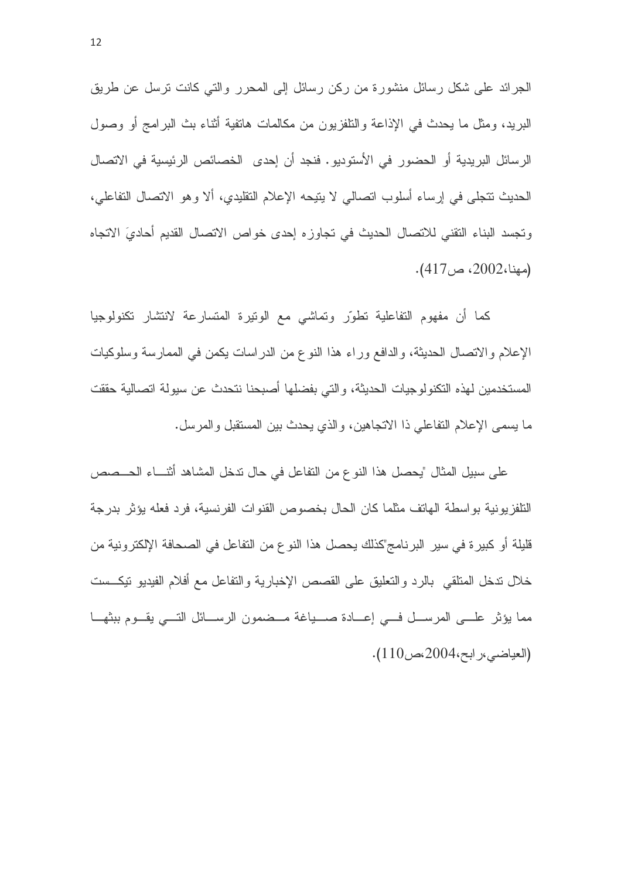الجرائد على شكل رسائل منشورة من ركن رسائل إلى المحرر والتي كانت ترسل عن طريق البريد، ومثل ما يحدث في الإذاعة والتلفزيون من مكالمات هاتفية أثناء بث البرامج أو وصول الرسائل البريدية أو الحضور في الأستوديو. فنجد أن إحدى الخصائص الرئيسية في الاتصال الحديث تتجلى في إرساء أسلوب اتصالي لا يتيحه الإعلام التقليدي، ألا وهو الاتصال التفاعلي، وتجسد البناء التقني للاتصال الحديث في تجاوزه إحدى خواص الاتصال القديم أحاديَ الاتجاه (مهنا،2002، ص417).

كما أن مفهوم التفاعلية تطوّر وتماشي مع الوتيرة المتسارعة لانتشار تكنولوجيا الإعلام والاتصال الحديثة، والدافع وراء هذا النوع من الدراسات يكمن في الممارسة وسلوكيات المستخدمين لهذه التكنولوجيات الحديثة، والتي بفضلها أصبحنا نتحدث عن سيولة اتصالية حققت ما يسمى الإعلام التفاعلي ذا الاتجاهين، والذي يحدث بين المستقبل والمرسل.

على سبيل المثال "يحصل هذا النوع من التفاعل في حال تدخل المشاهد أثناء الحصص التلفزيونية بواسطة الهاتف مثلما كان الحال بخصوص القنوات الفرنسية، فرد فعله يؤثر بدرجة قليلة أو كبيرة في سير البرنامج"كذلك يحصل هذا النوع من التفاعل في الصحافة الإلكترونية من خلال تدخل المتلقي بالرد والتعليق على القصص الإخبارية والتفاعل مع أفلام الفيديو تيكست مما يؤثر على المرسل في إعادة صياغة مضمون الرسائل التي يقوم ببثها (العياضي،رابح،2004،ص110).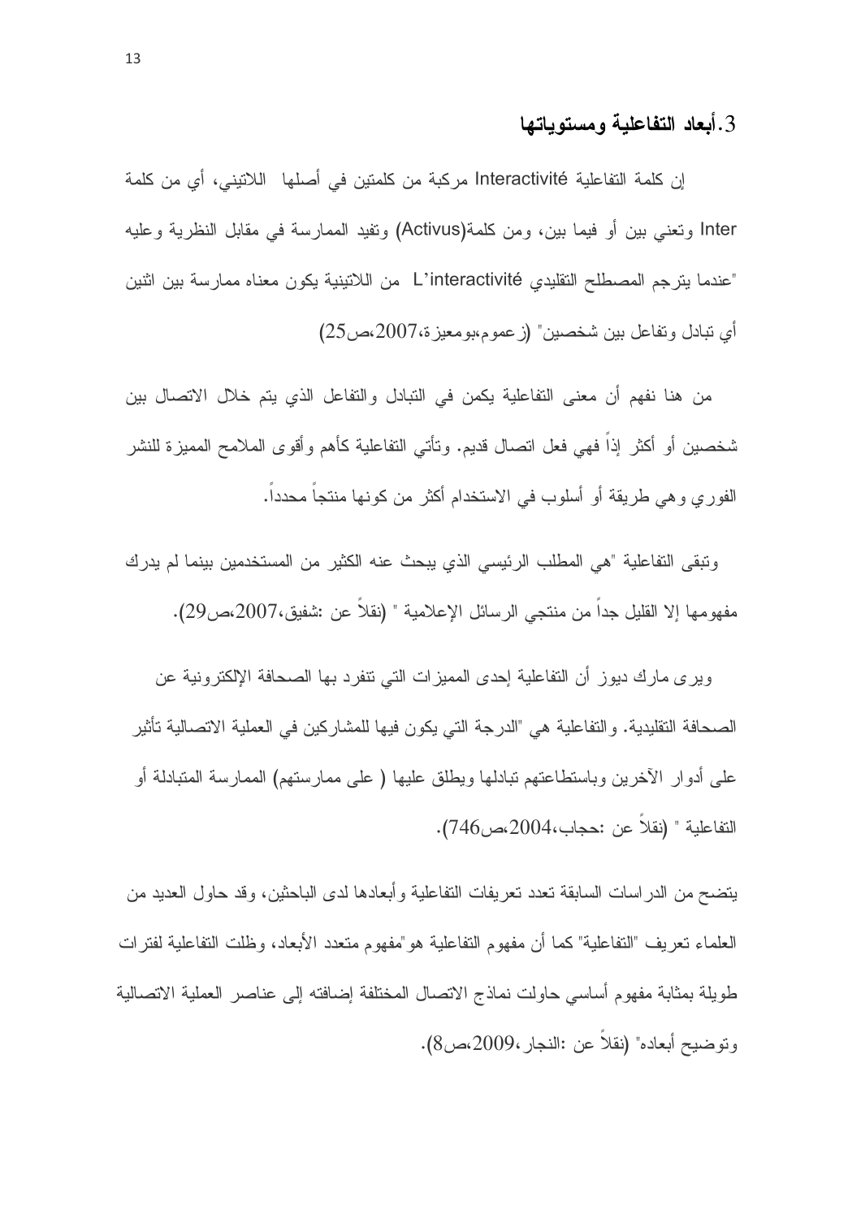### 3. أبعاد التفاعلية ومستوياتها

إن كلمة التفاعلية Interactivité مركبة من كلمتين في أصلها اللاتيني، أي من كلمة Inter وتعني بين أو فيما بين، ومن كلمة(Activus) وتفيد الممارسة في مقابل النظرية وعليه "عندما يترجم المصطلح التقليدي L'interactivité من اللاتينية يكون معناه ممارسة بين اثنين أي تبادل وتفاعل بين شخصين" (زعموم،بومعيزة،2007،ص25)

من هنا نفهم أن معنى التفاعلية يكمن في التبادل والتفاعل الذي يتم خلال الاتصال بين شخصين أو أكثر إذاً فهي فعل اتصال قديم. وتأتي التفاعلية كأهم وأقوى الملامح المميزة للنشر الفوري وهي طريقة أو أسلوب في الاستخدام أكثر من كونها منتجاً محدداً.

وتبقى التفاعلية "هي المطلب الرئيسي الذي يبحث عنه الكثير من المستخدمين بينما لم يدرك مفهومها إلا القليل جداً من منتجي الرسائل الإعلامية " (نقلاً عن :شفيق،2007،ص29).

ويرى مارك ديوز أن التفاعلية إحدى المميزات التي تنفرد بها الصحافة الإلكترونية عن الصحافة التقليدية. والتفاعلية هي "الدرجة التي يكون فيها للمشاركين في العملية الاتصالية تأثير على أدوار الآخرين وباستطاعتهم تبادلها ويطلق عليها ( على ممارستهم) الممارسة المتبادلة أو التفاعلية " (نقلاً عن :حجاب،2004،ص746).

يتضح من الدراسات السابقة تعدد تعريفات التفاعلية وأبعادها لدى الباحثين، وقد حاول العديد من العلماء تعريف "التفاعلية" كما أن مفهوم التفاعلية هو"مفهوم متعدد الأبعاد، وظلت التفاعلية لفترات طويلة بمثابة مفهوم أساسي حاولت نماذج الاتصال المختلفة إضافته إلى عناصر العملية الاتصالية وتوضيح أبعاده" (نقلاً عن :النجار،2009،ص8).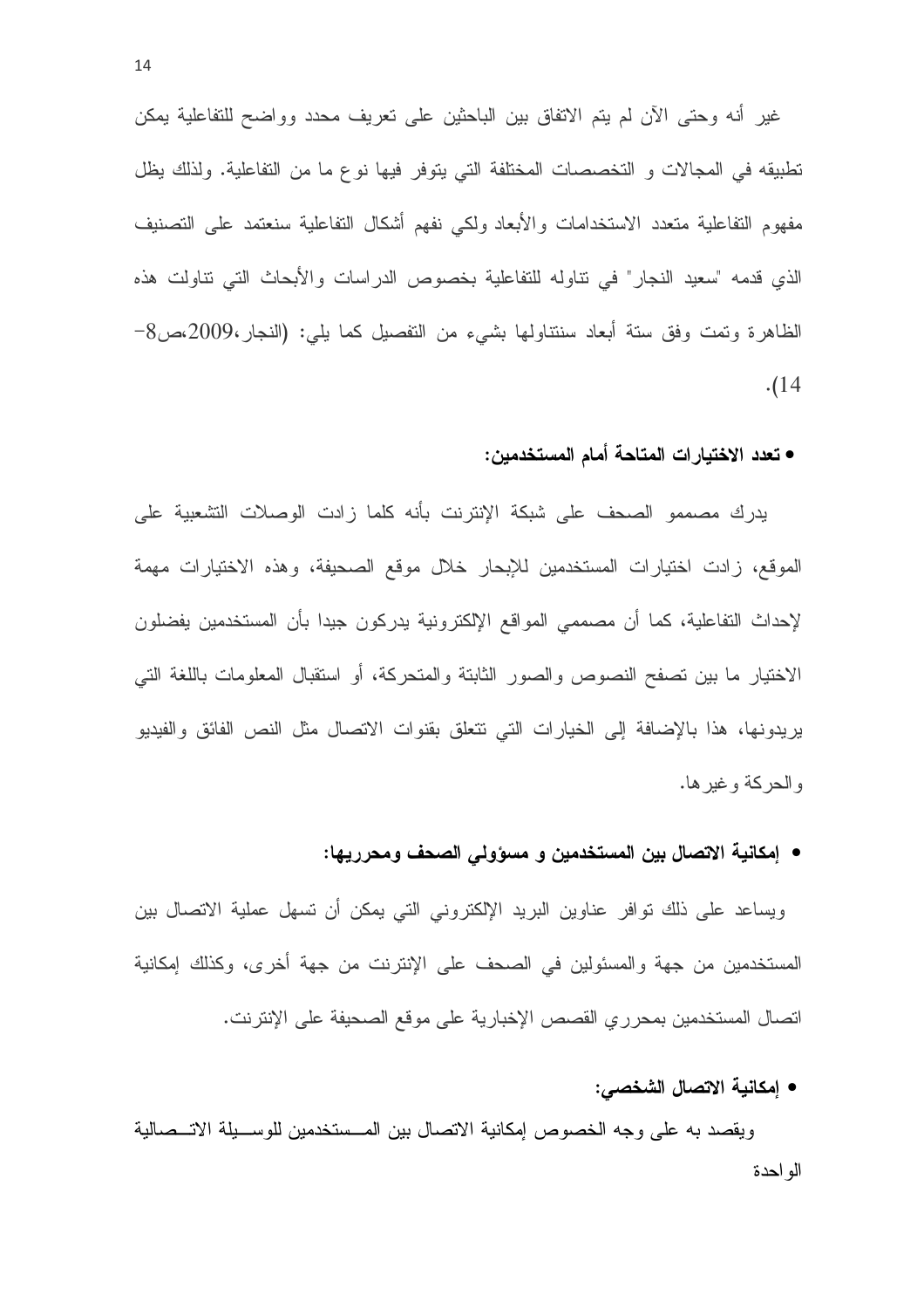غير أنه وحتى الآن لم يتم الاتفاق بين الباحثين على تعريف محدد وواضح للتفاعلية يمكن تطبيقه في المجالات و التخصصات المختلفة التي يتوفر فيها نوع ما من التفاعلية. ولذلك يظل مفهوم التفاعلية متعدد الاستخدامات والأبعاد ولكي نفهم أشكال التفاعلية سنعتمد على التصنيف الذي قدمه "سعيد النجار" في تناوله للتفاعلية بخصوص الدراسات والأبحاث التي تناولت هذه الظاهرة وتمت وفق ستة أبعاد سنتناولها بشيء من التفصيل كما يلي: (النجار،2009،ص8-14).

- **تعدد الاختيارات المتاحة أمام المستخدمين:**

يدرك مصممو الصحف على شبكة الإنترنت بأنه كلما زادت الوصلات التشعبية على الموقع، زادت اختيارات المستخدمين للإبحار خلال موقع الصحيفة، وهذه الاختيارات مهمة لإحداث التفاعلية، كما أن مصممي المواقع الإلكترونية يدركون جيدا بأن المستخدمين يفضلون الاختيار ما بين تصفح النصوص والصور الثابتة والمتحركة، أو استقبال المعلومات باللغة التي يريدونها، هذا بالإضافة إلى الخيارات التي تتعلق بقنوات الاتصال مثل النص الفائق والفيديو والحركة وغيرها.

- **إمكانية الاتصال بين المستخدمين و مسؤولي الصحف ومحرريها:**

ويساعد على ذلك توافر عناوين البريد الإلكتروني التي يمكن أن تسهل عملية الاتصال بين المستخدمين من جهة والمسئولين في الصحف على الإنترنت من جهة أخرى، وكذلك إمكانية اتصال المستخدمين بمحرري القصص الإخبارية على موقع الصحيفة على الإنترنت.

- **إمكانية الاتصال الشخصي:**

ويقصد به على وجه الخصوص إمكانية الاتصال بين المستخدمين للوسيلة الاتصالية الواحدة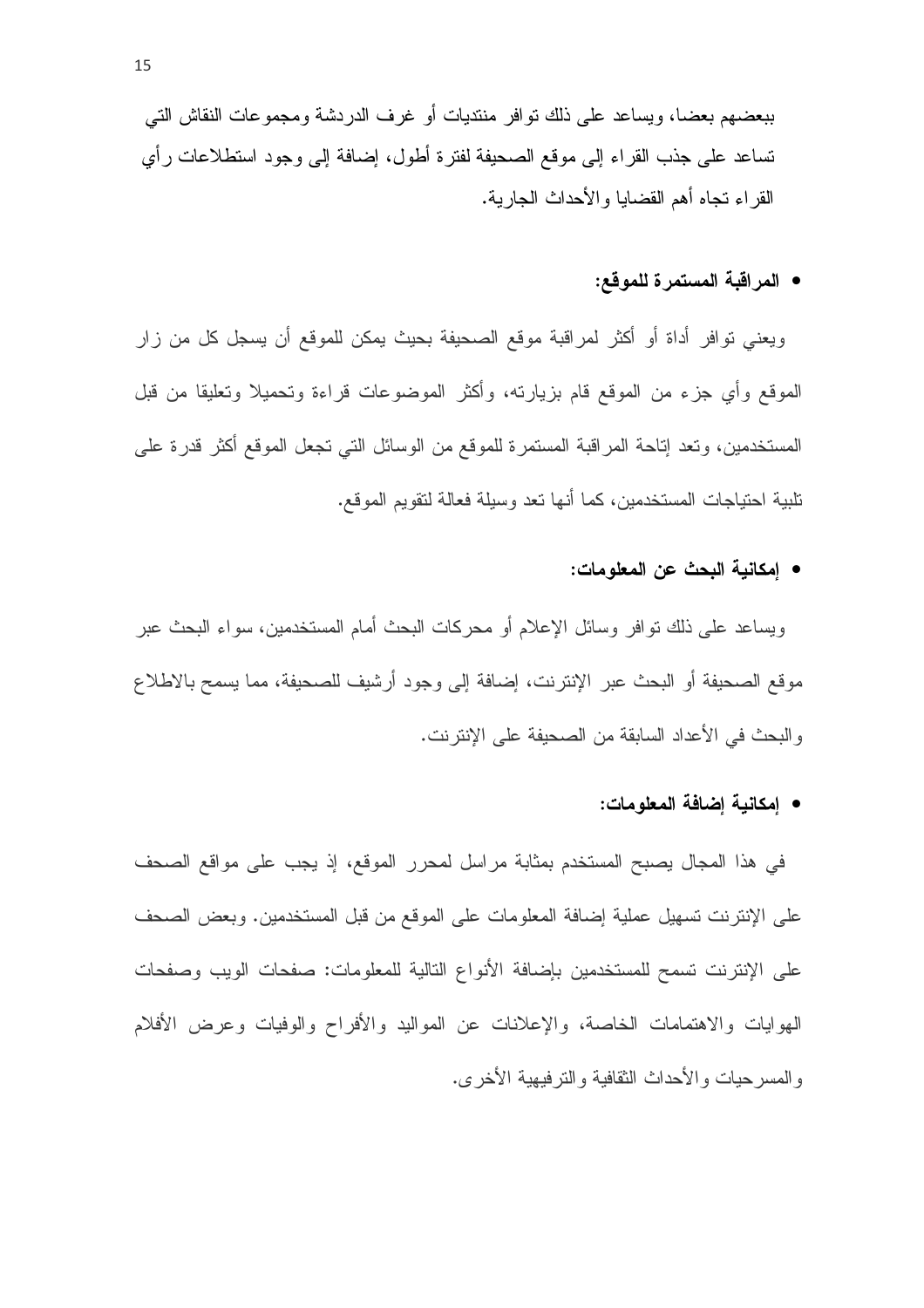ببعضهم بعضا، ويساعد على ذلك توافر منتديات أو غرف الدردشة ومجموعات النقاش التي تساعد على جذب القراء إلى موقع الصحيفة لفترة أطول، إضافة إلى وجود استطلاعات رأي القراء تجاه أهم القضايا والأحداث الجارية.

- **المراقبة المستمرة للموقع:**

ويعني توافر أداة أو أكثر لمراقبة موقع الصحيفة بحيث يمكن للموقع أن يسجل كل من زار الموقع وأي جزء من الموقع قام بزيارته، وأكثر الموضوعات قراءة وتحميلا وتعليقا من قبل المستخدمين، وتعد إتاحة المراقبة المستمرة للموقع من الوسائل التي تجعل الموقع أكثر قدرة على تلبية احتياجات المستخدمين، كما أنها تعد وسيلة فعالة لتقويم الموقع.

- **إمكانية البحث عن المعلومات:**

ويساعد على ذلك توافر وسائل الإعلام أو محركات البحث أمام المستخدمين، سواء البحث عبر موقع الصحيفة أو البحث عبر الإنترنت، إضافة إلى وجود أرشيف للصحيفة، مما يسمح بالاطلاع والبحث في الأعداد السابقة من الصحيفة على الإنترنت.

- **إمكانية إضافة المعلومات:**

في هذا المجال يصبح المستخدم بمثابة مراسل لمحرر الموقع، إذ يجب على مواقع الصحف على الإنترنت تسهيل عملية إضافة المعلومات على الموقع من قبل المستخدمين. وبعض الصحف على الإنترنت تسمح للمستخدمين بإضافة الأنواع التالية للمعلومات: صفحات الويب وصفحات الهوايات والاهتمامات الخاصة، والإعلانات عن المواليد والأفراح والوفيات وعرض الأفلام والمسرحيات والأحداث الثقافية والترفيهية الأخرى.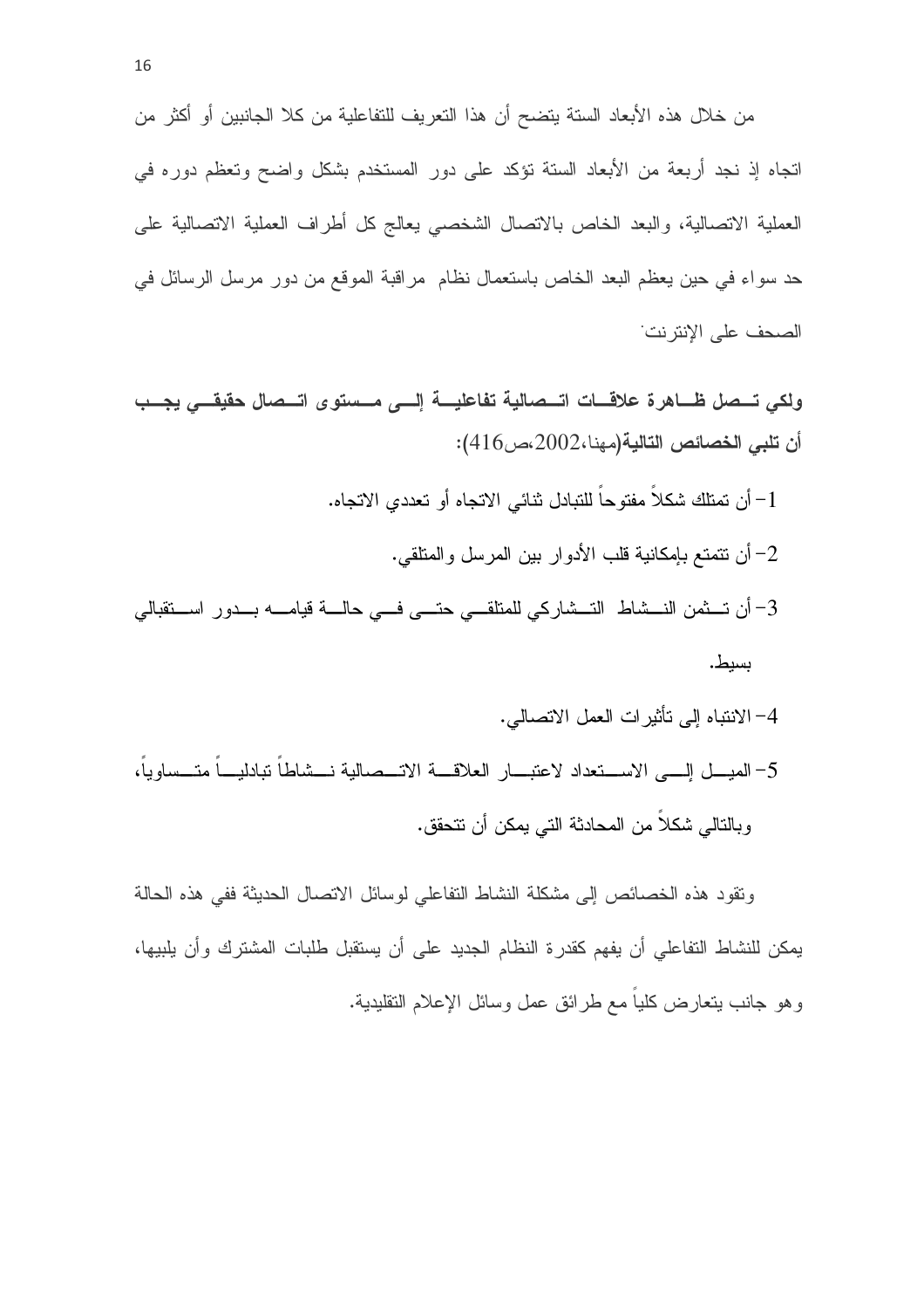من خلال هذه الأبعاد الستة يتضح أن هذا التعريف للتفاعلية من كلا الجانبين أو أكثر من اتجاه إذ نجد أربعة من الأبعاد الستة تؤكد على دور المستخدم بشكل واضح وتعظم دوره في العملية الاتصالية، والبعد الخاص بالاتصال الشخصي يعالج كل أطراف العملية الاتصالية على حد سواء في حين يعظم البعد الخاص باستعمال نظام مراقبة الموقع من دور مرسل الرسائل في الصحف على الإنترنت.

**ولكي تصل ظاهرة علاقات اتصالية تفاعلية إلى مستوى اتصال حقيقي يجب أن تلبي الخصائص التالية**(مهنا،2002،ص416):

1- أن تمتلك شكلاً مفتوحاً للتبادل ثنائي الاتجاه أو تعددي الاتجاه.

2- أن تتمتع بإمكانية قلب الأدوار بين المرسل والمتلقي.

3- أن تثمن النشاط التشاركي للمتلقي حتى في حالة قيامه بدور استقبالي بسيط.

4- الانتباه إلى تأثيرات العمل الاتصالي.

5- الميل إلى الاستعداد لاعتبار العلاقة الاتصالية نشاطاً تبادلياً متساوياً، وبالتالي شكلاً من المحادثة التي يمكن أن تتحقق.

وتقود هذه الخصائص إلى مشكلة النشاط التفاعلي لوسائل الاتصال الحديثة ففي هذه الحالة يمكن للنشاط التفاعلي أن يفهم كقدرة النظام الجديد على أن يستقبل طلبات المشترك وأن يلبيها، وهو جانب يتعارض كلياً مع طرائق عمل وسائل الإعلام التقليدية.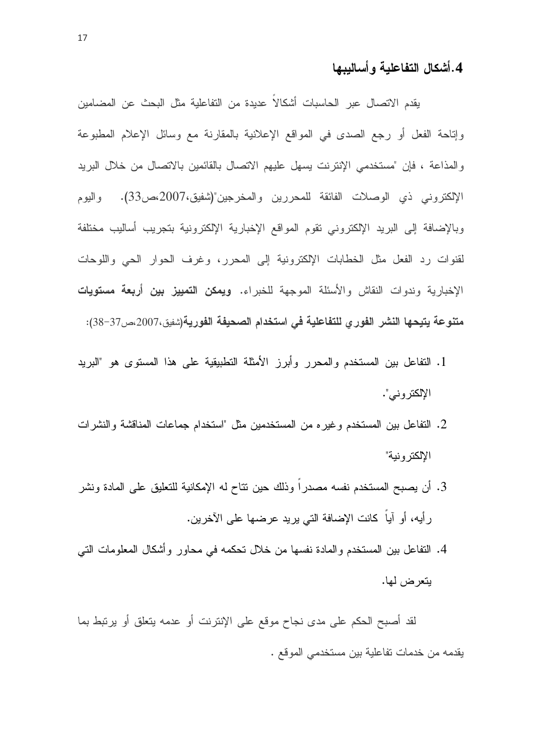## 4.أشكال التفاعلية وأساليبها

يقدم الاتصال عبر الحاسبات أشكالاً عديدة من التفاعلية مثل البحث عن المضامين وإتاحة الفعل أو رجع الصدى في المواقع الإعلانية بالمقارنة مع وسائل الإعلام المطبوعة والمذاعة ، فإن "مستخدمي الإنترنت يسهل عليهم الاتصال بالقائمين بالاتصال من خلال البريد الإلكتروني ذي الوصلات الفائقة للمحررين والمخرجين"(شفيق،2007،ص33). واليوم وبالإضافة إلى البريد الإلكتروني تقوم المواقع الإخبارية الإلكترونية بتجريب أساليب مختلفة لقنوات رد الفعل مثل الخطابات الإلكترونية إلى المحرر، وغرف الحوار الحي واللوحات الإخبارية وندوات النقاش والأسئلة الموجهة للخبراء. **ويمكن التمييز بين أربعة مستويات متنوعة يتيحها النشر الفوري للتفاعلية في استخدام الصحيفة الفورية**(شفيق،2007،ص37-38):

1. التفاعل بين المستخدم والمحرر وأبرز الأمثلة التطبيقية على هذا المستوى هو "البريد الإلكتروني".
2. التفاعل بين المستخدم وغيره من المستخدمين مثل "استخدام جماعات المناقشة والنشرات الإلكترونية"
3. أن يصبح المستخدم نفسه مصدراً وذلك حين تتاح له الإمكانية للتعليق على المادة ونشر رأيه، أو آياً كانت الإضافة التي يريد عرضها على الآخرين.
4. التفاعل بين المستخدم والمادة نفسها من خلال تحكمه في محاور وأشكال المعلومات التي يتعرض لها.

لقد أصبح الحكم على مدى نجاح موقع على الإنترنت أو عدمه يتعلق أو يرتبط بما يقدمه من خدمات تفاعلية بين مستخدمي الموقع .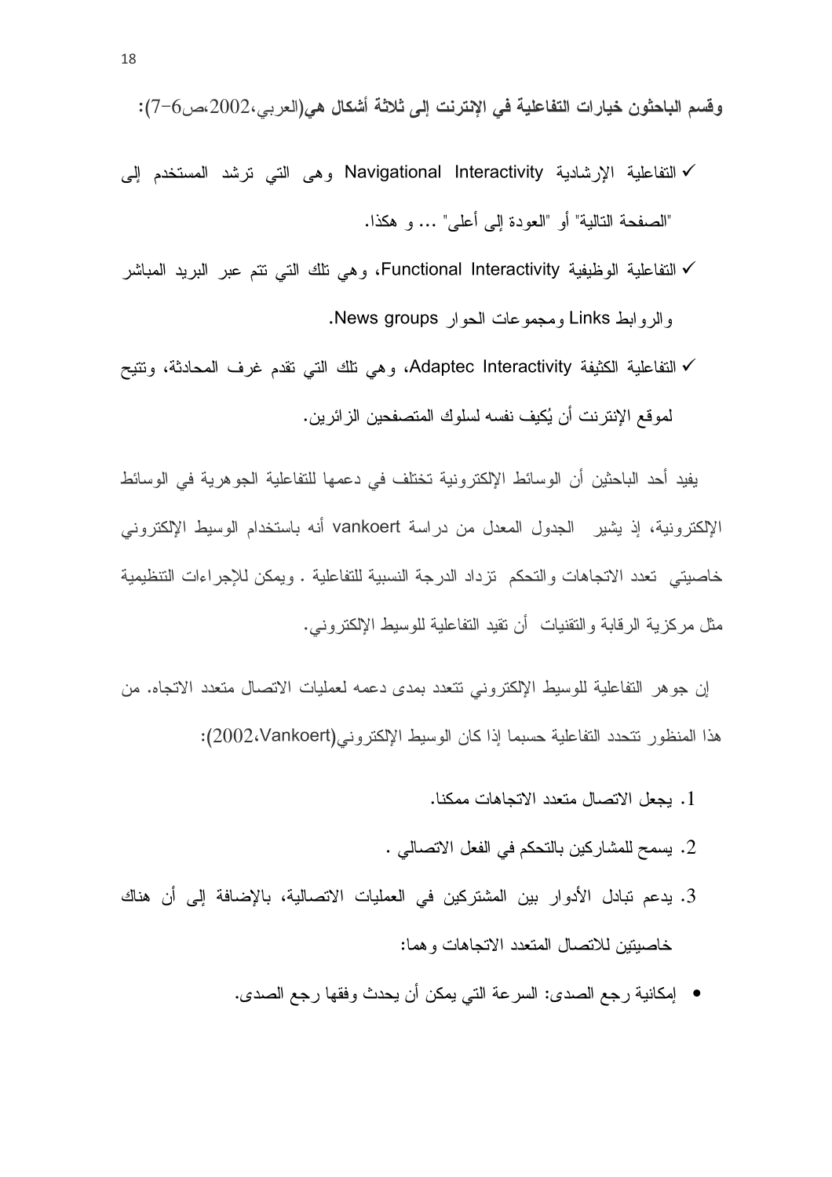**وقسم الباحثون خيارات التفاعلية في الإنترنت إلى ثلاثة أشكال هي**(العربي،2002،ص6-7):

- ✓ التفاعلية الإرشادية Navigational Interactivity وهى التي ترشد المستخدم إلى "الصفحة التالية" أو "العودة إلى أعلى" ... و هكذا.
- ✓ التفاعلية الوظيفية Functional Interactivity، وهي تلك التي تتم عبر البريد المباشر والروابط Links ومجموعات الحوار News groups.
- ✓ التفاعلية الكثيفة Adaptec Interactivity، وهي تلك التي تقدم غرف المحادثة، وتتيح لموقع الإنترنت أن يُكيف نفسه لسلوك المتصفحين الزائرين.

يفيد أحد الباحثين أن الوسائط الإلكترونية تختلف في دعمها للتفاعلية الجوهرية في الوسائط الإلكترونية، إذ يشير الجدول المعدل من دراسة vankoert أنه باستخدام الوسيط الإلكتروني خاصيتي تعدد الاتجاهات والتحكم تزداد الدرجة النسبية للتفاعلية . ويمكن للإجراءات التنظيمية مثل مركزية الرقابة والتقنيات أن تقيد التفاعلية للوسيط الإلكتروني.

إن جوهر التفاعلية للوسيط الإلكتروني تتعدد بمدى دعمه لعمليات الاتصال متعدد الاتجاه. من هذا المنظور تتحدد التفاعلية حسبما إذا كان الوسيط الإلكتروني(Vankoert،2002):

1. يجعل الاتصال متعدد الاتجاهات ممكنا.
2. يسمح للمشاركين بالتحكم في الفعل الاتصالي .
3. يدعم تبادل الأدوار بين المشتركين في العمليات الاتصالية، بالإضافة إلى أن هناك خاصيتين للاتصال المتعدد الاتجاهات وهما:

- إمكانية رجع الصدى: السرعة التي يمكن أن يحدث وفقها رجع الصدى.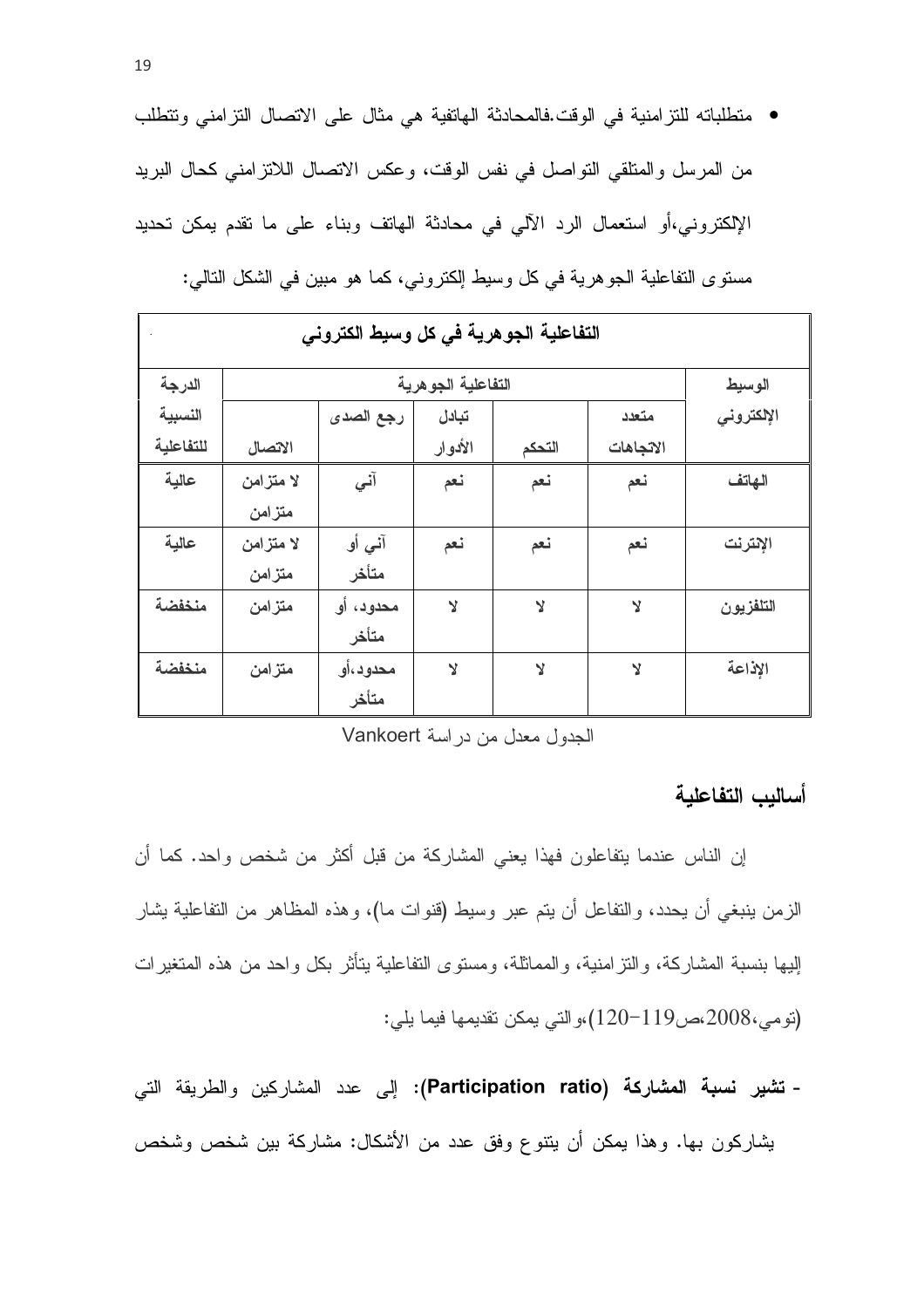- متطلباته للتزامنية في الوقت.فالمحادثة الهاتفية هي مثال على الاتصال التزامني وتتطلب من المرسل والمتلقي التواصل في نفس الوقت، وعكس الاتصال اللاتزامني كحال البريد الإلكتروني،أو استعمال الرد الآلي في محادثة الهاتف وبناء على ما تقدم يمكن تحديد مستوى التفاعلية الجوهرية في كل وسيط إلكتروني، كما هو مبين في الشكل التالي:

| التفاعلية الجوهرية في كل وسيط الكتروني | | | | | | |
|---|---|---|---|---|---|---|
| الوسيط الإلكتروني | التفاعلية الجوهرية | | | | | الدرجة النسبية للتفاعلية |
| | متعدد الاتجاهات | التحكم | تبادل الأدوار | رجع الصدى | الاتصال | |
| الهاتف | نعم | نعم | نعم | آني | لا متزامن متزامن | عالية |
| الإنترنت | نعم | نعم | نعم | آني أو متأخر | لا متزامن متزامن | عالية |
| التلفزيون | لا | لا | لا | محدود، أو متأخر | متزامن | منخفضة |
| الإذاعة | لا | لا | لا | محدود،أو متأخر | متزامن | منخفضة |

الجدول معدل من دراسة Vankoert

## أساليب التفاعلية

إن الناس عندما يتفاعلون فهذا يعني المشاركة من قبل أكثر من شخص واحد. كما أن الزمن ينبغي أن يحدد، والتفاعل أن يتم عبر وسيط (قنوات ما)، وهذه المظاهر من التفاعلية يشار إليها بنسبة المشاركة، والتزامنية، والمماثلة، ومستوى التفاعلية يتأثر بكل واحد من هذه المتغيرات (تومي،2008،ص119-120)،والتي يمكن تقديمها فيما يلي:

- **تشير نسبة المشاركة (Participation ratio)**: إلى عدد المشاركين والطريقة التي يشاركون بها. وهذا يمكن أن يتنوع وفق عدد من الأشكال: مشاركة بين شخص وشخص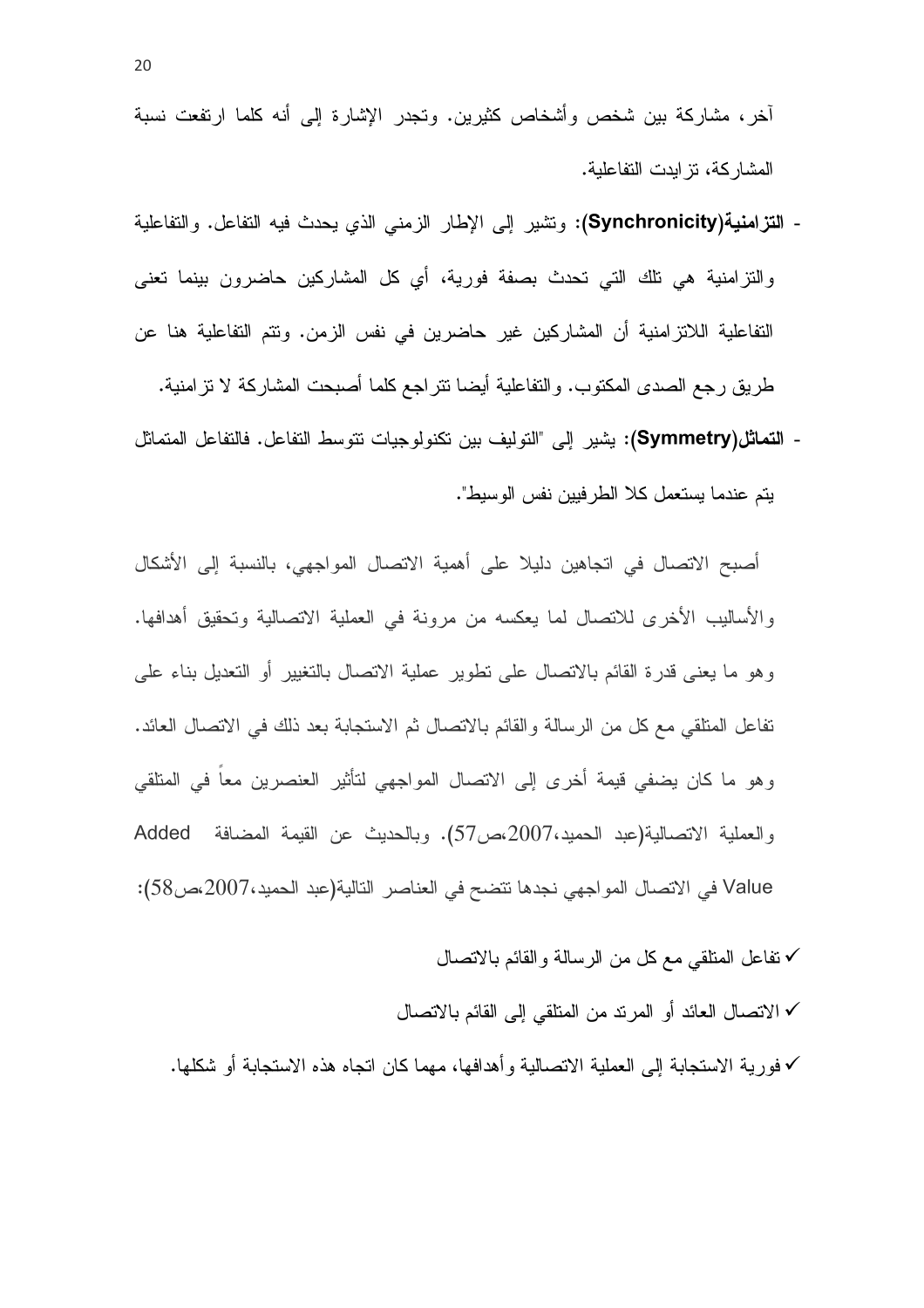آخر، مشاركة بين شخص وأشخاص كثيرين. وتجدر الإشارة إلى أنه كلما ارتفعت نسبة المشاركة، تزايدت التفاعلية.

- **التزامنية(Synchronicity)**: وتشير إلى الإطار الزمني الذي يحدث فيه التفاعل. والتفاعلية والتزامنية هي تلك التي تحدث بصفة فورية، أي كل المشاركين حاضرون بينما تعنى التفاعلية اللاتزامنية أن المشاركين غير حاضرين في نفس الزمن. وتتم التفاعلية هنا عن طريق رجع الصدى المكتوب. والتفاعلية أيضا تتراجع كلما أصبحت المشاركة لا تزامنية.
- **التماثل(Symmetry)**: يشير إلى "التوليف بين تكنولوجيات تتوسط التفاعل. فالتفاعل المتماثل يتم عندما يستعمل كلا الطرفيين نفس الوسيط".

أصبح الاتصال في اتجاهين دليلا على أهمية الاتصال المواجهي، بالنسبة إلى الأشكال والأساليب الأخرى للاتصال لما يعكسه من مرونة في العملية الاتصالية وتحقيق أهدافها. وهو ما يعنى قدرة القائم بالاتصال على تطوير عملية الاتصال بالتغيير أو التعديل بناء على تفاعل المتلقي مع كل من الرسالة والقائم بالاتصال ثم الاستجابة بعد ذلك في الاتصال العائد. وهو ما كان يضفي قيمة أخرى إلى الاتصال المواجهي لتأثير العنصرين معاً في المتلقي والعملية الاتصالية(عبد الحميد،2007،ص57). وبالحديث عن القيمة المضافة Added Value في الاتصال المواجهي نجدها تتضح في العناصر التالية(عبد الحميد،2007،ص58):

- ✓ تفاعل المتلقي مع كل من الرسالة والقائم بالاتصال
- ✓ الاتصال العائد أو المرتد من المتلقي إلى القائم بالاتصال
- ✓ فورية الاستجابة إلى العملية الاتصالية وأهدافها، مهما كان اتجاه هذه الاستجابة أو شكلها.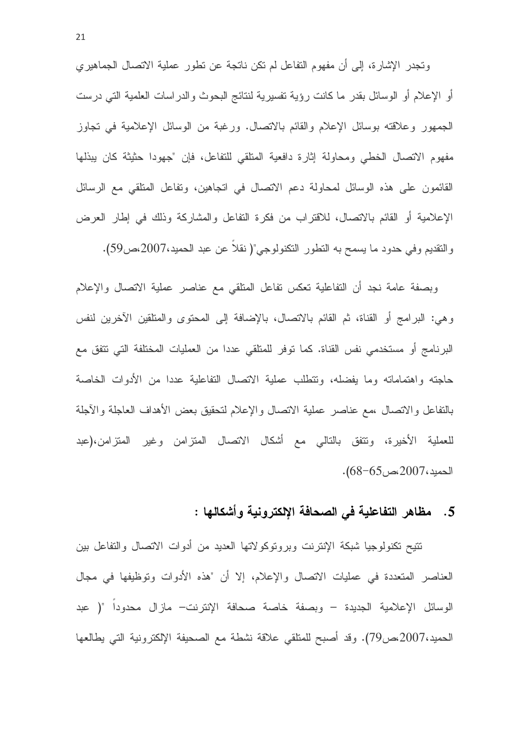وتجدر الإشارة، إلى أن مفهوم التفاعل لم تكن ناتجة عن تطور عملية الاتصال الجماهيري أو الإعلام أو الوسائل بقدر ما كانت رؤية تفسيرية لنتائج البحوث والدراسات العلمية التي درست الجمهور وعلاقته بوسائل الإعلام والقائم بالاتصال. ورغبة من الوسائل الإعلامية في تجاوز مفهوم الاتصال الخطي ومحاولة إثارة دافعية المتلقي للتفاعل، فإن "جهودا حثيثة كان يبذلها القائمون على هذه الوسائل لمحاولة دعم الاتصال في اتجاهين، وتفاعل المتلقي مع الرسائل الإعلامية أو القائم بالاتصال، للاقتراب من فكرة التفاعل والمشاركة وذلك في إطار العرض والتقديم وفي حدود ما يسمح به التطور التكنولوجي"( نقلاً عن عبد الحميد،2007،ص59).

وبصفة عامة نجد أن التفاعلية تعكس تفاعل المتلقي مع عناصر عملية الاتصال والإعلام وهي: البرامج أو القناة، ثم القائم بالاتصال، بالإضافة إلى المحتوى والمتلقين الآخرين لنفس البرنامج أو مستخدمي نفس القناة. كما توفر للمتلقي عددا من العمليات المختلفة التي تتفق مع حاجته واهتماماته وما يفضله، وتتطلب عملية الاتصال التفاعلية عددا من الأدوات الخاصة بالتفاعل والاتصال ،مع عناصر عملية الاتصال والإعلام لتحقيق بعض الأهداف العاجلة والآجلة للعملية الأخيرة، وتتفق بالتالي مع أشكال الاتصال المتزامن وغير المتزامن،(عبد الحميد،2007،ص65-68).

## 5. مظاهر التفاعلية في الصحافة الإلكترونية وأشكالها :

تتيح تكنولوجيا شبكة الإنترنت وبروتوكولاتها العديد من أدوات الاتصال والتفاعل بين العناصر المتعددة في عمليات الاتصال والإعلام، إلا أن "هذه الأدوات وتوظيفها في مجال الوسائل الإعلامية الجديدة – وبصفة خاصة صحافة الإنترنت– مازال محدوداً "( عبد الحميد،2007،ص79). وقد أصبح للمتلقي علاقة نشطة مع الصحيفة الإلكترونية التي يطالعها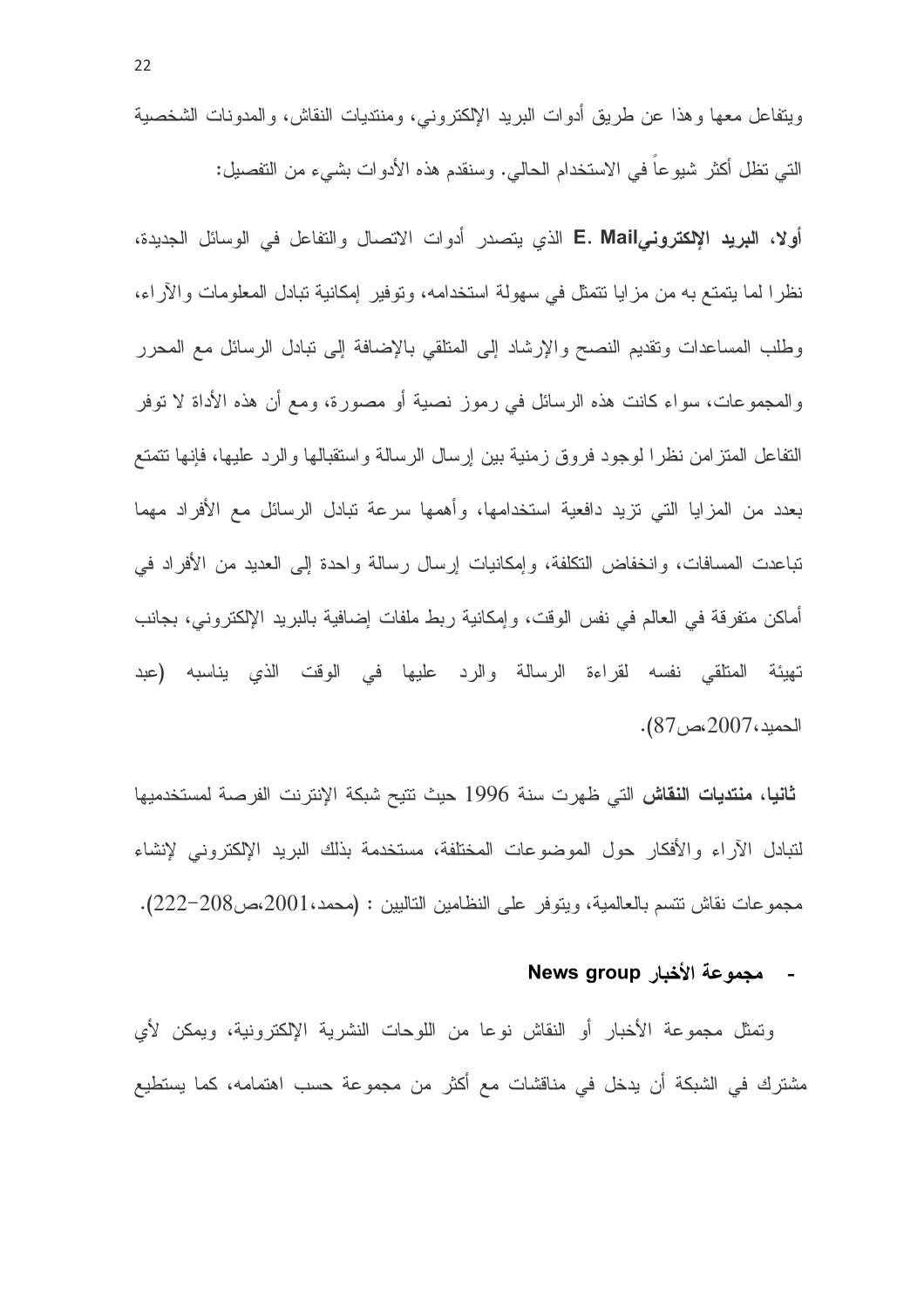ويتفاعل معها وهذا عن طريق أدوات البريد الإلكتروني، ومنتديات النقاش، والمدونات الشخصية التي تظل أكثر شيوعاً في الاستخدام الحالي. وسنقدم هذه الأدوات بشيء من التفصيل:

**أولا، البريد الإلكتروني E. Mail** الذي يتصدر أدوات الاتصال والتفاعل في الوسائل الجديدة، نظرا لما يتمتع به من مزايا تتمثل في سهولة استخدامه، وتوفير إمكانية تبادل المعلومات والآراء، وطلب المساعدات وتقديم النصح والإرشاد إلى المتلقي بالإضافة إلى تبادل الرسائل مع المحرر والمجموعات، سواء كانت هذه الرسائل في رموز نصية أو مصورة، ومع أن هذه الأداة لا توفر التفاعل المتزامن نظرا لوجود فروق زمنية بين إرسال الرسالة واستقبالها والرد عليها، فإنها تتمتع بعدد من المزايا التي تزيد دافعية استخدامها، وأهمها سرعة تبادل الرسائل مع الأفراد مهما تباعدت المسافات، وانخفاض التكلفة، وإمكانيات إرسال رسالة واحدة إلى العديد من الأفراد في أماكن متفرقة في العالم في نفس الوقت، وإمكانية ربط ملفات إضافية بالبريد الإلكتروني، بجانب تهيئة المتلقي نفسه لقراءة الرسالة والرد عليها في الوقت الذي يناسبه (عبد الحميد،2007،ص87).

**ثانيا، منتديات النقاش** التي ظهرت سنة 1996 حيث تتيح شبكة الإنترنت الفرصة لمستخدميها لتبادل الآراء والأفكار حول الموضوعات المختلفة، مستخدمة بذلك البريد الإلكتروني لإنشاء مجموعات نقاش تتسم بالعالمية، ويتوفر على النظامين التاليين : (محمد،2001،ص208-222).

- **مجموعة الأخبار News group**

وتمثل مجموعة الأخبار أو النقاش نوعا من اللوحات النشرية الإلكترونية، ويمكن لأي مشترك في الشبكة أن يدخل في مناقشات مع أكثر من مجموعة حسب اهتمامه، كما يستطيع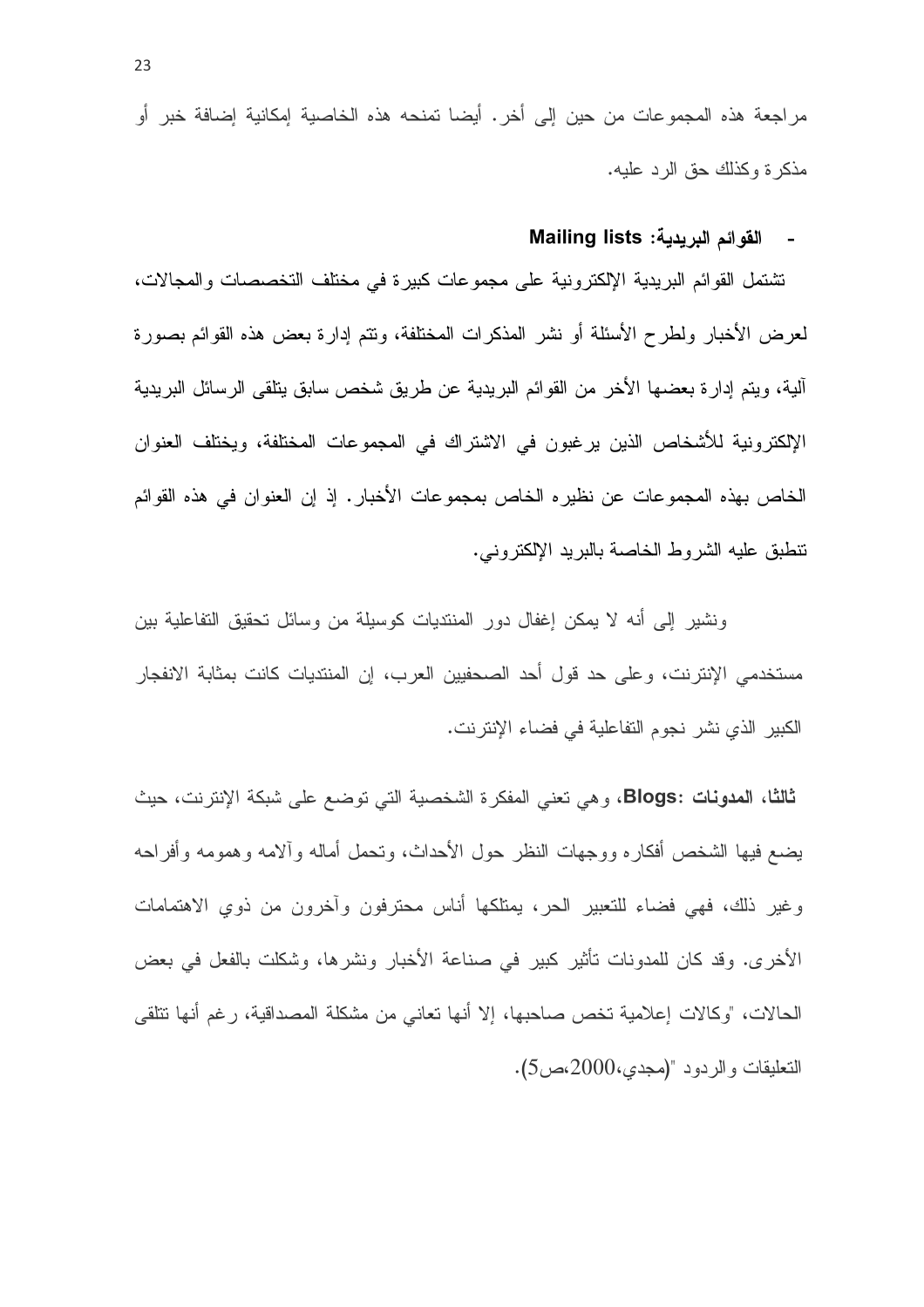مراجعة هذه المجموعات من حين إلى أخر. أيضا تمنحه هذه الخاصية إمكانية إضافة خبر أو مذكرة وكذلك حق الرد عليه.

- **القوائم البريدية: Mailing lists**

تشتمل القوائم البريدية الإلكترونية على مجموعات كبيرة في مختلف التخصصات والمجالات، لعرض الأخبار ولطرح الأسئلة أو نشر المذكرات المختلفة، وتتم إدارة بعض هذه القوائم بصورة آلية، ويتم إدارة بعضها الأخر من القوائم البريدية عن طريق شخص سابق يتلقى الرسائل البريدية الإلكترونية للأشخاص الذين يرغبون في الاشتراك في المجموعات المختلفة، ويختلف العنوان الخاص بهذه المجموعات عن نظيره الخاص بمجموعات الأخبار. إذ إن العنوان في هذه القوائم تنطبق عليه الشروط الخاصة بالبريد الإلكتروني.

ونشير إلى أنه لا يمكن إغفال دور المنتديات كوسيلة من وسائل تحقيق التفاعلية بين مستخدمي الإنترنت، وعلى حد قول أحد الصحفيين العرب، إن المنتديات كانت بمثابة الانفجار الكبير الذي نشر نجوم التفاعلية في فضاء الإنترنت.

**ثالثا، المدونات :Blogs**، وهي تعني المفكرة الشخصية التي توضع على شبكة الإنترنت، حيث يضع فيها الشخص أفكاره ووجهات النظر حول الأحداث، وتحمل أماله وآلامه وهمومه وأفراحه وغير ذلك، فهي فضاء للتعبير الحر، يمتلكها أناس محترفون وآخرون من ذوي الاهتمامات الأخرى. وقد كان للمدونات تأثير كبير في صناعة الأخبار ونشرها، وشكلت بالفعل في بعض الحالات، "وكالات إعلامية تخص صاحبها، إلا أنها تعاني من مشكلة المصداقية، رغم أنها تتلقى التعليقات والردود "(مجدي،2000،ص5).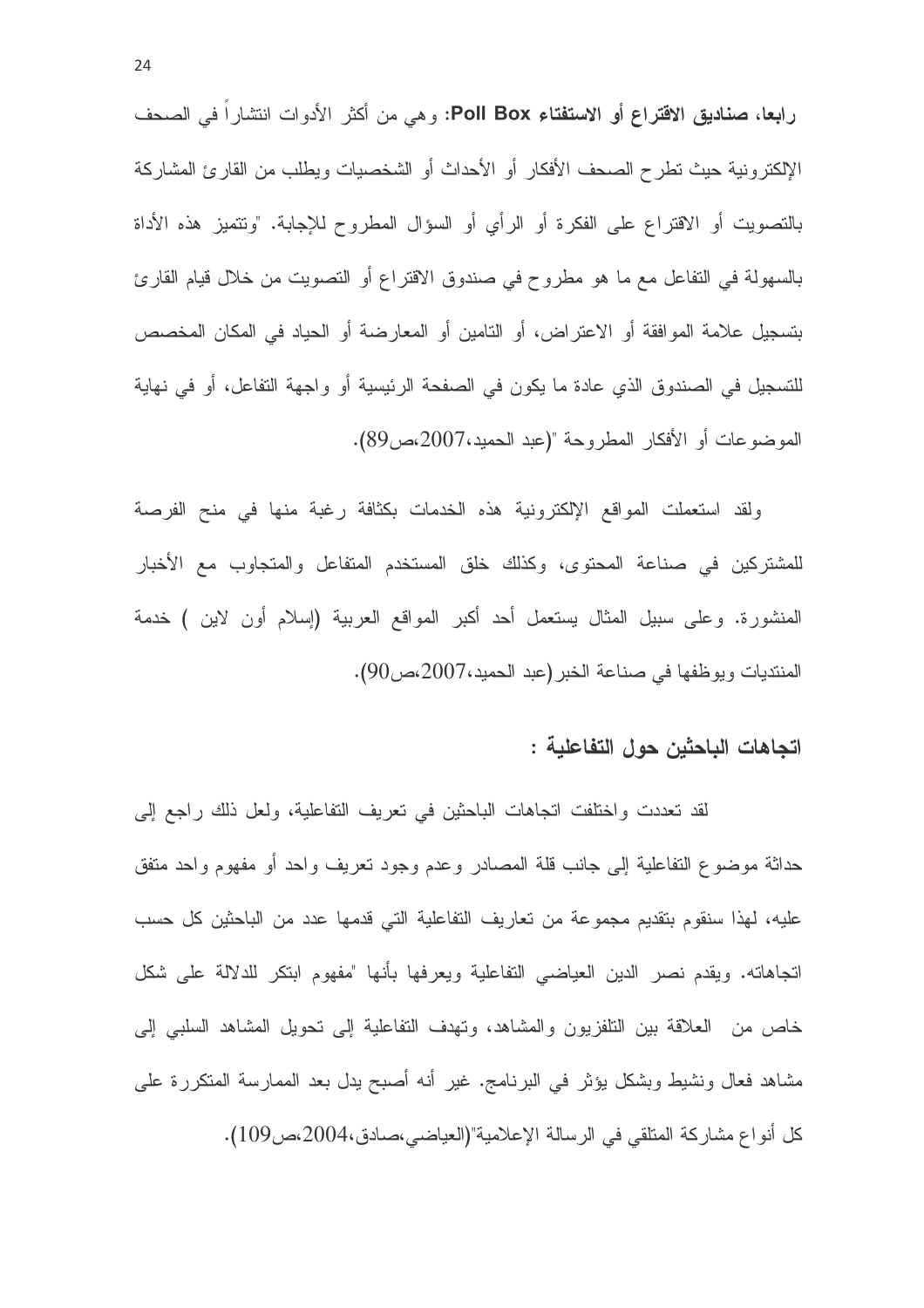**رابعا، صناديق الاقتراع أو الاستفتاء Poll Box**: وهي من أكثر الأدوات انتشاراً في الصحف الإلكترونية حيث تطرح الصحف الأفكار أو الأحداث أو الشخصيات ويطلب من القارئ المشاركة بالتصويت أو الاقتراع على الفكرة أو الرأي أو السؤال المطروح للإجابة. "وتتميز هذه الأداة بالسهولة في التفاعل مع ما هو مطروح في صندوق الاقتراع أو التصويت من خلال قيام القارئ بتسجيل علامة الموافقة أو الاعتراض، أو التامين أو المعارضة أو الحياد في المكان المخصص للتسجيل في الصندوق الذي عادة ما يكون في الصفحة الرئيسية أو واجهة التفاعل، أو في نهاية الموضوعات أو الأفكار المطروحة "(عبد الحميد،2007،ص89).

ولقد استعملت المواقع الإلكترونية هذه الخدمات بكثافة رغبة منها في منح الفرصة للمشتركين في صناعة المحتوى، وكذلك خلق المستخدم المتفاعل والمتجاوب مع الأخبار المنشورة. وعلى سبيل المثال يستعمل أحد أكبر المواقع العربية (إسلام أون لاين ) خدمة المنتديات ويوظفها في صناعة الخبر(عبد الحميد،2007،ص90).

### اتجاهات الباحثين حول التفاعلية :

لقد تعددت واختلفت اتجاهات الباحثين في تعريف التفاعلية، ولعل ذلك راجع إلى حداثة موضوع التفاعلية إلى جانب قلة المصادر وعدم وجود تعريف واحد أو مفهوم واحد متفق عليه، لهذا سنقوم بتقديم مجموعة من تعاريف التفاعلية التي قدمها عدد من الباحثين كل حسب اتجاهاته. ويقدم نصر الدين العياضي التفاعلية ويعرفها بأنها "مفهوم ابتكر للدلالة على شكل خاص من العلاقة بين التلفزيون والمشاهد، وتهدف التفاعلية إلى تحويل المشاهد السلبي إلى مشاهد فعال ونشيط وبشكل يؤثر في البرنامج. غير أنه أصبح يدل بعد الممارسة المتكررة على كل أنواع مشاركة المتلقي في الرسالة الإعلامية"(العياضي،صادق،2004،ص109).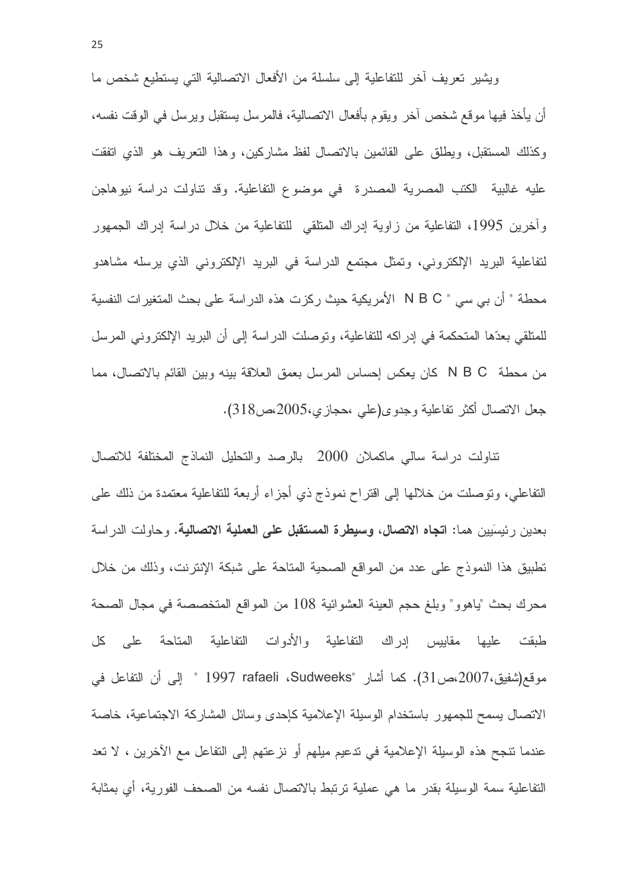ويشير تعريف آخر للتفاعلية إلى سلسلة من الأفعال الاتصالية التي يستطيع شخص ما أن يأخذ فيها موقع شخص آخر ويقوم بأفعال الاتصالية، فالمرسل يستقبل ويرسل في الوقت نفسه، وكذلك المستقبل، ويطلق على القائمين بالاتصال لفظ مشاركين، وهذا التعريف هو الذي اتفقت عليه غالبية الكتب المصرية المصدرة في موضوع التفاعلية. وقد تناولت دراسة نيوهاجن وآخرين 1995، التفاعلية من زاوية إدراك المتلقي للتفاعلية من خلال دراسة إدراك الجمهور لتفاعلية البريد الإلكتروني، وتمثل مجتمع الدراسة في البريد الإلكتروني الذي يرسله مشاهدو محطة " أن بي سي " N B C الأمريكية حيث ركزت هذه الدراسة على بحث المتغيرات النفسية للمتلقي بعدّها المتحكمة في إدراكه للتفاعلية، وتوصلت الدراسة إلى أن البريد الإلكتروني المرسل من محطة N B C كان يعكس إحساس المرسل بعمق العلاقة بينه وبين القائم بالاتصال، مما جعل الاتصال أكثر تفاعلية وجدوى(علي ،حجازي،2005،ص318).

تناولت دراسة سالي ماكملان 2000 بالرصد والتحليل النماذج المختلفة للاتصال التفاعلي، وتوصلت من خلالها إلى اقتراح نموذج ذي أجزاء أربعة للتفاعلية معتمدة من ذلك على بعدين رئيسَيين هما: **اتجاه الاتصال، وسيطرة المستقبل على العملية الاتصالية**. وحاولت الدراسة تطبيق هذا النموذج على عدد من المواقع الصحية المتاحة على شبكة الإنترنت، وذلك من خلال محرك بحث "ياهوو" وبلغ حجم العينة العشوائية 108 من المواقع المتخصصة في مجال الصحة طبقت عليها مقاييس إدراك التفاعلية والأدوات التفاعلية المتاحة على كل موقع(شفيق،2007،ص31). كما أشار "Sudweeks، rafaeli 1997 " إلى أن التفاعل في الاتصال يسمح للجمهور باستخدام الوسيلة الإعلامية كإحدى وسائل المشاركة الاجتماعية، خاصة عندما تنجح هذه الوسيلة الإعلامية في تدعيم ميلهم أو نزعتهم إلى التفاعل مع الآخرين ، لا تعد التفاعلية سمة الوسيلة بقدر ما هي عملية ترتبط بالاتصال نفسه من الصحف الفورية، أي بمثابة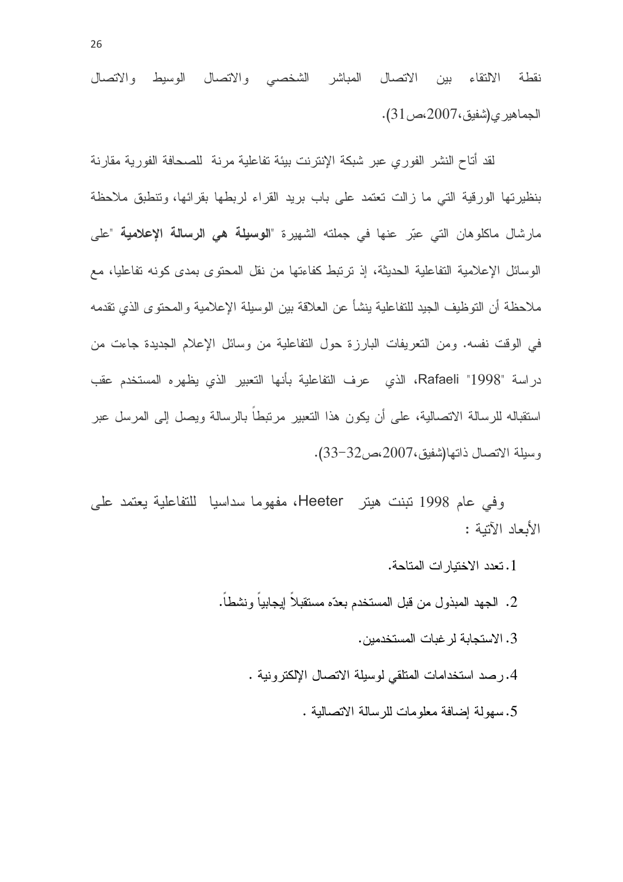نقطة الالتقاء بين الاتصال المباشر الشخصي والاتصال الوسيط والاتصال الجماهيري(شفيق،2007،ص31).

لقد أتاح النشر الفوري عبر شبكة الإنترنت بيئة تفاعلية مرنة للصحافة الفورية مقارنة بنظيرتها الورقية التي ما زالت تعتمد على باب بريد القراء لربطها بقرائها، وتنطبق ملاحظة مارشال ماكلوهان التي عبّر عنها في جملته الشهيرة "**الوسيلة هي الرسالة الإعلامية** "على الوسائل الإعلامية التفاعلية الحديثة، إذ ترتبط كفاءتها من نقل المحتوى بمدى كونه تفاعليا، مع ملاحظة أن التوظيف الجيد للتفاعلية ينشأ عن العلاقة بين الوسيلة الإعلامية والمحتوى الذي تقدمه في الوقت نفسه. ومن التعريفات البارزة حول التفاعلية من وسائل الإعلام الجديدة جاءت من دراسة "1998" Rafaeli، الذي عرف التفاعلية بأنها التعبير الذي يظهره المستخدم عقب استقباله للرسالة الاتصالية، على أن يكون هذا التعبير مرتبطاً بالرسالة ويصل إلى المرسل عبر وسيلة الاتصال ذاتها(شفيق،2007،ص32-33).

وفي عام 1998 تبنت هيتر Heeter، مفهوما سداسيا للتفاعلية يعتمد على الأبعاد الآتية :

1. تعدد الاختيارات المتاحة.
2. الجهد المبذول من قبل المستخدم بعدّه مستقبلاً إيجابياً ونشطاً.
3. الاستجابة لرغبات المستخدمين.
4. رصد استخدامات المتلقي لوسيلة الاتصال الإلكترونية .
5. سهولة إضافة معلومات للرسالة الاتصالية .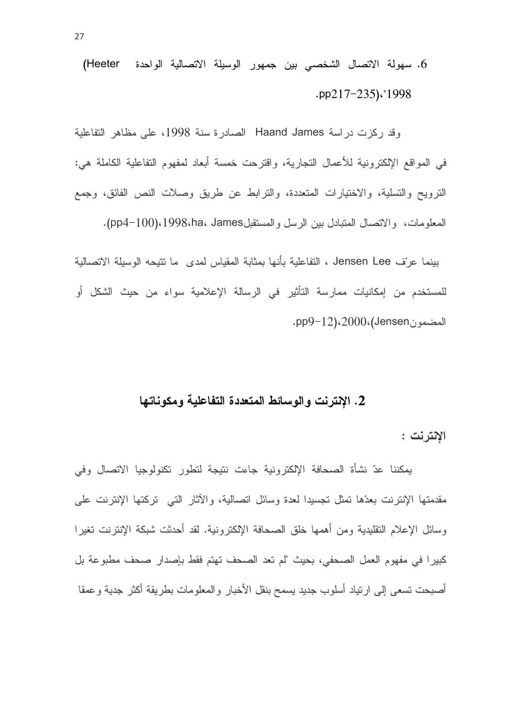6. سهولة الاتصال الشخصي بين جمهور الوسيلة الاتصالية الواحدة (Heeter 1998"، pp217-235).

وقد ركزت دراسة Haand James الصادرة سنة 1998، على مظاهر التفاعلية في المواقع الإلكترونية للأعمال التجارية، واقترحت خمسة أبعاد لمفهوم التفاعلية الكاملة هي: الترويج والتسلية، والاختيارات المتعددة، والترابط عن طريق وصلات النص الفائق، وجمع المعلومات، والاتصال المتبادل بين الرسل والمستقبل(James ،ha،1998،(pp4-100).

بينما عرّف Jensen Lee ، التفاعلية بأنها بمثابة المقياس لمدى ما تتيحه الوسيلة الاتصالية للمستخدم من إمكانيات ممارسة التأثير في الرسالة الإعلامية سواء من حيث الشكل أو المضمون(Jensen،2000،(pp9-12).

## 2. الإنترنت والوسائط المتعددة التفاعلية ومكوناتها

**الإنترنت :**

يمكننا عدّ نشأة الصحافة الإلكترونية جاءت نتيجة لتطور تكنولوجيا الاتصال وفي مقدمتها الإنترنت بعدّها تمثل تجسيدا لعدة وسائل اتصالية، والآثار التي تركتها الإنترنت على وسائل الإعلام التقليدية ومن أهمها خلق الصحافة الإلكترونية. لقد أحدثت شبكة الإنترنت تغيرا كبيرا في مفهوم العمل الصحفي، بحيث "لم تعد الصحف تهتم فقط بإصدار صحف مطبوعة بل أصبحت تسعى إلى ارتياد أسلوب جديد يسمح بنقل الأخبار والمعلومات بطريقة أكثر جدية وعمقا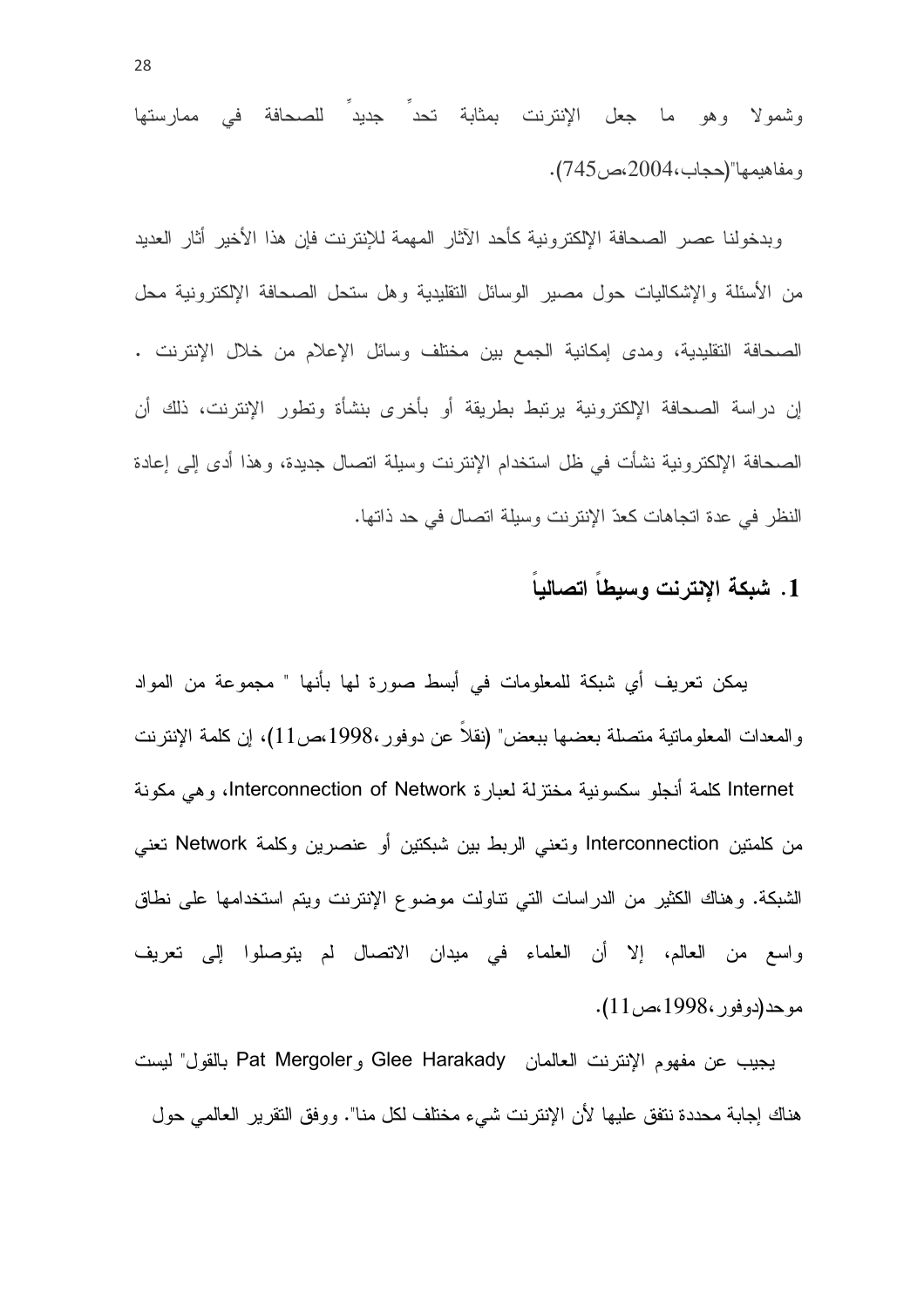وشمولا وهو ما جعل الإنترنت بمثابة تحدٍ جديدٍ للصحافة في ممارستها ومفاهيمها"(حجاب،2004،ص745).

وبدخولنا عصر الصحافة الإلكترونية كأحد الآثار المهمة للإنترنت فإن هذا الأخير أثار العديد من الأسئلة والإشكاليات حول مصير الوسائل التقليدية وهل ستحل الصحافة الإلكترونية محل الصحافة التقليدية، ومدى إمكانية الجمع بين مختلف وسائل الإعلام من خلال الإنترنت . إن دراسة الصحافة الإلكترونية يرتبط بطريقة أو بأخرى بنشأة وتطور الإنترنت، ذلك أن الصحافة الإلكترونية نشأت في ظل استخدام الإنترنت وسيلة اتصال جديدة، وهذا أدى إلى إعادة النظر في عدة اتجاهات كعدّ الإنترنت وسيلة اتصال في حد ذاتها.

## 1. شبكة الإنترنت وسيطاً اتصالياً

يمكن تعريف أي شبكة للمعلومات في أبسط صورة لها بأنها " مجموعة من المواد والمعدات المعلوماتية متصلة بعضها ببعض" (نقلاً عن دوفور،1998،ص11)، إن كلمة الإنترنت Internet كلمة أنجلو سكسونية مختزلة لعبارة Interconnection of Network، وهي مكونة من كلمتين Interconnection وتعني الربط بين شبكتين أو عنصرين وكلمة Network تعني الشبكة. وهناك الكثير من الدراسات التي تناولت موضوع الإنترنت ويتم استخدامها على نطاق واسع من العالم، إلا أن العلماء في ميدان الاتصال لم يتوصلوا إلى تعريف موحد(دوفور،1998،ص11).

يجيب عن مفهوم الإنترنت العالمان Glee Harakady وPat Mergoler بالقول" ليست هناك إجابة محددة نتفق عليها لأن الإنترنت شيء مختلف لكل منا". ووفق التقرير العالمي حول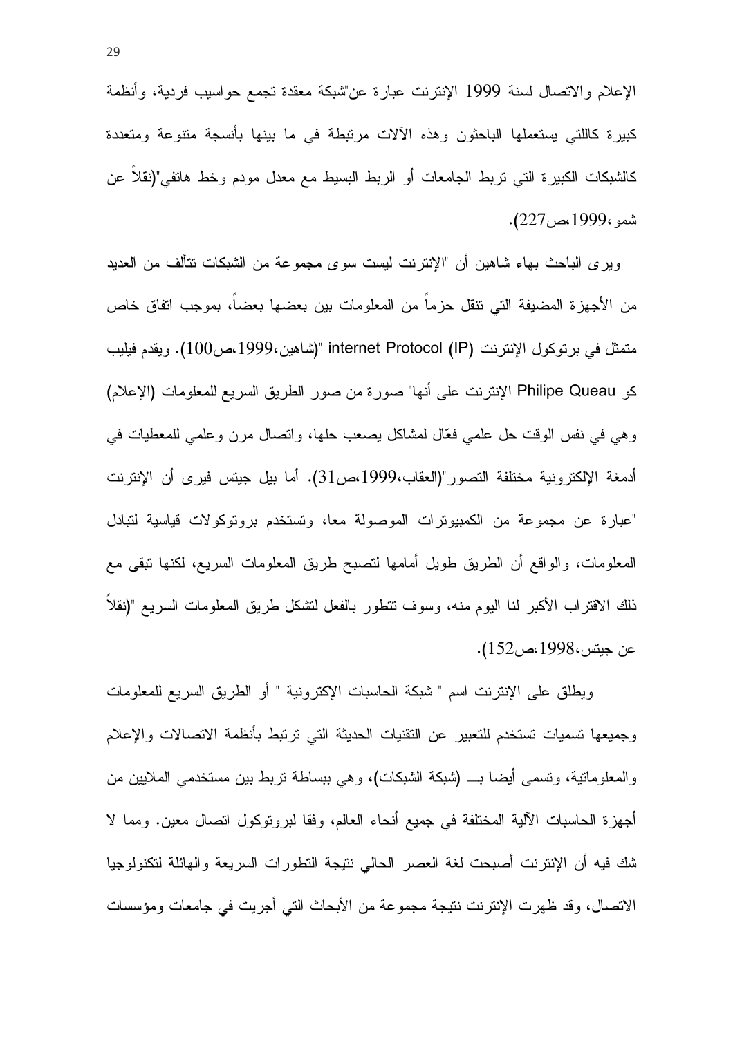الإعلام والاتصال لسنة 1999 الإنترنت عبارة عن"شبكة معقدة تجمع حواسيب فردية، وأنظمة كبيرة كاللتي يستعملها الباحثون وهذه الآلات مرتبطة في ما بينها بأنسجة متنوعة ومتعددة كالشبكات الكبيرة التي تربط الجامعات أو الربط البسيط مع معدل مودم وخط هاتفي"(نقلاً عن شمو،1999،ص227).

ويرى الباحث بهاء شاهين أن "الإنترنت ليست سوى مجموعة من الشبكات تتألف من العديد من الأجهزة المضيفة التي تنقل حزماً من المعلومات بين بعضها بعضاً، بموجب اتفاق خاص متمثل في برتوكول الإنترنت internet Protocol (IP) "(شاهين،1999،ص100). ويقدم فيليب كو Philipe Queau الإنترنت على أنها" صورة من صور الطريق السريع للمعلومات (الإعلام) وهي في نفس الوقت حل علمي فعّال لمشاكل يصعب حلها، واتصال مرن وعلمي للمعطيات في أدمغة الإلكترونية مختلفة التصور"(العقاب،1999،ص31). أما بيل جيتس فيرى أن الإنترنت "عبارة عن مجموعة من الكمبيوترات الموصولة معا، وتستخدم بروتوكولات قياسية لتبادل المعلومات، والواقع أن الطريق طويل أمامها لتصبح طريق المعلومات السريع، لكنها تبقى مع ذلك الاقتراب الأكبر لنا اليوم منه، وسوف تتطور بالفعل لتشكل طريق المعلومات السريع "(نقلاً عن جيتس،1998،ص152).

ويطلق على الإنترنت اسم " شبكة الحاسبات الإكترونية " أو الطريق السريع للمعلومات وجميعها تسميات تستخدم للتعبير عن التقنيات الحديثة التي ترتبط بأنظمة الاتصالات والإعلام والمعلوماتية، وتسمى أيضا بـــ (شبكة الشبكات)، وهي ببساطة تربط بين مستخدمي الملايين من أجهزة الحاسبات الآلية المختلفة في جميع أنحاء العالم، وفقا لبروتوكول اتصال معين. ومما لا شك فيه أن الإنترنت أصبحت لغة العصر الحالي نتيجة التطورات السريعة والهائلة لتكنولوجيا الاتصال، وقد ظهرت الإنترنت نتيجة مجموعة من الأبحاث التي أجريت في جامعات ومؤسسات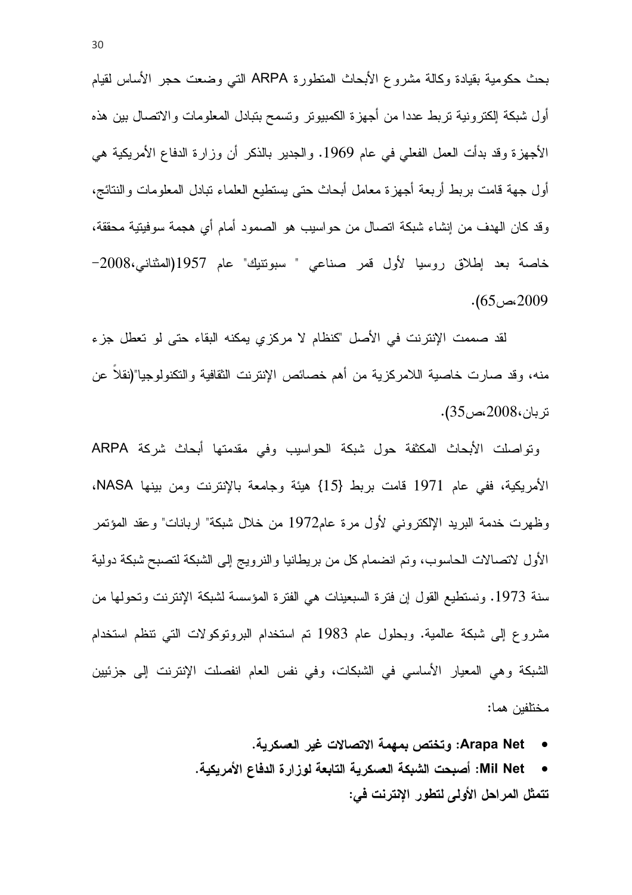بحث حكومية بقيادة وكالة مشروع الأبحاث المتطورة ARPA التي وضعت حجر الأساس لقيام أول شبكة إلكترونية تربط عددا من أجهزة الكمبيوتر وتسمح بتبادل المعلومات والاتصال بين هذه الأجهزة وقد بدأت العمل الفعلي في عام 1969. والجدير بالذكر أن وزارة الدفاع الأمريكية هي أول جهة قامت بربط أربعة أجهزة معامل أبحاث حتى يستطيع العلماء تبادل المعلومات والنتائج، وقد كان الهدف من إنشاء شبكة اتصال من حواسيب هو الصمود أمام أي هجمة سوفيتية محققة، خاصة بعد إطلاق روسيا لأول قمر صناعي " سبوتنيك" عام 1957(المثناني،2008-2009،ص65).

لقد صممت الإنترنت في الأصل "كنظام لا مركزي يمكنه البقاء حتى لو تعطل جزء منه، وقد صارت خاصية اللامركزية من أهم خصائص الإنترنت الثقافية والتكنولوجيا"(نقلاً عن تربان،2008،ص35).

وتواصلت الأبحاث المكثفة حول شبكة الحواسيب وفي مقدمتها أبحاث شركة ARPA الأمريكية، ففي عام 1971 قامت بربط {15} هيئة وجامعة بالإنترنت ومن بينها NASA، وظهرت خدمة البريد الإلكتروني لأول مرة عام1972 من خلال شبكة" اربانات" وعقد المؤتمر الأول لاتصالات الحاسوب، وتم انضمام كل من بريطانيا والنرويج إلى الشبكة لتصبح شبكة دولية سنة 1973. ونستطيع القول إن فترة السبعينات هي الفترة المؤسسة لشبكة الإنترنت وتحولها من مشروع إلى شبكة عالمية. وبحلول عام 1983 تم استخدام البروتوكولات التي تنظم استخدام الشبكة وهي المعيار الأساسي في الشبكات، وفي نفس العام انفصلت الإنترنت إلى جزئيين مختلفين هما:

- **Arapa Net: وتختص بمهمة الاتصالات غير العسكرية.**
- **Mil Net: أصبحت الشبكة العسكرية التابعة لوزارة الدفاع الأمريكية.**

**تتمثل المراحل الأولى لتطور الإنترنت في:**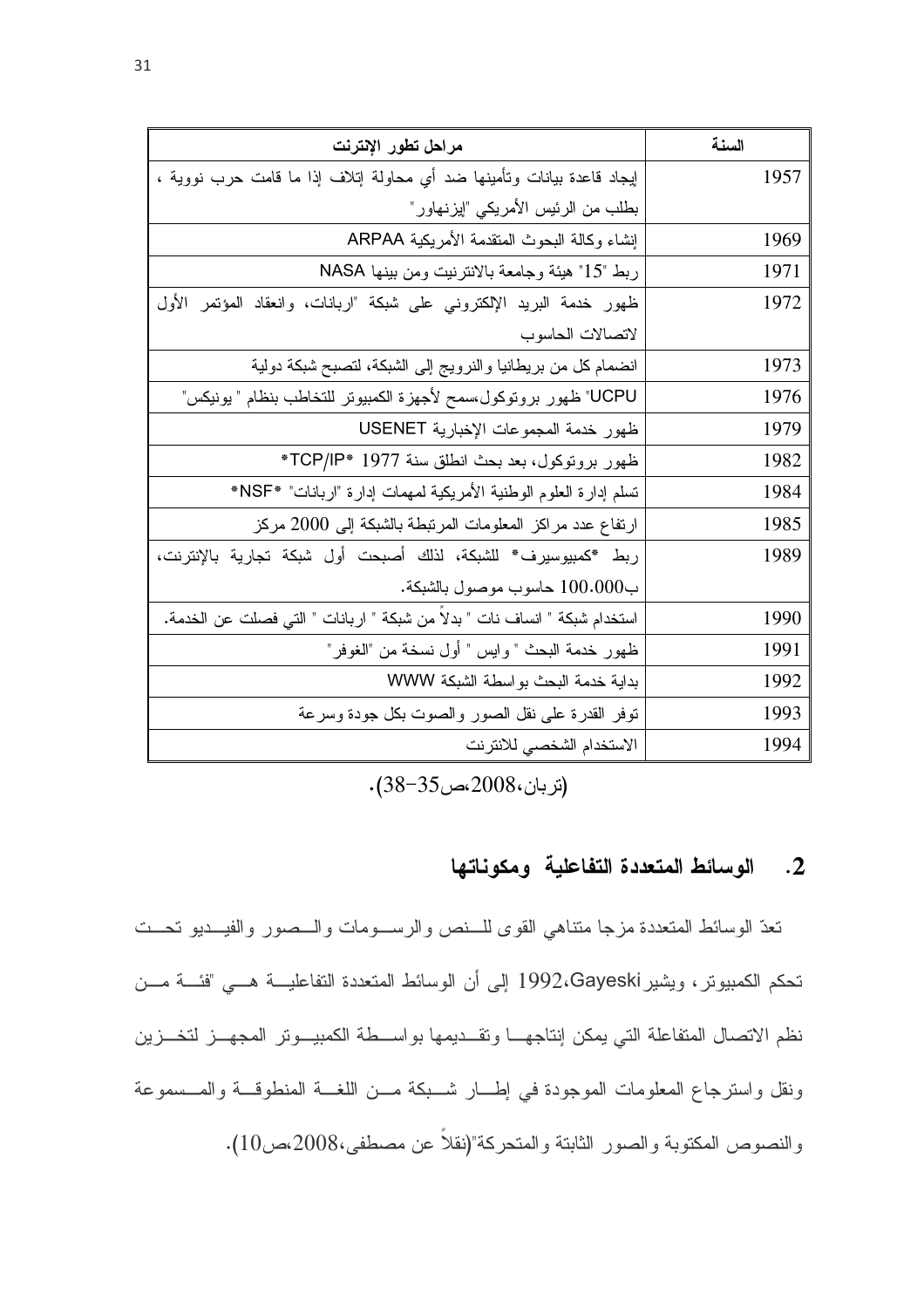| السنة | مراحل تطور الإنترنت |
|---|---|
| 1957 | إيجاد قاعدة بيانات وتأمينها ضد أي محاولة إتلاف إذا ما قامت حرب نووية ، بطلب من الرئيس الأمريكي "إيزنهاور" |
| 1969 | إنشاء وكالة البحوث المتقدمة الأمريكية ARPAA |
| 1971 | ربط "15" هيئة وجامعة بالانترنيت ومن بينها NASA |
| 1972 | ظهور خدمة البريد الإلكتروني على شبكة "اربانات، وانعقاد المؤتمر الأول لاتصالات الحاسوب |
| 1973 | انضمام كل من بريطانيا والنرويج إلى الشبكة، لتصبح شبكة دولية |
| 1976 | UCPU" ظهور بروتوكول،سمح لأجهزة الكمبيوتر للتخاطب بنظام " يونيكس" |
| 1979 | ظهور خدمة المجموعات الإخبارية USENET |
| 1982 | ظهور بروتوكول، بعد بحث انطلق سنة 1977 *TCP/IP* |
| 1984 | تسلم إدارة العلوم الوطنية الأمريكية لمهمات إدارة "اربانات" *NSF* |
| 1985 | ارتفاع عدد مراكز المعلومات المرتبطة بالشبكة إلى 2000 مركز |
| 1989 | ربط *كمبيوسيرف* للشبكة، لذلك أصبحت أول شبكة تجارية بالإنترنت، ب100.000 حاسوب موصول بالشبكة. |
| 1990 | استخدام شبكة " انساف نات " بدلاً من شبكة " اربانات " التي فصلت عن الخدمة. |
| 1991 | ظهور خدمة البحث " وايس " أول نسخة من "الغوفر" |
| 1992 | بداية خدمة البحث بواسطة الشبكة WWW |
| 1993 | توفر القدرة على نقل الصور والصوت بكل جودة وسرعة |
| 1994 | الاستخدام الشخصي للانترنت |

(تربان،2008،ص35-38).

## 2. الوسائط المتعددة التفاعلية ومكوناتها

تعدّ الوسائط المتعددة مزجا متناهي القوى للنص والرسومات والصور والفيديو تحت تحكم الكمبيوتر، ويشير Gayeski،1992 إلى أن الوسائط المتعددة التفاعلية هي "فئة من نظم الاتصال المتفاعلة التي يمكن إنتاجها وتقديمها بواسطة الكمبيوتر المجهز لتخزين ونقل واسترجاع المعلومات الموجودة في إطار شبكة من اللغة المنطوقة والمسموعة والنصوص المكتوبة والصور الثابتة والمتحركة"(نقلاً عن مصطفى،2008،ص10).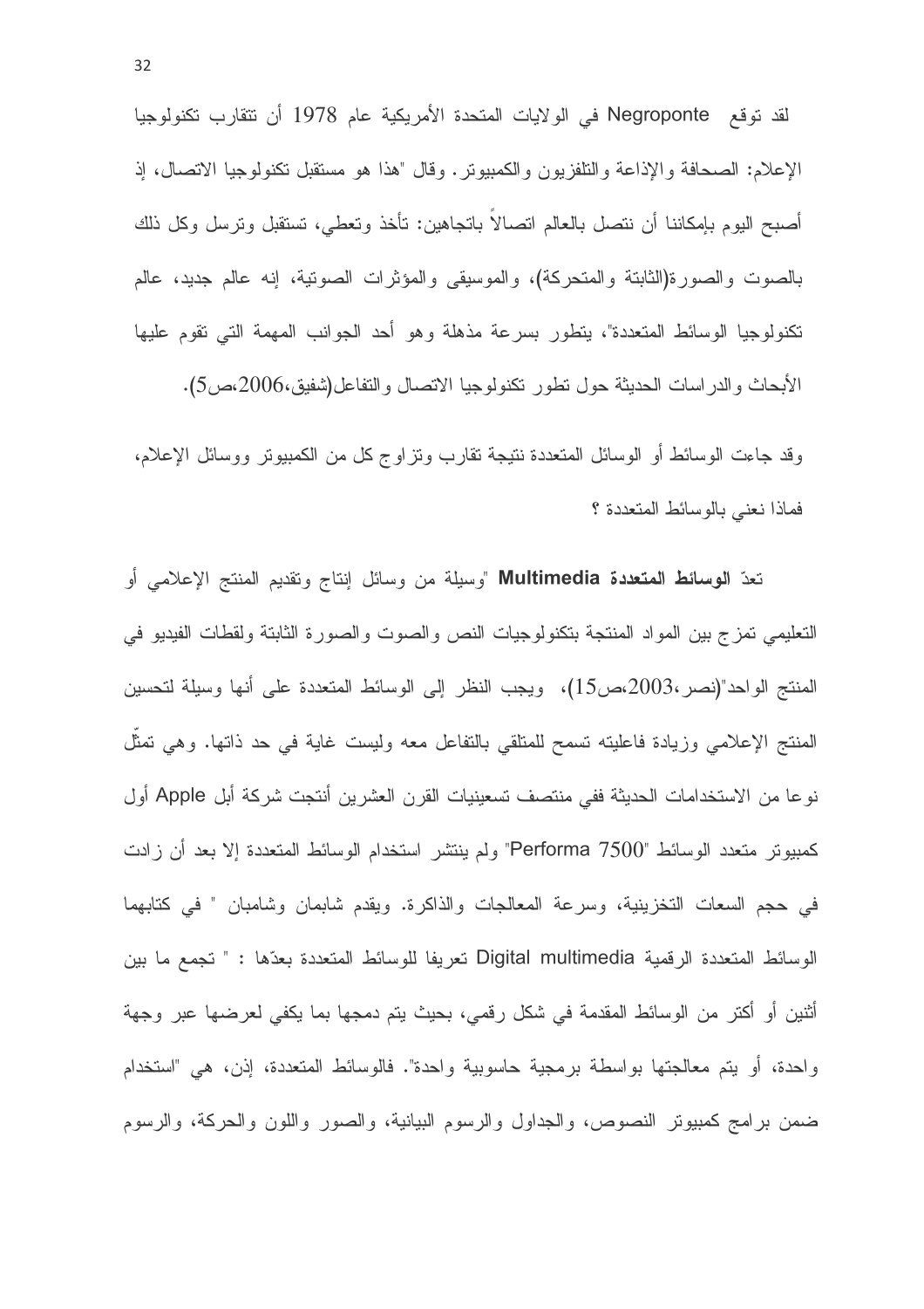لقد توقع Negroponte في الولايات المتحدة الأمريكية عام 1978 أن تتقارب تكنولوجيا الإعلام: الصحافة والإذاعة والتلفزيون والكمبيوتر. وقال "هذا هو مستقبل تكنولوجيا الاتصال، إذ أصبح اليوم بإمكاننا أن نتصل بالعالم اتصالاً باتجاهين: تأخذ وتعطي، تستقبل وترسل وكل ذلك بالصوت والصورة(الثابتة والمتحركة)، والموسيقى والمؤثرات الصوتية، إنه عالم جديد، عالم تكنولوجيا الوسائط المتعددة"، يتطور بسرعة مذهلة وهو أحد الجوانب المهمة التي تقوم عليها الأبحاث والدراسات الحديثة حول تطور تكنولوجيا الاتصال والتفاعل(شفيق،2006،ص5).

وقد جاءت الوسائط أو الوسائل المتعددة نتيجة تقارب وتزاوج كل من الكمبيوتر ووسائل الإعلام، فماذا نعني بالوسائط المتعددة ؟

تعدّ **الوسائط المتعددة Multimedia** "وسيلة من وسائل إنتاج وتقديم المنتج الإعلامي أو التعليمي تمزج بين المواد المنتجة بتكنولوجيات النص والصوت والصورة الثابتة ولقطات الفيديو في المنتج الواحد"(نصر،2003،ص15)، ويجب النظر إلى الوسائط المتعددة على أنها وسيلة لتحسين المنتج الإعلامي وزيادة فاعليته تسمح للمتلقي بالتفاعل معه وليست غاية في حد ذاتها. وهي تمثّل نوعا من الاستخدامات الحديثة ففي منتصف تسعينيات القرن العشرين أنتجت شركة أبل Apple أول كمبيوتر متعدد الوسائط "Performa 7500" ولم ينتشر استخدام الوسائط المتعددة إلا بعد أن زادت في حجم السعات التخزينية، وسرعة المعالجات والذاكرة. ويقدم شابمان وشامبان " في كتابهما الوسائط المتعددة الرقمية Digital multimedia تعريفا للوسائط المتعددة بعدّها : " تجمع ما بين أثنين أو أكثر من الوسائط المقدمة في شكل رقمي، بحيث يتم دمجها بما يكفي لعرضها عبر وجهة واحدة، أو يتم معالجتها بواسطة برمجية حاسوبية واحدة". فالوسائط المتعددة، إذن، هي "استخدام ضمن برامج كمبيوتر النصوص، والجداول والرسوم البيانية، والصور واللون والحركة، والرسوم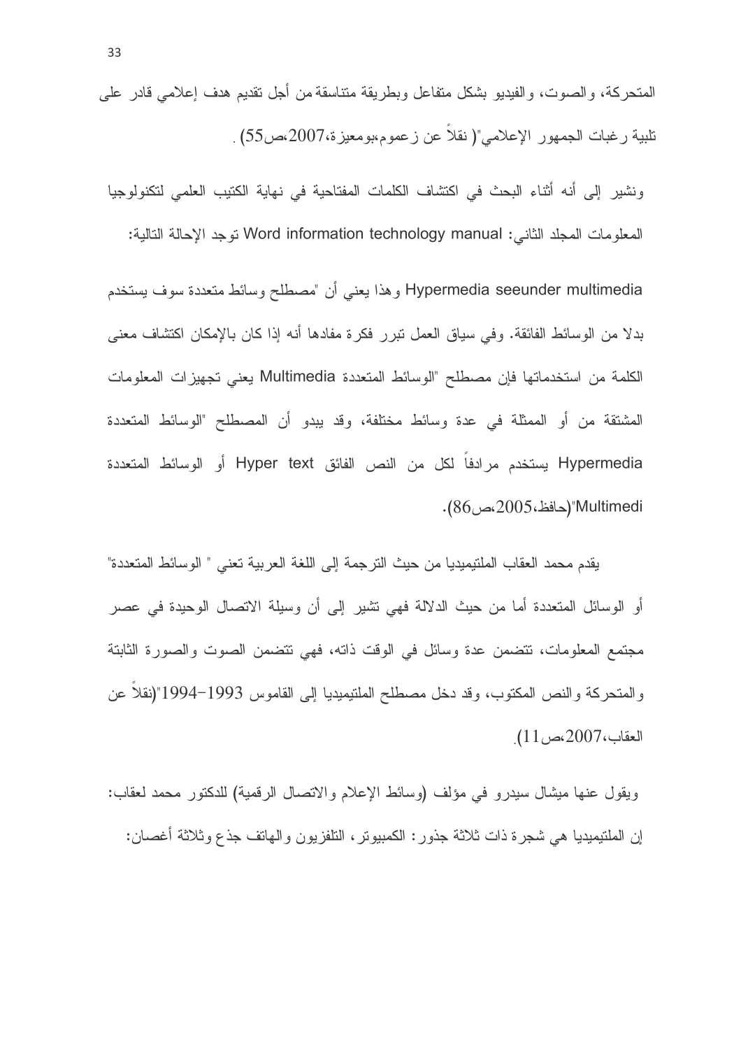المتحركة، والصوت، والفيديو بشكل متفاعل وبطريقة متناسقة من أجل تقديم هدف إعلامي قادر على تلبية رغبات الجمهور الإعلامي"( نقلاً عن زعموم،بومعيزة،2007،ص55) .

ونشير إلى أنه أثناء البحث في اكتشاف الكلمات المفتاحية في نهاية الكتيب العلمي لتكنولوجيا المعلومات المجلد الثاني: Word information technology manual توجد الإحالة التالية:

Hypermedia seeunder multimedia وهذا يعني أن "مصطلح وسائط متعددة سوف يستخدم بدلا من الوسائط الفائقة. وفي سياق العمل تبرر فكرة مفادها أنه إذا كان بالإمكان اكتشاف معنى الكلمة من استخداماتها فإن مصطلح "الوسائط المتعددة Multimedia يعني تجهيزات المعلومات المشتقة من أو الممثلة في عدة وسائط مختلفة، وقد يبدو أن المصطلح "الوسائط المتعددة Hypermedia يستخدم مرادفاً لكل من النص الفائق Hyper text أو الوسائط المتعددة Multimedi"(حافظ،2005،ص86).

يقدم محمد العقاب الملتيميديا من حيث الترجمة إلى اللغة العربية تعني " الوسائط المتعددة" أو الوسائل المتعددة أما من حيث الدلالة فهي تشير إلى أن وسيلة الاتصال الوحيدة في عصر مجتمع المعلومات، تتضمن عدة وسائل في الوقت ذاته، فهي تتضمن الصوت والصورة الثابتة والمتحركة والنص المكتوب، وقد دخل مصطلح الملتيميديا إلى القاموس 1993-1994"(نقلاً عن العقاب،2007،ص11).

ويقول عنها ميشال سيدرو في مؤلف (وسائط الإعلام والاتصال الرقمية) للدكتور محمد لعقاب: إن الملتيميديا هي شجرة ذات ثلاثة جذور: الكمبيوتر، التلفزيون والهاتف جذع وثلاثة أغصان: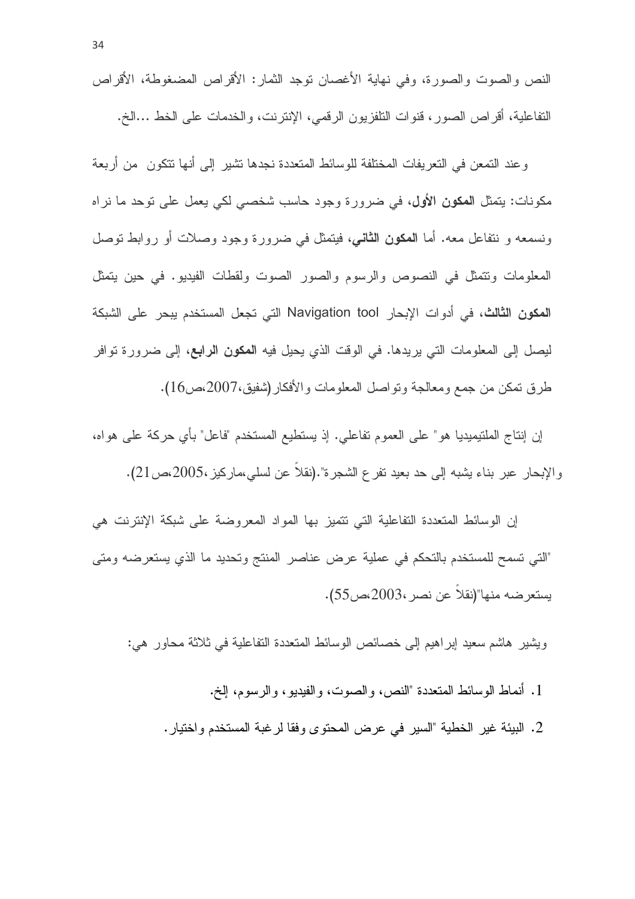النص والصوت والصورة، وفي نهاية الأغصان توجد الثمار: الأقراص المضغوطة، الأقراص التفاعلية، أقراص الصور، قنوات التلفزيون الرقمي، الإنترنت، والخدمات على الخط ...الخ.

وعند التمعن في التعريفات المختلفة للوسائط المتعددة نجدها تشير إلى أنها تتكون من أربعة مكونات: يتمثل **المكون الأول**، في ضرورة وجود حاسب شخصي لكي يعمل على توحد ما نراه ونسمعه و نتفاعل معه. أما **المكون الثاني**، فيتمثل في ضرورة وجود وصلات أو روابط توصل المعلومات وتتمثل في النصوص والرسوم والصور الصوت ولقطات الفيديو. في حين يتمثل **المكون الثالث**، في أدوات الإبحار Navigation tool التي تجعل المستخدم يبحر على الشبكة ليصل إلى المعلومات التي يريدها. في الوقت الذي يحيل فيه **المكون الرابع**، إلى ضرورة توافر طرق تمكن من جمع ومعالجة وتواصل المعلومات والأفكار (شفيق،2007،ص16).

إن إنتاج الملتيميديا هو" على العموم تفاعلي. إذ يستطيع المستخدم "فاعل" بأي حركة على هواه، والإبحار عبر بناء يشبه إلى حد بعيد تفرع الشجرة".(نقلاً عن لسلي،ماركيز ،2005،ص21).

إن الوسائط المتعددة التفاعلية التي تتميز بها المواد المعروضة على شبكة الإنترنت هي "التي تسمح للمستخدم بالتحكم في عملية عرض عناصر المنتج وتحديد ما الذي يستعرضه ومتى يستعرضه منها"(نقلاً عن نصر ،2003،ص55).

ويشير هاشم سعيد إبراهيم إلى خصائص الوسائط المتعددة التفاعلية في ثلاثة محاور هي:

1. أنماط الوسائط المتعددة "النص، والصوت، والفيديو، والرسوم، إلخ.
2. البيئة غير الخطية "السير في عرض المحتوى وفقا لرغبة المستخدم واختيار.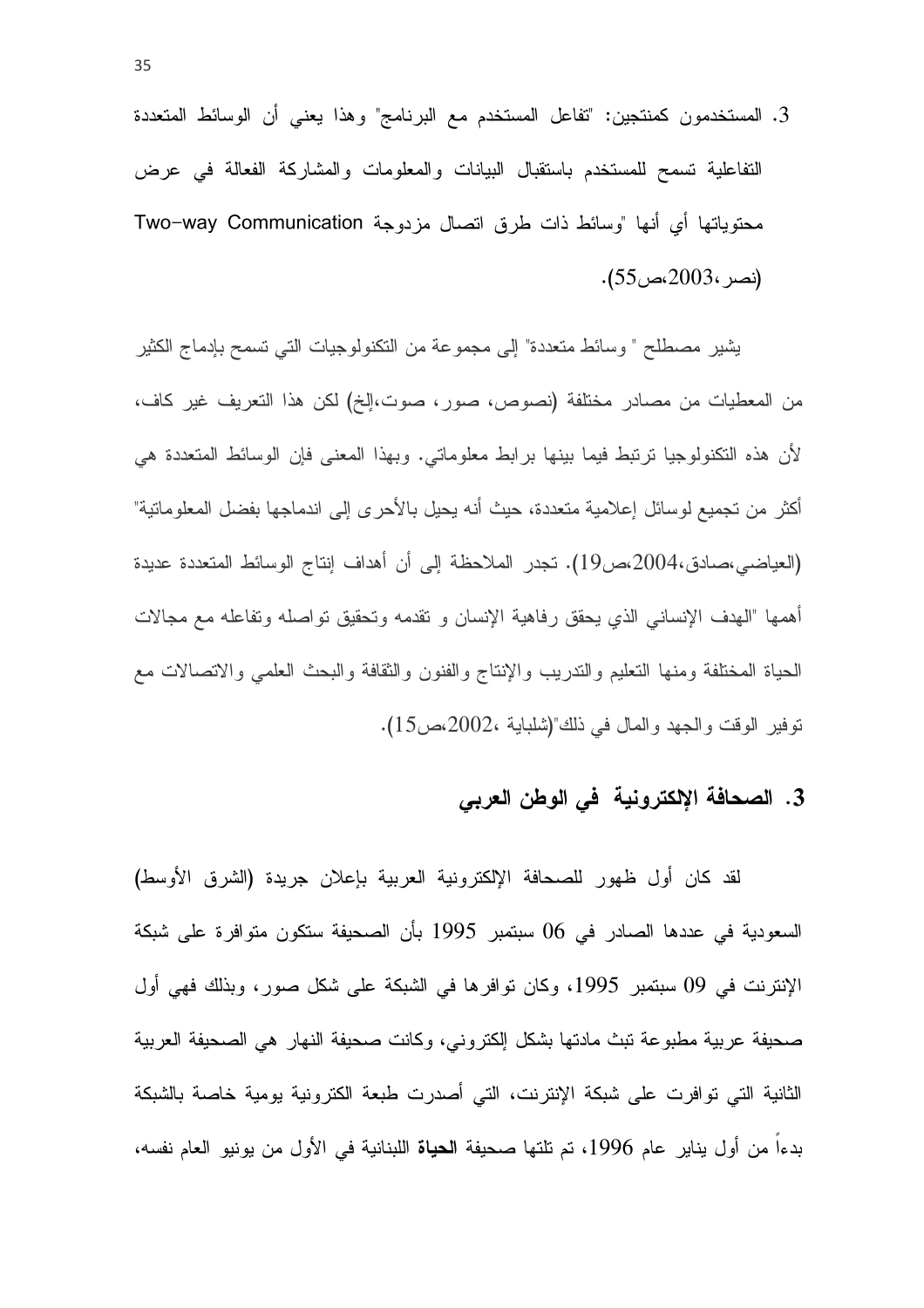3. المستخدمون كمنتجين: "تفاعل المستخدم مع البرنامج" وهذا يعني أن الوسائط المتعددة التفاعلية تسمح للمستخدم باستقبال البيانات والمعلومات والمشاركة الفعالة في عرض محتوياتها أي أنها "وسائط ذات طرق اتصال مزدوجة Two-way Communication (نصر ،2003،ص55).

يشير مصطلح " وسائط متعددة" إلى مجموعة من التكنولوجيات التي تسمح بإدماج الكثير من المعطيات من مصادر مختلفة (نصوص، صور، صوت،إلخ) لكن هذا التعريف غير كاف، لأن هذه التكنولوجيا ترتبط فيما بينها برابط معلوماتي. وبهذا المعنى فإن الوسائط المتعددة هي أكثر من تجميع لوسائل إعلامية متعددة، حيث أنه يحيل بالأحرى إلى اندماجها بفضل المعلوماتية" (العياضي،صادق،2004،ص19). تجدر الملاحظة إلى أن أهداف إنتاج الوسائط المتعددة عديدة أهمها "الهدف الإنساني الذي يحقق رفاهية الإنسان و تقدمه وتحقيق تواصله وتفاعله مع مجالات الحياة المختلفة ومنها التعليم والتدريب والإنتاج والفنون والثقافة والبحث العلمي والاتصالات مع توفير الوقت والجهد والمال في ذلك"(شلباية ،2002،ص15).

## 3. الصحافة الإلكترونية في الوطن العربي

لقد كان أول ظهور للصحافة الإلكترونية العربية بإعلان جريدة (الشرق الأوسط) السعودية في عددها الصادر في 06 سبتمبر 1995 بأن الصحيفة ستكون متوافرة على شبكة الإنترنت في 09 سبتمبر 1995، وكان توافرها في الشبكة على شكل صور، وبذلك فهي أول صحيفة عربية مطبوعة تبث مادتها بشكل إلكتروني، وكانت صحيفة النهار هي الصحيفة العربية الثانية التي توافرت على شبكة الإنترنت، التي أصدرت طبعة الكترونية يومية خاصة بالشبكة بدءاً من أول يناير عام 1996، تم تلتها صحيفة **الحياة** اللبنانية في الأول من يونيو العام نفسه،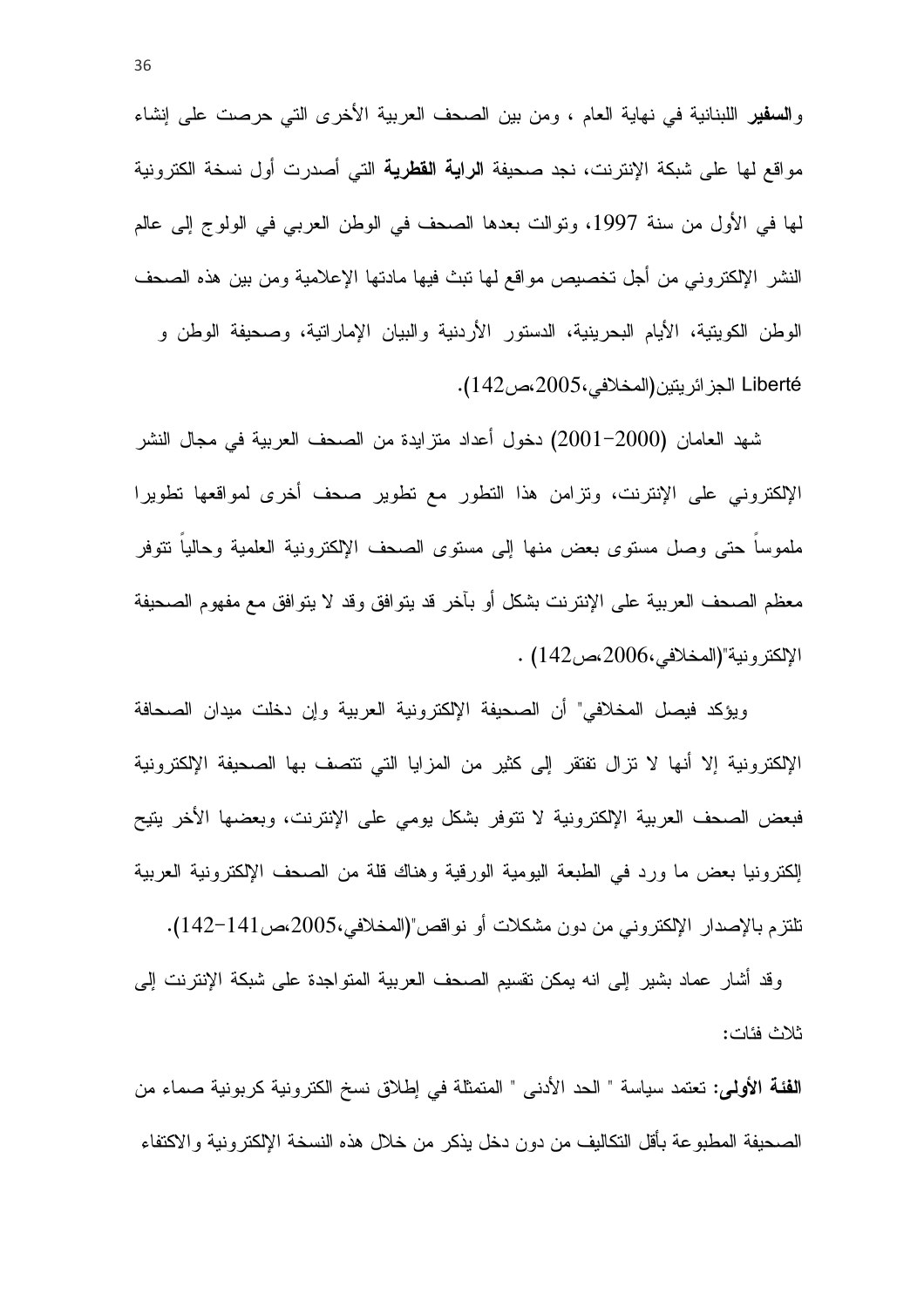و**السفير** اللبنانية في نهاية العام ، ومن بين الصحف العربية الأخرى التي حرصت على إنشاء مواقع لها على شبكة الإنترنت، نجد صحيفة **الراية القطرية** التي أصدرت أول نسخة الكترونية لها في الأول من سنة 1997، وتوالت بعدها الصحف في الوطن العربي في الولوج إلى عالم النشر الإلكتروني من أجل تخصيص مواقع لها تبث فيها مادتها الإعلامية ومن بين هذه الصحف الوطن الكويتية، الأيام البحرينية، الدستور الأردنية والبيان الإماراتية، وصحيفة الوطن و Liberté الجزائريتين(المخلافي،2005،ص142).

شهد العامان (2000-2001) دخول أعداد متزايدة من الصحف العربية في مجال النشر الإلكتروني على الإنترنت، وتزامن هذا التطور مع تطوير صحف أخرى لمواقعها تطويرا ملموساً حتى وصل مستوى بعض منها إلى مستوى الصحف الإلكترونية العلمية وحالياً تتوفر معظم الصحف العربية على الإنترنت بشكل أو بآخر قد يتوافق وقد لا يتوافق مع مفهوم الصحيفة الإلكترونية"(المخلافي،2006،ص142) .

ويؤكد فيصل المخلافي" أن الصحيفة الإلكترونية العربية وإن دخلت ميدان الصحافة الإلكترونية إلا أنها لا تزال تفتقر إلى كثير من المزايا التي تتصف بها الصحيفة الإلكترونية فبعض الصحف العربية الإلكترونية لا تتوفر بشكل يومي على الإنترنت، وبعضها الأخر يتيح إلكترونيا بعض ما ورد في الطبعة اليومية الورقية وهناك قلة من الصحف الإلكترونية العربية تلتزم بالإصدار الإلكتروني من دون مشكلات أو نواقص"(المخلافي،2005،ص141-142).

وقد أشار عماد بشير إلى انه يمكن تقسيم الصحف العربية المتواجدة على شبكة الإنترنت إلى ثلاث فئات:

**الفئة الأولى:** تعتمد سياسة " الحد الأدنى " المتمثلة في إطلاق نسخ الكترونية كربونية صماء من الصحيفة المطبوعة بأقل التكاليف من دون دخل يذكر من خلال هذه النسخة الإلكترونية والاكتفاء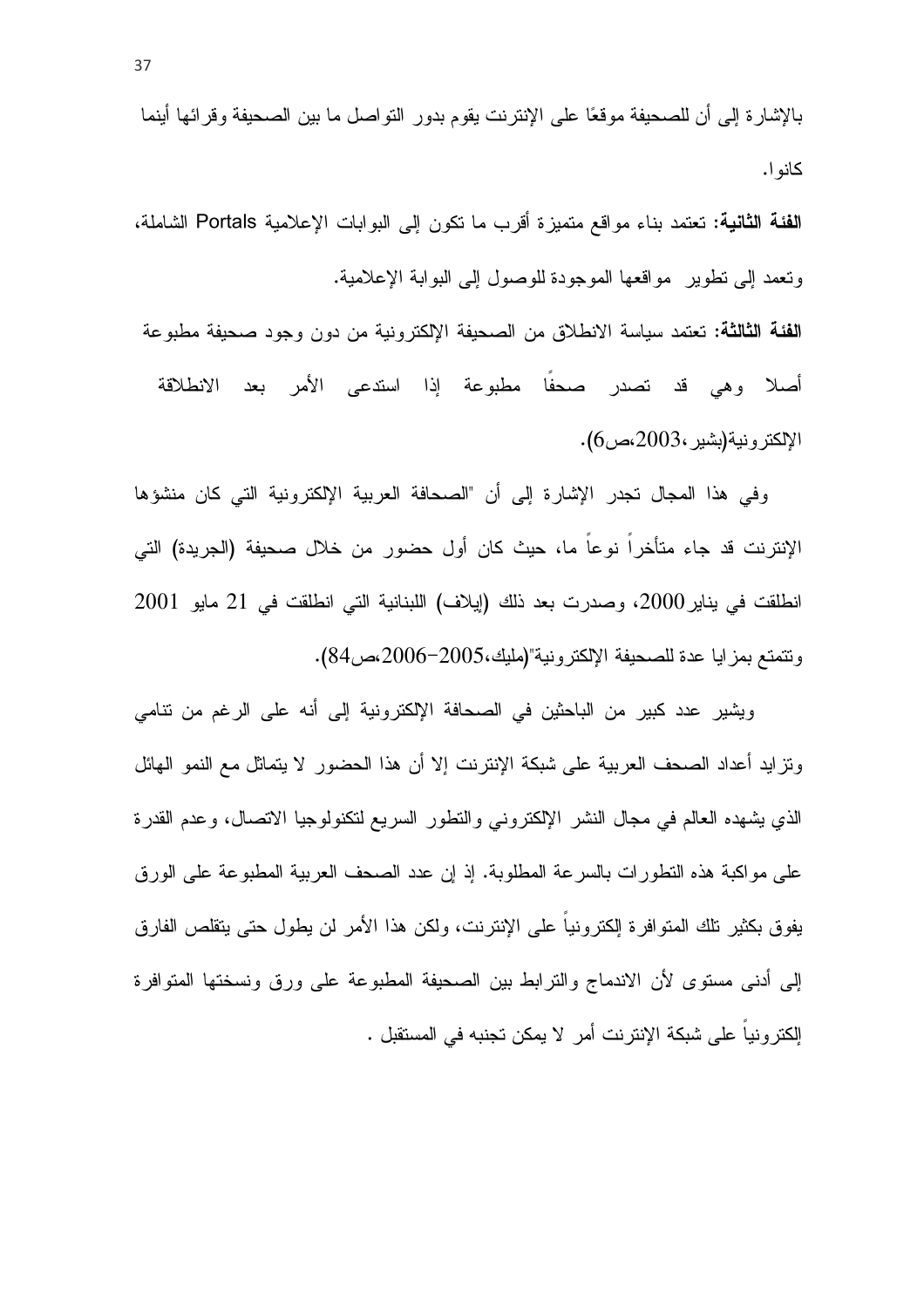بالإشارة إلى أن للصحيفة موقعًا على الإنترنت يقوم بدور التواصل ما بين الصحيفة وقرائها أينما كانوا.

**الفئة الثانية:** تعتمد بناء مواقع متميزة أقرب ما تكون إلى البوابات الإعلامية Portals الشاملة، وتعمد إلى تطوير مواقعها الموجودة للوصول إلى البوابة الإعلامية.

**الفئة الثالثة:** تعتمد سياسة الانطلاق من الصحيفة الإلكترونية من دون وجود صحيفة مطبوعة أصلا وهي قد تصدر صحفًا مطبوعة إذا استدعى الأمر بعد الانطلاقة الإلكترونية(بشير،2003،ص6).

وفي هذا المجال تجدر الإشارة إلى أن "الصحافة العربية الإلكترونية التي كان منشؤها الإنترنت قد جاء متأخراً نوعاً ما، حيث كان أول حضور من خلال صحيفة (الجريدة) التي انطلقت في يناير2000، وصدرت بعد ذلك (إيلاف) اللبنانية التي انطلقت في 21 مايو 2001 وتتمتع بمزايا عدة للصحيفة الإلكترونية"(مليك،2005-2006،ص84).

ويشير عدد كبير من الباحثين في الصحافة الإلكترونية إلى أنه على الرغم من تنامي وتزايد أعداد الصحف العربية على شبكة الإنترنت إلا أن هذا الحضور لا يتماثل مع النمو الهائل الذي يشهده العالم في مجال النشر الإلكتروني والتطور السريع لتكنولوجيا الاتصال، وعدم القدرة على مواكبة هذه التطورات بالسرعة المطلوبة. إذ إن عدد الصحف العربية المطبوعة على الورق يفوق بكثير تلك المتوافرة إلكترونياً على الإنترنت، ولكن هذا الأمر لن يطول حتى يتقلص الفارق إلى أدنى مستوى لأن الاندماج والترابط بين الصحيفة المطبوعة على ورق ونسختها المتوافرة إلكترونياً على شبكة الإنترنت أمر لا يمكن تجنبه في المستقبل .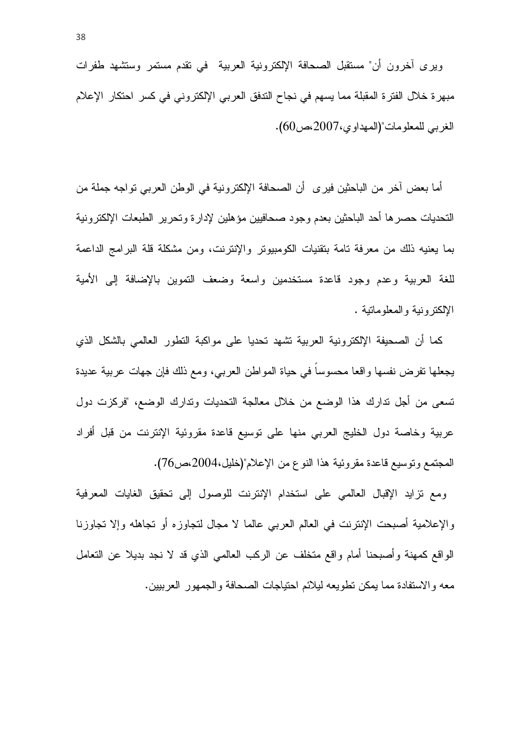ويرى آخرون أن" مستقبل الصحافة الإلكترونية العربية في تقدم مستمر وستشهد طفرات مبهرة خلال الفترة المقبلة مما يسهم في نجاح التدفق العربي الإلكتروني في كسر احتكار الإعلام الغربي للمعلومات"(المهداوي،2007،ص60).

أما بعض آخر من الباحثين فيرى أن الصحافة الإلكترونية في الوطن العربي تواجه جملة من التحديات حصرها أحد الباحثين بعدم وجود صحافيين مؤهلين لإدارة وتحرير الطبعات الإلكترونية بما يعنيه ذلك من معرفة تامة بتقنيات الكومبيوتر والإنترنت، ومن مشكلة قلة البرامج الداعمة للغة العربية وعدم وجود قاعدة مستخدمين واسعة وضعف التموين بالإضافة إلى الأمية الإلكترونية والمعلوماتية .

كما أن الصحيفة الإلكترونية العربية تشهد تحديا على مواكبة التطور العالمي بالشكل الذي يجعلها تفرض نفسها واقعا محسوساً في حياة المواطن العربي، ومع ذلك فإن جهات عربية عديدة تسعى من أجل تدارك هذا الوضع من خلال معالجة التحديات وتدارك الوضع، "فركزت دول عربية وخاصة دول الخليج العربي منها على توسيع قاعدة مقروئية الإنترنت من قبل أفراد المجتمع وتوسيع قاعدة مقروئية هذا النوع من الإعلام"(خليل،2004،ص76).

ومع تزايد الإقبال العالمي على استخدام الإنترنت للوصول إلى تحقيق الغايات المعرفية والإعلامية أصبحت الإنترنت في العالم العربي عالما لا مجال لتجاوزه أو تجاهله وإلا تجاوزنا الواقع كمهنة وأصبحنا أمام واقع متخلف عن الركب العالمي الذي قد لا نجد بديلا عن التعامل معه والاستفادة مما يمكن تطويعه ليلائم احتياجات الصحافة والجمهور العربيين.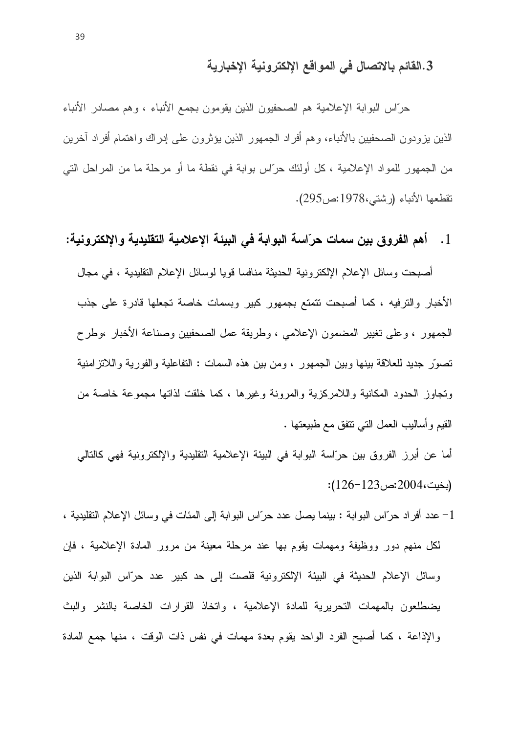### 3.القائم بالاتصال في المواقع الإلكترونية الإخبارية

حرّاس البوابة الإعلامية هم الصحفيون الذين يقومون بجمع الأنباء ، وهم مصادر الأنباء الذين يزودون الصحفيين بالأنباء، وهم أفراد الجمهور الذين يؤثرون على إدراك واهتمام أفراد آخرين من الجمهور للمواد الإعلامية ، كل أولئك حرّاس بوابة في نقطة ما أو مرحلة ما من المراحل التي تقطعها الأنباء (رشتي،1978:ص295).

### 1. أهم الفروق بين سمات حرّاسة البوابة في البيئة الإعلامية التقليدية والإلكترونية:

أصبحت وسائل الإعلام الإلكترونية الحديثة منافسا قويا لوسائل الإعلام التقليدية ، في مجال الأخبار والترفيه ، كما أصبحت تتمتع بجمهور كبير وبسمات خاصة تجعلها قادرة على جذب الجمهور ، وعلى تغيير المضمون الإعلامي ، وطريقة عمل الصحفيين وصناعة الأخبار ،وطرح تصوّر جديد للعلاقة بينها وبين الجمهور ، ومن بين هذه السمات : التفاعلية والفورية واللاتزامنية وتجاوز الحدود المكانية واللامركزية والمرونة وغيرها ، كما خلقت لذاتها مجموعة خاصة من القيم وأساليب العمل التي تتفق مع طبيعتها .

أما عن أبرز الفروق بين حرّاسة البوابة في البيئة الإعلامية التقليدية والإلكترونية فهي كالتالي (بخيت،2004:ص123-126):

1- عدد أفراد حرّاس البوابة : بينما يصل عدد حرّاس البوابة إلى المئات في وسائل الإعلام التقليدية ، لكل منهم دور ووظيفة ومهمات يقوم بها عند مرحلة معينة من مرور المادة الإعلامية ، فإن وسائل الإعلام الحديثة في البيئة الإلكترونية قلصت إلى حد كبير عدد حرّاس البوابة الذين يضطلعون بالمهمات التحريرية للمادة الإعلامية ، واتخاذ القرارات الخاصة بالنشر والبث والإذاعة ، كما أصبح الفرد الواحد يقوم بعدة مهمات في نفس ذات الوقت ، منها جمع المادة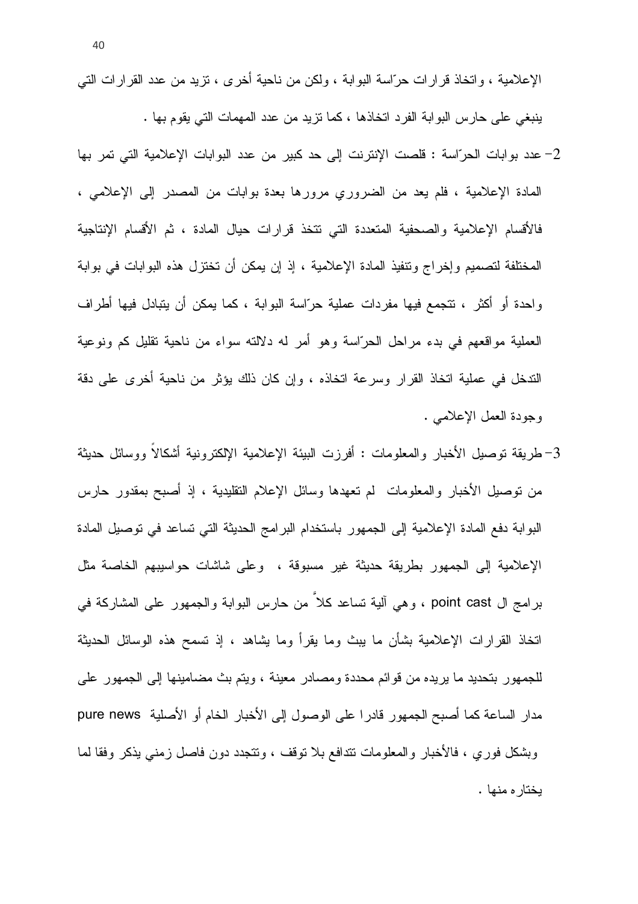الإعلامية ، واتخاذ قرارات حرّاسة البوابة ، ولكن من ناحية أخرى ، تزيد من عدد القرارات التي ينبغي على حارس البوابة الفرد اتخاذها ، كما تزيد من عدد المهمات التي يقوم بها .

2- عدد بوابات الحرّاسة : قلصت الإنترنت إلى حد كبير من عدد البوابات الإعلامية التي تمر بها المادة الإعلامية ، فلم يعد من الضروري مرورها بعدة بوابات من المصدر إلى الإعلامي ، فالأقسام الإعلامية والصحفية المتعددة التي تتخذ قرارات حيال المادة ، ثم الأقسام الإنتاجية المختلفة لتصميم وإخراج وتنفيذ المادة الإعلامية ، إذ إن يمكن أن تختزل هذه البوابات في بوابة واحدة أو أكثر ، تتجمع فيها مفردات عملية حرّاسة البوابة ، كما يمكن أن يتبادل فيها أطراف العملية مواقعهم في بدء مراحل الحرّاسة وهو أمر له دلالته سواء من ناحية تقليل كم ونوعية التدخل في عملية اتخاذ القرار وسرعة اتخاذه ، وإن كان ذلك يؤثر من ناحية أخرى على دقة وجودة العمل الإعلامي .

3- طريقة توصيل الأخبار والمعلومات : أفرزت البيئة الإعلامية الإلكترونية أشكالاً ووسائل حديثة من توصيل الأخبار والمعلومات لم تعهدها وسائل الإعلام التقليدية ، إذ أصبح بمقدور حارس البوابة دفع المادة الإعلامية إلى الجمهور باستخدام البرامج الحديثة التي تساعد في توصيل المادة الإعلامية إلى الجمهور بطريقة حديثة غير مسبوقة ، وعلى شاشات حواسيبهم الخاصة مثل برامج ال point cast ، وهي آلية تساعد كلاً من حارس البوابة والجمهور على المشاركة في اتخاذ القرارات الإعلامية بشأن ما يبث وما يقرأ وما يشاهد ، إذ تسمح هذه الوسائل الحديثة للجمهور بتحديد ما يريده من قوائم محددة ومصادر معينة ، ويتم بث مضامينها إلى الجمهور على مدار الساعة كما أصبح الجمهور قادرا على الوصول إلى الأخبار الخام أو الأصلية pure news وبشكل فوري ، فالأخبار والمعلومات تتدافع بلا توقف ، وتتجدد دون فاصل زمني يذكر وفقا لما يختاره منها .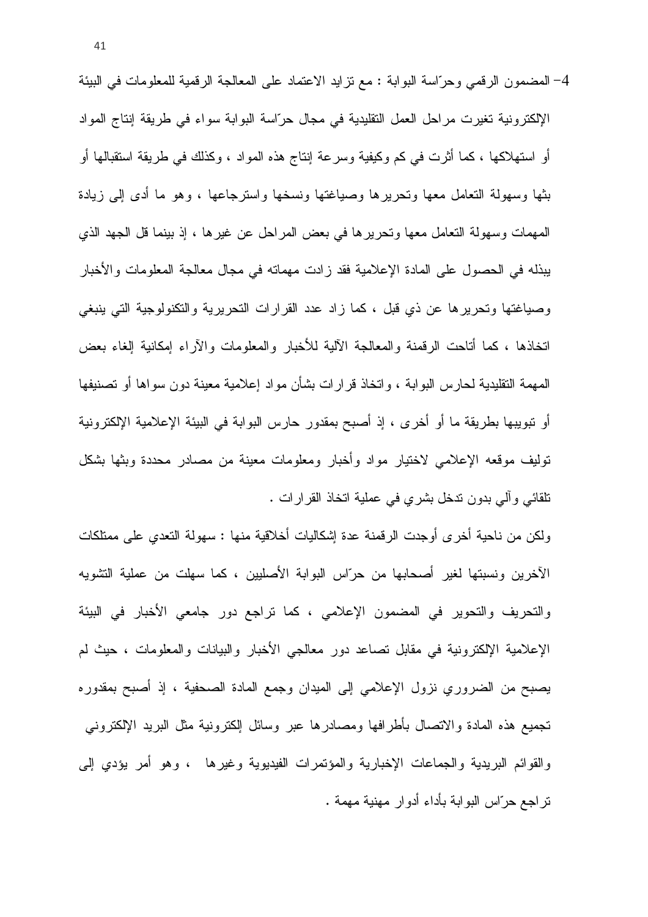4- المضمون الرقمي وحرّاسة البوابة : مع تزايد الاعتماد على المعالجة الرقمية للمعلومات في البيئة الإلكترونية تغيرت مراحل العمل التقليدية في مجال حرّاسة البوابة سواء في طريقة إنتاج المواد أو استهلاكها ، كما أثرت في كم وكيفية وسرعة إنتاج هذه المواد ، وكذلك في طريقة استقبالها أو بثها وسهولة التعامل معها وتحريرها وصياغتها ونسخها واسترجاعها ، وهو ما أدى إلى زيادة المهمات وسهولة التعامل معها وتحريرها في بعض المراحل عن غيرها ، إذ بينما قل الجهد الذي يبذله في الحصول على المادة الإعلامية فقد زادت مهماته في مجال معالجة المعلومات والأخبار وصياغتها وتحريرها عن ذي قبل ، كما زاد عدد القرارات التحريرية والتكنولوجية التي ينبغي اتخاذها ، كما أتاحت الرقمنة والمعالجة الآلية للأخبار والمعلومات والآراء إمكانية إلغاء بعض المهمة التقليدية لحارس البوابة ، واتخاذ قرارات بشأن مواد إعلامية معينة دون سواها أو تصنيفها أو تبويبها بطريقة ما أو أخرى ، إذ أصبح بمقدور حارس البوابة في البيئة الإعلامية الإلكترونية توليف موقعه الإعلامي لاختيار مواد وأخبار ومعلومات معينة من مصادر محددة وبثها بشكل تلقائي وآلي بدون تدخل بشري في عملية اتخاذ القرارات .

ولكن من ناحية أخرى أوجدت الرقمنة عدة إشكاليات أخلاقية منها : سهولة التعدي على ممتلكات الآخرين ونسبتها لغير أصحابها من حرّاس البوابة الأصليين ، كما سهلت من عملية التشويه والتحريف والتحوير في المضمون الإعلامي ، كما تراجع دور جامعي الأخبار في البيئة الإعلامية الإلكترونية في مقابل تصاعد دور معالجي الأخبار والبيانات والمعلومات ، حيث لم يصبح من الضروري نزول الإعلامي إلى الميدان وجمع المادة الصحفية ، إذ أصبح بمقدوره تجميع هذه المادة والاتصال بأطرافها ومصادرها عبر وسائل إلكترونية مثل البريد الإلكتروني والقوائم البريدية والجماعات الإخبارية والمؤتمرات الفيديوية وغيرها ، وهو أمر يؤدي إلى تراجع حرّاس البوابة بأداء أدوار مهنية مهمة .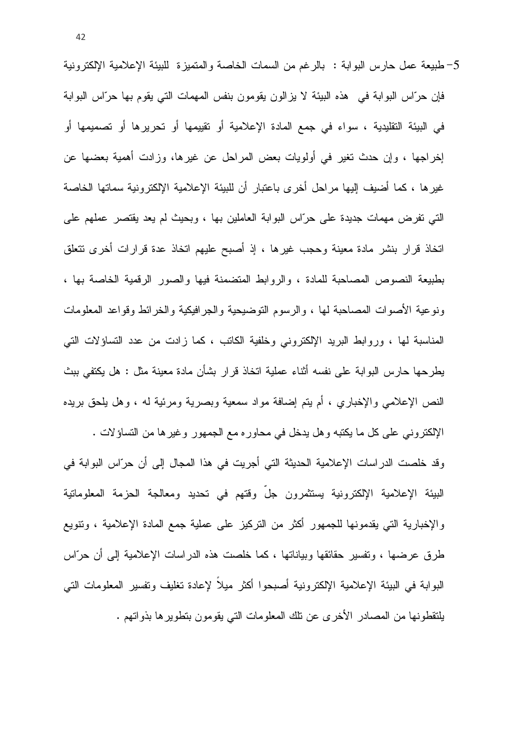5- طبيعة عمل حارس البوابة : بالرغم من السمات الخاصة والمتميزة للبيئة الإعلامية الإلكترونية فإن حرّاس البوابة في هذه البيئة لا يزالون يقومون بنفس المهمات التي يقوم بها حرّاس البوابة في البيئة التقليدية ، سواء في جمع المادة الإعلامية أو تقييمها أو تحريرها أو تصميمها أو إخراجها ، وإن حدث تغير في أولويات بعض المراحل عن غيرها، وزادت أهمية بعضها عن غيرها ، كما أضيف إليها مراحل أخرى باعتبار أن للبيئة الإعلامية الإلكترونية سماتها الخاصة التي تفرض مهمات جديدة على حرّاس البوابة العاملين بها ، وبحيث لم يعد يقتصر عملهم على اتخاذ قرار بنشر مادة معينة وحجب غيرها ، إذ أصبح عليهم اتخاذ عدة قرارات أخرى تتعلق بطبيعة النصوص المصاحبة للمادة ، والروابط المتضمنة فيها والصور الرقمية الخاصة بها ، ونوعية الأصوات المصاحبة لها ، والرسوم التوضيحية والجرافيكية والخرائط وقواعد المعلومات المناسبة لها ، وروابط البريد الإلكتروني وخلفية الكاتب ، كما زادت من عدد التساؤلات التي يطرحها حارس البوابة على نفسه أثناء عملية اتخاذ قرار بشأن مادة معينة مثل : هل يكتفي ببث النص الإعلامي والإخباري ، أم يتم إضافة مواد سمعية وبصرية ومرئية له ، وهل يلحق بريده الإلكتروني على كل ما يكتبه وهل يدخل في محاوره مع الجمهور وغيرها من التساؤلات .

وقد خلصت الدراسات الإعلامية الحديثة التي أجريت في هذا المجال إلى أن حرّاس البوابة في البيئة الإعلامية الإلكترونية يستثمرون جلّ وقتهم في تحديد ومعالجة الحزمة المعلوماتية والإخبارية التي يقدمونها للجمهور أكثر من التركيز على عملية جمع المادة الإعلامية ، وتنويع طرق عرضها ، وتفسير حقائقها وبياناتها ، كما خلصت هذه الدراسات الإعلامية إلى أن حرّاس البوابة في البيئة الإعلامية الإلكترونية أصبحوا أكثر ميلاً لإعادة تغليف وتفسير المعلومات التي يلتقطونها من المصادر الأخرى عن تلك المعلومات التي يقومون بتطويرها بذواتهم .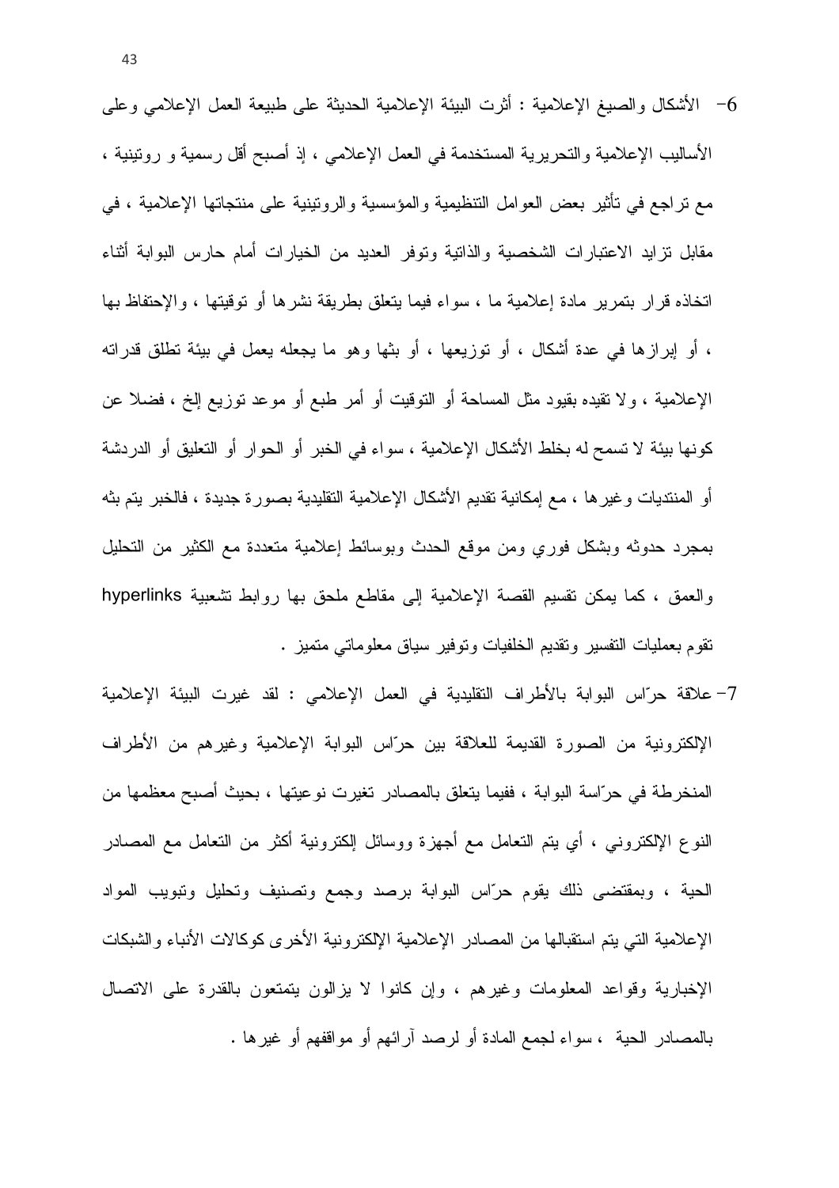6- الأشكال والصيغ الإعلامية : أثرت البيئة الإعلامية الحديثة على طبيعة العمل الإعلامي وعلى الأساليب الإعلامية والتحريرية المستخدمة في العمل الإعلامي ، إذ أصبح أقل رسمية و روتينية ، مع تراجع في تأثير بعض العوامل التنظيمية والمؤسسية والروتينية على منتجاتها الإعلامية ، في مقابل تزايد الاعتبارات الشخصية والذاتية وتوفر العديد من الخيارات أمام حارس البوابة أثناء اتخاذه قرار بتمرير مادة إعلامية ما ، سواء فيما يتعلق بطريقة نشرها أو توقيتها ، والإحتفاظ بها ، أو إبرازها في عدة أشكال ، أو توزيعها ، أو بثها وهو ما يجعله يعمل في بيئة تطلق قدراته الإعلامية ، ولا تقيده بقيود مثل المساحة أو التوقيت أو أمر طبع أو موعد توزيع إلخ ، فضلا عن كونها بيئة لا تسمح له بخلط الأشكال الإعلامية ، سواء في الخبر أو الحوار أو التعليق أو الدردشة أو المنتديات وغيرها ، مع إمكانية تقديم الأشكال الإعلامية التقليدية بصورة جديدة ، فالخبر يتم بثه بمجرد حدوثه وبشكل فوري ومن موقع الحدث وبوسائط إعلامية متعددة مع الكثير من التحليل والعمق ، كما يمكن تقسيم القصة الإعلامية إلى مقاطع ملحق بها روابط تشعبية hyperlinks تقوم بعمليات التفسير وتقديم الخلفيات وتوفير سياق معلوماتي متميز .

7- علاقة حرّاس البوابة بالأطراف التقليدية في العمل الإعلامي : لقد غيرت البيئة الإعلامية الإلكترونية من الصورة القديمة للعلاقة بين حرّاس البوابة الإعلامية وغيرهم من الأطراف المنخرطة في حرّاسة البوابة ، ففيما يتعلق بالمصادر تغيرت نوعيتها ، بحيث أصبح معظمها من النوع الإلكتروني ، أي يتم التعامل مع أجهزة ووسائل إلكترونية أكثر من التعامل مع المصادر الحية ، وبمقتضى ذلك يقوم حرّاس البوابة برصد وجمع وتصنيف وتحليل وتبويب المواد الإعلامية التي يتم استقبالها من المصادر الإعلامية الإلكترونية الأخرى كوكالات الأنباء والشبكات الإخبارية وقواعد المعلومات وغيرهم ، وإن كانوا لا يزالون يتمتعون بالقدرة على الاتصال بالمصادر الحية ، سواء لجمع المادة أو لرصد آرائهم أو مواقفهم أو غيرها .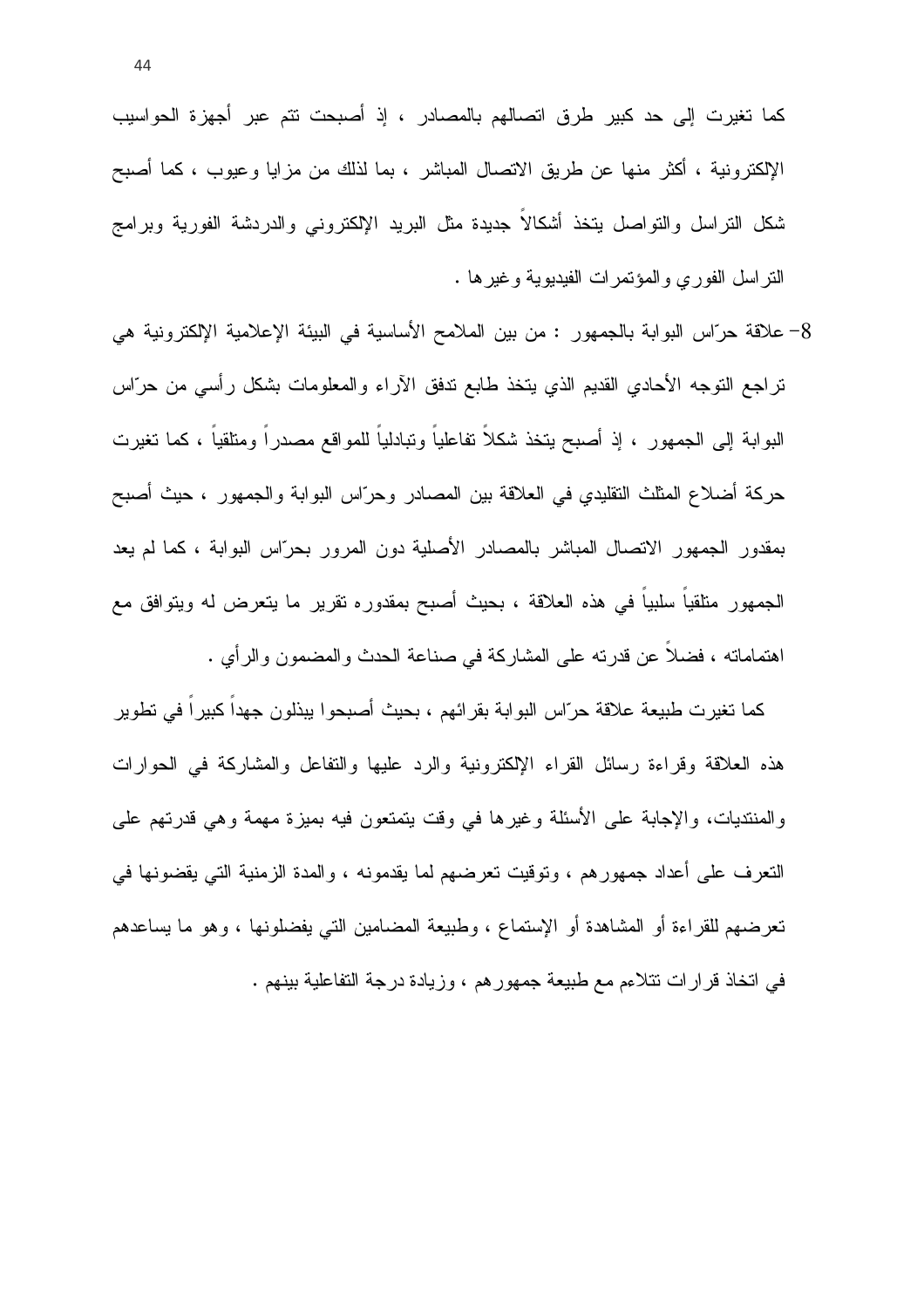كما تغيرت إلى حد كبير طرق اتصالهم بالمصادر ، إذ أصبحت تتم عبر أجهزة الحواسيب الإلكترونية ، أكثر منها عن طريق الاتصال المباشر ، بما لذلك من مزايا وعيوب ، كما أصبح شكل التراسل والتواصل يتخذ أشكالاً جديدة مثل البريد الإلكتروني والدردشة الفورية وبرامج التراسل الفوري والمؤتمرات الفيديوية وغيرها .

8- علاقة حرّاس البوابة بالجمهور : من بين الملامح الأساسية في البيئة الإعلامية الإلكترونية هي تراجع التوجه الأحادي القديم الذي يتخذ طابع تدفق الآراء والمعلومات بشكل رأسي من حرّاس البوابة إلى الجمهور ، إذ أصبح يتخذ شكلاً تفاعلياً وتبادلياً للمواقع مصدراً ومتلقياً ، كما تغيرت حركة أضلاع المثلث التقليدي في العلاقة بين المصادر وحرّاس البوابة والجمهور ، حيث أصبح بمقدور الجمهور الاتصال المباشر بالمصادر الأصلية دون المرور بحرّاس البوابة ، كما لم يعد الجمهور متلقياً سلبياً في هذه العلاقة ، بحيث أصبح بمقدوره تقرير ما يتعرض له ويتوافق مع اهتماماته ، فضلاً عن قدرته على المشاركة في صناعة الحدث والمضمون والرأي .

كما تغيرت طبيعة علاقة حرّاس البوابة بقرائهم ، بحيث أصبحوا يبذلون جهداً كبيراً في تطوير هذه العلاقة وقراءة رسائل القراء الإلكترونية والرد عليها والتفاعل والمشاركة في الحوارات والمنتديات، والإجابة على الأسئلة وغيرها في وقت يتمتعون فيه بميزة مهمة وهي قدرتهم على التعرف على أعداد جمهورهم ، وتوقيت تعرضهم لما يقدمونه ، والمدة الزمنية التي يقضونها في تعرضهم للقراءة أو المشاهدة أو الإستماع ، وطبيعة المضامين التي يفضلونها ، وهو ما يساعدهم في اتخاذ قرارات تتلاءم مع طبيعة جمهورهم ، وزيادة درجة التفاعلية بينهم .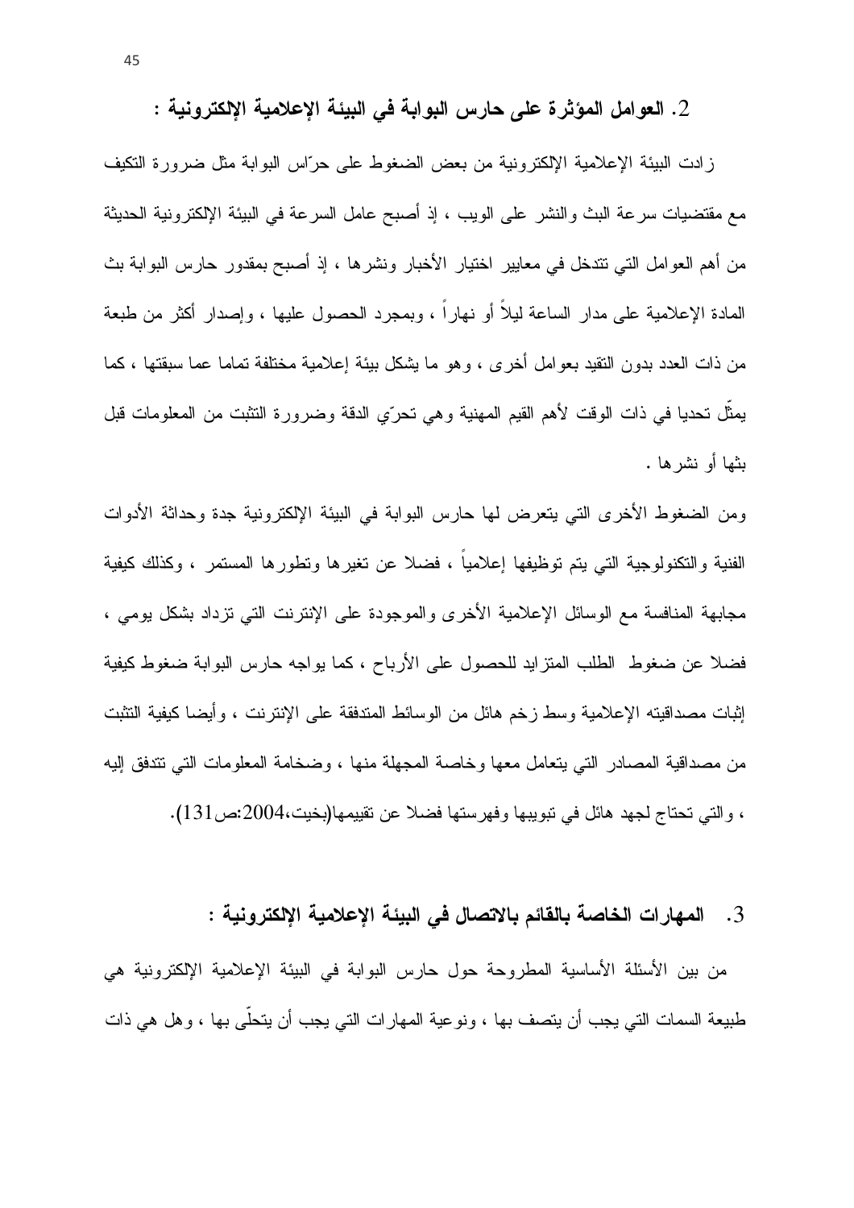### 2. العوامل المؤثرة على حارس البوابة في البيئة الإعلامية الإلكترونية :

زادت البيئة الإعلامية الإلكترونية من بعض الضغوط على حرّاس البوابة مثل ضرورة التكيف مع مقتضيات سرعة البث والنشر على الويب ، إذ أصبح عامل السرعة في البيئة الإلكترونية الحديثة من أهم العوامل التي تتدخل في معايير اختيار الأخبار ونشرها ، إذ أصبح بمقدور حارس البوابة بث المادة الإعلامية على مدار الساعة ليلاً أو نهاراً ، وبمجرد الحصول عليها ، وإصدار أكثر من طبعة من ذات العدد بدون التقيد بعوامل أخرى ، وهو ما يشكل بيئة إعلامية مختلفة تماما عما سبقتها ، كما يمثّل تحديا في ذات الوقت لأهم القيم المهنية وهي تحرّي الدقة وضرورة التثبت من المعلومات قبل بثها أو نشرها .

ومن الضغوط الأخرى التي يتعرض لها حارس البوابة في البيئة الإلكترونية جدة وحداثة الأدوات الفنية والتكنولوجية التي يتم توظيفها إعلامياً ، فضلا عن تغيرها وتطورها المستمر ، وكذلك كيفية مجابهة المنافسة مع الوسائل الإعلامية الأخرى والموجودة على الإنترنت التي تزداد بشكل يومي ، فضلا عن ضغوط الطلب المتزايد للحصول على الأرباح ، كما يواجه حارس البوابة ضغوط كيفية إثبات مصداقيته الإعلامية وسط زخم هائل من الوسائط المتدفقة على الإنترنت ، وأيضا كيفية التثبت من مصداقية المصادر التي يتعامل معها وخاصة المجهلة منها ، وضخامة المعلومات التي تتدفق إليه ، والتي تحتاج لجهد هائل في تبويبها وفهرستها فضلا عن تقييمها(بخيت،2004:ص131).

### 3. المهارات الخاصة بالقائم بالاتصال في البيئة الإعلامية الإلكترونية :

من بين الأسئلة الأساسية المطروحة حول حارس البوابة في البيئة الإعلامية الإلكترونية هي طبيعة السمات التي يجب أن يتصف بها ، ونوعية المهارات التي يجب أن يتحلّى بها ، وهل هي ذات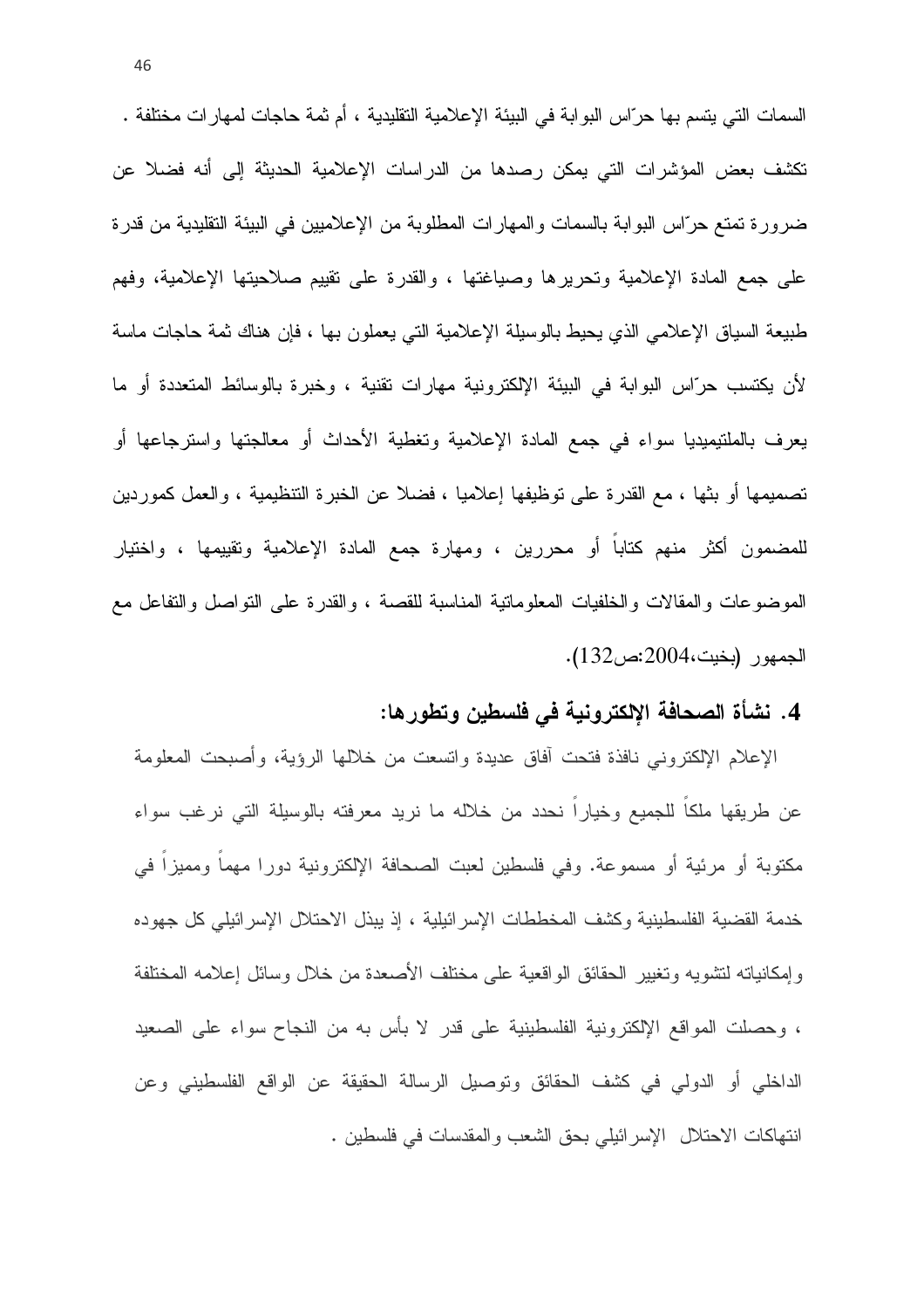السمات التي يتسم بها حرّاس البوابة في البيئة الإعلامية التقليدية ، أم ثمة حاجات لمهارات مختلفة . تكشف بعض المؤشرات التي يمكن رصدها من الدراسات الإعلامية الحديثة إلى أنه فضلا عن ضرورة تمتع حرّاس البوابة بالسمات والمهارات المطلوبة من الإعلاميين في البيئة التقليدية من قدرة على جمع المادة الإعلامية وتحريرها وصياغتها ، والقدرة على تقييم صلاحيتها الإعلامية، وفهم طبيعة السياق الإعلامي الذي يحيط بالوسيلة الإعلامية التي يعملون بها ، فإن هناك ثمة حاجات ماسة لأن يكتسب حرّاس البوابة في البيئة الإلكترونية مهارات تقنية ، وخبرة بالوسائط المتعددة أو ما يعرف بالملتيميديا سواء في جمع المادة الإعلامية وتغطية الأحداث أو معالجتها واسترجاعها أو تصميمها أو بثها ، مع القدرة على توظيفها إعلاميا ، فضلا عن الخبرة التنظيمية ، والعمل كموردين للمضمون أكثر منهم كتاباً أو محررين ، ومهارة جمع المادة الإعلامية وتقييمها ، واختيار الموضوعات والمقالات والخلفيات المعلوماتية المناسبة للقصة ، والقدرة على التواصل والتفاعل مع الجمهور (بخيت،2004:ص132).

## 4. نشأة الصحافة الإلكترونية في فلسطين وتطورها:

الإعلام الإلكتروني نافذة فتحت آفاق عديدة واتسعت من خلالها الرؤية، وأصبحت المعلومة عن طريقها ملكاً للجميع وخياراً نحدد من خلاله ما نريد معرفته بالوسيلة التي نرغب سواء مكتوبة أو مرئية أو مسموعة. وفي فلسطين لعبت الصحافة الإلكترونية دورا مهماً ومميزاً في خدمة القضية الفلسطينية وكشف المخططات الإسرائيلية ، إذ يبذل الاحتلال الإسرائيلي كل جهوده وإمكانياته لتشويه وتغيير الحقائق الواقعية على مختلف الأصعدة من خلال وسائل إعلامه المختلفة ، وحصلت المواقع الإلكترونية الفلسطينية على قدر لا بأس به من النجاح سواء على الصعيد الداخلي أو الدولي في كشف الحقائق وتوصيل الرسالة الحقيقة عن الواقع الفلسطيني وعن انتهاكات الاحتلال الإسرائيلي بحق الشعب والمقدسات في فلسطين .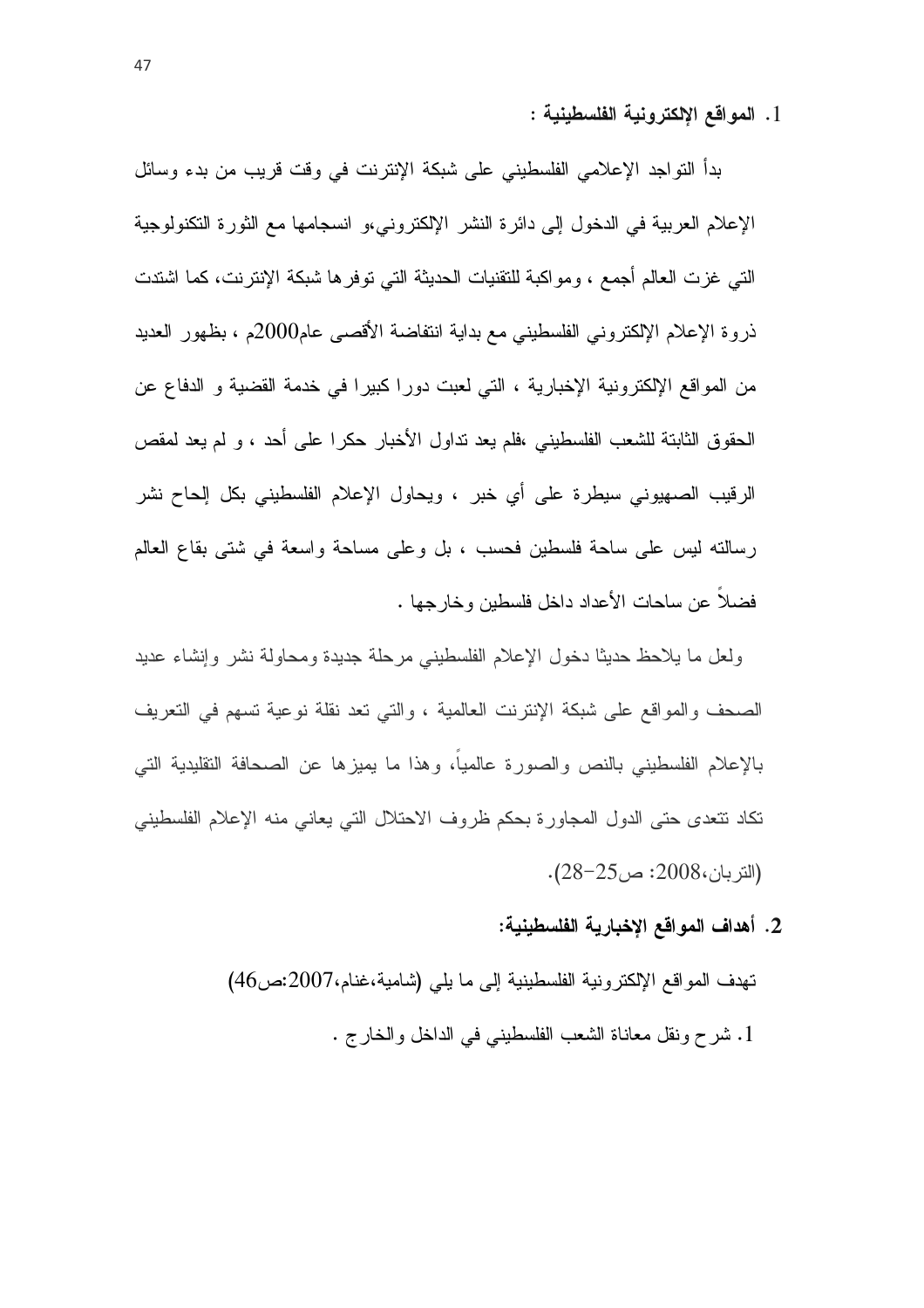1. **المواقع الإلكترونية الفلسطينية :**

بدأ التواجد الإعلامي الفلسطيني على شبكة الإنترنت في وقت قريب من بدء وسائل الإعلام العربية في الدخول إلى دائرة النشر الإلكتروني،و انسجامها مع الثورة التكنولوجية التي غزت العالم أجمع ، ومواكبة للتقنيات الحديثة التي توفرها شبكة الإنترنت، كما اشتدت ذروة الإعلام الإلكتروني الفلسطيني مع بداية انتفاضة الأقصى عام2000م ، بظهور العديد من المواقع الإلكترونية الإخبارية ، التي لعبت دورا كبيرا في خدمة القضية و الدفاع عن الحقوق الثابتة للشعب الفلسطيني ،فلم يعد تداول الأخبار حكرا على أحد ، و لم يعد لمقص الرقيب الصهيوني سيطرة على أي خبر ، ويحاول الإعلام الفلسطيني بكل إلحاح نشر رسالته ليس على ساحة فلسطين فحسب ، بل وعلى مساحة واسعة في شتى بقاع العالم فضلاً عن ساحات الأعداد داخل فلسطين وخارجها .

ولعل ما يلاحظ حديثا دخول الإعلام الفلسطيني مرحلة جديدة ومحاولة نشر وإنشاء عديد الصحف والمواقع على شبكة الإنترنت العالمية ، والتي تعد نقلة نوعية تسهم في التعريف بالإعلام الفلسطيني بالنص والصورة عالمياً، وهذا ما يميزها عن الصحافة التقليدية التي تكاد تتعدى حتى الدول المجاورة بحكم ظروف الاحتلال التي يعاني منه الإعلام الفلسطيني (التربان،2008: ص25-28).

2. **أهداف المواقع الإخبارية الفلسطينية:**

تهدف المواقع الإلكترونية الفلسطينية إلى ما يلي (شامية،غنام،2007:ص46)

1. شرح ونقل معاناة الشعب الفلسطيني في الداخل والخارج .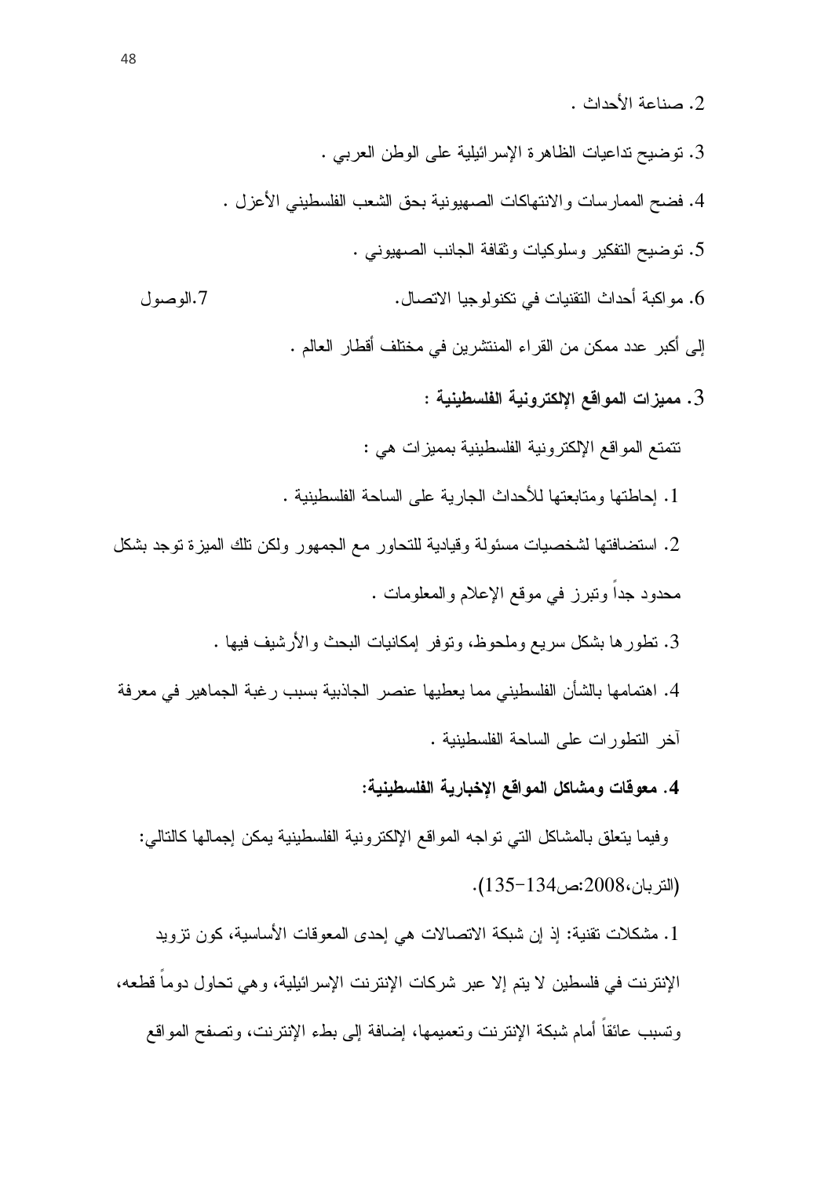2. صناعة الأحداث .

3. توضيح تداعيات الظاهرة الإسرائيلية على الوطن العربي .

4. فضح الممارسات والانتهاكات الصهيونية بحق الشعب الفلسطيني الأعزل .

5. توضيح التفكير وسلوكيات وثقافة الجانب الصهيوني .

6. مواكبة أحداث التقنيات في تكنولوجيا الاتصال.

7. الوصول إلى أكبر عدد ممكن من القراء المنتشرين في مختلف أقطار العالم .

**3. مميزات المواقع الإلكترونية الفلسطينية :**

تتمتع المواقع الإلكترونية الفلسطينية بمميزات هي :

1. إحاطتها ومتابعتها للأحداث الجارية على الساحة الفلسطينية .

2. استضافتها لشخصيات مسئولة وقيادية للتحاور مع الجمهور ولكن تلك الميزة توجد بشكل محدود جداً وتبرز في موقع الإعلام والمعلومات .

3. تطورها بشكل سريع وملحوظ، وتوفر إمكانيات البحث والأرشيف فيها .

4. اهتمامها بالشأن الفلسطيني مما يعطيها عنصر الجاذبية بسبب رغبة الجماهير في معرفة آخر التطورات على الساحة الفلسطينية .

**4. معوقات ومشاكل المواقع الإخبارية الفلسطينية:**

وفيما يتعلق بالمشاكل التي تواجه المواقع الإلكترونية الفلسطينية يمكن إجمالها كالتالي: (التربان،2008:ص134-135).

1. مشكلات تقنية: إذ إن شبكة الاتصالات هي إحدى المعوقات الأساسية، كون تزويد الإنترنت في فلسطين لا يتم إلا عبر شركات الإنترنت الإسرائيلية، وهي تحاول دوماً قطعه، وتسبب عائقاً أمام شبكة الإنترنت وتعميمها، إضافة إلى بطء الإنترنت، وتصفح المواقع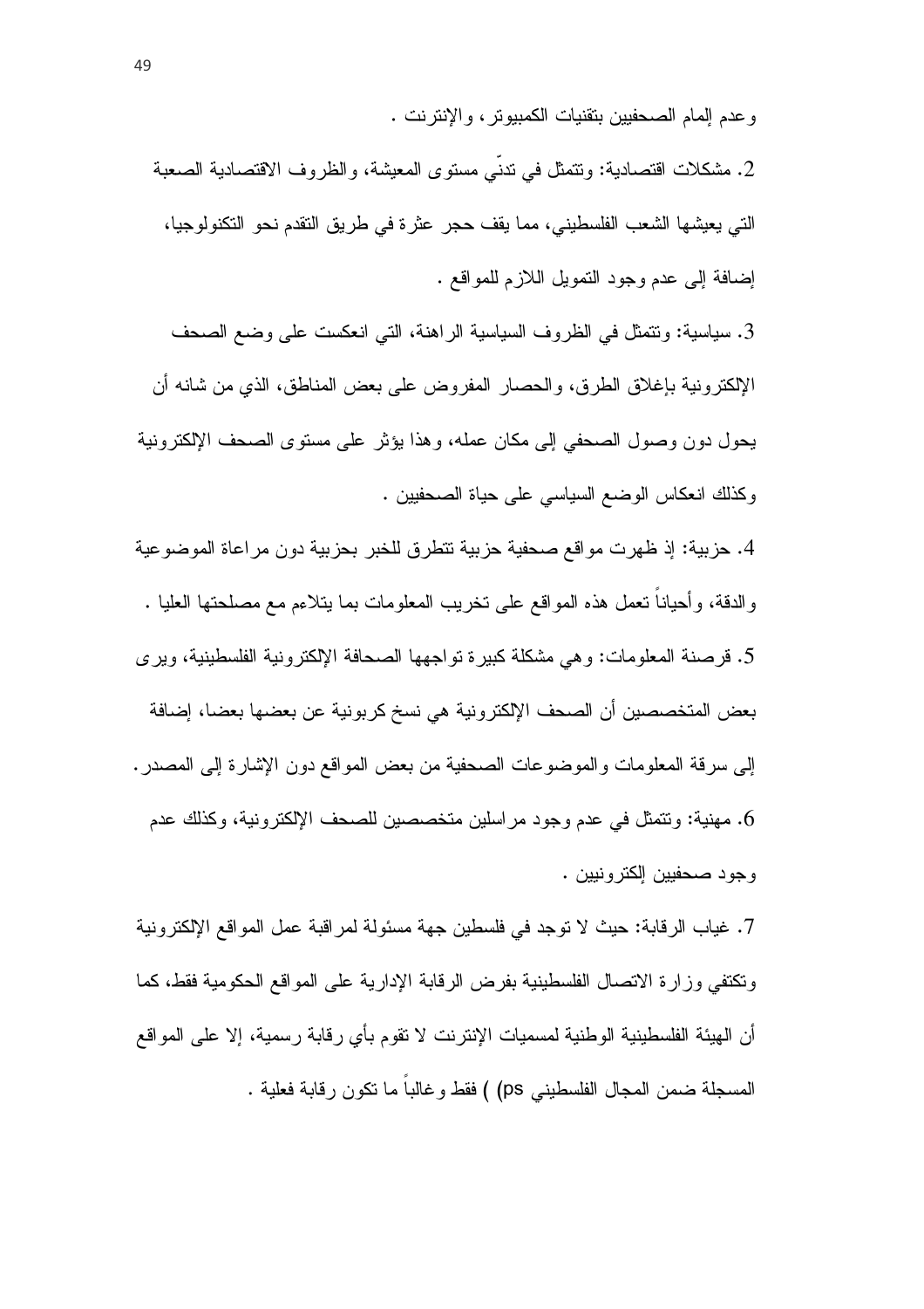وعدم إلمام الصحفيين بتقنيات الكمبيوتر، والإنترنت .

2. مشكلات اقتصادية: وتتمثل في تدنّي مستوى المعيشة، والظروف الاقتصادية الصعبة التي يعيشها الشعب الفلسطيني، مما يقف حجر عثرة في طريق التقدم نحو التكنولوجيا، إضافة إلى عدم وجود التمويل اللازم للمواقع .

3. سياسية: وتتمثل في الظروف السياسية الراهنة، التي انعكست على وضع الصحف الإلكترونية بإغلاق الطرق، والحصار المفروض على بعض المناطق، الذي من شانه أن يحول دون وصول الصحفي إلى مكان عمله، وهذا يؤثر على مستوى الصحف الإلكترونية وكذلك انعكاس الوضع السياسي على حياة الصحفيين .

4. حزبية: إذ ظهرت مواقع صحفية حزبية تتطرق للخبر بحزبية دون مراعاة الموضوعية والدقة، وأحياناً تعمل هذه المواقع على تخريب المعلومات بما يتلاءم مع مصلحتها العليا .

5. قرصنة المعلومات: وهي مشكلة كبيرة تواجهها الصحافة الإلكترونية الفلسطينية، ويرى بعض المتخصصين أن الصحف الإلكترونية هي نسخ كربونية عن بعضها بعضا، إضافة إلى سرقة المعلومات والموضوعات الصحفية من بعض المواقع دون الإشارة إلى المصدر.

6. مهنية: وتتمثل في عدم وجود مراسلين متخصصين للصحف الإلكترونية، وكذلك عدم وجود صحفيين إلكترونيين .

7. غياب الرقابة: حيث لا توجد في فلسطين جهة مسئولة لمراقبة عمل المواقع الإلكترونية وتكتفي وزارة الاتصال الفلسطينية بفرض الرقابة الإدارية على المواقع الحكومية فقط، كما أن الهيئة الفلسطينية الوطنية لمسميات الإنترنت لا تقوم بأي رقابة رسمية، إلا على المواقع المسجلة ضمن المجال الفلسطيني ps) ) فقط وغالباً ما تكون رقابة فعلية .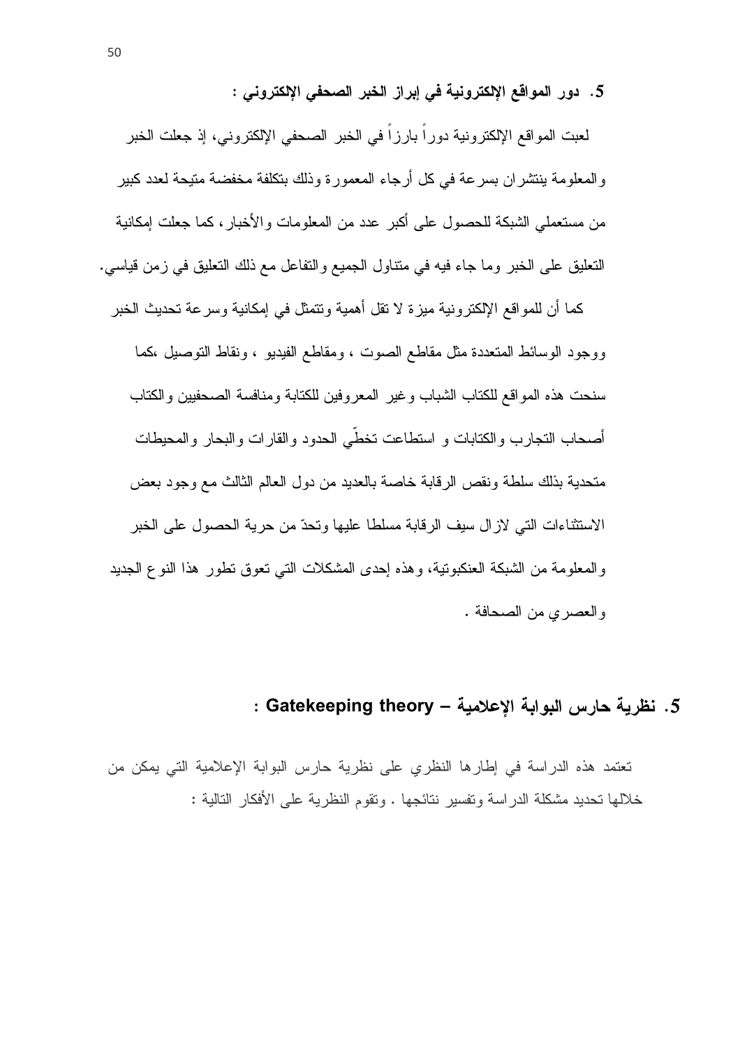### 5. دور المواقع الإلكترونية في إبراز الخبر الصحفي الإلكتروني :

لعبت المواقع الإلكترونية دوراً بارزاً في الخبر الصحفي الإلكتروني، إذ جعلت الخبر والمعلومة ينتشران بسرعة في كل أرجاء المعمورة وذلك بتكلفة مخفضة متيحة لعدد كبير من مستعملي الشبكة للحصول على أكبر عدد من المعلومات والأخبار، كما جعلت إمكانية التعليق على الخبر وما جاء فيه في متناول الجميع والتفاعل مع ذلك التعليق في زمن قياسي.

كما أن للمواقع الإلكترونية ميزة لا تقل أهمية وتتمثل في إمكانية وسرعة تحديث الخبر ووجود الوسائط المتعددة مثل مقاطع الصوت ، ومقاطع الفيديو ، ونقاط التوصيل ،كما سنحت هذه المواقع للكتاب الشباب وغير المعروفين للكتابة ومنافسة الصحفيين والكتاب أصحاب التجارب والكتابات و استطاعت تخطّي الحدود والقارات والبحار والمحيطات متحدية بذلك سلطة ونقص الرقابة خاصة بالعديد من دول العالم الثالث مع وجود بعض الاستثناءات التي لازال سيف الرقابة مسلطا عليها وتحدّ من حرية الحصول على الخبر والمعلومة من الشبكة العنكبوتية، وهذه إحدى المشكلات التي تعوق تطور هذا النوع الجديد والعصري من الصحافة .

## 5. نظرية حارس البوابة الإعلامية – Gatekeeping theory :

تعتمد هذه الدراسة في إطارها النظري على نظرية حارس البوابة الإعلامية التي يمكن من خلالها تحديد مشكلة الدراسة وتفسير نتائجها . وتقوم النظرية على الأفكار التالية :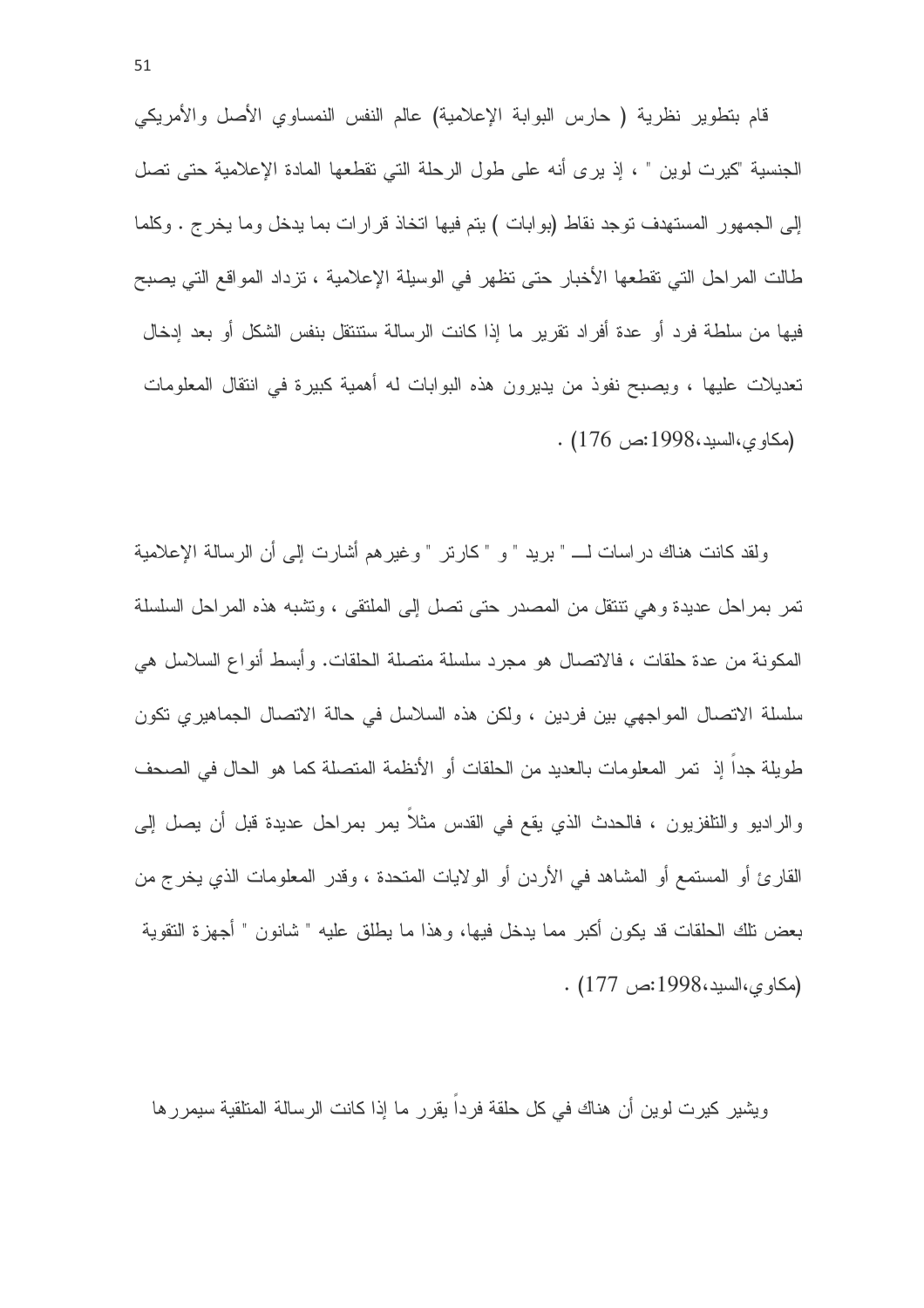قام بتطوير نظرية ( حارس البوابة الإعلامية) عالم النفس النمساوي الأصل والأمريكي الجنسية "كيرت لوين " ، إذ يرى أنه على طول الرحلة التي تقطعها المادة الإعلامية حتى تصل إلى الجمهور المستهدف توجد نقاط (بوابات ) يتم فيها اتخاذ قرارات بما يدخل وما يخرج . وكلما طالت المراحل التي تقطعها الأخبار حتى تظهر في الوسيلة الإعلامية ، تزداد المواقع التي يصبح فيها من سلطة فرد أو عدة أفراد تقرير ما إذا كانت الرسالة ستنتقل بنفس الشكل أو بعد إدخال تعديلات عليها ، ويصبح نفوذ من يديرون هذه البوابات له أهمية كبيرة في انتقال المعلومات (مكاوي،السيد،1998:ص 176) .

ولقد كانت هناك دراسات لــ " بريد " و " كارتر " وغيرهم أشارت إلى أن الرسالة الإعلامية تمر بمراحل عديدة وهي تنتقل من المصدر حتى تصل إلى الملتقى ، وتشبه هذه المراحل السلسلة المكونة من عدة حلقات ، فالاتصال هو مجرد سلسلة متصلة الحلقات. وأبسط أنواع السلاسل هي سلسلة الاتصال المواجهي بين فردين ، ولكن هذه السلاسل في حالة الاتصال الجماهيري تكون طويلة جداً إذ تمر المعلومات بالعديد من الحلقات أو الأنظمة المتصلة كما هو الحال في الصحف والراديو والتلفزيون ، فالحدث الذي يقع في القدس مثلاً يمر بمراحل عديدة قبل أن يصل إلى القارئ أو المستمع أو المشاهد في الأردن أو الولايات المتحدة ، وقدر المعلومات الذي يخرج من بعض تلك الحلقات قد يكون أكبر مما يدخل فيها، وهذا ما يطلق عليه " شانون " أجهزة التقوية (مكاوي،السيد،1998:ص 177) .

ويشير كيرت لوين أن هناك في كل حلقة فرداً يقرر ما إذا كانت الرسالة المتلقية سيمررها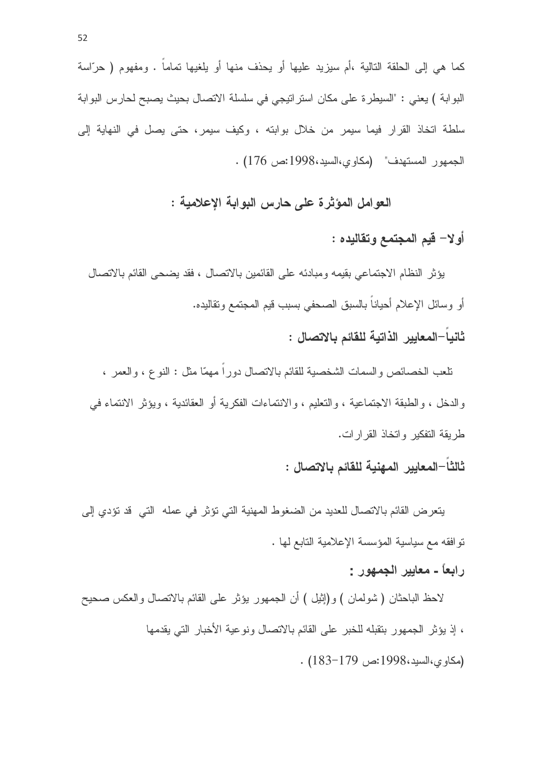كما هي إلى الحلقة التالية ،أم سيزيد عليها أو يحذف منها أو يلغيها تماماً . ومفهوم ( حرّاسة البوابة ) يعني : "السيطرة على مكان استراتيجي في سلسلة الاتصال بحيث يصبح لحارس البوابة سلطة اتخاذ القرار فيما سيمر من خلال بوابته ، وكيف سيمر، حتى يصل في النهاية إلى الجمهور المستهدف" (مكاوي،السيد،1998:ص 176) .

## العوامل المؤثرة على حارس البوابة الإعلامية :

### أولا- قيم المجتمع وتقاليده :

يؤثر النظام الاجتماعي بقيمه ومبادئه على القائمين بالاتصال ، فقد يضحى القائم بالاتصال أو وسائل الإعلام أحياناً بالسبق الصحفي بسبب قيم المجتمع وتقاليده.

### ثانياً-المعايير الذاتية للقائم بالاتصال :

تلعب الخصائص والسمات الشخصية للقائم بالاتصال دوراً مهمّا مثل : النوع ، والعمر ، والدخل ، والطبقة الاجتماعية ، والتعليم ، والانتماءات الفكرية أو العقائدية ، ويؤثر الانتماء في طريقة التفكير واتخاذ القرارات.

### ثالثاً-المعايير المهنية للقائم بالاتصال :

يتعرض القائم بالاتصال للعديد من الضغوط المهنية التي تؤثر في عمله التي قد تؤدي إلى توافقه مع سياسية المؤسسة الإعلامية التابع لها .

### رابعاً - معايير الجمهور :

لاحظ الباحثان ( شولمان ) و(إثيل ) أن الجمهور يؤثر على القائم بالاتصال والعكس صحيح ، إذ يؤثر الجمهور بتقبله للخبر على القائم بالاتصال ونوعية الأخبار التي يقدمها (مكاوي،السيد،1998:ص 179-183) .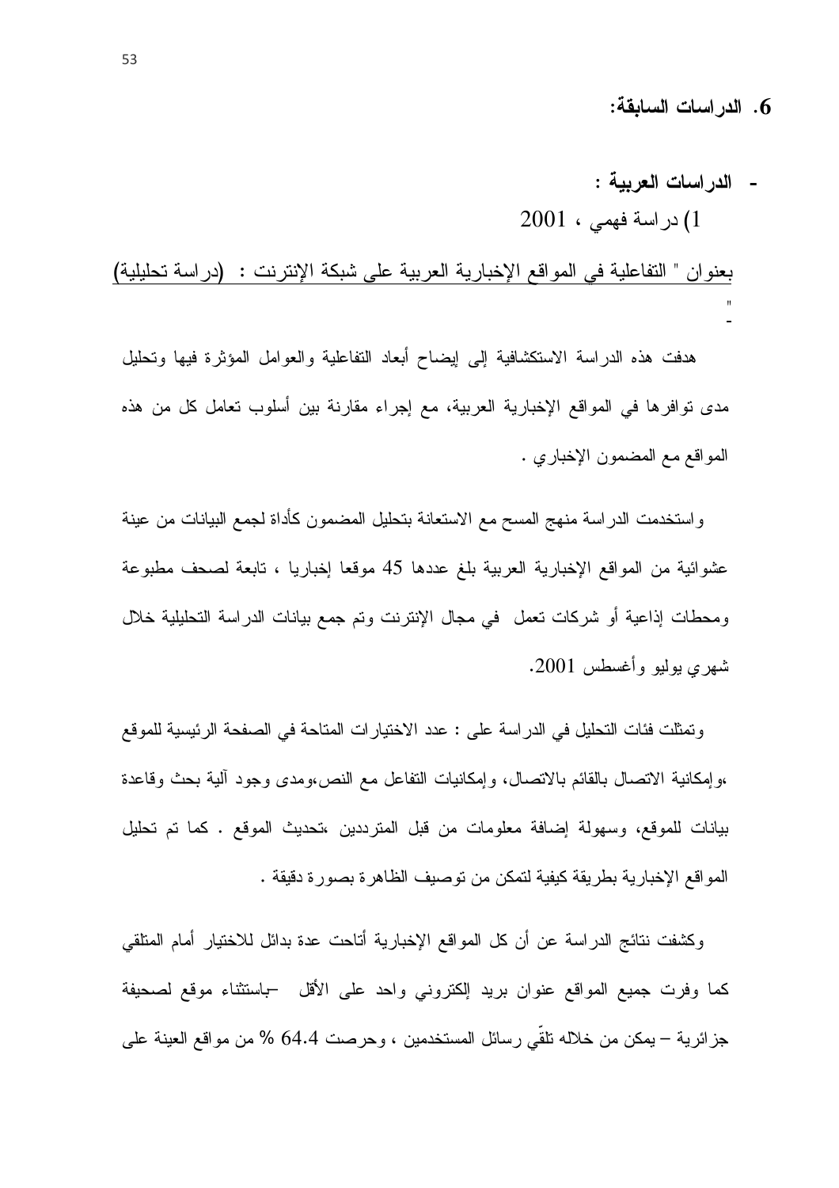## 6. الدراسات السابقة:

- **الدراسات العربية :**

1) دراسة فهمي ، 2001

بعنوان " التفاعلية في المواقع الإخبارية العربية على شبكة الإنترنت : (دراسة تحليلية) "

هدفت هذه الدراسة الاستكشافية إلى إيضاح أبعاد التفاعلية والعوامل المؤثرة فيها وتحليل مدى توافرها في المواقع الإخبارية العربية، مع إجراء مقارنة بين أسلوب تعامل كل من هذه المواقع مع المضمون الإخباري .

واستخدمت الدراسة منهج المسح مع الاستعانة بتحليل المضمون كأداة لجمع البيانات من عينة عشوائية من المواقع الإخبارية العربية بلغ عددها 45 موقعا إخباريا ، تابعة لصحف مطبوعة ومحطات إذاعية أو شركات تعمل في مجال الإنترنت وتم جمع بيانات الدراسة التحليلية خلال شهري يوليو وأغسطس 2001.

وتمثلت فئات التحليل في الدراسة على : عدد الاختيارات المتاحة في الصفحة الرئيسية للموقع ،وإمكانية الاتصال بالقائم بالاتصال، وإمكانيات التفاعل مع النص،ومدى وجود آلية بحث وقاعدة بيانات للموقع، وسهولة إضافة معلومات من قبل المترددين ،تحديث الموقع . كما تم تحليل المواقع الإخبارية بطريقة كيفية لتمكن من توصيف الظاهرة بصورة دقيقة .

وكشفت نتائج الدراسة عن أن كل المواقع الإخبارية أتاحت عدة بدائل للاختيار أمام المتلقي كما وفرت جميع المواقع عنوان بريد إلكتروني واحد على الأقل –باستثناء موقع لصحيفة جزائرية – يمكن من خلاله تلقّي رسائل المستخدمين ، وحرصت 64.4 % من مواقع العينة على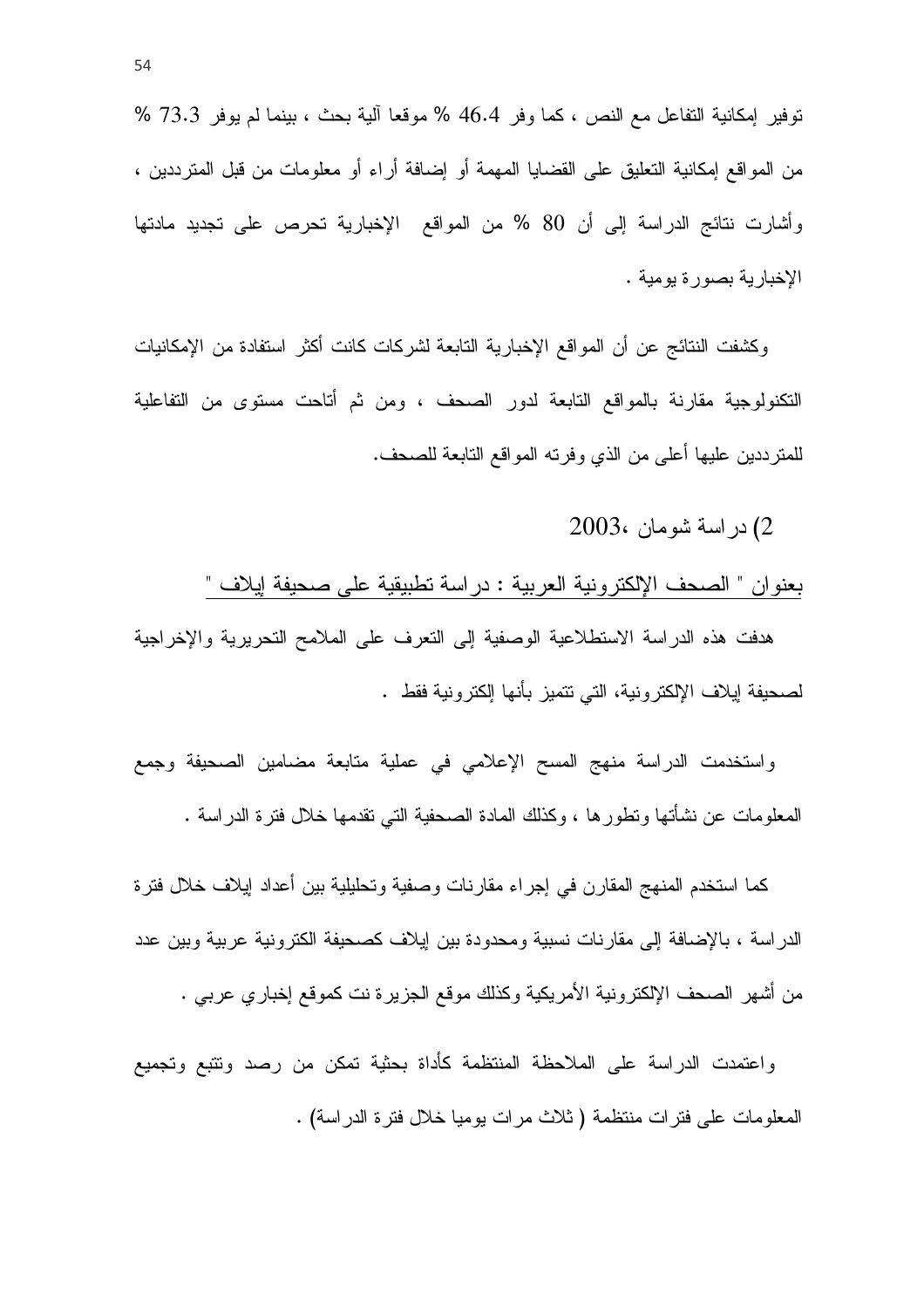توفير إمكانية التفاعل مع النص ، كما وفر 46.4 % موقعا آلية بحث ، بينما لم يوفر 73.3 % من المواقع إمكانية التعليق على القضايا المهمة أو إضافة أراء أو معلومات من قبل المترددين ، وأشارت نتائج الدراسة إلى أن 80 % من المواقع الإخبارية تحرص على تجديد مادتها الإخبارية بصورة يومية .

وكشفت النتائج عن أن المواقع الإخبارية التابعة لشركات كانت أكثر استفادة من الإمكانيات التكنولوجية مقارنة بالمواقع التابعة لدور الصحف ، ومن ثم أتاحت مستوى من التفاعلية للمترددين عليها أعلى من الذي وفرته المواقع التابعة للصحف.

2) دراسة شومان ،2003

بعنوان " الصحف الإلكترونية العربية : دراسة تطبيقية على صحيفة إيلاف "

هدفت هذه الدراسة الاستطلاعية الوصفية إلى التعرف على الملامح التحريرية والإخراجية لصحيفة إيلاف الإلكترونية، التي تتميز بأنها إلكترونية فقط .

واستخدمت الدراسة منهج المسح الإعلامي في عملية متابعة مضامين الصحيفة وجمع المعلومات عن نشأتها وتطورها ، وكذلك المادة الصحفية التي تقدمها خلال فترة الدراسة .

كما استخدم المنهج المقارن في إجراء مقارنات وصفية وتحليلية بين أعداد إيلاف خلال فترة الدراسة ، بالإضافة إلى مقارنات نسبية ومحدودة بين إيلاف كصحيفة الكترونية عربية وبين عدد من أشهر الصحف الإلكترونية الأمريكية وكذلك موقع الجزيرة نت كموقع إخباري عربي .

واعتمدت الدراسة على الملاحظة المنتظمة كأداة بحثية تمكن من رصد وتتبع وتجميع المعلومات على فترات منتظمة ( ثلاث مرات يوميا خلال فترة الدراسة) .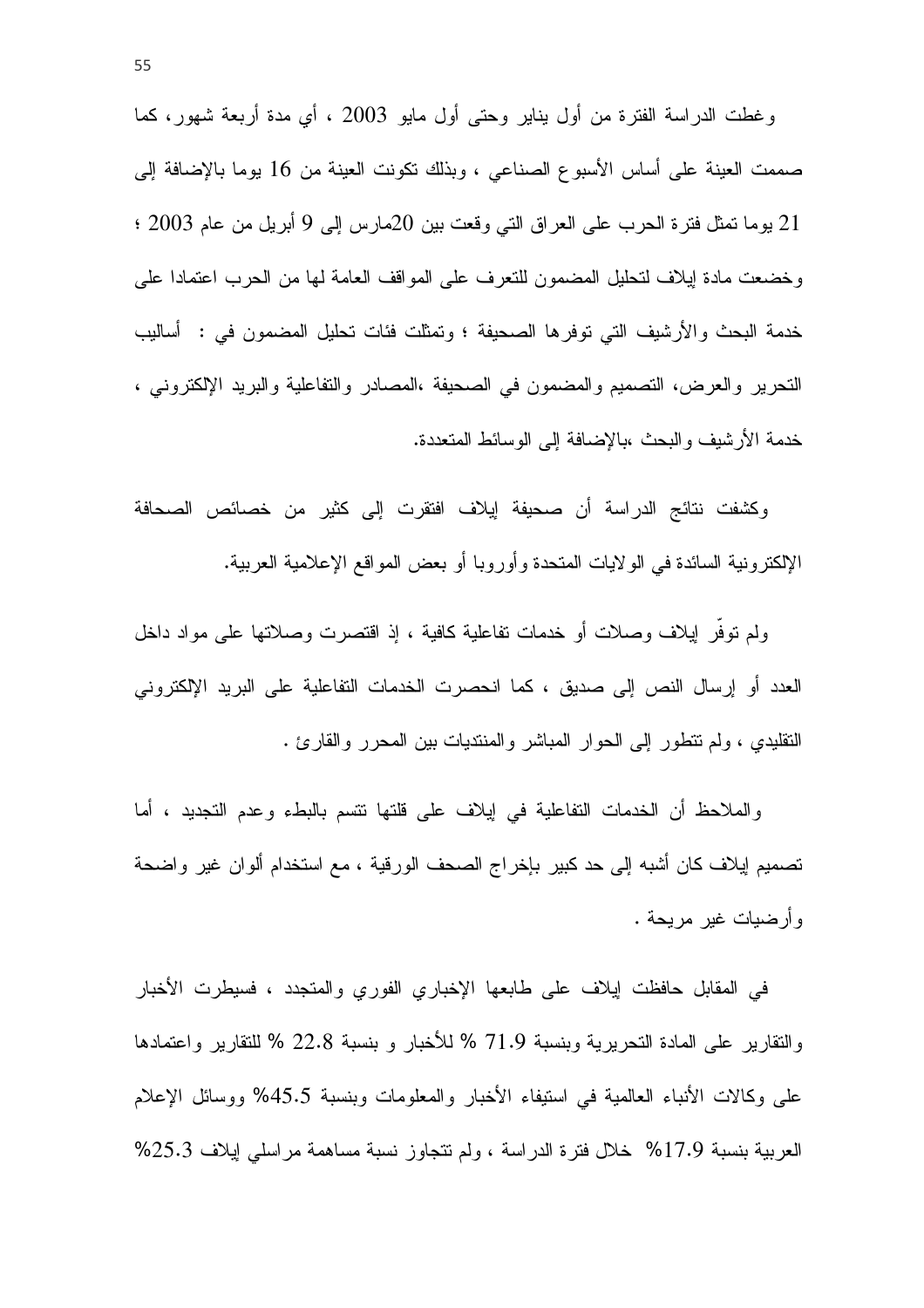وغطت الدراسة الفترة من أول يناير وحتى أول مايو 2003 ، أي مدة أربعة شهور، كما صممت العينة على أساس الأسبوع الصناعي ، وبذلك تكونت العينة من 16 يوما بالإضافة إلى 21 يوما تمثل فترة الحرب على العراق التي وقعت بين 20مارس إلى 9 أبريل من عام 2003 ؛ وخضعت مادة إيلاف لتحليل المضمون للتعرف على المواقف العامة لها من الحرب اعتمادا على خدمة البحث والأرشيف التي توفرها الصحيفة ؛ وتمثلت فئات تحليل المضمون في : أساليب التحرير والعرض، التصميم والمضمون في الصحيفة ،المصادر والتفاعلية والبريد الإلكتروني ، خدمة الأرشيف والبحث ،بالإضافة إلى الوسائط المتعددة.

وكشفت نتائج الدراسة أن صحيفة إيلاف افتقرت إلى كثير من خصائص الصحافة الإلكترونية السائدة في الولايات المتحدة وأوروبا أو بعض المواقع الإعلامية العربية.

ولم توفّر إيلاف وصلات أو خدمات تفاعلية كافية ، إذ اقتصرت وصلاتها على مواد داخل العدد أو إرسال النص إلى صديق ، كما انحصرت الخدمات التفاعلية على البريد الإلكتروني التقليدي ، ولم تتطور إلى الحوار المباشر والمنتديات بين المحرر والقارئ .

والملاحظ أن الخدمات التفاعلية في إيلاف على قلتها تتسم بالبطء وعدم التجديد ، أما تصميم إيلاف كان أشبه إلى حد كبير بإخراج الصحف الورقية ، مع استخدام ألوان غير واضحة وأرضيات غير مريحة .

في المقابل حافظت إيلاف على طابعها الإخباري الفوري والمتجدد ، فسيطرت الأخبار والتقارير على المادة التحريرية وبنسبة 71.9 % للأخبار و بنسبة 22.8 % للتقارير واعتمادها على وكالات الأنباء العالمية في استيفاء الأخبار والمعلومات وبنسبة 45.5% ووسائل الإعلام العربية بنسبة 17.9% خلال فترة الدراسة ، ولم تتجاوز نسبة مساهمة مراسلي إيلاف 25.3%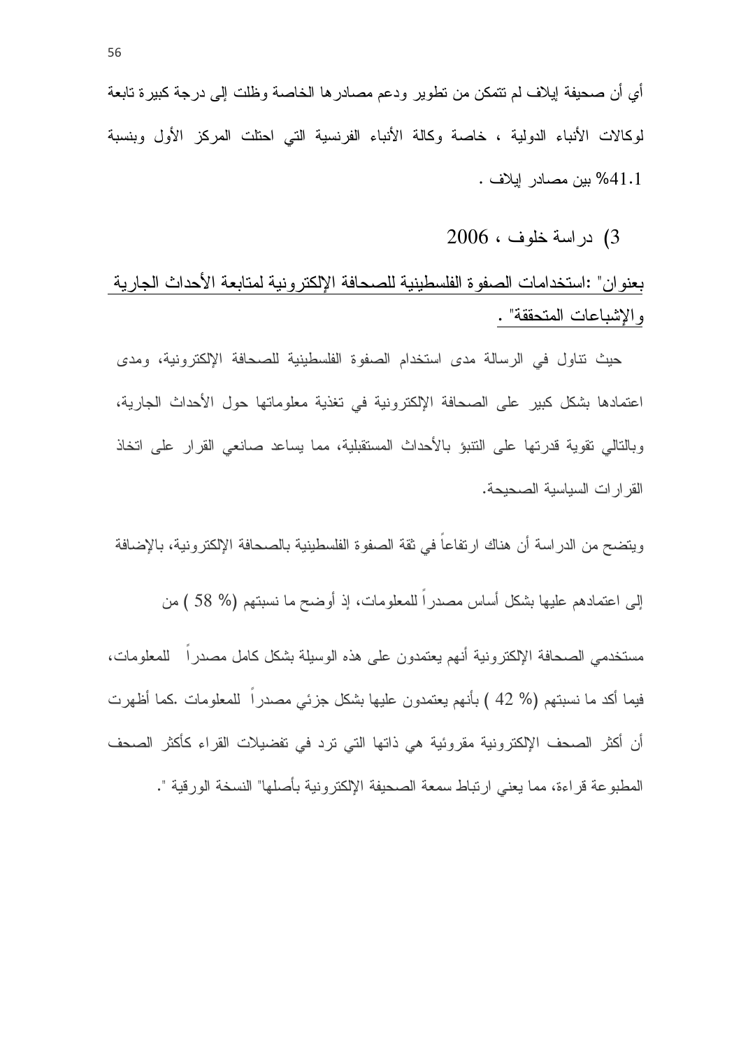أي أن صحيفة إيلاف لم تتمكن من تطوير ودعم مصادرها الخاصة وظلت إلى درجة كبيرة تابعة لوكالات الأنباء الدولية ، خاصة وكالة الأنباء الفرنسية التي احتلت المركز الأول وبنسبة 41.1% بين مصادر إيلاف .

### 3) دراسة خلوف ، 2006

بعنوان" :استخدامات الصفوة الفلسطينية للصحافة الإلكترونية لمتابعة الأحداث الجارية والإشباعات المتحققة" .

حيث تناول في الرسالة مدى استخدام الصفوة الفلسطينية للصحافة الإلكترونية، ومدى اعتمادها بشكل كبير على الصحافة الإلكترونية في تغذية معلوماتها حول الأحداث الجارية، وبالتالي تقوية قدرتها على التنبؤ بالأحداث المستقبلية، مما يساعد صانعي القرار على اتخاذ القرارات السياسية الصحيحة.

ويتضح من الدراسة أن هناك ارتفاعاً في ثقة الصفوة الفلسطينية بالصحافة الإلكترونية، بالإضافة إلى اعتمادهم عليها بشكل أساس مصدراً للمعلومات، إذ أوضح ما نسبتهم (% 58 ) من مستخدمي الصحافة الإلكترونية أنهم يعتمدون على هذه الوسيلة بشكل كامل مصدراً للمعلومات، فيما أكد ما نسبتهم (% 42 ) بأنهم يعتمدون عليها بشكل جزئي مصدراً للمعلومات .كما أظهرت أن أكثر الصحف الإلكترونية مقروئية هي ذاتها التي ترد في تفضيلات القراء كأكثر الصحف المطبوعة قراءة، مما يعني ارتباط سمعة الصحيفة الإلكترونية بأصلها" النسخة الورقية ".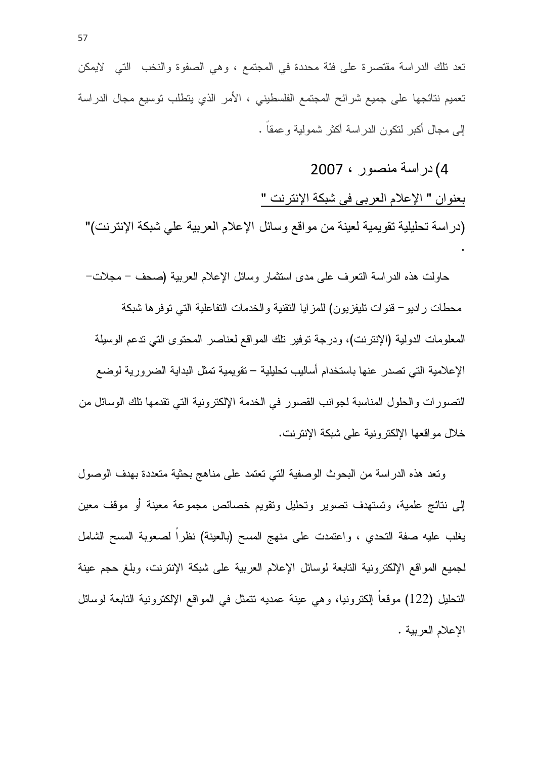تعد تلك الدراسة مقتصرة على فئة محددة في المجتمع ، وهي الصفوة والنخب التي لايمكن تعميم نتائجها على جميع شرائح المجتمع الفلسطيني ، الأمر الذي يتطلب توسيع مجال الدراسة إلى مجال أكبر لتكون الدراسة أكثر شمولية وعمقاً .

### 4) دراسة منصور ، 2007

<u>بعنوان " الإعلام العربى فى شبكة الإنترنت "</u>

(دراسة تحليلية تقويمية لعينة من مواقع وسائل الإعلام العربية علي شبكة الإنترنت)" .

حاولت هذه الدراسة التعرف على مدى استثمار وسائل الإعلام العربية (صحف – مجلات– محطات راديو– قنوات تليفزيون) للمزايا التقنية والخدمات التفاعلية التي توفرها شبكة المعلومات الدولية (الإنترنت)، ودرجة توفير تلك المواقع لعناصر المحتوى التي تدعم الوسيلة الإعلامية التي تصدر عنها باستخدام أساليب تحليلية – تقويمية تمثل البداية الضرورية لوضع التصورات والحلول المناسبة لجوانب القصور في الخدمة الإلكترونية التي تقدمها تلك الوسائل من خلال مواقعها الإلكترونية على شبكة الإنترنت.

وتعد هذه الدراسة من البحوث الوصفية التي تعتمد على مناهج بحثية متعددة بهدف الوصول إلى نتائج علمية، وتستهدف تصوير وتحليل وتقويم خصائص مجموعة معينة أو موقف معين يغلب عليه صفة التحدي ، واعتمدت على منهج المسح (بالعينة) نظراً لصعوبة المسح الشامل لجميع المواقع الإلكترونية التابعة لوسائل الإعلام العربية على شبكة الإنترنت، وبلغ حجم عينة التحليل (122) موقعاً إلكترونيا، وهي عينة عمديه تتمثل في المواقع الإلكترونية التابعة لوسائل الإعلام العربية .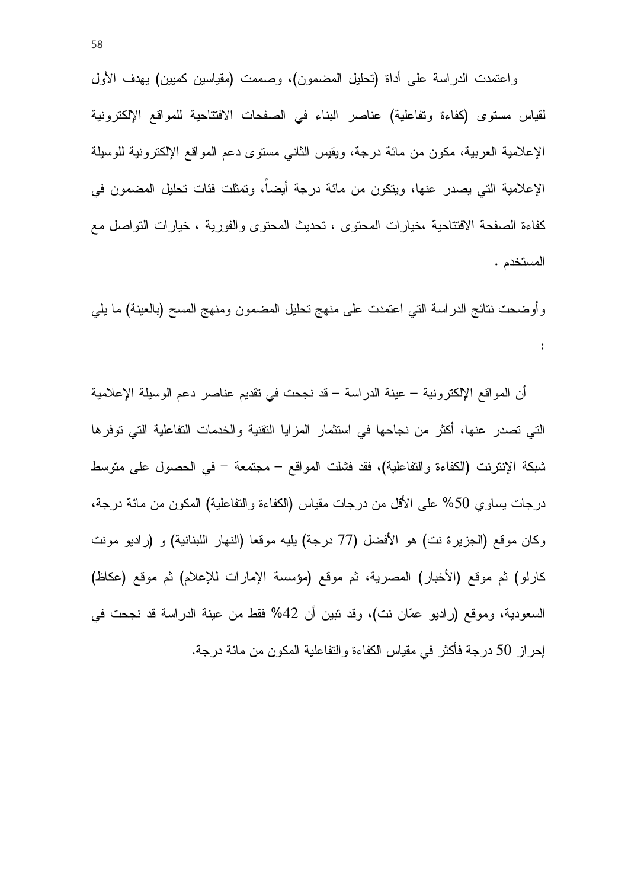واعتمدت الدراسة على أداة (تحليل المضمون)، وصممت (مقياسين كميين) يهدف الأول لقياس مستوى (كفاءة وتفاعلية) عناصر البناء في الصفحات الافتتاحية للمواقع الإلكترونية الإعلامية العربية، مكون من مائة درجة، ويقيس الثاني مستوى دعم المواقع الإلكترونية للوسيلة الإعلامية التي يصدر عنها، ويتكون من مائة درجة أيضاً، وتمثلت فئات تحليل المضمون في كفاءة الصفحة الافتتاحية ،خيارات المحتوى ، تحديث المحتوى والفورية ، خيارات التواصل مع المستخدم .

وأوضحت نتائج الدراسة التي اعتمدت على منهج تحليل المضمون ومنهج المسح (بالعينة) ما يلي :

أن المواقع الإلكترونية – عينة الدراسة – قد نجحت في تقديم عناصر دعم الوسيلة الإعلامية التي تصدر عنها، أكثر من نجاحها في استثمار المزايا التقنية والخدمات التفاعلية التي توفرها شبكة الإنترنت (الكفاءة والتفاعلية)، فقد فشلت المواقع – مجتمعة – في الحصول على متوسط درجات يساوي 50% على الأقل من درجات مقياس (الكفاءة والتفاعلية) المكون من مائة درجة، وكان موقع (الجزيرة نت) هو الأفضل (77 درجة) يليه موقعا (النهار اللبنانية) و (راديو مونت كارلو) ثم موقع (الأخبار) المصرية، ثم موقع (مؤسسة الإمارات للإعلام) ثم موقع (عكاظ) السعودية، وموقع (راديو عمّان نت)، وقد تبين أن 42% فقط من عينة الدراسة قد نجحت في إحراز 50 درجة فأكثر في مقياس الكفاءة والتفاعلية المكون من مائة درجة.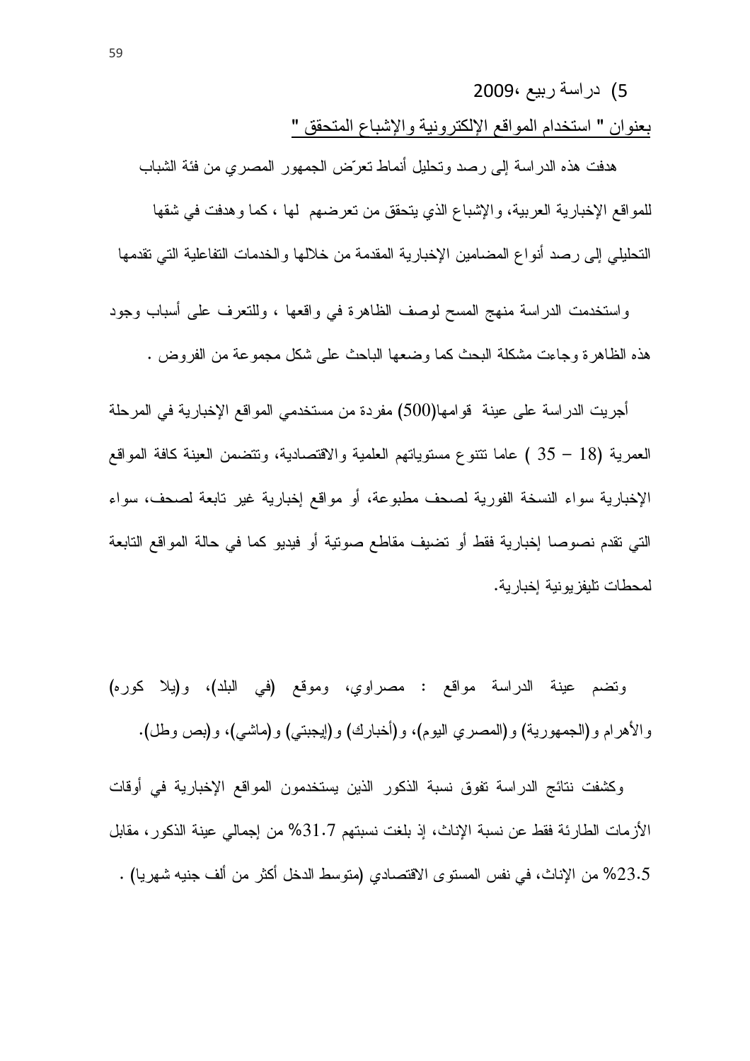5) دراسة ربيع ،2009،

بعنوان " استخدام المواقع الإلكترونية والإشباع المتحقق "

هدفت هذه الدراسة إلى رصد وتحليل أنماط تعرّض الجمهور المصري من فئة الشباب للمواقع الإخبارية العربية، والإشباع الذي يتحقق من تعرضهم لها ، كما وهدفت في شقها التحليلي إلى رصد أنواع المضامين الإخبارية المقدمة من خلالها والخدمات التفاعلية التي تقدمها

واستخدمت الدراسة منهج المسح لوصف الظاهرة في واقعها ، وللتعرف على أسباب وجود هذه الظاهرة وجاءت مشكلة البحث كما وضعها الباحث على شكل مجموعة من الفروض .

أجريت الدراسة على عينة قوامها(500) مفردة من مستخدمي المواقع الإخبارية في المرحلة العمرية (18 – 35 ) عاما تتنوع مستوياتهم العلمية والاقتصادية، وتتضمن العينة كافة المواقع الإخبارية سواء النسخة الفورية لصحف مطبوعة، أو مواقع إخبارية غير تابعة لصحف، سواء التي تقدم نصوصا إخبارية فقط أو تضيف مقاطع صوتية أو فيديو كما في حالة المواقع التابعة لمحطات تليفزيونية إخبارية.

وتضم عينة الدراسة مواقع : مصراوي، وموقع (في البلد)، و(يلا كوره) والأهرام و(الجمهورية) و(المصري اليوم)، و(أخبارك) و(إيجبتي) و(ماشي)، و(بص وطل).

وكشفت نتائج الدراسة تفوق نسبة الذكور الذين يستخدمون المواقع الإخبارية في أوقات الأزمات الطارئة فقط عن نسبة الإناث، إذ بلغت نسبتهم 31.7% من إجمالي عينة الذكور، مقابل 23.5% من الإناث، في نفس المستوى الاقتصادي (متوسط الدخل أكثر من ألف جنيه شهريا) .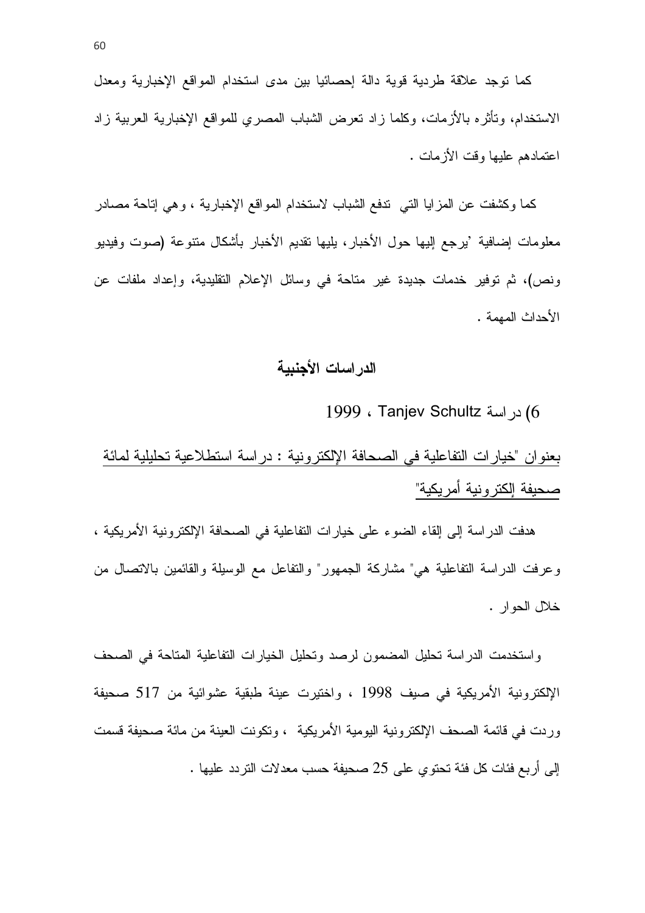كما توجد علاقة طردية قوية دالة إحصائيا بين مدى استخدام المواقع الإخبارية ومعدل الاستخدام، وتأثره بالأزمات، وكلما زاد تعرض الشباب المصري للمواقع الإخبارية العربية زاد اعتمادهم عليها وقت الأزمات .

كما وكشفت عن المزايا التي تدفع الشباب لاستخدام المواقع الإخبارية ، وهي إتاحة مصادر معلومات إضافية 'يرجع إليها حول الأخبار، يليها تقديم الأخبار بأشكال متنوعة (صوت وفيديو ونص)، ثم توفير خدمات جديدة غير متاحة في وسائل الإعلام التقليدية، وإعداد ملفات عن الأحداث المهمة .

## الدراسات الأجنبية

6) دراسة Tanjev Schultz ، 1999

بعنوان "خيارات التفاعلية في الصحافة الإلكترونية : دراسة استطلاعية تحليلية لمائة صحيفة إلكترونية أمريكية"

هدفت الدراسة إلى إلقاء الضوء على خيارات التفاعلية في الصحافة الإلكترونية الأمريكية ، وعرفت الدراسة التفاعلية هي" مشاركة الجمهور" والتفاعل مع الوسيلة والقائمين بالاتصال من خلال الحوار .

واستخدمت الدراسة تحليل المضمون لرصد وتحليل الخيارات التفاعلية المتاحة في الصحف الإلكترونية الأمريكية في صيف 1998 ، واختيرت عينة طبقية عشوائية من 517 صحيفة وردت في قائمة الصحف الإلكترونية اليومية الأمريكية ، وتكونت العينة من مائة صحيفة قسمت إلى أربع فئات كل فئة تحتوي على 25 صحيفة حسب معدلات التردد عليها .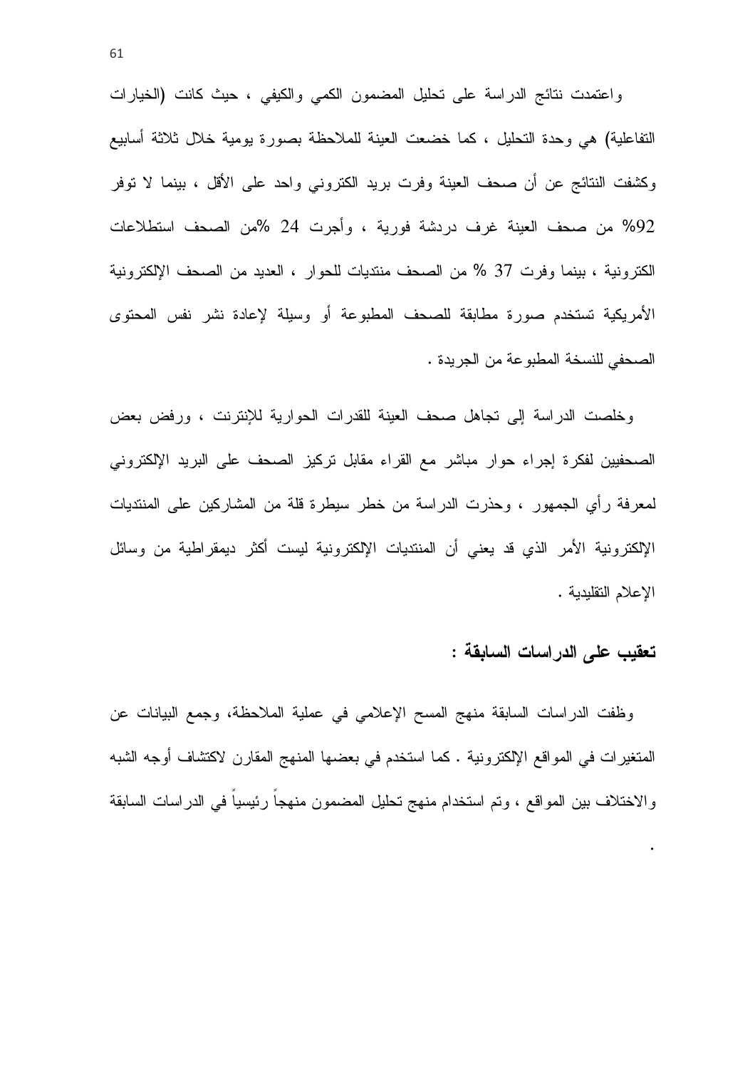واعتمدت نتائج الدراسة على تحليل المضمون الكمي والكيفي ، حيث كانت (الخيارات التفاعلية) هي وحدة التحليل ، كما خضعت العينة للملاحظة بصورة يومية خلال ثلاثة أسابيع وكشفت النتائج عن أن صحف العينة وفرت بريد الكتروني واحد على الأقل ، بينما لا توفر 92% من صحف العينة غرف دردشة فورية ، وأجرت 24 %من الصحف استطلاعات الكترونية ، بينما وفرت 37 % من الصحف منتديات للحوار ، العديد من الصحف الإلكترونية الأمريكية تستخدم صورة مطابقة للصحف المطبوعة أو وسيلة لإعادة نشر نفس المحتوى الصحفي للنسخة المطبوعة من الجريدة .

وخلصت الدراسة إلى تجاهل صحف العينة للقدرات الحوارية للإنترنت ، ورفض بعض الصحفيين لفكرة إجراء حوار مباشر مع القراء مقابل تركيز الصحف على البريد الإلكتروني لمعرفة رأي الجمهور ، وحذرت الدراسة من خطر سيطرة قلة من المشاركين على المنتديات الإلكترونية الأمر الذي قد يعني أن المنتديات الإلكترونية ليست أكثر ديمقراطية من وسائل الإعلام التقليدية .

## تعقيب على الدراسات السابقة :

وظفت الدراسات السابقة منهج المسح الإعلامي في عملية الملاحظة، وجمع البيانات عن المتغيرات في المواقع الإلكترونية . كما استخدم في بعضها المنهج المقارن لاكتشاف أوجه الشبه والاختلاف بين المواقع ، وتم استخدام منهج تحليل المضمون منهجاً رئيسياً في الدراسات السابقة .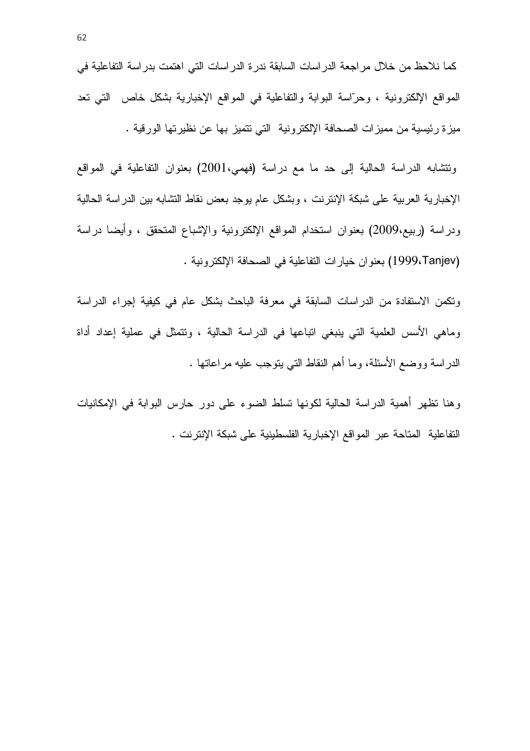كما نلاحظ من خلال مراجعة الدراسات السابقة ندرة الدراسات التي اهتمت بدراسة التفاعلية في المواقع الإلكترونية ، وحرّاسة البوابة والتفاعلية في المواقع الإخبارية بشكل خاص التي تعد ميزة رئيسية من مميزات الصحافة الإلكترونية التي تتميز بها عن نظيرتها الورقية .

وتتشابه الدراسة الحالية إلى حد ما مع دراسة (فهمي،2001) بعنوان التفاعلية في المواقع الإخبارية العربية على شبكة الإنترنت ، وبشكل عام يوجد بعض نقاط التشابه بين الدراسة الحالية ودراسة (ربيع،2009) بعنوان استخدام المواقع الإلكترونية والإشباع المتحقق ، وأيضا دراسة (Tanjev،1999) بعنوان خيارات التفاعلية في الصحافة الإلكترونية .

وتكمن الاستفادة من الدراسات السابقة في معرفة الباحث بشكل عام في كيفية إجراء الدراسة وماهي الأسس العلمية التي ينبغي اتباعها في الدراسة الحالية ، وتتمثل في عملية إعداد أداة الدراسة ووضع الأسئلة، وما أهم النقاط التي يتوجب عليه مراعاتها .

وهنا تظهر أهمية الدراسة الحالية لكونها تسلط الضوء على دور حارس البوابة في الإمكانيات التفاعلية المتاحة عبر المواقع الإخبارية الفلسطينية على شبكة الإنترنت .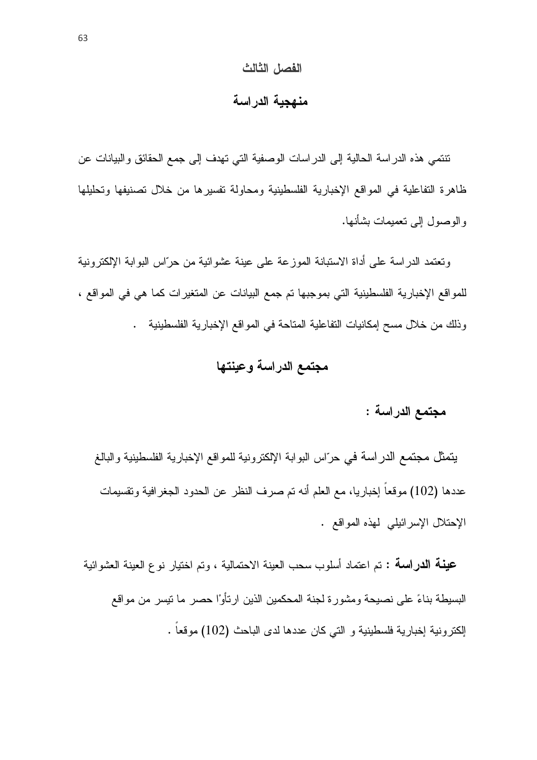# الفصل الثالث

## منهجية الدراسة

تنتمي هذه الدراسة الحالية إلى الدراسات الوصفية التي تهدف إلى جمع الحقائق والبيانات عن ظاهرة التفاعلية في المواقع الإخبارية الفلسطينية ومحاولة تفسيرها من خلال تصنيفها وتحليلها والوصول إلى تعميمات بشأنها.

وتعتمد الدراسة على أداة الاستبانة الموزعة على عينة عشوائية من حرّاس البوابة الإلكترونية للمواقع الإخبارية الفلسطينية التي بموجبها تم جمع البيانات عن المتغيرات كما هي في المواقع ، وذلك من خلال مسح إمكانيات التفاعلية المتاحة في المواقع الإخبارية الفلسطينية .

## مجتمع الدراسة وعينتها

### مجتمع الدراسة :

يتمثل مجتمع الدراسة في حرّاس البوابة الإلكترونية للمواقع الإخبارية الفلسطينية والبالغ عددها (102) موقعاً إخباريا، مع العلم أنه تم صرف النظر عن الحدود الجغرافية وتقسيمات الإحتلال الإسرائيلي لهذه المواقع .

**عينة الدراسة :** تم اعتماد أسلوب سحب العينة الاحتمالية ، وتم اختيار نوع العينة العشوائية البسيطة بناءً على نصيحة ومشورة لجنة المحكمين الذين ارتأوْا حصر ما تيسر من مواقع إلكترونية إخبارية فلسطينية و التي كان عددها لدى الباحث (102) موقعاً .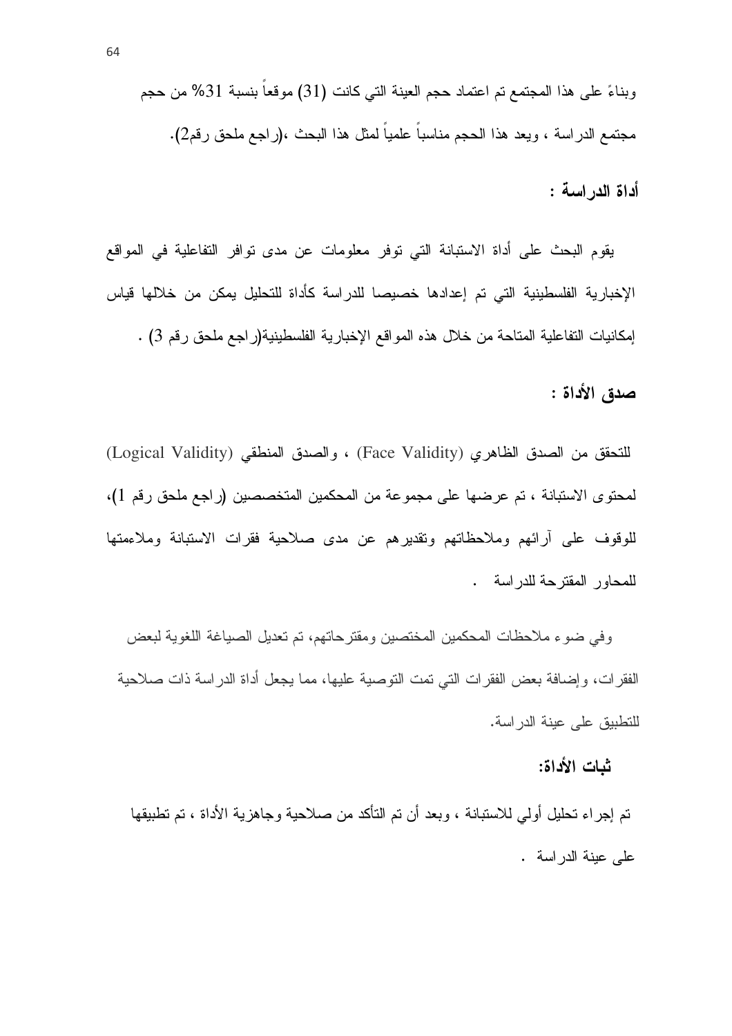وبناءً على هذا المجتمع تم اعتماد حجم العينة التي كانت (31) موقعاً بنسبة 31% من حجم مجتمع الدراسة ، ويعد هذا الحجم مناسباً علمياً لمثل هذا البحث ،(راجع ملحق رقم2).

### أداة الدراسة :

يقوم البحث على أداة الاستبانة التي توفر معلومات عن مدى توافر التفاعلية في المواقع الإخبارية الفلسطينية التي تم إعدادها خصيصا للدراسة كأداة للتحليل يمكن من خلالها قياس إمكانيات التفاعلية المتاحة من خلال هذه المواقع الإخبارية الفلسطينية(راجع ملحق رقم 3) .

### صدق الأداة :

للتحقق من الصدق الظاهري (Face Validity) ، والصدق المنطقي (Logical Validity) لمحتوى الاستبانة ، تم عرضها على مجموعة من المحكمين المتخصصين (راجع ملحق رقم 1)، للوقوف على آرائهم وملاحظاتهم وتقديرهم عن مدى صلاحية فقرات الاستبانة وملاءمتها للمحاور المقترحة للدراسة .

وفي ضوء ملاحظات المحكمين المختصين ومقترحاتهم، تم تعديل الصياغة اللغوية لبعض الفقرات، وإضافة بعض الفقرات التي تمت التوصية عليها، مما يجعل أداة الدراسة ذات صلاحية للتطبيق على عينة الدراسة.

### ثبات الأداة:

تم إجراء تحليل أولي للاستبانة ، وبعد أن تم التأكد من صلاحية وجاهزية الأداة ، تم تطبيقها على عينة الدراسة .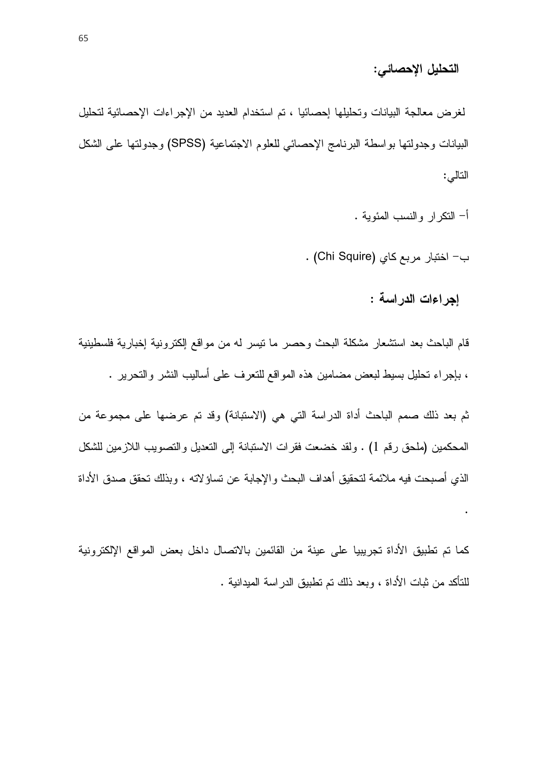### التحليل الإحصائي:

لغرض معالجة البيانات وتحليلها إحصائيا ، تم استخدام العديد من الإجراءات الإحصائية لتحليل البيانات وجدولتها بواسطة البرنامج الإحصائي للعلوم الاجتماعية (SPSS) وجدولتها على الشكل التالي:

أ- التكرار والنسب المئوية .

ب- اختبار مربع كاي (Chi Squire) .

### إجراءات الدراسة :

قام الباحث بعد استشعار مشكلة البحث وحصر ما تيسر له من مواقع إلكترونية إخبارية فلسطينية ، بإجراء تحليل بسيط لبعض مضامين هذه المواقع للتعرف على أساليب النشر والتحرير .

ثم بعد ذلك صمم الباحث أداة الدراسة التي هي (الاستبانة) وقد تم عرضها على مجموعة من المحكمين (ملحق رقم 1) . ولقد خضعت فقرات الاستبانة إلى التعديل والتصويب اللازمين للشكل الذي أصبحت فيه ملائمة لتحقيق أهداف البحث والإجابة عن تساؤلاته ، وبذلك تحقق صدق الأداة .

كما تم تطبيق الأداة تجريبيا على عينة من القائمين بالاتصال داخل بعض المواقع الإلكترونية للتأكد من ثبات الأداة ، وبعد ذلك تم تطبيق الدراسة الميدانية .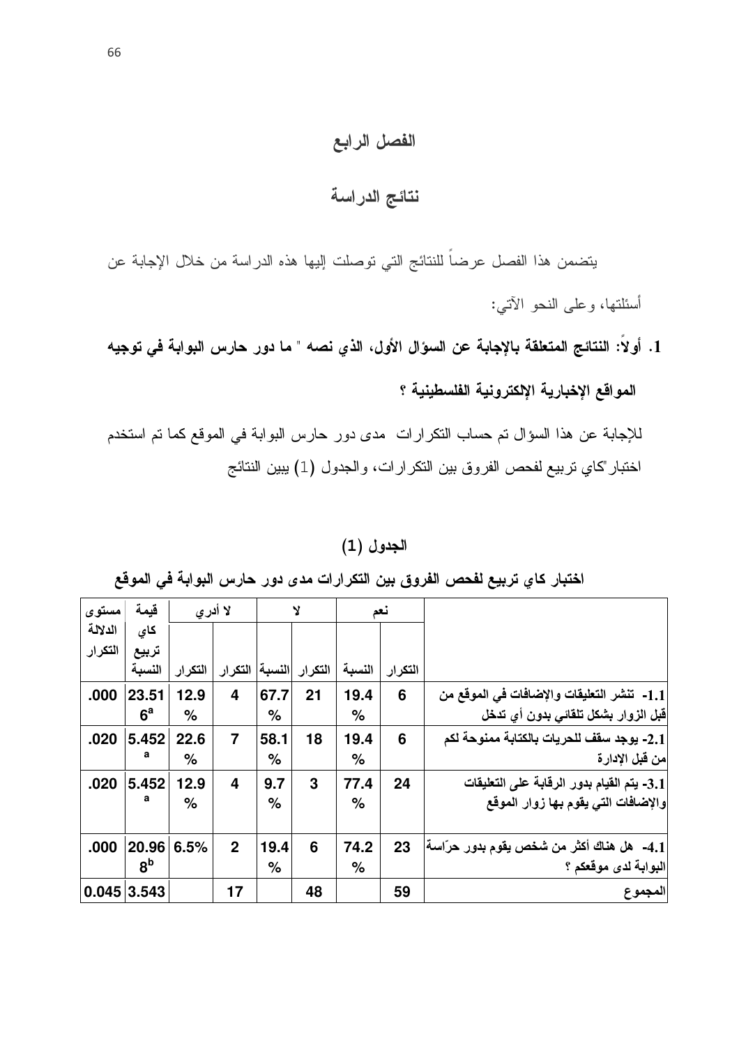# الفصل الرابع

## نتائج الدراسة

يتضمن هذا الفصل عرضاً للنتائج التي توصلت إليها هذه الدراسة من خلال الإجابة عن أسئلتها، وعلى النحو الآتي:

**1. أولاً: النتائج المتعلقة بالإجابة عن السؤال الأول، الذي نصه " ما دور حارس البوابة في توجيه المواقع الإخبارية الإلكترونية الفلسطينية ؟**

للإجابة عن هذا السؤال تم حساب التكرارات مدى دور حارس البوابة في الموقع كما تم استخدم اختبار"كاي تربيع لفحص الفروق بين التكرارات، والجدول (1) يبين النتائج

**الجدول (1)**

**اختبار كاي تربيع لفحص الفروق بين التكرارات مدى دور حارس البوابة في الموقع**

| | نعم | | لا | | لا أدري | | قيمة كاي تربيع | مستوى الدلالة |
|---|---|---|---|---|---|---|---|---|
| | التكرار | النسبة | التكرار | النسبة | التكرار | النسبة | | |
| 1.1- تنشر التعليقات والإضافات في الموقع من قبل الزوار بشكل تلقائي بدون أي تدخل | 6 | 19.4% | 21 | 67.7% | 4 | 12.9% | 23.516[a] | .000 |
| 2.1- يوجد سقف للحريات بالكتابة ممنوحة لكم من قبل الإدارة | 6 | 19.4% | 18 | 58.1% | 7 | 22.6% | 5.452[a] | .020 |
| 3.1- يتم القيام بدور الرقابة على التعليقات والإضافات التي يقوم بها زوار الموقع | 24 | 77.4% | 3 | 9.7% | 4 | 12.9% | 5.452[a] | .020 |
| 4.1- هل هناك أكثر من شخص يقوم بدور حرّاسة البوابة لدى موقعكم ؟ | 23 | 74.2% | 6 | 19.4% | 2 | 6.5% | 20.968[b] | .000 |
| المجموع | 59 | | 48 | | 17 | | 3.543 | 0.045 |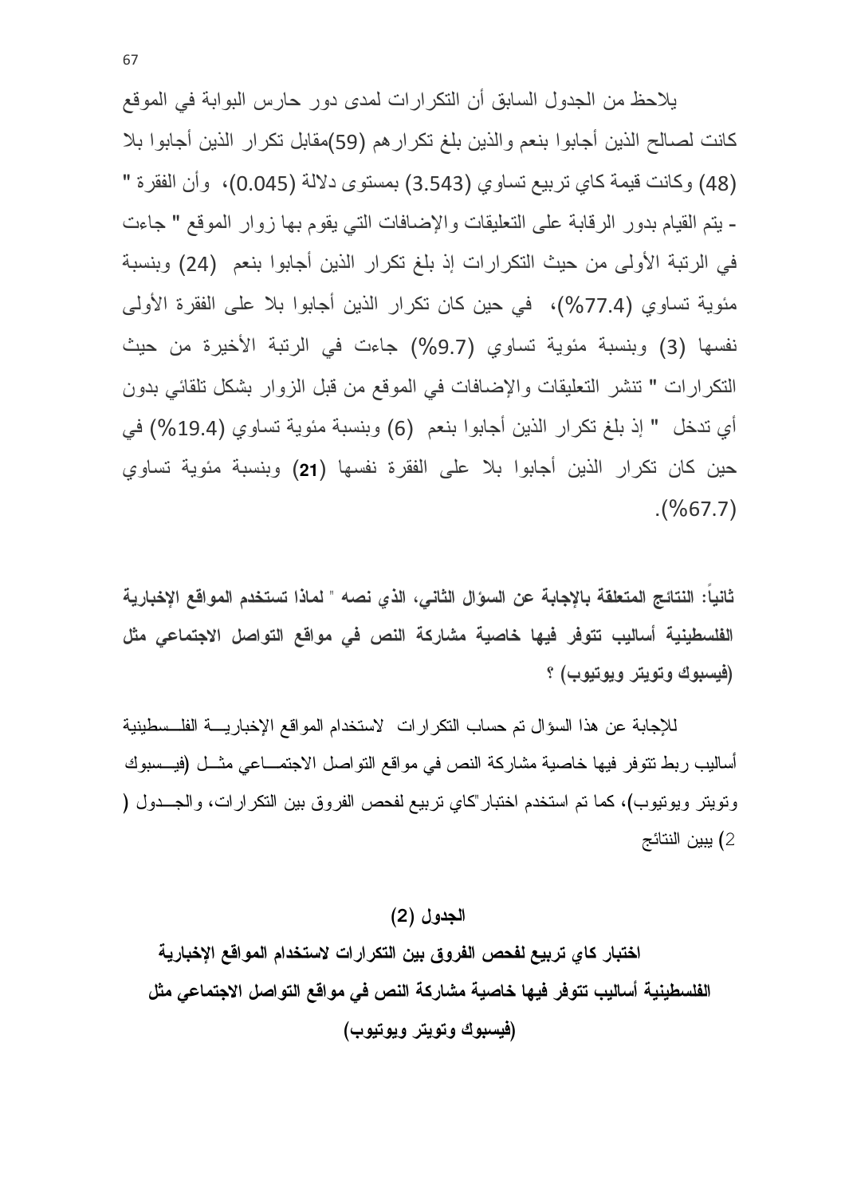يلاحظ من الجدول السابق أن التكرارات لمدى دور حارس البوابة في الموقع كانت لصالح الذين أجابوا بنعم والذين بلغ تكرارهم (59)مقابل تكرار الذين أجابوا بلا (48) وكانت قيمة كاي تربيع تساوي (3.543) بمستوى دلالة (0.045)، وأن الفقرة " - يتم القيام بدور الرقابة على التعليقات والإضافات التي يقوم بها زوار الموقع " جاءت في الرتبة الأولى من حيث التكرارات إذ بلغ تكرار الذين أجابوا بنعم (24) وبنسبة مئوية تساوي (77.4%)، في حين كان تكرار الذين أجابوا بلا على الفقرة الأولى نفسها (3) وبنسبة مئوية تساوي (9.7%) جاءت في الرتبة الأخيرة من حيث التكرارات " تنشر التعليقات والإضافات في الموقع من قبل الزوار بشكل تلقائي بدون أي تدخل " إذ بلغ تكرار الذين أجابوا بنعم (6) وبنسبة مئوية تساوي (19.4%) في حين كان تكرار الذين أجابوا بلا على الفقرة نفسها (**21**) وبنسبة مئوية تساوي (67.7%).

**ثانياً: النتائج المتعلقة بالإجابة عن السؤال الثاني، الذي نصه " لماذا تستخدم المواقع الإخبارية الفلسطينية أساليب تتوفر فيها خاصية مشاركة النص في مواقع التواصل الاجتماعي مثل (فيسبوك وتويتر ويوتيوب) ؟**

للإجابة عن هذا السؤال تم حساب التكرارات لاستخدام المواقع الإخبارية الفلسطينية أساليب ربط تتوفر فيها خاصية مشاركة النص في مواقع التواصل الاجتماعي مثل (فيسبوك وتويتر ويوتيوب)، كما تم استخدم اختبار"كاي تربيع لفحص الفروق بين التكرارات، والجدول (2) يبين النتائج

**الجدول (2)**

**اختبار كاي تربيع لفحص الفروق بين التكرارات لاستخدام المواقع الإخبارية الفلسطينية أساليب تتوفر فيها خاصية مشاركة النص في مواقع التواصل الاجتماعي مثل (فيسبوك وتويتر ويوتيوب)**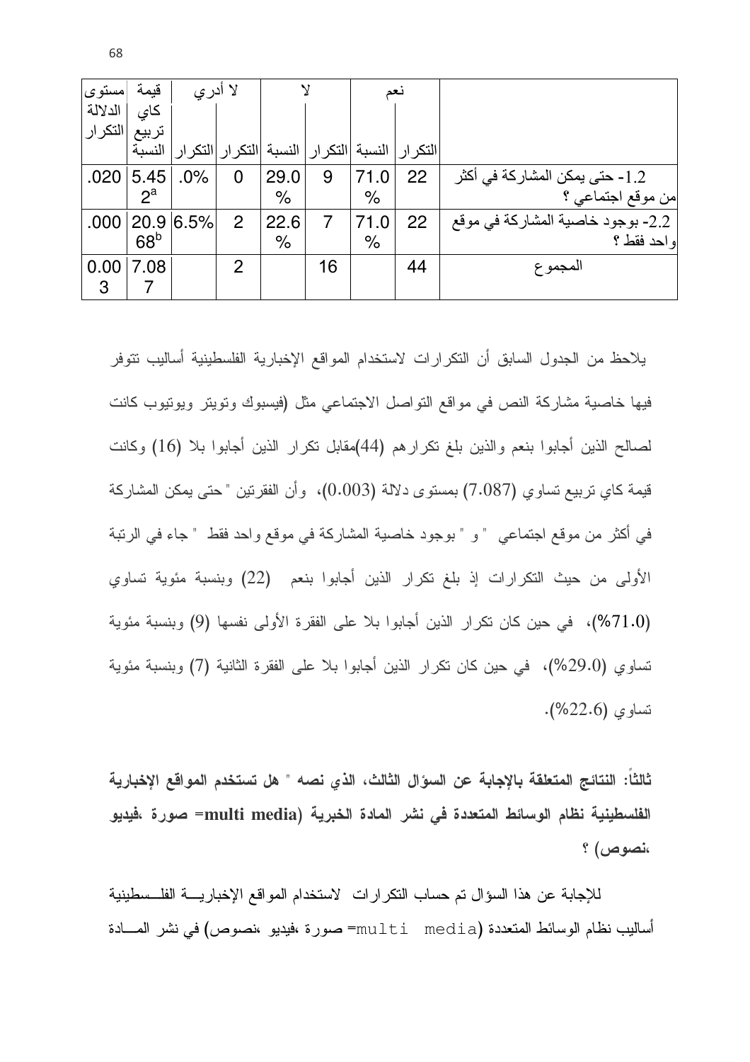| | نعم | | لا | | لا أدري | | قيمة كاي تربيع | مستوى الدلالة |
|---|---|---|---|---|---|---|---|---|
| | التكرار | النسبة | التكرار | النسبة | التكرار | النسبة | | |
| 1.2- حتى يمكن المشاركة في أكثر من موقع اجتماعي ؟ | 22 | 71.0% | 9 | 29.0% | 0 | .0% | 5.452[a] | .020 |
| 2.2- بوجود خاصية المشاركة في موقع واحد فقط ؟ | 22 | 71.0% | 7 | 22.6% | 2 | 6.5% | 20.968[b] | .000 |
| المجموع | 44 | | 16 | | 2 | | 7.087 | 0.003 |

يلاحظ من الجدول السابق أن التكرارات لاستخدام المواقع الإخبارية الفلسطينية أساليب تتوفر فيها خاصية مشاركة النص في مواقع التواصل الاجتماعي مثل (فيسبوك وتويتر ويوتيوب كانت لصالح الذين أجابوا بنعم والذين بلغ تكرارهم (44)مقابل تكرار الذين أجابوا بلا (16) وكانت قيمة كاي تربيع تساوي (7.087) بمستوى دلالة (0.003)، وأن الفقرتين "حتى يمكن المشاركة في أكثر من موقع اجتماعي " و "بوجود خاصية المشاركة في موقع واحد فقط " جاء في الرتبة الأولى من حيث التكرارات إذ بلغ تكرار الذين أجابوا بنعم (22) وبنسبة مئوية تساوي (71.0%)، في حين كان تكرار الذين أجابوا بلا على الفقرة الأولى نفسها (9) وبنسبة مئوية تساوي (29.0%)، في حين كان تكرار الذين أجابوا بلا على الفقرة الثانية (7) وبنسبة مئوية تساوي (22.6%).

**ثالثاً: النتائج المتعلقة بالإجابة عن السؤال الثالث، الذي نصه " هل تستخدم المواقع الإخبارية الفلسطينية نظام الوسائط المتعددة في نشر المادة الخبرية (multi media= صورة ،فيديو ،نصوص) ؟**

للإجابة عن هذا السؤال تم حساب التكرارات لاستخدام المواقع الإخبارية الفلسطينية أساليب نظام الوسائط المتعددة (multi media= صورة ،فيديو ،نصوص) في نشر المادة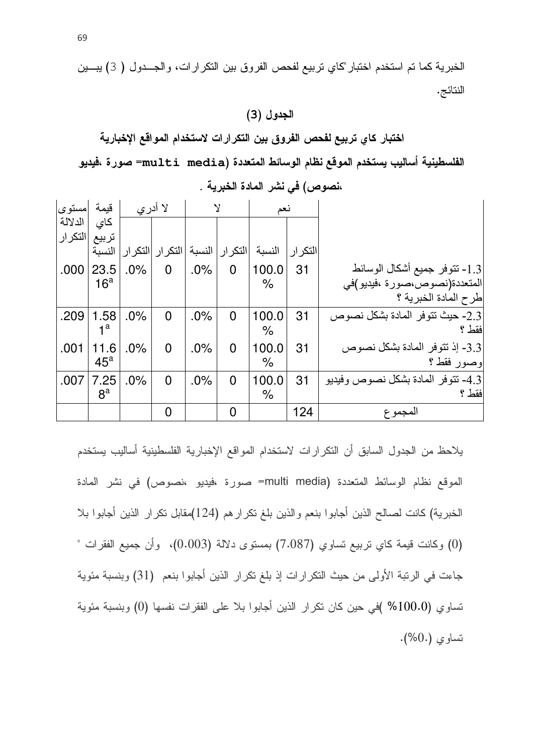الخبرية كما تم استخدم اختبار"كاي تربيع لفحص الفروق بين التكرارات، والجـــدول ( 3) يبـــين النتائج.

### الجدول (3)

### اختبار كاي تربيع لفحص الفروق بين التكرارات لاستخدام المواقع الإخبارية الفلسطينية أساليب يستخدم الموقع نظام الوسائط المتعددة (multi media= صورة ،فيديو ،نصوص) في نشر المادة الخبرية .

| | نعم | | لا | | لا أدري | | قيمة كاي تربيع | مستوى الدلالة |
|---|---|---|---|---|---|---|---|---|
| | التكرار | النسبة | التكرار | النسبة | التكرار | النسبة | التكرار | النسبة |
| 1.3- تتوفر جميع أشكال الوسائط المتعددة(نصوص،صورة ،فيديو)في طرح المادة الخبرية ؟ | 31 | 100.0% | 0 | .0% | 0 | .0% | 23.516[a] | .000 |
| 2.3- حيث تتوفر المادة بشكل نصوص فقط ؟ | 31 | 100.0% | 0 | .0% | 0 | .0% | 1.581[a] | .209 |
| 3.3- إذ تتوفر المادة بشكل نصوص وصور فقط ؟ | 31 | 100.0% | 0 | .0% | 0 | .0% | 11.645[a] | .001 |
| 4.3- تتوفر المادة بشكل نصوص وفيديو فقط ؟ | 31 | 100.0% | 0 | .0% | 0 | .0% | 7.258[a] | .007 |
| المجموع | 124 | | 0 | | 0 | | | |

يلاحظ من الجدول السابق أن التكرارات لاستخدام المواقع الإخبارية الفلسطينية أساليب يستخدم الموقع نظام الوسائط المتعددة (multi media= صورة ،فيديو ،نصوص) في نشر المادة الخبرية) كانت لصالح الذين أجابوا بنعم والذين بلغ تكرارهم (124)مقابل تكرار الذين أجابوا بلا (0) وكانت قيمة كاي تربيع تساوي (7.087) بمستوى دلالة (0.003)، وأن جميع الفقرات " جاءت في الرتبة الأولى من حيث التكرارات إذ بلغ تكرار الذين أجابوا بنعم (31) وبنسبة مئوية تساوي (100.0% )في حين كان تكرار الذين أجابوا بلا على الفقرات نفسها (0) وبنسبة مئوية تساوي (.0%).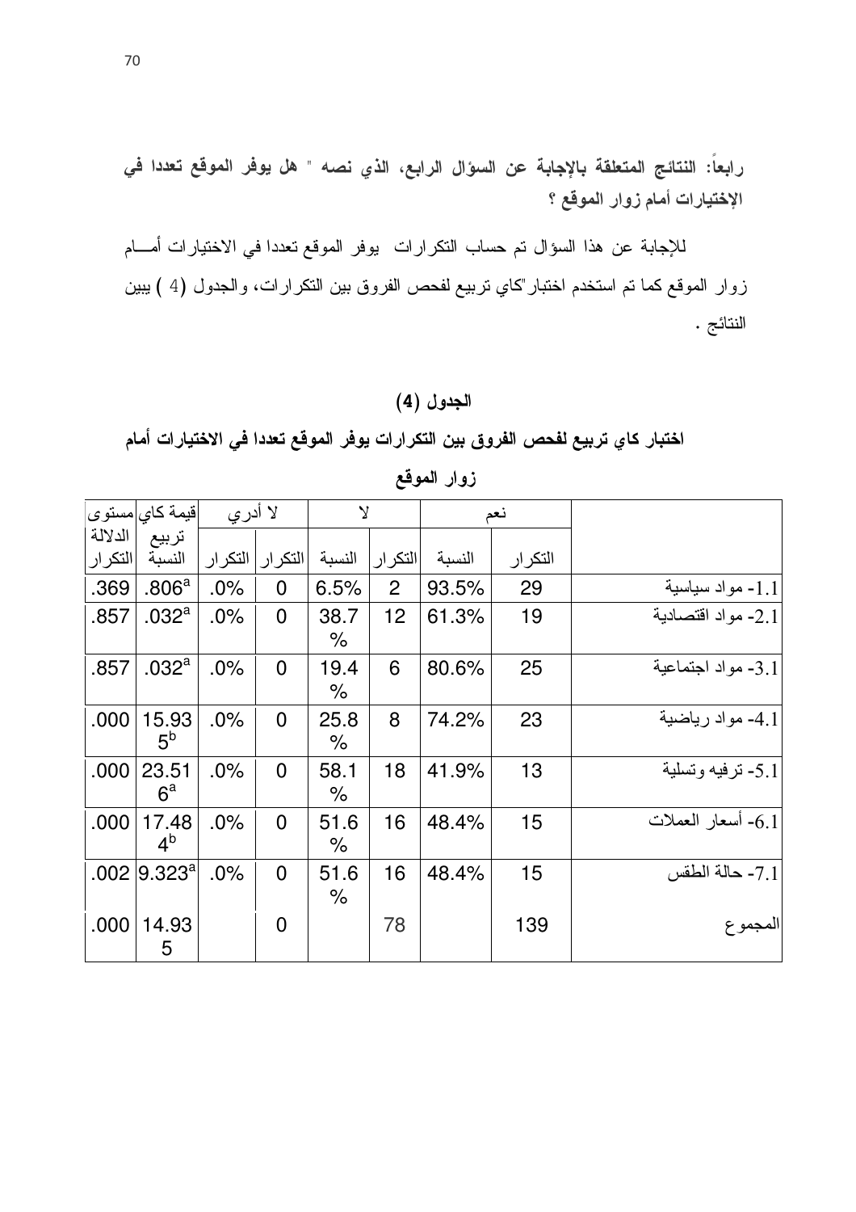**رابعاً: النتائج المتعلقة بالإجابة عن السؤال الرابع، الذي نصه " هل يوفر الموقع تعددا في الإختيارات أمام زوار الموقع ؟**

للإجابة عن هذا السؤال تم حساب التكرارات يوفر الموقع تعددا في الاختيارات أمام زوار الموقع كما تم استخدم اختبار"كاي تربيع لفحص الفروق بين التكرارات، والجدول (4 ) يبين النتائج .

**الجدول (4)**

**اختبار كاي تربيع لفحص الفروق بين التكرارات يوفر الموقع تعددا في الاختيارات أمام زوار الموقع**

| | نعم | | لا | | لا أدري | | قيمة كاي تربيع | مستوى الدلالة |
|---|---|---|---|---|---|---|---|---|
| | التكرار | النسبة | التكرار | النسبة | التكرار | التكرار | النسبة | التكرار |
| 1.1- مواد سياسية | 29 | 93.5% | 2 | 6.5% | 0 | .0% | .806[a] | .369 |
| 2.1- مواد اقتصادية | 19 | 61.3% | 12 | 38.7 % | 0 | .0% | .032[a] | .857 |
| 3.1- مواد اجتماعية | 25 | 80.6% | 6 | 19.4 % | 0 | .0% | .032[a] | .857 |
| 4.1- مواد رياضية | 23 | 74.2% | 8 | 25.8 % | 0 | .0% | 15.935[b] | .000 |
| 5.1- ترفيه وتسلية | 13 | 41.9% | 18 | 58.1 % | 0 | .0% | 23.516[a] | .000 |
| 6.1- أسعار العملات | 15 | 48.4% | 16 | 51.6 % | 0 | .0% | 17.484[b] | .000 |
| 7.1- حالة الطقس | 15 | 48.4% | 16 | 51.6 % | 0 | .0% | 9.323[a] | .002 |
| المجموع | 139 | | 78 | | 0 | | 14.935 | .000 |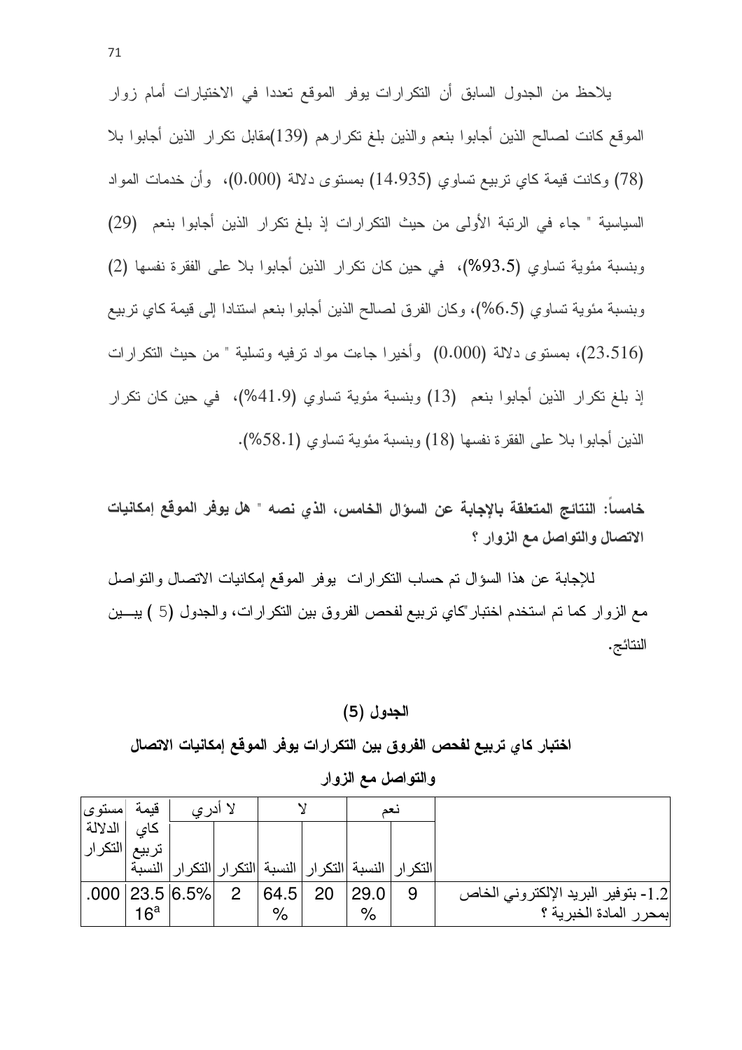يلاحظ من الجدول السابق أن التكرارات يوفر الموقع تعددا في الاختيارات أمام زوار الموقع كانت لصالح الذين أجابوا بنعم والذين بلغ تكرارهم (139)مقابل تكرار الذين أجابوا بلا (78) وكانت قيمة كاي تربيع تساوي (14.935) بمستوى دلالة (0.000)، وأن خدمات المواد السياسية " جاء في الرتبة الأولى من حيث التكرارات إذ بلغ تكرار الذين أجابوا بنعم (29) وبنسبة مئوية تساوي (93.5%)، في حين كان تكرار الذين أجابوا بلا على الفقرة نفسها (2) وبنسبة مئوية تساوي (6.5%)، وكان الفرق لصالح الذين أجابوا بنعم استنادا إلى قيمة كاي تربيع (23.516)، بمستوى دلالة (0.000) وأخيرا جاءت مواد ترفيه وتسلية " من حيث التكرارات إذ بلغ تكرار الذين أجابوا بنعم (13) وبنسبة مئوية تساوي (41.9%)، في حين كان تكرار الذين أجابوا بلا على الفقرة نفسها (18) وبنسبة مئوية تساوي (58.1%).

**خامساً: النتائج المتعلقة بالإجابة عن السؤال الخامس، الذي نصه " هل يوفر الموقع إمكانيات الاتصال والتواصل مع الزوار ؟**

للإجابة عن هذا السؤال تم حساب التكرارات يوفر الموقع إمكانيات الاتصال والتواصل مع الزوار كما تم استخدم اختبار"كاي تربيع لفحص الفروق بين التكرارات، والجدول (5 ) يبين النتائج.

**الجدول (5)**

**اختبار كاي تربيع لفحص الفروق بين التكرارات يوفر الموقع إمكانيات الاتصال والتواصل مع الزوار**

| | نعم | | لا | | لا أدري | | قيمة كاي تربيع | مستوى الدلالة |
|---|---|---|---|---|---|---|---|---|
| | التكرار | النسبة | التكرار | النسبة | التكرار | النسبة | التكرار | النسبة |
| 1.2- بتوفير البريد الإلكتروني الخاص بمحرر المادة الخبرية ؟ | 9 | 29.0% | 20 | 64.5% | 2 | 6.5% | 23.516[a] | .000 |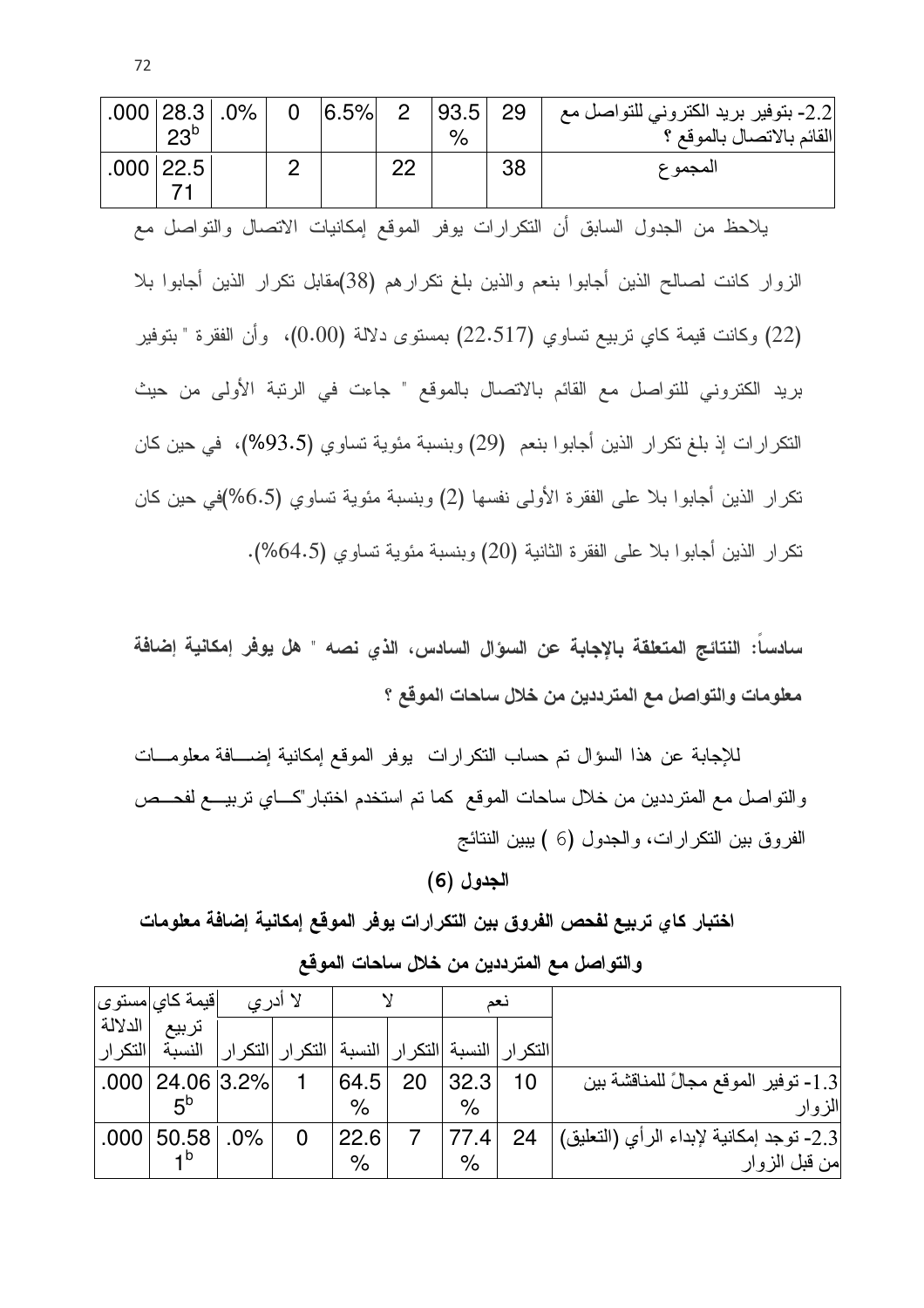| | | | | | | | | |
|---|---|---|---|---|---|---|---|---|
| 2.2- بتوفير بريد الكتروني للتواصل مع القائم بالاتصال بالموقع ؟ | 29 | 93.5% | 2 | 6.5% | 0 | .0% | 28.323[b] | .000 |
| المجموع | 38 | | 22 | | 2 | | 22.571 | .000 |

يلاحظ من الجدول السابق أن التكرارات يوفر الموقع إمكانيات الاتصال والتواصل مع الزوار كانت لصالح الذين أجابوا بنعم والذين بلغ تكرارهم (38)مقابل تكرار الذين أجابوا بلا (22) وكانت قيمة كاي تربيع تساوي (22.517) بمستوى دلالة (0.00)، وأن الفقرة "بتوفير بريد الكتروني للتواصل مع القائم بالاتصال بالموقع " جاءت في الرتبة الأولى من حيث التكرارات إذ بلغ تكرار الذين أجابوا بنعم (29) وبنسبة مئوية تساوي (93.5%)، في حين كان تكرار الذين أجابوا بلا على الفقرة الأولى نفسها (2) وبنسبة مئوية تساوي (6.5%)في حين كان تكرار الذين أجابوا بلا على الفقرة الثانية (20) وبنسبة مئوية تساوي (64.5%).

**سادساً: النتائج المتعلقة بالإجابة عن السؤال السادس، الذي نصه " هل يوفر إمكانية إضافة معلومات والتواصل مع المترددين من خلال ساحات الموقع ؟**

للإجابة عن هذا السؤال تم حساب التكرارات يوفر الموقع إمكانية إضافة معلومات والتواصل مع المترددين من خلال ساحات الموقع كما تم استخدم اختبار"كاي تربيع لفحص الفروق بين التكرارات، والجدول (6 ) يبين النتائج

**الجدول (6)**

**اختبار كاي تربيع لفحص الفروق بين التكرارات يوفر الموقع إمكانية إضافة معلومات والتواصل مع المترددين من خلال ساحات الموقع**

| | نعم | | لا | | لا أدري | | قيمة كاي تربيع | مستوى الدلالة |
|---|---|---|---|---|---|---|---|---|
| | التكرار | النسبة | التكرار | النسبة | التكرار | النسبة | | التكرار |
| 1.3- توفير الموقع مجالاً للمناقشة بين الزوار | 10 | 32.3% | 20 | 64.5% | 1 | 3.2% | 24.065[b] | .000 |
| 2.3- توجد إمكانية لإبداء الرأي (التعليق) من قبل الزوار | 24 | 77.4% | 7 | 22.6% | 0 | .0% | 50.581[b] | .000 |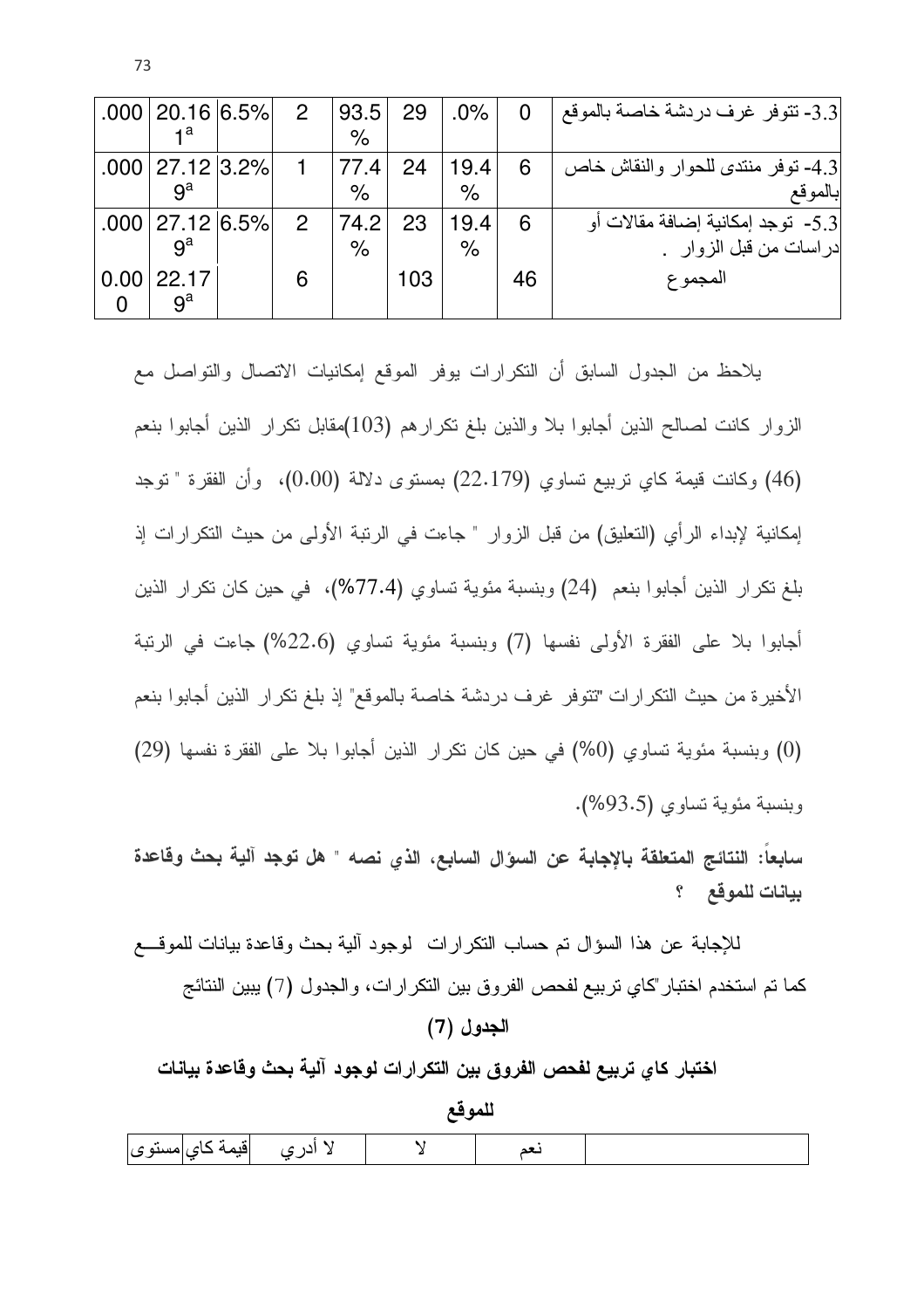| 3.3- تتوفر غرف دردشة خاصة بالموقع | 0 | .0% | 29 | 93.5% | 2 | 6.5% | 20.161[a] | .000 |
|---|---|---|---|---|---|---|---|---|
| 4.3- توفر منتدى للحوار والنقاش خاص بالموقع | 6 | 19.4% | 24 | 77.4% | 1 | 3.2% | 27.129[a] | .000 |
| 5.3- توجد إمكانية إضافة مقالات أو دراسات من قبل الزوار . | 6 | 19.4% | 23 | 74.2% | 2 | 6.5% | 27.129[a] | .000 |
| المجموع | 46 | | 103 | | 6 | | 22.179[a] | 0.000 |

يلاحظ من الجدول السابق أن التكرارات يوفر الموقع إمكانيات الاتصال والتواصل مع الزوار كانت لصالح الذين أجابوا بلا والذين بلغ تكرارهم (103)مقابل تكرار الذين أجابوا بنعم (46) وكانت قيمة كاي تربيع تساوي (22.179) بمستوى دلالة (0.00)، وأن الفقرة " توجد إمكانية لإبداء الرأي (التعليق) من قبل الزوار " جاءت في الرتبة الأولى من حيث التكرارات إذ بلغ تكرار الذين أجابوا بنعم (24) وبنسبة مئوية تساوي (77.4%)، في حين كان تكرار الذين أجابوا بلا على الفقرة الأولى نفسها (7) وبنسبة مئوية تساوي (22.6%) جاءت في الرتبة الأخيرة من حيث التكرارات "تتوفر غرف دردشة خاصة بالموقع" إذ بلغ تكرار الذين أجابوا بنعم (0) وبنسبة مئوية تساوي (0%) في حين كان تكرار الذين أجابوا بلا على الفقرة نفسها (29) وبنسبة مئوية تساوي (93.5%).

**سابعاً: النتائج المتعلقة بالإجابة عن السؤال السابع، الذي نصه " هل توجد آلية بحث وقاعدة بيانات للموقع ؟**

للإجابة عن هذا السؤال تم حساب التكرارات لوجود آلية بحث وقاعدة بيانات للموقع كما تم استخدم اختبار"كاي تربيع لفحص الفروق بين التكرارات، والجدول (7) يبين النتائج

**الجدول (7)**

**اختبار كاي تربيع لفحص الفروق بين التكرارات لوجود آلية بحث وقاعدة بيانات للموقع**

| | نعم | لا | لا أدري | قيمة كاي | مستوى |
|---|---|---|---|---|---|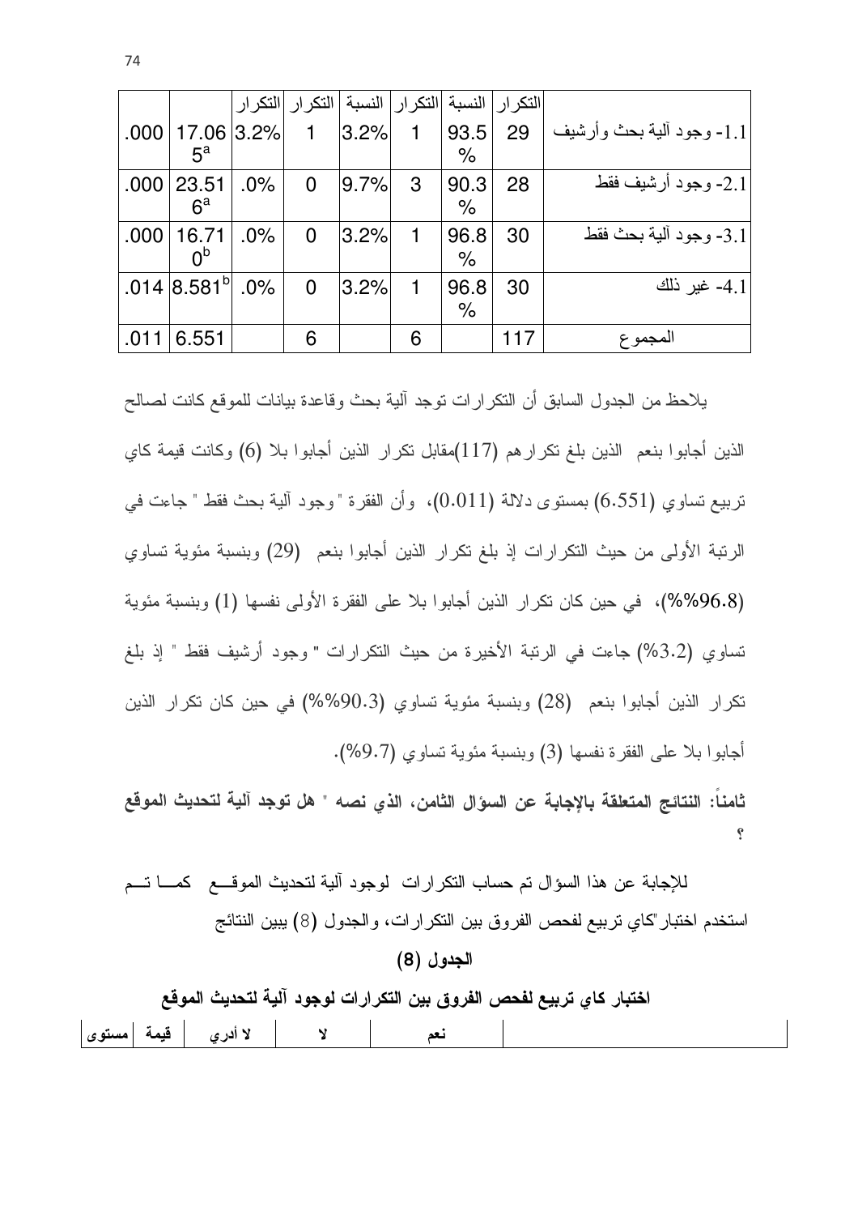| | التكرار | النسبة | التكرار | النسبة | التكرار | النسبة | | |
|---|---|---|---|---|---|---|---|---|
| 1.1- وجود آلية بحث وأرشيف | 29 | 93.5% | 1 | 3.2% | 1 | 3.2% | 17.065[a] | .000 |
| 2.1- وجود أرشيف فقط | 28 | 90.3% | 3 | 9.7% | 0 | .0% | 23.516[a] | .000 |
| 3.1- وجود آلية بحث فقط | 30 | 96.8% | 1 | 3.2% | 0 | .0% | 16.710[b] | .000 |
| 4.1- غير ذلك | 30 | 96.8% | 1 | 3.2% | 0 | .0% | 8.581[b] | .014 |
| المجموع | 117 | | 6 | | 6 | | 6.551 | .011 |

يلاحظ من الجدول السابق أن التكرارات توجد آلية بحث وقاعدة بيانات للموقع كانت لصالح الذين أجابوا بنعم الذين بلغ تكرارهم (117)مقابل تكرار الذين أجابوا بلا (6) وكانت قيمة كاي تربيع تساوي (6.551) بمستوى دلالة (0.011)، وأن الفقرة "وجود آلية بحث فقط " جاءت في الرتبة الأولى من حيث التكرارات إذ بلغ تكرار الذين أجابوا بنعم (29) وبنسبة مئوية تساوي (96.8%%)، في حين كان تكرار الذين أجابوا بلا على الفقرة الأولى نفسها (1) وبنسبة مئوية تساوي (3.2%) جاءت في الرتبة الأخيرة من حيث التكرارات " وجود أرشيف فقط " إذ بلغ تكرار الذين أجابوا بنعم (28) وبنسبة مئوية تساوي (90.3%%) في حين كان تكرار الذين أجابوا بلا على الفقرة نفسها (3) وبنسبة مئوية تساوي (9.7%).

**ثامناً: النتائج المتعلقة بالإجابة عن السؤال الثامن، الذي نصه " هل توجد آلية لتحديث الموقع ؟**

للإجابة عن هذا السؤال تم حساب التكرارات لوجود آلية لتحديث الموقع كما تم استخدم اختبار"كاي تربيع لفحص الفروق بين التكرارات، والجدول (8) يبين النتائج

**الجدول (8)**

**اختبار كاي تربيع لفحص الفروق بين التكرارات لوجود آلية لتحديث الموقع**

| | نعم | لا | لا أدري | قيمة | مستوى |
|---|---|---|---|---|---|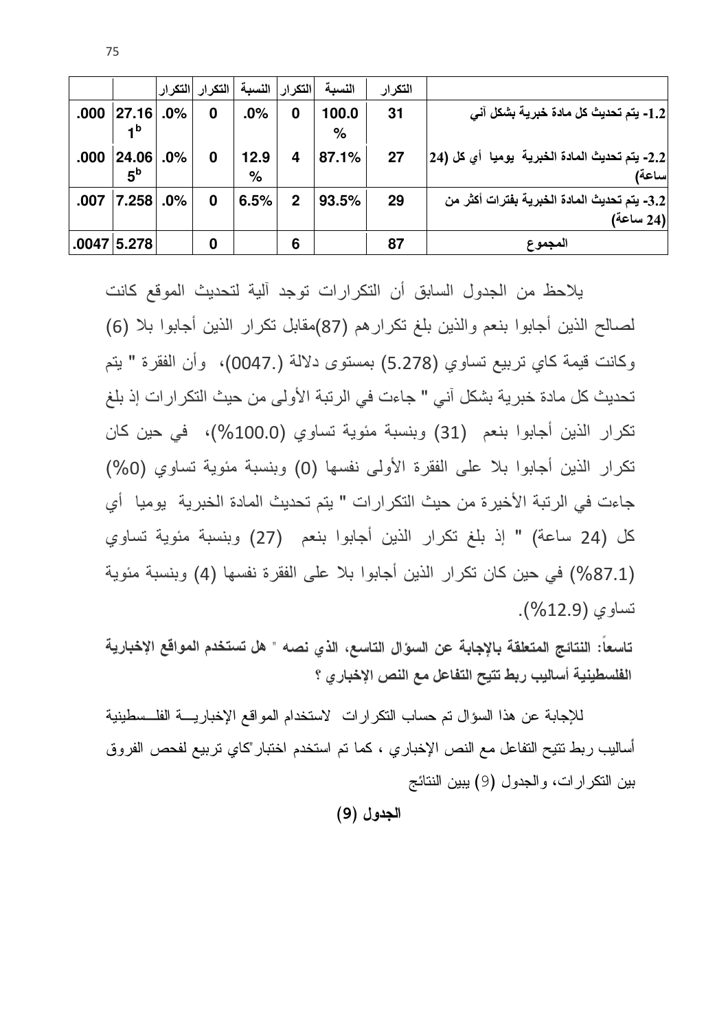| | | التكرار | التكرار | النسبة | التكرار | النسبة | التكرار | |
|---|---|---|---|---|---|---|---|---|
| .000 | 27.161[b] | .0% | 0 | .0% | 0 | 100.0% | 31 | 1.2- يتم تحديث كل مادة خبرية بشكل آني |
| .000 | 24.065[b] | .0% | 0 | 12.9% | 4 | 87.1% | 27 | 2.2- يتم تحديث المادة الخبرية يوميا أي كل (24 ساعة) |
| .007 | 7.258 | .0% | 0 | 6.5% | 2 | 93.5% | 29 | 3.2- يتم تحديث المادة الخبرية بفترات أكثر من (24 ساعة) |
| .0047 | 5.278 | | 0 | | 6 | | 87 | المجموع |

يلاحظ من الجدول السابق أن التكرارات توجد آلية لتحديث الموقع كانت لصالح الذين أجابوا بنعم والذين بلغ تكرارهم (87)مقابل تكرار الذين أجابوا بلا (6) وكانت قيمة كاي تربيع تساوي (5.278) بمستوى دلالة (.0047)، وأن الفقرة " يتم تحديث كل مادة خبرية بشكل آني " جاءت في الرتبة الأولى من حيث التكرارات إذ بلغ تكرار الذين أجابوا بنعم (31) وبنسبة مئوية تساوي (100.0%)، في حين كان تكرار الذين أجابوا بلا على الفقرة الأولى نفسها (0) وبنسبة مئوية تساوي (0%) جاءت في الرتبة الأخيرة من حيث التكرارات " يتم تحديث المادة الخبرية يوميا أي كل (24 ساعة) " إذ بلغ تكرار الذين أجابوا بنعم (27) وبنسبة مئوية تساوي (87.1%) في حين كان تكرار الذين أجابوا بلا على الفقرة نفسها (4) وبنسبة مئوية تساوي (12.9%).

**تاسعاً: النتائج المتعلقة بالإجابة عن السؤال التاسع، الذي نصه " هل تستخدم المواقع الإخبارية الفلسطينية أساليب ربط تتيح التفاعل مع النص الإخباري ؟**

للإجابة عن هذا السؤال تم حساب التكرارات لاستخدام المواقع الإخبارية الفلسطينية أساليب ربط تتيح التفاعل مع النص الإخباري ، كما تم استخدم اختبار"كاي تربيع لفحص الفروق بين التكرارات، والجدول (9) يبين النتائج

**الجدول (9)**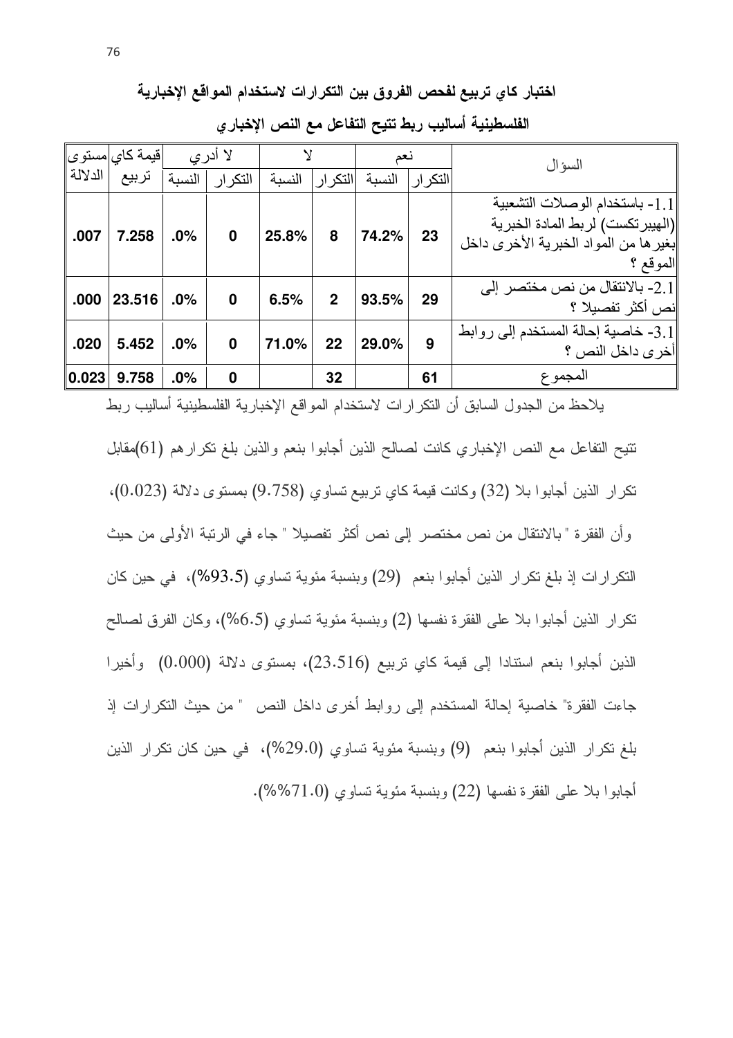**اختبار كاي تربيع لفحص الفروق بين التكرارات لاستخدام المواقع الإخبارية الفلسطينية أساليب ربط تتيح التفاعل مع النص الإخباري**

| السؤال | نعم | | لا | | لا أدري | | قيمة كاي تربيع | مستوى الدلالة |
|---|---|---|---|---|---|---|---|---|
| | التكرار | النسبة | التكرار | النسبة | التكرار | النسبة | | |
| 1.1- باستخدام الوصلات التشعبية (الهيبرتكست) لربط المادة الخبرية بغيرها من المواد الخبرية الأخرى داخل الموقع ؟ | 23 | 74.2% | 8 | 25.8% | 0 | .0% | 7.258 | .007 |
| 2.1- بالانتقال من نص مختصر إلى نص أكثر تفصيلا ؟ | 29 | 93.5% | 2 | 6.5% | 0 | .0% | 23.516 | .000 |
| 3.1- خاصية إحالة المستخدم إلى روابط أخرى داخل النص ؟ | 9 | 29.0% | 22 | 71.0% | 0 | .0% | 5.452 | .020 |
| المجموع | 61 | | 32 | | 0 | .0% | 9.758 | 0.023 |

يلاحظ من الجدول السابق أن التكرارات لاستخدام المواقع الإخبارية الفلسطينية أساليب ربط تتيح التفاعل مع النص الإخباري كانت لصالح الذين أجابوا بنعم والذين بلغ تكرارهم (61)مقابل تكرار الذين أجابوا بلا (32) وكانت قيمة كاي تربيع تساوي (9.758) بمستوى دلالة (0.023)، وأن الفقرة "بالانتقال من نص مختصر إلى نص أكثر تفصيلا " جاء في الرتبة الأولى من حيث التكرارات إذ بلغ تكرار الذين أجابوا بنعم (29) وبنسبة مئوية تساوي (93.5%)، في حين كان تكرار الذين أجابوا بلا على الفقرة نفسها (2) وبنسبة مئوية تساوي (6.5%)، وكان الفرق لصالح الذين أجابوا بنعم استنادا إلى قيمة كاي تربيع (23.516)، بمستوى دلالة (0.000) وأخيرا جاءت الفقرة" خاصية إحالة المستخدم إلى روابط أخرى داخل النص " من حيث التكرارات إذ بلغ تكرار الذين أجابوا بنعم (9) وبنسبة مئوية تساوي (29.0%)، في حين كان تكرار الذين أجابوا بلا على الفقرة نفسها (22) وبنسبة مئوية تساوي (71.0%%).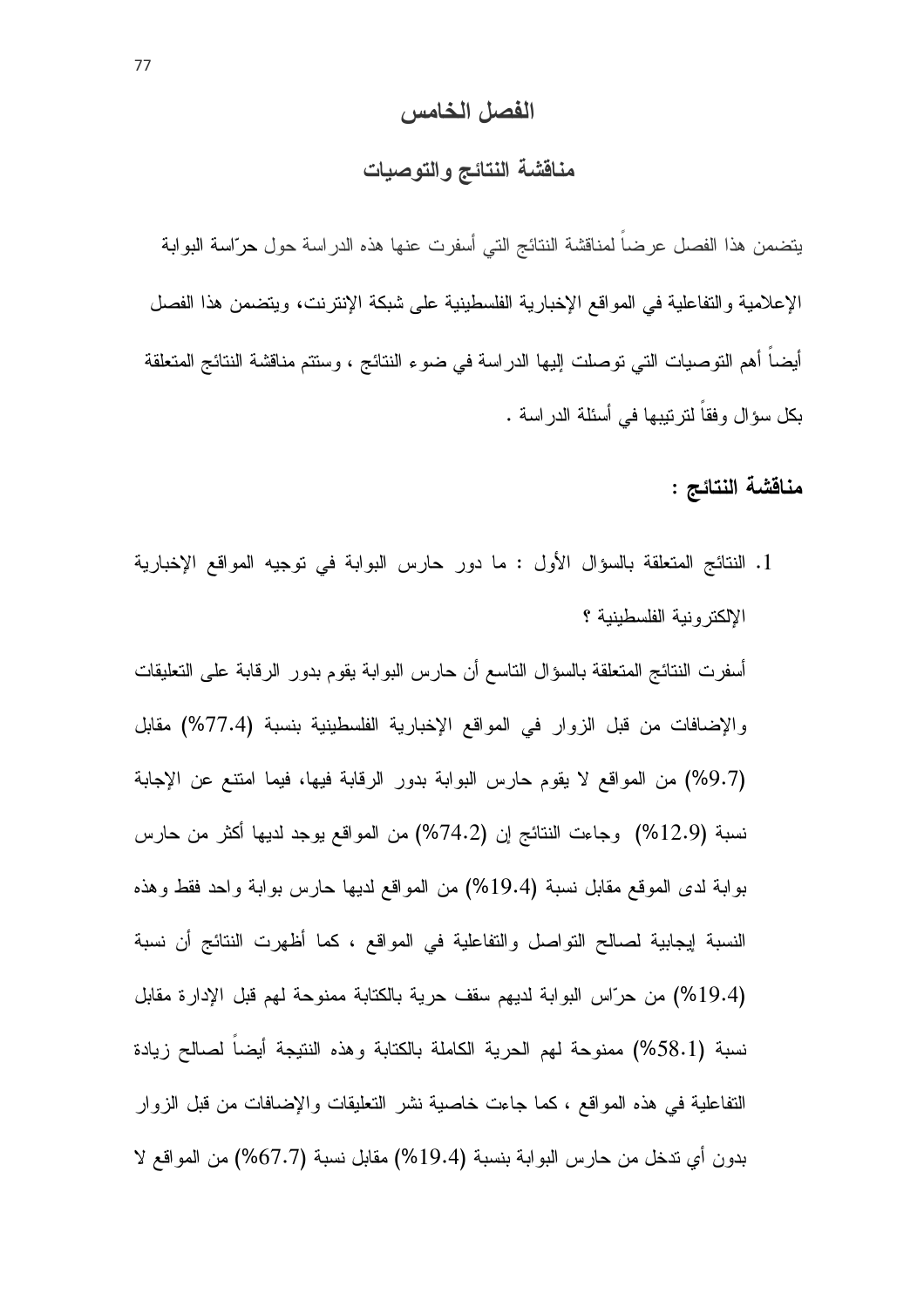# الفصل الخامس

## مناقشة النتائج والتوصيات

يتضمن هذا الفصل عرضاً لمناقشة النتائج التي أسفرت عنها هذه الدراسة حول حرّاسة البوابة الإعلامية والتفاعلية في المواقع الإخبارية الفلسطينية على شبكة الإنترنت، ويتضمن هذا الفصل أيضاً أهم التوصيات التي توصلت إليها الدراسة في ضوء النتائج ، وستتم مناقشة النتائج المتعلقة بكل سؤال وفقاً لترتيبها في أسئلة الدراسة .

### مناقشة النتائج :

1. النتائج المتعلقة بالسؤال الأول : ما دور حارس البوابة في توجيه المواقع الإخبارية الإلكترونية الفلسطينية ؟

أسفرت النتائج المتعلقة بالسؤال التاسع أن حارس البوابة يقوم بدور الرقابة على التعليقات والإضافات من قبل الزوار في المواقع الإخبارية الفلسطينية بنسبة (77.4%) مقابل (9.7%) من المواقع لا يقوم حارس البوابة بدور الرقابة فيها، فيما امتنع عن الإجابة نسبة (12.9%) وجاءت النتائج إن (74.2%) من المواقع يوجد لديها أكثر من حارس بوابة لدى الموقع مقابل نسبة (19.4%) من المواقع لديها حارس بوابة واحد فقط وهذه النسبة إيجابية لصالح التواصل والتفاعلية في المواقع ، كما أظهرت النتائج أن نسبة (19.4%) من حرّاس البوابة لديهم سقف حرية بالكتابة ممنوحة لهم قبل الإدارة مقابل نسبة (58.1%) ممنوحة لهم الحرية الكاملة بالكتابة وهذه النتيجة أيضاً لصالح زيادة التفاعلية في هذه المواقع ، كما جاءت خاصية نشر التعليقات والإضافات من قبل الزوار بدون أي تدخل من حارس البوابة بنسبة (19.4%) مقابل نسبة (67.7%) من المواقع لا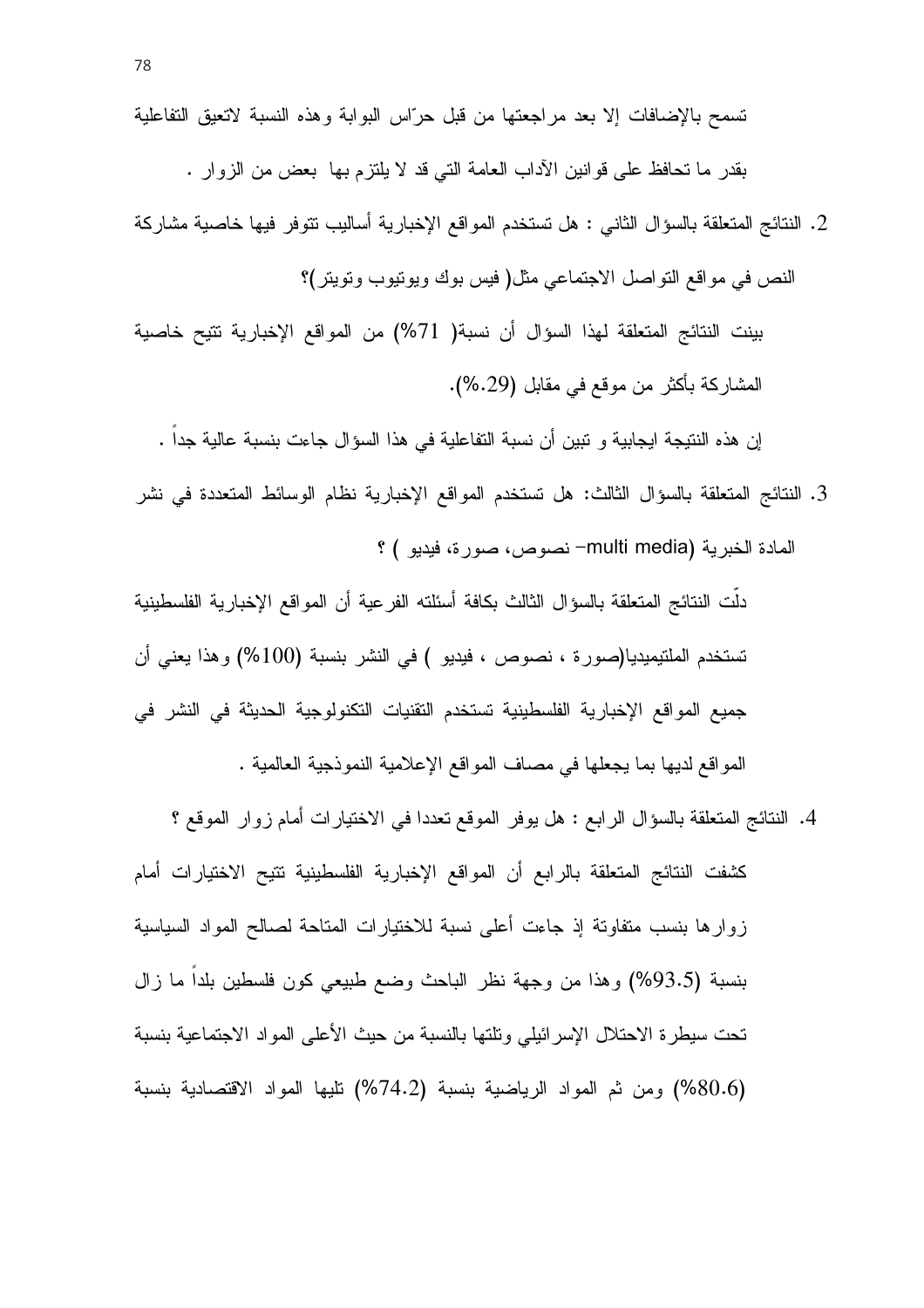تسمح بالإضافات إلا بعد مراجعتها من قبل حرّاس البوابة وهذه النسبة لاتعيق التفاعلية بقدر ما تحافظ على قوانين الآداب العامة التي قد لا يلتزم بها بعض من الزوار .

2. النتائج المتعلقة بالسؤال الثاني : هل تستخدم المواقع الإخبارية أساليب تتوفر فيها خاصية مشاركة النص في مواقع التواصل الاجتماعي مثل( فيس بوك ويوتيوب وتويتر)؟

بينت النتائج المتعلقة لهذا السؤال أن نسبة( 71%) من المواقع الإخبارية تتيح خاصية المشاركة بأكثر من موقع في مقابل (29.%).

إن هذه النتيجة ايجابية و تبين أن نسبة التفاعلية في هذا السؤال جاءت بنسبة عالية جداً .

3. النتائج المتعلقة بالسؤال الثالث: هل تستخدم المواقع الإخبارية نظام الوسائط المتعددة في نشر المادة الخبرية (multi media– نصوص، صورة، فيديو ) ؟

دلّت النتائج المتعلقة بالسؤال الثالث بكافة أسئلته الفرعية أن المواقع الإخبارية الفلسطينية تستخدم الملتيميديا(صورة ، نصوص ، فيديو ) في النشر بنسبة (100%) وهذا يعني أن جميع المواقع الإخبارية الفلسطينية تستخدم التقنيات التكنولوجية الحديثة في النشر في المواقع لديها بما يجعلها في مصاف المواقع الإعلامية النموذجية العالمية .

4. النتائج المتعلقة بالسؤال الرابع : هل يوفر الموقع تعددا في الاختيارات أمام زوار الموقع ؟

كشفت النتائج المتعلقة بالرابع أن المواقع الإخبارية الفلسطينية تتيح الاختيارات أمام زوارها بنسب متفاوتة إذ جاءت أعلى نسبة للاختيارات المتاحة لصالح المواد السياسية بنسبة (93.5%) وهذا من وجهة نظر الباحث وضع طبيعي كون فلسطين بلداً ما زال تحت سيطرة الاحتلال الإسرائيلي وتلتها بالنسبة من حيث الأعلى المواد الاجتماعية بنسبة (80.6%) ومن ثم المواد الرياضية بنسبة (74.2%) تليها المواد الاقتصادية بنسبة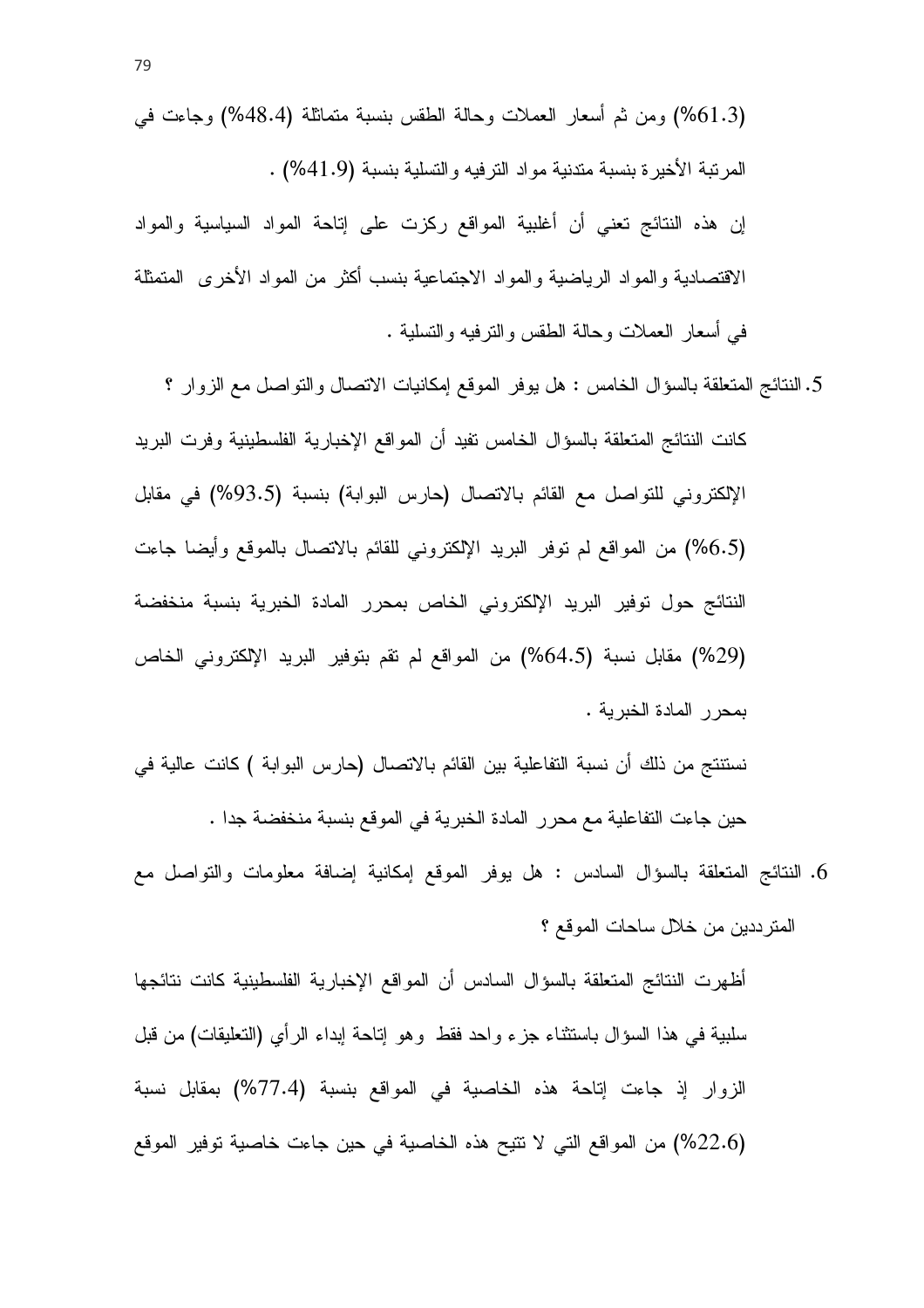(61.3%) ومن ثم أسعار العملات وحالة الطقس بنسبة متماثلة (48.4%) وجاءت في المرتبة الأخيرة بنسبة متدنية مواد الترفيه والتسلية بنسبة (41.9%) .

إن هذه النتائج تعني أن أغلبية المواقع ركزت على إتاحة المواد السياسية والمواد الاقتصادية والمواد الرياضية والمواد الاجتماعية بنسب أكثر من المواد الأخرى المتمثلة في أسعار العملات وحالة الطقس والترفيه والتسلية .

5. النتائج المتعلقة بالسؤال الخامس : هل يوفر الموقع إمكانيات الاتصال والتواصل مع الزوار ؟

كانت النتائج المتعلقة بالسؤال الخامس تفيد أن المواقع الإخبارية الفلسطينية وفرت البريد الإلكتروني للتواصل مع القائم بالاتصال (حارس البوابة) بنسبة (93.5%) في مقابل (6.5%) من المواقع لم توفر البريد الإلكتروني للقائم بالاتصال بالموقع وأيضا جاءت النتائج حول توفير البريد الإلكتروني الخاص بمحرر المادة الخبرية بنسبة منخفضة (29%) مقابل نسبة (64.5%) من المواقع لم تقم بتوفير البريد الإلكتروني الخاص بمحرر المادة الخبرية .

نستنتج من ذلك أن نسبة التفاعلية بين القائم بالاتصال (حارس البوابة ) كانت عالية في حين جاءت التفاعلية مع محرر المادة الخبرية في الموقع بنسبة منخفضة جدا .

6. النتائج المتعلقة بالسؤال السادس : هل يوفر الموقع إمكانية إضافة معلومات والتواصل مع المترددين من خلال ساحات الموقع ؟

أظهرت النتائج المتعلقة بالسؤال السادس أن المواقع الإخبارية الفلسطينية كانت نتائجها سلبية في هذا السؤال باستثناء جزء واحد فقط وهو إتاحة إبداء الرأي (التعليقات) من قبل الزوار إذ جاءت إتاحة هذه الخاصية في المواقع بنسبة (77.4%) بمقابل نسبة (22.6%) من المواقع التي لا تتيح هذه الخاصية في حين جاءت خاصية توفير الموقع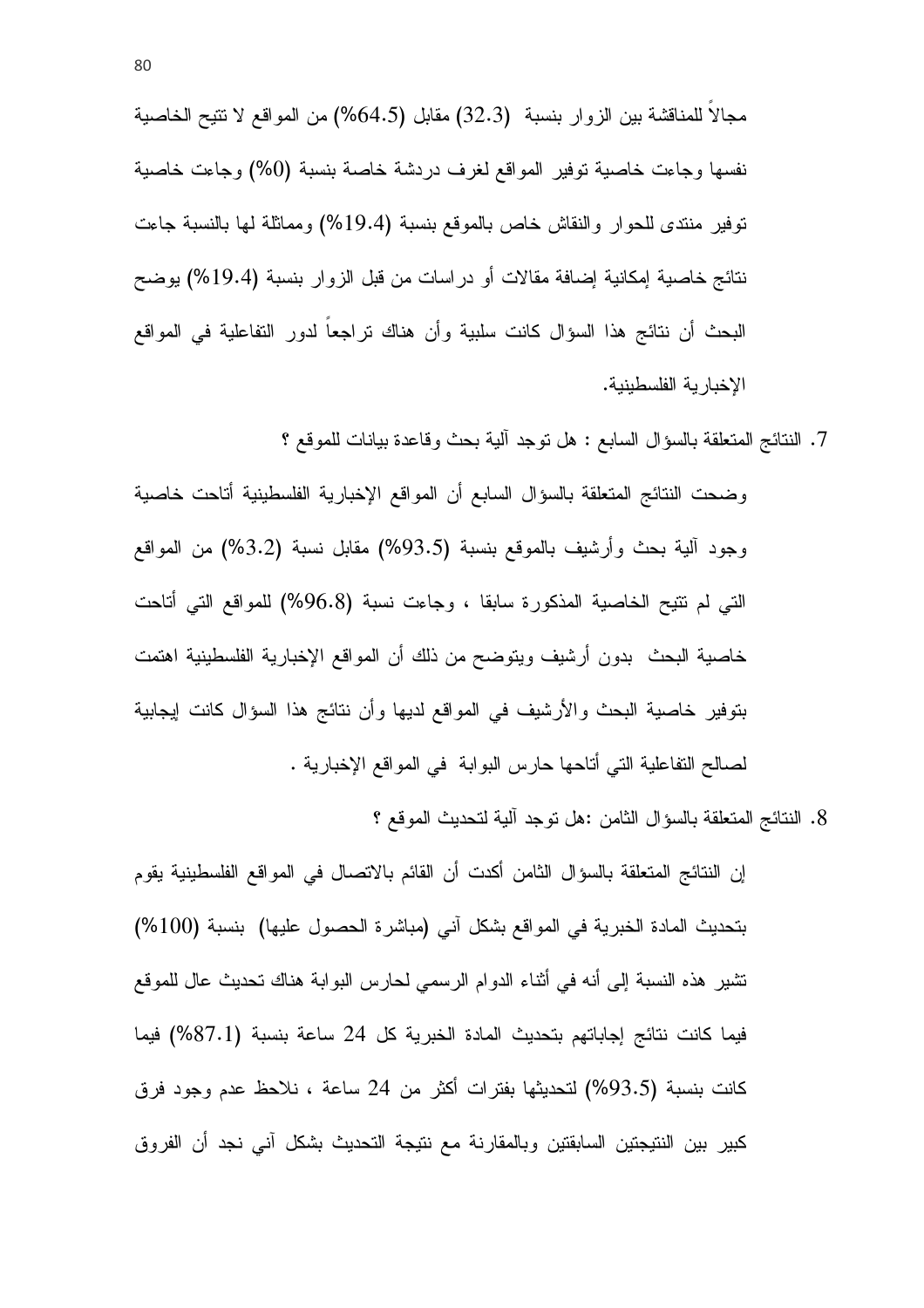مجالاً للمناقشة بين الزوار بنسبة (32.3) مقابل (64.5%) من المواقع لا تتيح الخاصية نفسها وجاءت خاصية توفير المواقع لغرف دردشة خاصة بنسبة (0%) وجاءت خاصية توفير منتدى للحوار والنقاش خاص بالموقع بنسبة (19.4%) ومماثلة لها بالنسبة جاءت نتائج خاصية إمكانية إضافة مقالات أو دراسات من قبل الزوار بنسبة (19.4%) يوضح البحث أن نتائج هذا السؤال كانت سلبية وأن هناك تراجعاً لدور التفاعلية في المواقع الإخبارية الفلسطينية.

7. النتائج المتعلقة بالسؤال السابع : هل توجد آلية بحث وقاعدة بيانات للموقع ؟

وضحت النتائج المتعلقة بالسؤال السابع أن المواقع الإخبارية الفلسطينية أتاحت خاصية وجود آلية بحث وأرشيف بالموقع بنسبة (93.5%) مقابل نسبة (3.2%) من المواقع التي لم تتيح الخاصية المذكورة سابقا ، وجاءت نسبة (96.8%) للمواقع التي أتاحت خاصية البحث بدون أرشيف ويتوضح من ذلك أن المواقع الإخبارية الفلسطينية اهتمت بتوفير خاصية البحث والأرشيف في المواقع لديها وأن نتائج هذا السؤال كانت إيجابية لصالح التفاعلية التي أتاحها حارس البوابة في المواقع الإخبارية .

8. النتائج المتعلقة بالسؤال الثامن :هل توجد آلية لتحديث الموقع ؟

إن النتائج المتعلقة بالسؤال الثامن أكدت أن القائم بالاتصال في المواقع الفلسطينية يقوم بتحديث المادة الخبرية في المواقع بشكل آني (مباشرة الحصول عليها) بنسبة (100%) تشير هذه النسبة إلى أنه في أثناء الدوام الرسمي لحارس البوابة هناك تحديث عال للموقع فيما كانت نتائج إجاباتهم بتحديث المادة الخبرية كل 24 ساعة بنسبة (87.1%) فيما كانت بنسبة (93.5%) لتحديثها بفترات أكثر من 24 ساعة ، نلاحظ عدم وجود فرق كبير بين النتيجتين السابقتين وبالمقارنة مع نتيجة التحديث بشكل آني نجد أن الفروق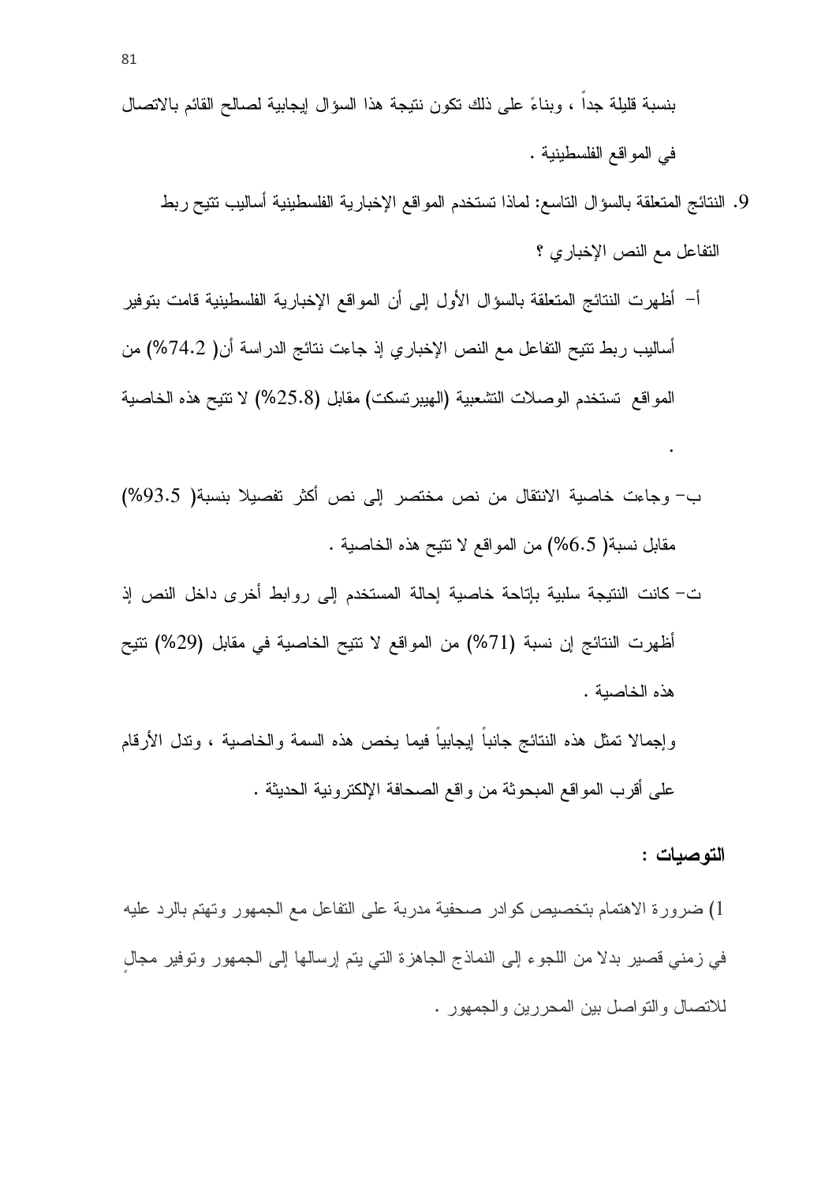بنسبة قليلة جداً ، وبناءً على ذلك تكون نتيجة هذا السؤال إيجابية لصالح القائم بالاتصال في المواقع الفلسطينية .

9. النتائج المتعلقة بالسؤال التاسع: لماذا تستخدم المواقع الإخبارية الفلسطينية أساليب تتيح ربط التفاعل مع النص الإخباري ؟

أ- أظهرت النتائج المتعلقة بالسؤال الأول إلى أن المواقع الإخبارية الفلسطينية قامت بتوفير أساليب ربط تتيح التفاعل مع النص الإخباري إذ جاءت نتائج الدراسة أن( 74.2%) من المواقع تستخدم الوصلات التشعبية (الهيبرتسكت) مقابل (25.8%) لا تتيح هذه الخاصية .

ب- وجاءت خاصية الانتقال من نص مختصر إلى نص أكثر تفصيلا بنسبة( 93.5%) مقابل نسبة( 6.5%) من المواقع لا تتيح هذه الخاصية .

ت- كانت النتيجة سلبية بإتاحة خاصية إحالة المستخدم إلى روابط أخرى داخل النص إذ أظهرت النتائج إن نسبة (71%) من المواقع لا تتيح الخاصية في مقابل (29%) تتيح هذه الخاصية .

وإجمالا تمثل هذه النتائج جانباً إيجابياً فيما يخص هذه السمة والخاصية ، وتدل الأرقام على أقرب المواقع المبحوثة من واقع الصحافة الإلكترونية الحديثة .

## التوصيات :

1) ضرورة الاهتمام بتخصيص كوادر صحفية مدربة على التفاعل مع الجمهور وتهتم بالرد عليه في زمني قصير بدلا من اللجوء إلى النماذج الجاهزة التي يتم إرسالها إلى الجمهور وتوفير مجالٍ للاتصال والتواصل بين المحررين والجمهور .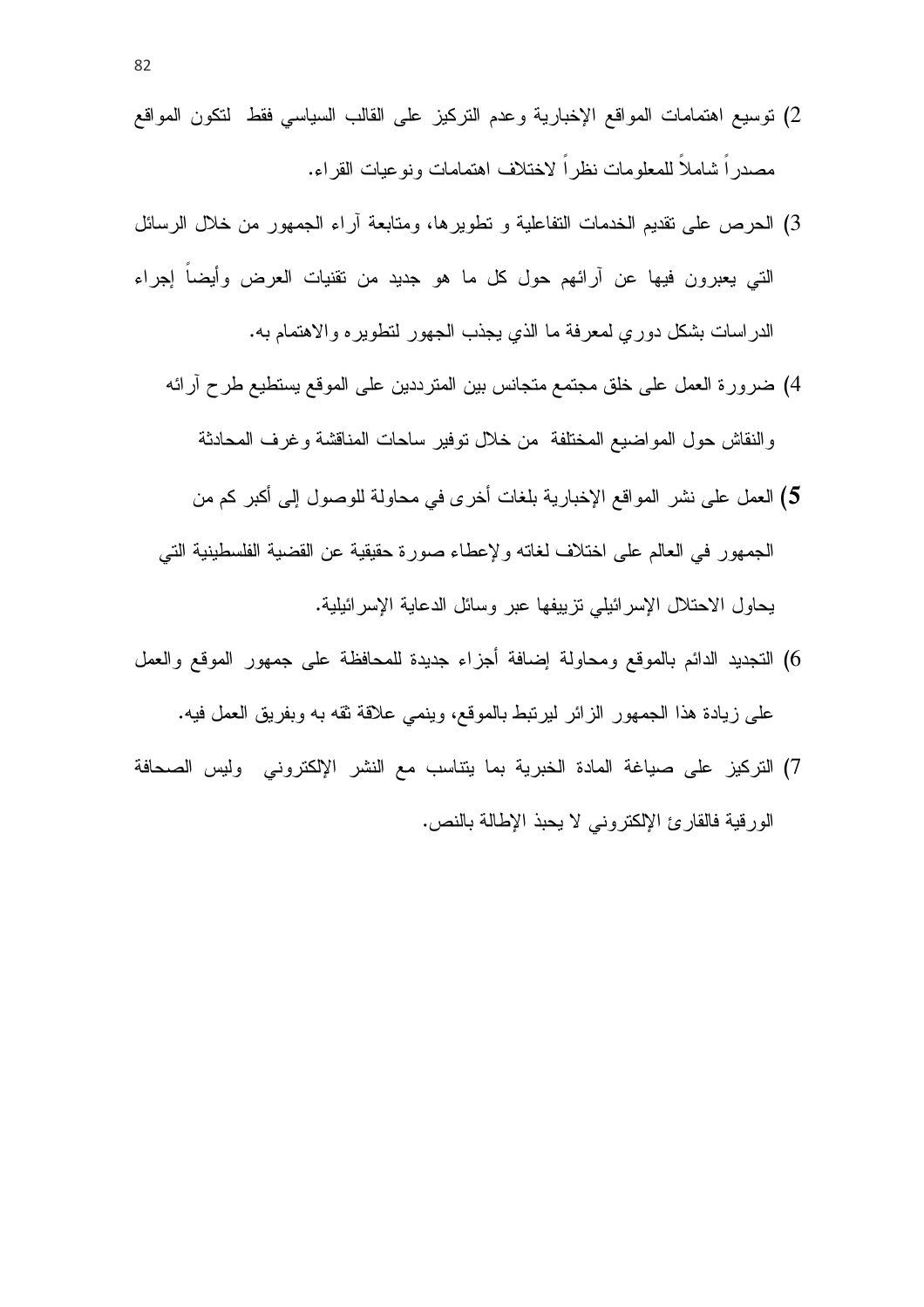2) توسيع اهتمامات المواقع الإخبارية وعدم التركيز على القالب السياسي فقط لتكون المواقع مصدراً شاملاً للمعلومات نظراً لاختلاف اهتمامات ونوعيات القراء.

3) الحرص على تقديم الخدمات التفاعلية و تطويرها، ومتابعة آراء الجمهور من خلال الرسائل التي يعبرون فيها عن آرائهم حول كل ما هو جديد من تقنيات العرض وأيضاً إجراء الدراسات بشكل دوري لمعرفة ما الذي يجذب الجهور لتطويره والاهتمام به.

4) ضرورة العمل على خلق مجتمع متجانس بين المترددين على الموقع يستطيع طرح آرائه والنقاش حول المواضيع المختلفة من خلال توفير ساحات المناقشة وغرف المحادثة

**5)** العمل على نشر المواقع الإخبارية بلغات أخرى في محاولة للوصول إلى أكبر كم من الجمهور في العالم على اختلاف لغاته ولإعطاء صورة حقيقية عن القضية الفلسطينية التي يحاول الاحتلال الإسرائيلي تزييفها عبر وسائل الدعاية الإسرائيلية.

6) التجديد الدائم بالموقع ومحاولة إضافة أجزاء جديدة للمحافظة على جمهور الموقع والعمل على زيادة هذا الجمهور الزائر ليرتبط بالموقع، وينمي علاقة ثقه به وبفريق العمل فيه.

7) التركيز على صياغة المادة الخبرية بما يتناسب مع النشر الإلكتروني وليس الصحافة الورقية فالقارئ الإلكتروني لا يحبذ الإطالة بالنص.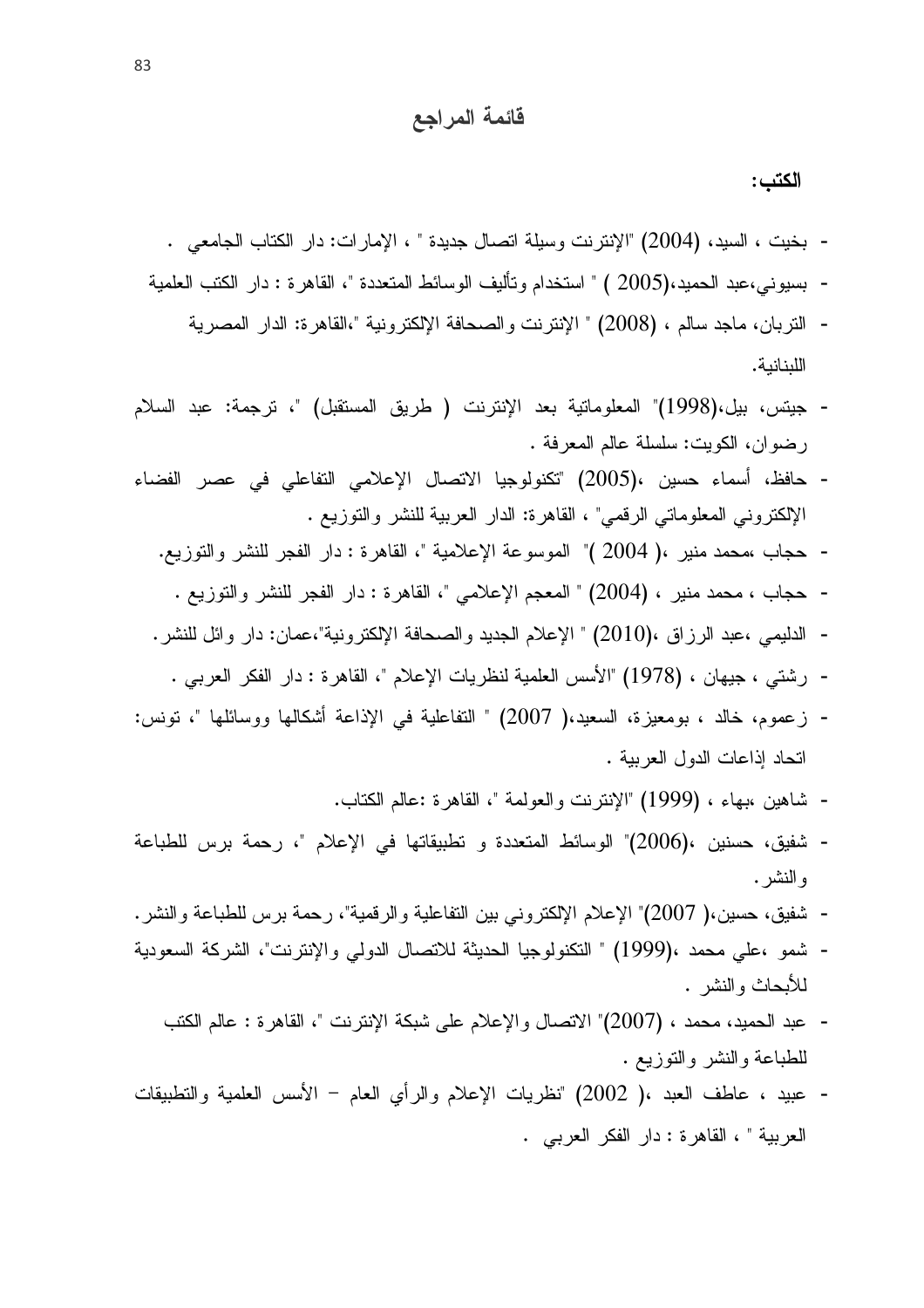# قائمة المراجع

## الكتب:

- بخيت ، السيد، (2004) "الإنترنت وسيلة اتصال جديدة " ، الإمارات: دار الكتاب الجامعي .
- بسيوني،عبد الحميد،(2005 ) " استخدام وتأليف الوسائط المتعددة "، القاهرة : دار الكتب العلمية
- التربان، ماجد سالم ، (2008) " الإنترنت والصحافة الإلكترونية "،القاهرة: الدار المصرية اللبنانية.
- جيتس، بيل،(1998)" المعلوماتية بعد الإنترنت ( طريق المستقبل) "، ترجمة: عبد السلام رضوان، الكويت: سلسلة عالم المعرفة .
- حافظ، أسماء حسين ،(2005) "تكنولوجيا الاتصال الإعلامي التفاعلي في عصر الفضاء الإلكتروني المعلوماتي الرقمي" ، القاهرة: الدار العربية للنشر والتوزيع .
- حجاب ،محمد منير ،( 2004 )" الموسوعة الإعلامية "، القاهرة : دار الفجر للنشر والتوزيع.
- حجاب ، محمد منير ، (2004) " المعجم الإعلامي "، القاهرة : دار الفجر للنشر والتوزيع .
- الدليمي ،عبد الرزاق ،(2010) " الإعلام الجديد والصحافة الإلكترونية"،عمان: دار وائل للنشر.
- رشتي ، جيهان ، (1978) "الأسس العلمية لنظريات الإعلام "، القاهرة : دار الفكر العربي .
- زعموم، خالد ، بومعيزة، السعيد،( 2007) " التفاعلية في الإذاعة أشكالها ووسائلها "، تونس: اتحاد إذاعات الدول العربية .
- شاهين ،بهاء ، (1999) "الإنترنت والعولمة "، القاهرة :عالم الكتاب.
- شفيق، حسنين ،(2006)" الوسائط المتعددة و تطبيقاتها في الإعلام "، رحمة برس للطباعة والنشر.
- شفيق، حسين،( 2007)" الإعلام الإلكتروني بين التفاعلية والرقمية"، رحمة برس للطباعة والنشر.
- شمو ،علي محمد ،(1999) " التكنولوجيا الحديثة للاتصال الدولي والإنترنت"، الشركة السعودية للأبحاث والنشر .
- عبد الحميد، محمد ، (2007)" الاتصال والإعلام على شبكة الإنترنت "، القاهرة : عالم الكتب للطباعة والنشر والتوزيع .
- عبيد ، عاطف العبد ،( 2002) "نظريات الإعلام والرأي العام – الأسس العلمية والتطبيقات العربية " ، القاهرة : دار الفكر العربي .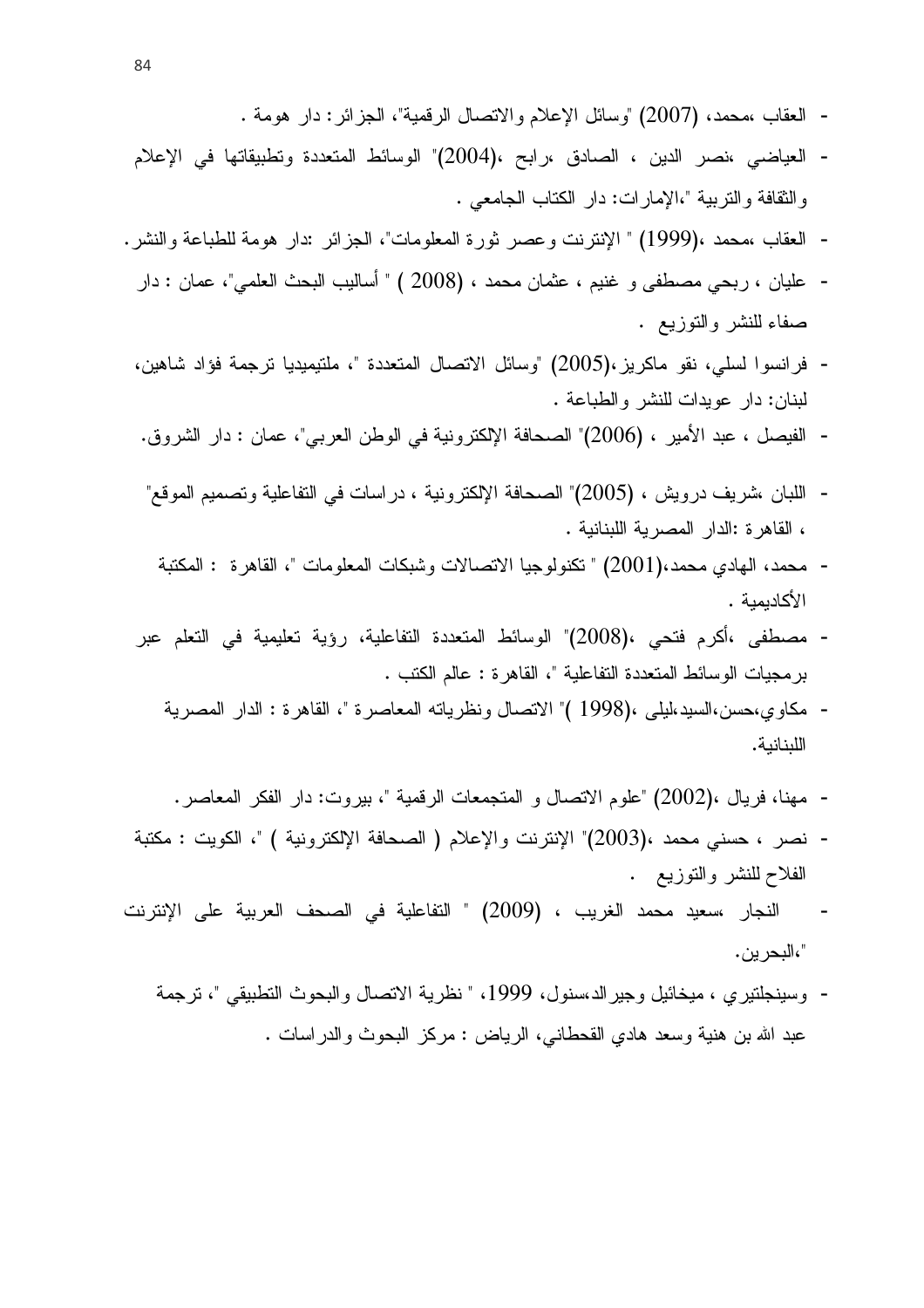- العقاب ،محمد، (2007) "وسائل الإعلام والاتصال الرقمية"، الجزائر: دار هومة .
- العياضي ،نصر الدين ، الصادق ،رابح ،(2004)" الوسائط المتعددة وتطبيقاتها في الإعلام والثقافة والتربية "،الإمارات: دار الكتاب الجامعي .
- العقاب ،محمد ،(1999) " الإنترنت وعصر ثورة المعلومات"، الجزائر :دار هومة للطباعة والنشر.
- عليان ، ربحي مصطفى و غنيم ، عثمان محمد ، (2008 ) " أساليب البحث العلمي"، عمان : دار صفاء للنشر والتوزيع .
- فرانسوا لسلي، نقو ماكريز،(2005) "وسائل الاتصال المتعددة "، ملتيميديا ترجمة فؤاد شاهين، لبنان: دار عويدات للنشر والطباعة .
- الفيصل ، عبد الأمير ، (2006)" الصحافة الإلكترونية في الوطن العربي"، عمان : دار الشروق.
- اللبان ،شريف درويش ، (2005)" الصحافة الإلكترونية ، دراسات في التفاعلية وتصميم الموقع" ، القاهرة :الدار المصرية اللبنانية .
- محمد، الهادي محمد،(2001) " تكنولوجيا الاتصالات وشبكات المعلومات "، القاهرة : المكتبة الأكاديمية .
- مصطفى ،أكرم فتحي ،(2008)" الوسائط المتعددة التفاعلية، رؤية تعليمية في التعلم عبر برمجيات الوسائط المتعددة التفاعلية "، القاهرة : عالم الكتب .
- مكاوي،حسن،السيد،ليلى ،(1998 )" الاتصال ونظرياته المعاصرة "، القاهرة : الدار المصرية اللبنانية.
- مهنا، فريال ،(2002) "علوم الاتصال و المتجمعات الرقمية "، بيروت: دار الفكر المعاصر.
- نصر ، حسني محمد ،(2003)" الإنترنت والإعلام ( الصحافة الإلكترونية ) "، الكويت : مكتبة الفلاح للنشر والتوزيع .
- النجار ،سعيد محمد الغريب ، (2009) " التفاعلية في الصحف العربية على الإنترنت "،البحرين.
- وسينجلتيري ، ميخائيل وجيرالد،سنول، 1999، " نظرية الاتصال والبحوث التطبيقي "، ترجمة عبد الله بن هنية وسعد هادي القحطاني، الرياض : مركز البحوث والدراسات .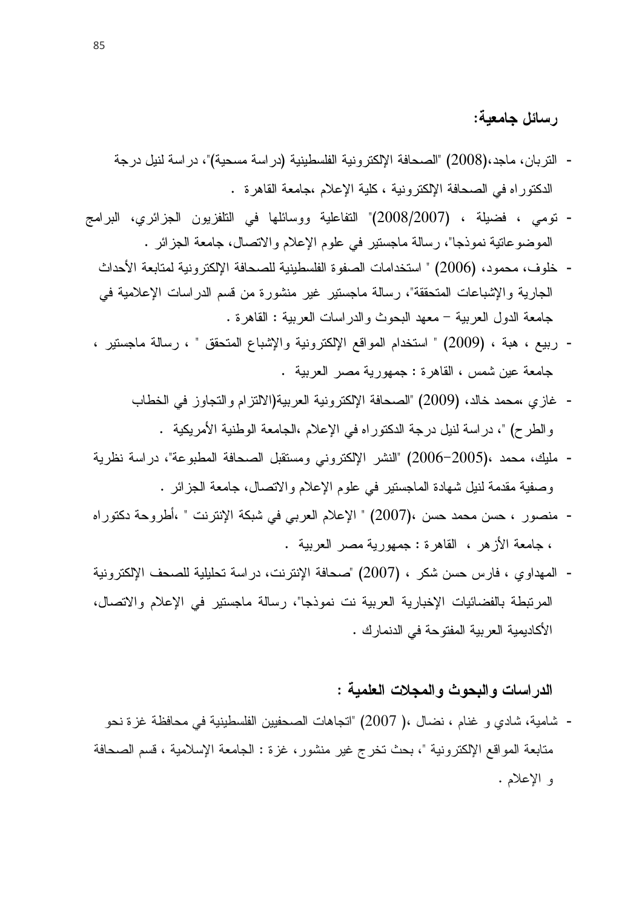### رسائل جامعية:

- التربان، ماجد،(2008) "الصحافة الإلكترونية الفلسطينية (دراسة مسحية)"، دراسة لنيل درجة الدكتوراه في الصحافة الإلكترونية ، كلية الإعلام ،جامعة القاهرة .
- تومي ، فضيلة ، (2008/2007)" التفاعلية ووسائلها في التلفزيون الجزائري، البرامج الموضوعاتية نموذجا"، رسالة ماجستير في علوم الإعلام والاتصال، جامعة الجزائر .
- خلوف، محمود، (2006) " استخدامات الصفوة الفلسطينية للصحافة الإلكترونية لمتابعة الأحداث الجارية والإشباعات المتحققة"، رسالة ماجستير غير منشورة من قسم الدراسات الإعلامية في جامعة الدول العربية – معهد البحوث والدراسات العربية : القاهرة .
- ربيع ، هبة ، (2009) " استخدام المواقع الإلكترونية والإشباع المتحقق " ، رسالة ماجستير ، جامعة عين شمس ، القاهرة : جمهورية مصر العربية .
- غازي ،محمد خالد، (2009) "الصحافة الإلكترونية العربية(الالتزام والتجاوز في الخطاب والطرح) "، دراسة لنيل درجة الدكتوراه في الإعلام ،الجامعة الوطنية الأمريكية .
- مليك، محمد ،(2005-2006) "النشر الإلكتروني ومستقبل الصحافة المطبوعة"، دراسة نظرية وصفية مقدمة لنيل شهادة الماجستير في علوم الإعلام والاتصال، جامعة الجزائر .
- منصور ، حسن محمد حسن ،(2007) " الإعلام العربي في شبكة الإنترنت " ،أطروحة دكتوراه ، جامعة الأزهر ، القاهرة : جمهورية مصر العربية .
- المهداوي ، فارس حسن شكر ، (2007) "صحافة الإنترنت، دراسة تحليلية للصحف الإلكترونية المرتبطة بالفضائيات الإخبارية العربية نت نموذجا"، رسالة ماجستير في الإعلام والاتصال، الأكاديمية العربية المفتوحة في الدنمارك .

### الدراسات والبحوث والمجلات العلمية :

- شامية، شادي و غنام ، نضال ،( 2007) "اتجاهات الصحفيين الفلسطينية في محافظة غزة نحو متابعة المواقع الإلكترونية "، بحث تخرج غير منشور، غزة : الجامعة الإسلامية ، قسم الصحافة و الإعلام .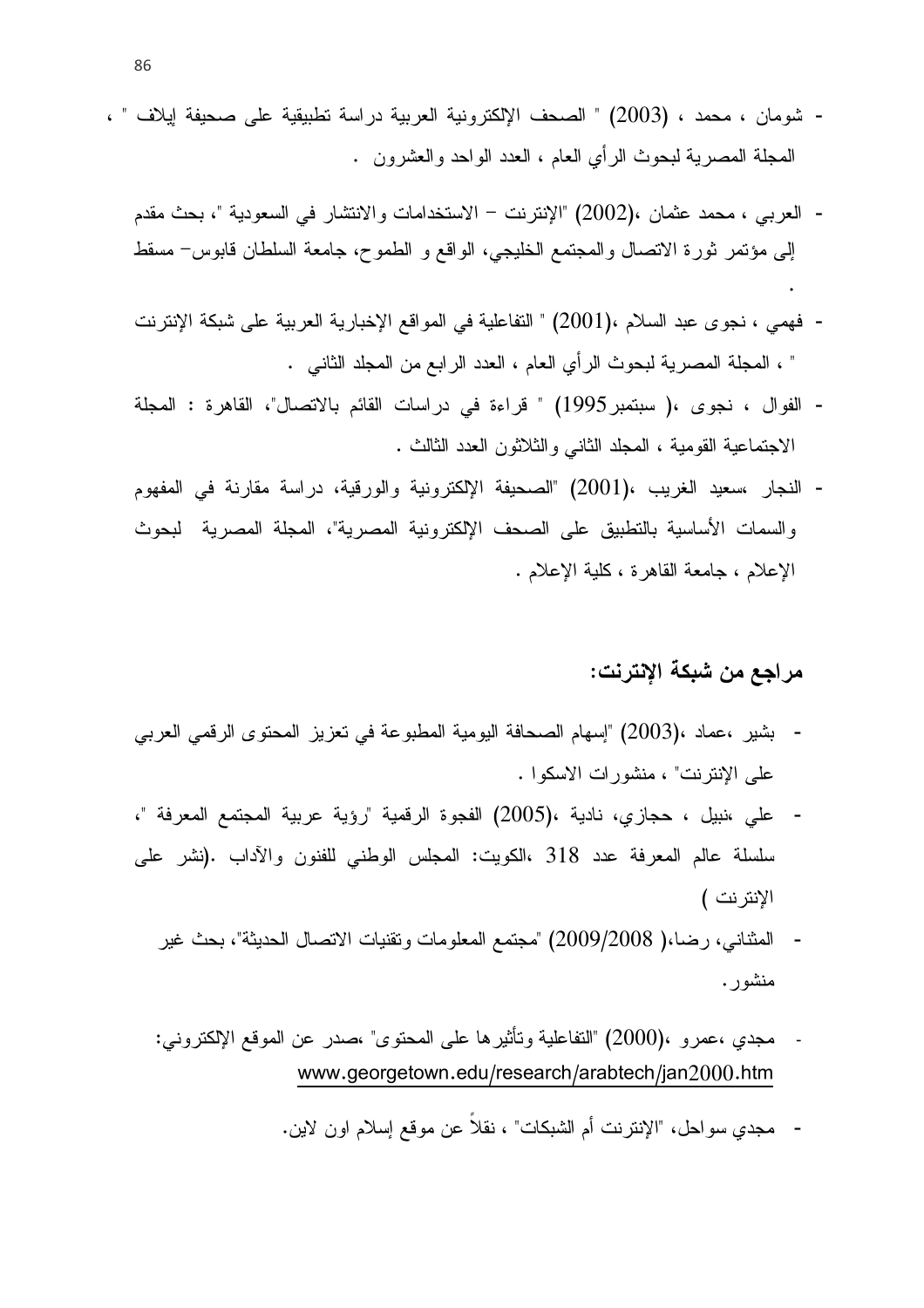- شومان ، محمد ، (2003) " الصحف الإلكترونية العربية دراسة تطبيقية على صحيفة إيلاف " ، المجلة المصرية لبحوث الرأي العام ، العدد الواحد والعشرون .

- العربي ، محمد عثمان ،(2002) "الإنترنت – الاستخدامات والانتشار في السعودية "، بحث مقدم إلى مؤتمر ثورة الاتصال والمجتمع الخليجي، الواقع و الطموح، جامعة السلطان قابوس– مسقط .

- فهمي ، نجوى عبد السلام ،(2001) " التفاعلية في المواقع الإخبارية العربية على شبكة الإنترنت " ، المجلة المصرية لبحوث الرأي العام ، العدد الرابع من المجلد الثاني .

- الفوال ، نجوى ،( سبتمبر1995) " قراءة في دراسات القائم بالاتصال"، القاهرة : المجلة الاجتماعية القومية ، المجلد الثاني والثلاثون العدد الثالث .

- النجار ،سعيد الغريب ،(2001) "الصحيفة الإلكترونية والورقية، دراسة مقارنة في المفهوم والسمات الأساسية بالتطبيق على الصحف الإلكترونية المصرية"، المجلة المصرية لبحوث الإعلام ، جامعة القاهرة ، كلية الإعلام .

## مراجع من شبكة الإنترنت:

- بشير ،عماد ،(2003) "إسهام الصحافة اليومية المطبوعة في تعزيز المحتوى الرقمي العربي على الإنترنت" ، منشورات الاسكوا .

- علي ،نبيل ، حجازي، نادية ،(2005) الفجوة الرقمية "رؤية عربية المجتمع المعرفة "، سلسلة عالم المعرفة عدد 318 ،الكويت: المجلس الوطني للفنون والآداب .(نشر على الإنترنت )

- المثناني، رضا،( 2009/2008) "مجتمع المعلومات وتقنيات الاتصال الحديثة"، بحث غير منشور.

- مجدي ،عمرو ،(2000) "التفاعلية وتأثيرها على المحتوى" ،صدر عن الموقع الإلكتروني: www.georgetown.edu/research/arabtech/jan2000.htm

- مجدي سواحل، "الإنترنت أم الشبكات" ، نقلاً عن موقع إسلام اون لاين.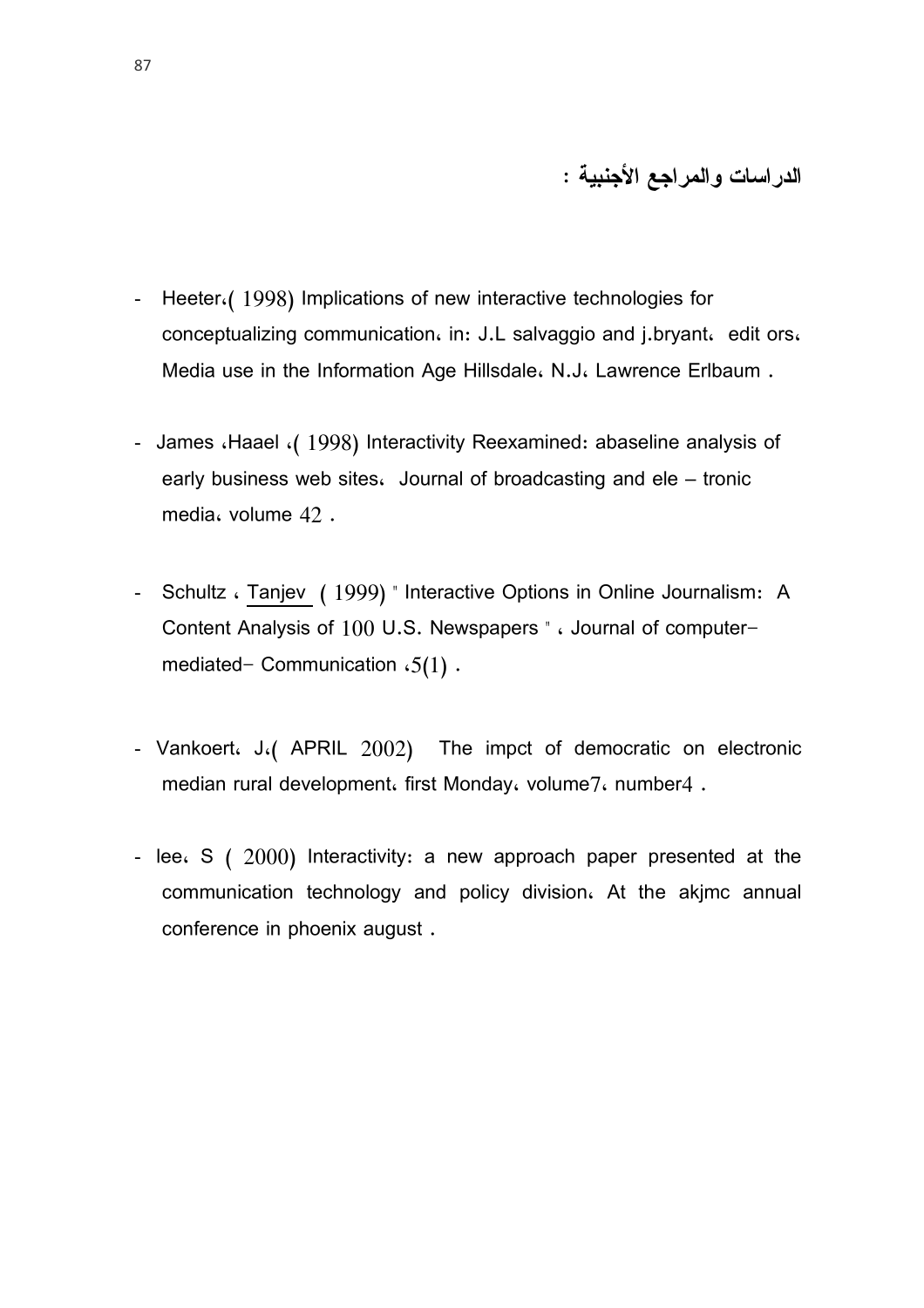## الدراسات والمراجع الأجنبية :

- Heeter،( 1998) Implications of new interactive technologies for conceptualizing communication، in: J.L salvaggio and j.bryant، edit ors، Media use in the Information Age Hillsdale، N.J، Lawrence Erlbaum .

- James ،Haael ،( 1998) Interactivity Reexamined: abaseline analysis of early business web sites، Journal of broadcasting and ele – tronic media، volume 42 .

- Schultz ، Tanjev ( 1999) " Interactive Options in Online Journalism: A Content Analysis of 100 U.S. Newspapers " ، Journal of computer-mediated- Communication ،5(1) .

- Vankoert، J،( APRIL 2002) The impct of democratic on electronic median rural development، first Monday، volume7، number4 .

- lee، S ( 2000) Interactivity: a new approach paper presented at the communication technology and policy division، At the akjmc annual conference in phoenix august .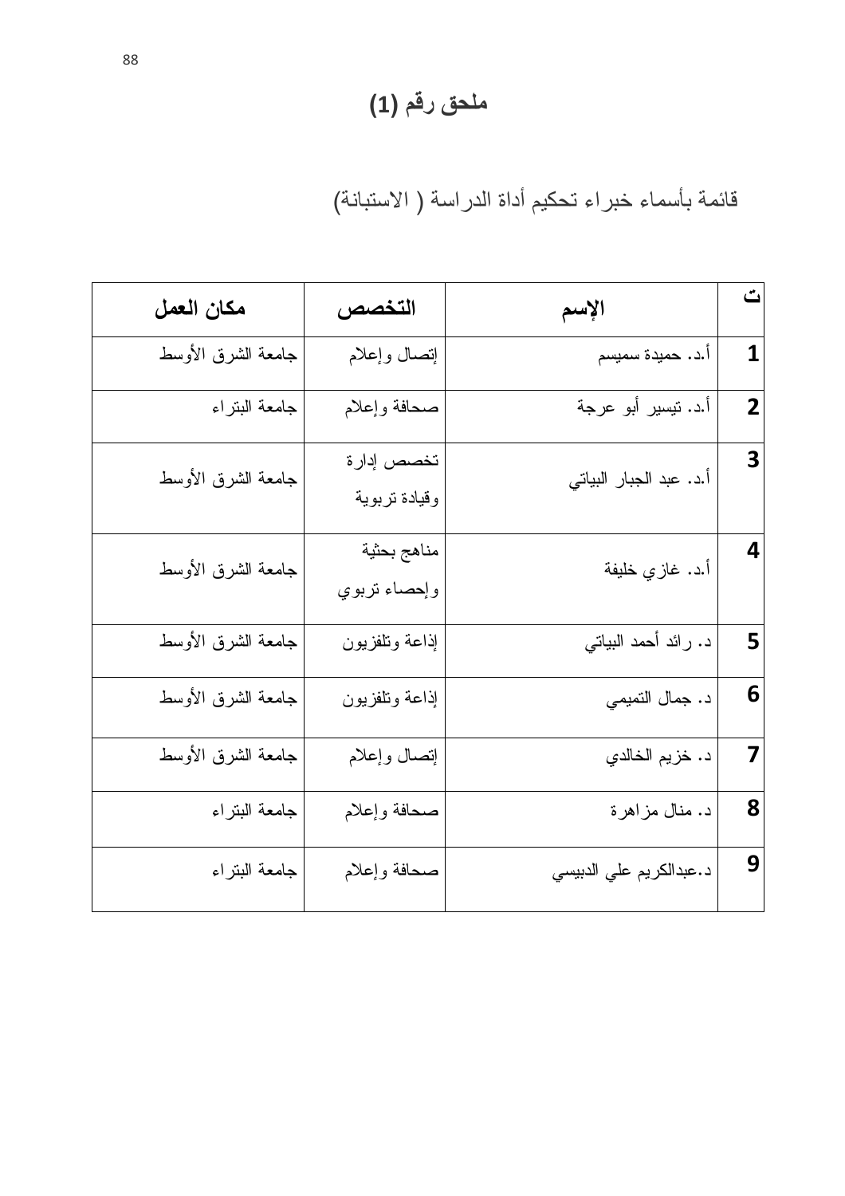# ملحق رقم (1)

قائمة بأسماء خبراء تحكيم أداة الدراسة ( الاستبانة)

| ت | الإسم | التخصص | مكان العمل |
|---|---|---|---|
| 1 | أ.د. حميدة سميسم | إتصال وإعلام | جامعة الشرق الأوسط |
| 2 | أ.د. تيسير أبو عرجة | صحافة وإعلام | جامعة البتراء |
| 3 | أ.د. عبد الجبار البياتي | تخصص إدارة وقيادة تربوية | جامعة الشرق الأوسط |
| 4 | أ.د. غازي خليفة | مناهج بحثية وإحصاء تربوي | جامعة الشرق الأوسط |
| 5 | د. رائد أحمد البياتي | إذاعة وتلفزيون | جامعة الشرق الأوسط |
| 6 | د. جمال التميمي | إذاعة وتلفزيون | جامعة الشرق الأوسط |
| 7 | د. خزيم الخالدي | إتصال وإعلام | جامعة الشرق الأوسط |
| 8 | د. منال مزاهرة | صحافة وإعلام | جامعة البتراء |
| 9 | د.عبدالكريم علي الدبيسي | صحافة وإعلام | جامعة البتراء |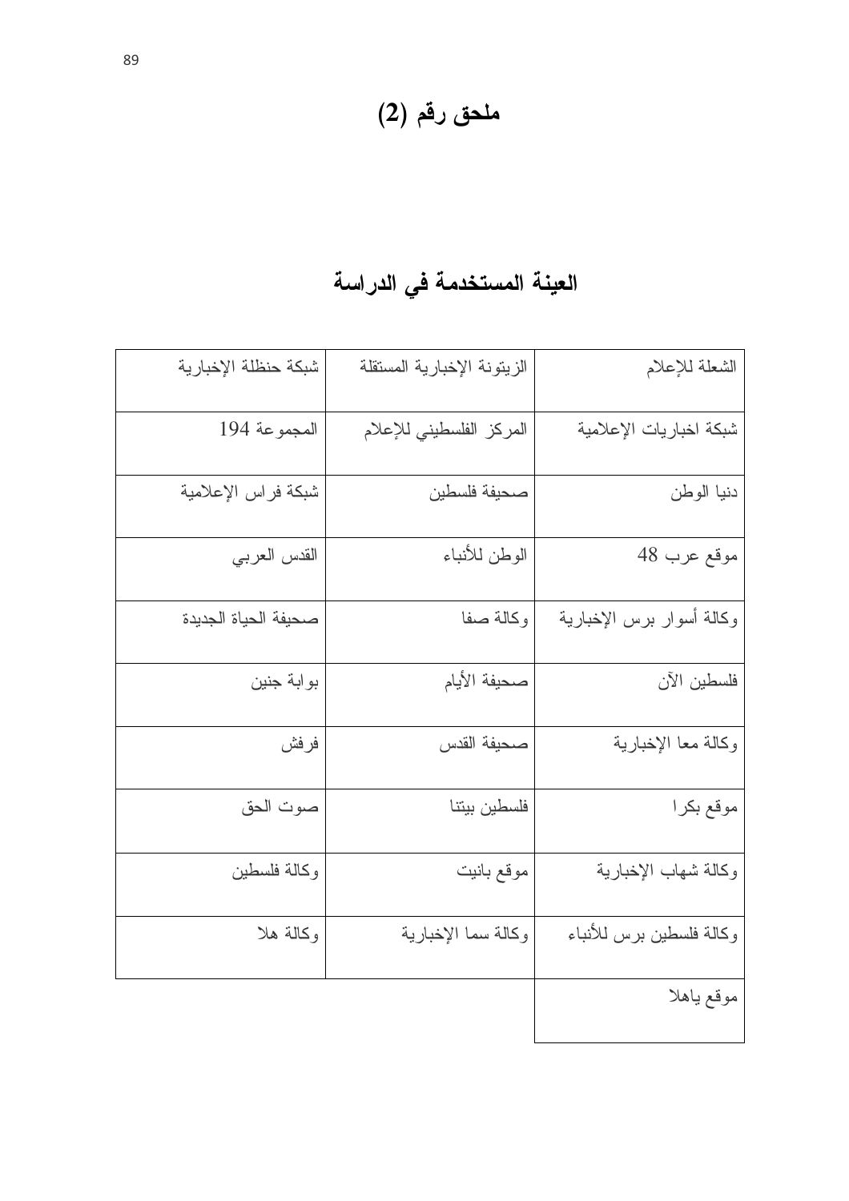# ملحق رقم (2)

## العينة المستخدمة في الدراسة

| | | |
|---|---|---|
| الشعلة للإعلام | الزيتونة الإخبارية المستقلة | شبكة حنظلة الإخبارية |
| شبكة اخباريات الإعلامية | المركز الفلسطيني للإعلام | المجموعة 194 |
| دنيا الوطن | صحيفة فلسطين | شبكة فراس الإعلامية |
| موقع عرب 48 | الوطن للأنباء | القدس العربي |
| وكالة أسوار برس الإخبارية | وكالة صفا | صحيفة الحياة الجديدة |
| فلسطين الآن | صحيفة الأيام | بوابة جنين |
| وكالة معا الإخبارية | صحيفة القدس | فرفش |
| موقع بكرا | فلسطين بيتنا | صوت الحق |
| وكالة شهاب الإخبارية | موقع بانيت | وكالة فلسطين |
| وكالة فلسطين برس للأنباء | وكالة سما الإخبارية | وكالة هلا |
| موقع ياهلا | | |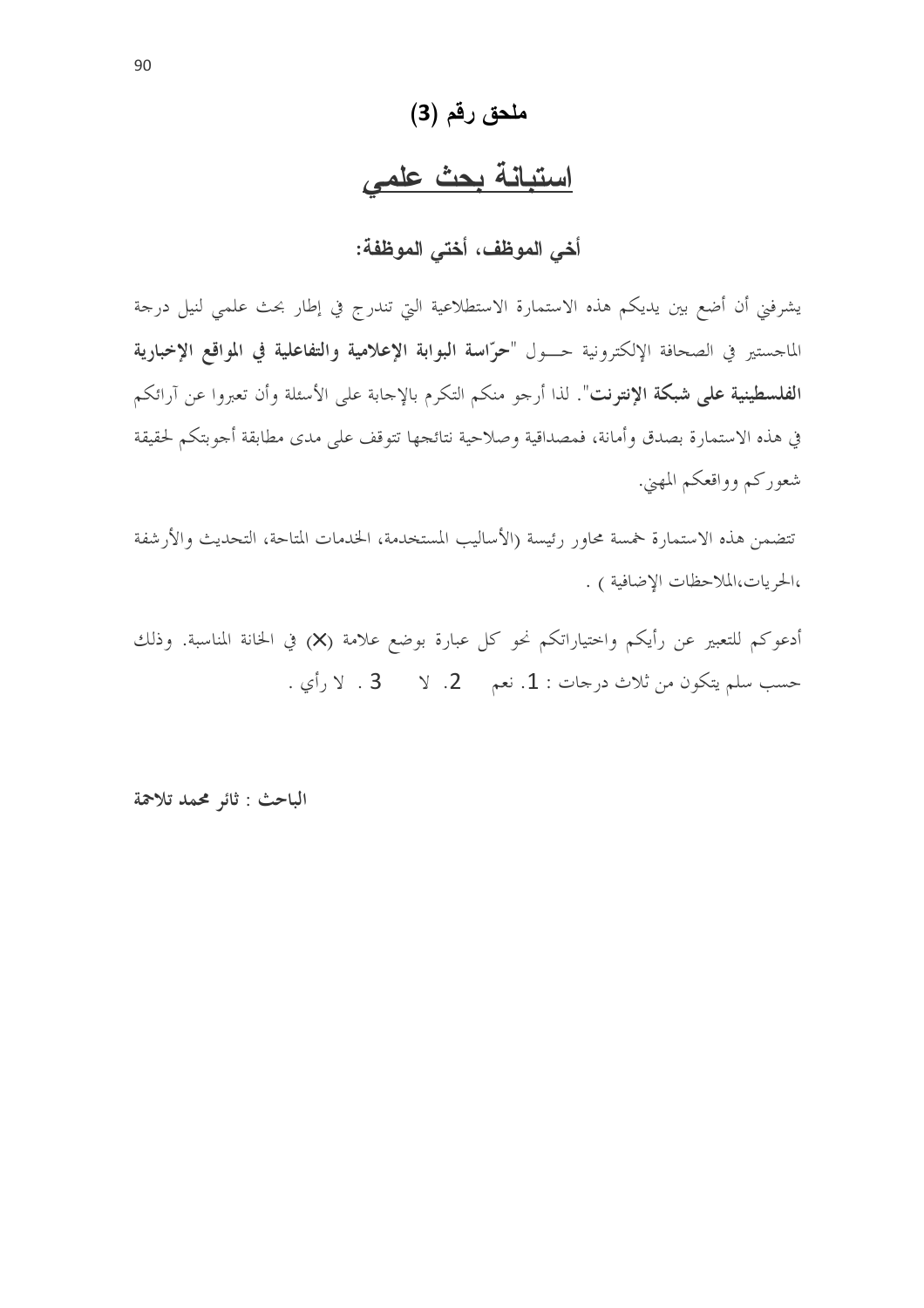## ملحق رقم (3)

# استبانة بحث علمي

### أخي الموظف، أختي الموظفة:

يشرفني أن أضع بين يديكم هذه الاستمارة الاستطلاعية التي تندرج في إطار بحث علمي لنيل درجة الماجستير في الصحافة الإلكترونية حـــول "**حرّاسة البوابة الإعلامية والتفاعلية في المواقع الإخبارية الفلسطينية على شبكة الإنترنت**". لذا أرجو منكم التكرم بالإجابة على الأسئلة وأن تعبروا عن آرائكم في هذه الاستمارة بصدق وأمانة، فمصداقية وصلاحية نتائجها تتوقف على مدى مطابقة أجوبتكم لحقيقة شعوركم وواقعكم المهني.

تتضمن هذه الاستمارة خمسة محاور رئيسة (الأساليب المستخدمة، الخدمات المتاحة، التحديث والأرشفة ،الحريات،الملاحظات الإضافية ) .

أدعوكم للتعبير عن رأيكم واختياراتكم نحو كل عبارة بوضع علامة (X) في الخانة المناسبة. وذلك حسب سلم يتكون من ثلاث درجات : 1. نعم 2. لا 3 . لا رأي .

**الباحث : ثائر محمد تلاحمة**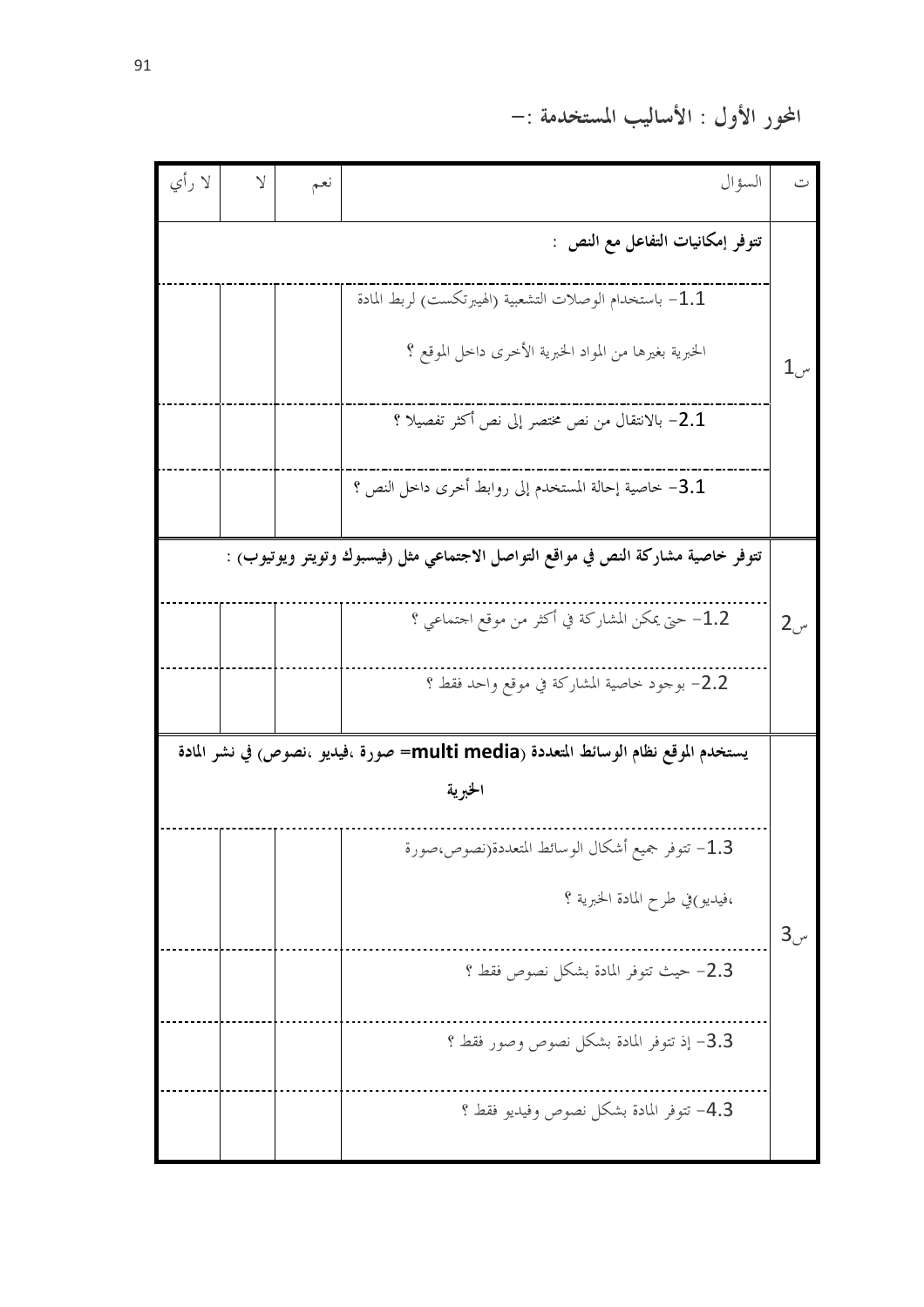**المحور الأول : الأساليب المستخدمة :-**

| ت | السؤال | نعم | لا | لا رأي |
|---|---|---|---|---|
| س1 | **تتوفر إمكانيات التفاعل مع النص :** | | | |
| | 1.1- باستخدام الوصلات التشعبية (الهيبرتكست) لربط المادة الخبرية بغيرها من المواد الخبرية الأخرى داخل الموقع ؟ | | | |
| | 2.1- بالانتقال من نص مختصر إلى نص أكثر تفصيلا ؟ | | | |
| | 3.1- خاصية إحالة المستخدم إلى روابط أخرى داخل النص ؟ | | | |
| س2 | **تتوفر خاصية مشاركة النص في مواقع التواصل الاجتماعي مثل (فيسبوك وتويتر ويوتيوب) :** | | | |
| | 1.2- حتى يمكن المشاركة في أكثر من موقع اجتماعي ؟ | | | |
| | 2.2- بوجود خاصية المشاركة في موقع واحد فقط ؟ | | | |
| س3 | **يستخدم الموقع نظام الوسائط المتعددة (multi media= صورة ،فيديو ،نصوص) في نشر المادة الخبرية** | | | |
| | 1.3- تتوفر جميع أشكال الوسائط المتعددة(نصوص،صورة ،فيديو)في طرح المادة الخبرية ؟ | | | |
| | 2.3- حيث تتوفر المادة بشكل نصوص فقط ؟ | | | |
| | 3.3- إذ تتوفر المادة بشكل نصوص وصور فقط ؟ | | | |
| | 4.3- تتوفر المادة بشكل نصوص وفيديو فقط ؟ | | | |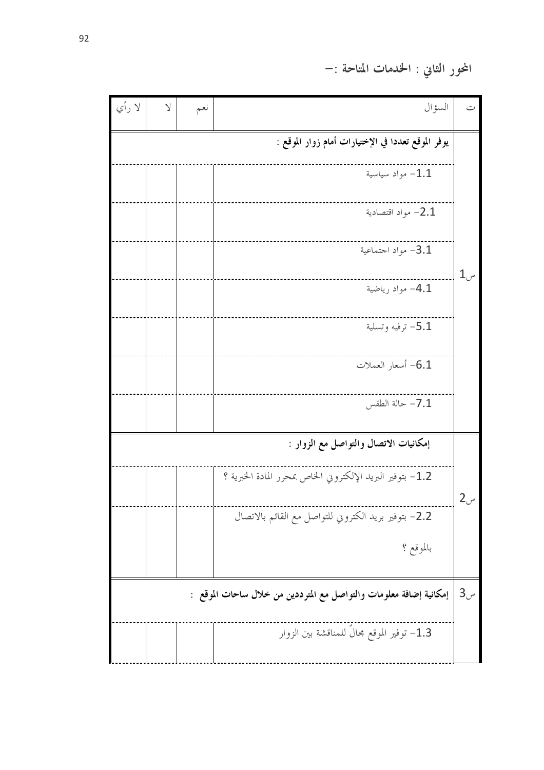## المحور الثاني : الخدمات المتاحة :-

| ت | السؤال | نعم | لا | لا رأي |
|---|---|---|---|---|
| س1 | **يوفر الموقع تعددا في الإختيارات أمام زوار الموقع :** | | | |
| | 1.1- مواد سياسية | | | |
| | 2.1- مواد اقتصادية | | | |
| | 3.1- مواد اجتماعية | | | |
| | 4.1- مواد رياضية | | | |
| | 5.1- ترفيه وتسلية | | | |
| | 6.1- أسعار العملات | | | |
| | 7.1- حالة الطقس | | | |
| س2 | **إمكانيات الاتصال والتواصل مع الزوار :** | | | |
| | 1.2- بتوفير البريد الإلكتروني الخاص بمحرر المادة الخبرية ؟ | | | |
| | 2.2- بتوفير بريد الكتروني للتواصل مع القائم بالاتصال بالموقع ؟ | | | |
| س3 | **إمكانية إضافة معلومات والتواصل مع المترددين من خلال ساحات الموقع :** | | | |
| | 1.3- توفير الموقع مجالاً للمناقشة بين الزوار | | | |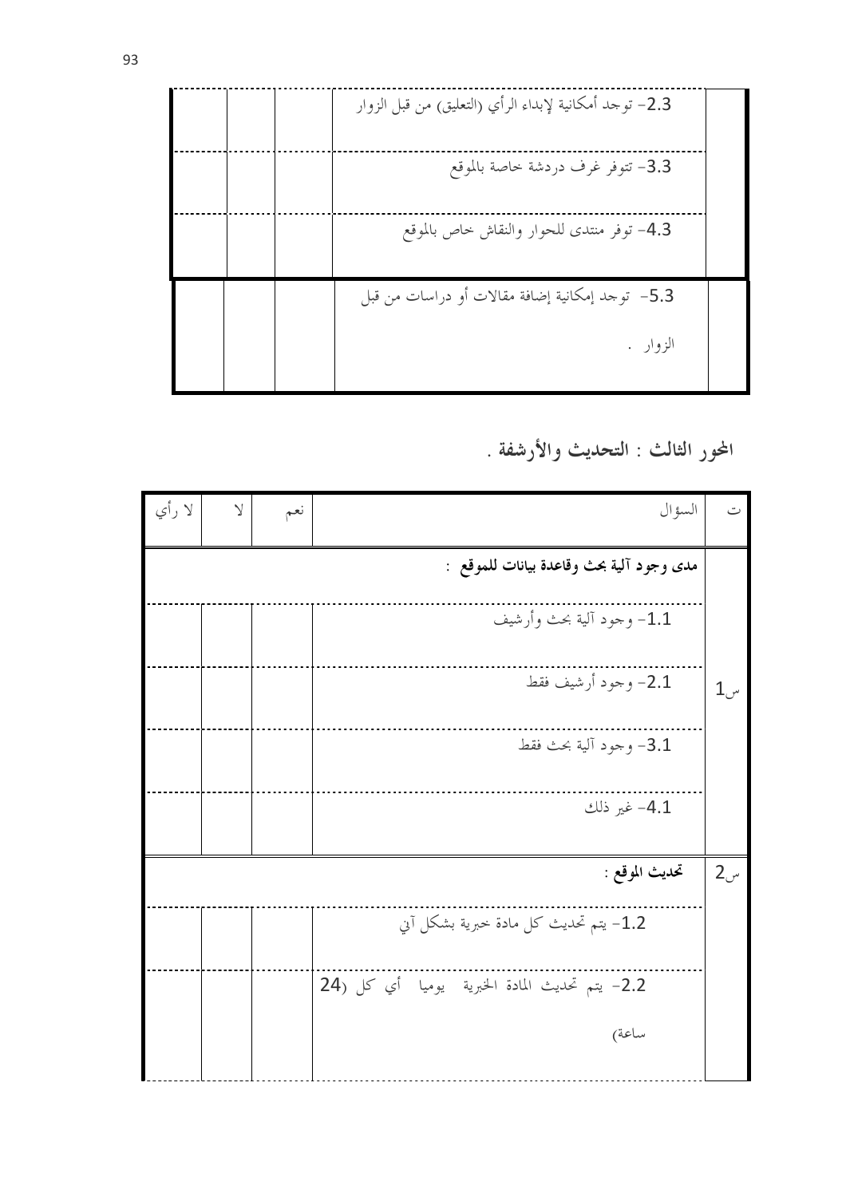| | | | | |
|---|---|---|---|---|
| | 2.3- توجد أمكانية لإبداء الرأي (التعليق) من قبل الزوار | | | |
| | 3.3- تتوفر غرف دردشة خاصة بالموقع | | | |
| | 4.3- توفر منتدى للحوار والنقاش خاص بالموقع | | | |
| | 5.3- توجد إمكانية إضافة مقالات أو دراسات من قبل الزوار . | | | |

## المحور الثالث : التحديث والأرشفة .

| ت | السؤال | نعم | لا | لا رأي |
|---|---|---|---|---|
| س1 | **مدى وجود آلية بحث وقاعدة بيانات للموقع :** | | | |
| | 1.1- وجود آلية بحث وأرشيف | | | |
| | 2.1- وجود أرشيف فقط | | | |
| | 3.1- وجود آلية بحث فقط | | | |
| | 4.1- غير ذلك | | | |
| س2 | **تحديث الموقع :** | | | |
| | 1.2- يتم تحديث كل مادة خبرية بشكل آني | | | |
| | 2.2- يتم تحديث المادة الخبرية يوميا أي كل (24 ساعة) | | | |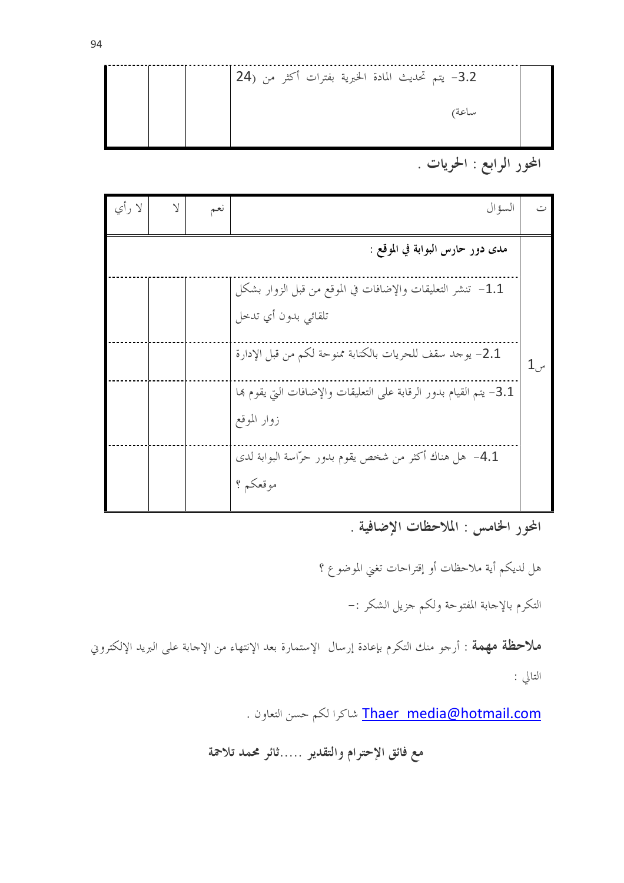| | | | | |
|---|---|---|---|---|
| | 3.2- يتم تحديث المادة الخبرية بفترات أكثر من (24 ساعة) | | | |

## المحور الرابع : الحريات .

| ت | السؤال | نعم | لا | لا رأي |
|---|---|---|---|---|
| س1 | **مدى دور حارس البوابة في الموقع :** | | | |
| | 1.1- تنشر التعليقات والإضافات في الموقع من قبل الزوار بشكل تلقائي بدون أي تدخل | | | |
| | 2.1- يوجد سقف للحريات بالكتابة ممنوحة لكم من قبل الإدارة | | | |
| | 3.1- يتم القيام بدور الرقابة على التعليقات والإضافات التي يقوم بها زوار الموقع | | | |
| | 4.1- هل هناك أكثر من شخص يقوم بدور حرّاسة البوابة لدى موقعكم ؟ | | | |

## المحور الخامس : الملاحظات الإضافية .

هل لديكم أية ملاحظات أو إقتراحات تغني الموضوع ؟

التكرم بالإجابة المفتوحة ولكم جزيل الشكر :-

**ملاحظة مهمة** : أرجو منك التكرم بإعادة إرسال الإستمارة بعد الإنتهاء من الإجابة على البريد الإلكتروني التالي :

Thaer_media@hotmail.com شاكرا لكم حسن التعاون .

**مع فائق الإحترام والتقدير .....ثائر محمد تلاحمة**